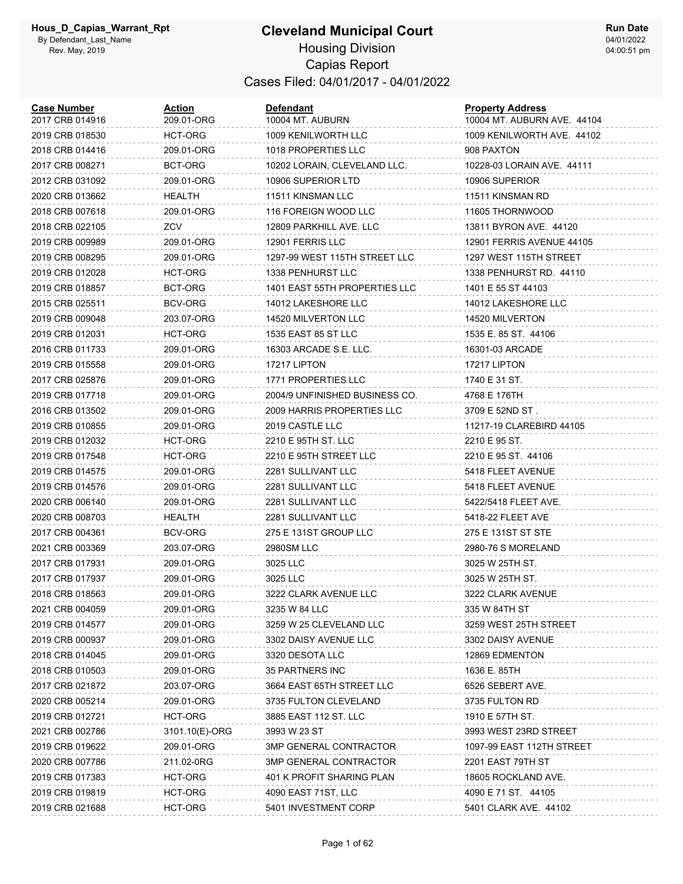Hous_D_Capias_Warrant_Rpt
By Defendant_Last_Name
Rev. May, 2019

# Cleveland Municipal Court

## Housing Division

## Capias Report

### Cases Filed: 04/01/2017 - 04/01/2022

Run Date
04/01/2022
04:00:51 pm

| Case Number | Action | Defendant | Property Address |
|---|---|---|---|
| 2017 CRB 014916 | 209.01-ORG | 10004 MT. AUBURN | 10004 MT. AUBURN AVE. 44104 |
| 2019 CRB 018530 | HCT-ORG | 1009 KENILWORTH LLC | 1009 KENILWORTH AVE. 44102 |
| 2018 CRB 014416 | 209.01-ORG | 1018 PROPERTIES LLC | 908 PAXTON |
| 2017 CRB 008271 | BCT-ORG | 10202 LORAIN, CLEVELAND LLC. | 10228-03 LORAIN AVE. 44111 |
| 2012 CRB 031092 | 209.01-ORG | 10906 SUPERIOR LTD | 10906 SUPERIOR |
| 2020 CRB 013662 | HEALTH | 11511 KINSMAN LLC | 11511 KINSMAN RD |
| 2018 CRB 007618 | 209.01-ORG | 116 FOREIGN WOOD LLC | 11605 THORNWOOD |
| 2018 CRB 022105 | ZCV | 12809 PARKHILL AVE. LLC | 13811 BYRON AVE. 44120 |
| 2019 CRB 009989 | 209.01-ORG | 12901 FERRIS LLC | 12901 FERRIS AVENUE 44105 |
| 2019 CRB 008295 | 209.01-ORG | 1297-99 WEST 115TH STREET LLC | 1297 WEST 115TH STREET |
| 2019 CRB 012028 | HCT-ORG | 1338 PENHURST LLC | 1338 PENHURST RD. 44110 |
| 2019 CRB 018857 | BCT-ORG | 1401 EAST 55TH PROPERTIES LLC | 1401 E 55 ST 44103 |
| 2015 CRB 025511 | BCV-ORG | 14012 LAKESHORE LLC | 14012 LAKESHORE LLC |
| 2019 CRB 009048 | 203.07-ORG | 14520 MILVERTON LLC | 14520 MILVERTON |
| 2019 CRB 012031 | HCT-ORG | 1535 EAST 85 ST LLC | 1535 E. 85 ST. 44106 |
| 2016 CRB 011733 | 209.01-ORG | 16303 ARCADE S.E. LLC. | 16301-03 ARCADE |
| 2019 CRB 015558 | 209.01-ORG | 17217 LIPTON | 17217 LIPTON |
| 2017 CRB 025876 | 209.01-ORG | 1771 PROPERTIES LLC | 1740 E 31 ST. |
| 2019 CRB 017718 | 209.01-ORG | 2004/9 UNFINISHED BUSINESS CO. | 4768 E 176TH |
| 2016 CRB 013502 | 209.01-ORG | 2009 HARRIS PROPERTIES LLC | 3709 E 52ND ST . |
| 2019 CRB 010855 | 209.01-ORG | 2019 CASTLE LLC | 11217-19 CLAREBIRD 44105 |
| 2019 CRB 012032 | HCT-ORG | 2210 E 95TH ST. LLC | 2210 E 95 ST. |
| 2019 CRB 017548 | HCT-ORG | 2210 E 95TH STREET LLC | 2210 E 95 ST. 44106 |
| 2019 CRB 014575 | 209.01-ORG | 2281 SULLIVANT LLC | 5418 FLEET AVENUE |
| 2019 CRB 014576 | 209.01-ORG | 2281 SULLIVANT LLC | 5418 FLEET AVENUE |
| 2020 CRB 006140 | 209.01-ORG | 2281 SULLIVANT LLC | 5422/5418 FLEET AVE. |
| 2020 CRB 008703 | HEALTH | 2281 SULLIVANT LLC | 5418-22 FLEET AVE |
| 2017 CRB 004361 | BCV-ORG | 275 E 131ST GROUP LLC | 275 E 131ST ST STE |
| 2021 CRB 003369 | 203.07-ORG | 2980SM LLC | 2980-76 S MORELAND |
| 2017 CRB 017931 | 209.01-ORG | 3025 LLC | 3025 W 25TH ST. |
| 2017 CRB 017937 | 209.01-ORG | 3025 LLC | 3025 W 25TH ST. |
| 2018 CRB 018563 | 209.01-ORG | 3222 CLARK AVENUE LLC | 3222 CLARK AVENUE |
| 2021 CRB 004059 | 209.01-ORG | 3235 W 84 LLC | 335 W 84TH ST |
| 2019 CRB 014577 | 209.01-ORG | 3259 W 25 CLEVELAND LLC | 3259 WEST 25TH STREET |
| 2019 CRB 000937 | 209.01-ORG | 3302 DAISY AVENUE LLC | 3302 DAISY AVENUE |
| 2018 CRB 014045 | 209.01-ORG | 3320 DESOTA LLC | 12869 EDMENTON |
| 2018 CRB 010503 | 209.01-ORG | 35 PARTNERS INC | 1636 E. 85TH |
| 2017 CRB 021872 | 203.07-ORG | 3664 EAST 65TH STREET LLC | 6526 SEBERT AVE. |
| 2020 CRB 005214 | 209.01-ORG | 3735 FULTON CLEVELAND | 3735 FULTON RD |
| 2019 CRB 012721 | HCT-ORG | 3885 EAST 112 ST. LLC | 1910 E 57TH ST. |
| 2021 CRB 002786 | 3101.10(E)-ORG | 3993 W 23 ST | 3993 WEST 23RD STREET |
| 2019 CRB 019622 | 209.01-ORG | 3MP GENERAL CONTRACTOR | 1097-99 EAST 112TH STREET |
| 2020 CRB 007786 | 211.02-0RG | 3MP GENERAL CONTRACTOR | 2201 EAST 79TH ST |
| 2019 CRB 017383 | HCT-ORG | 401 K PROFIT SHARING PLAN | 18605 ROCKLAND AVE. |
| 2019 CRB 019819 | HCT-ORG | 4090 EAST 71ST, LLC | 4090 E 71 ST. 44105 |
| 2019 CRB 021688 | HCT-ORG | 5401 INVESTMENT CORP | 5401 CLARK AVE. 44102 |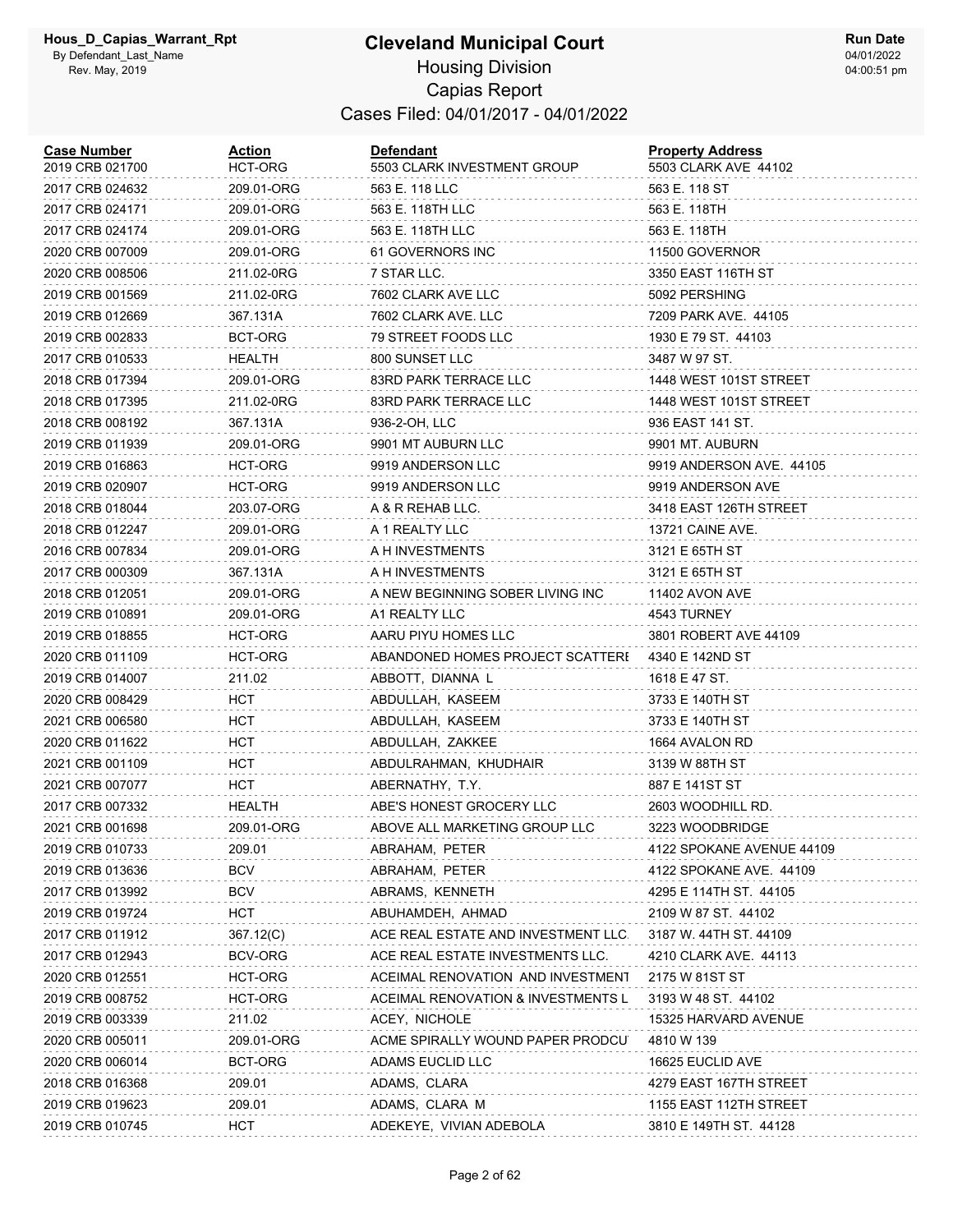# Cleveland Municipal Court

Hous_D_Capias_Warrant_Rpt
By Defendant_Last_Name
Rev. May, 2019

## Housing Division

## Capias Report

### Cases Filed: 04/01/2017 - 04/01/2022

Run Date
04/01/2022
04:00:51 pm

| Case Number | Action | Defendant | Property Address |
|---|---|---|---|
| 2019 CRB 021700 | HCT-ORG | 5503 CLARK INVESTMENT GROUP | 5503 CLARK AVE 44102 |
| 2017 CRB 024632 | 209.01-ORG | 563 E. 118 LLC | 563 E. 118 ST |
| 2017 CRB 024171 | 209.01-ORG | 563 E. 118TH LLC | 563 E. 118TH |
| 2017 CRB 024174 | 209.01-ORG | 563 E. 118TH LLC | 563 E. 118TH |
| 2020 CRB 007009 | 209.01-ORG | 61 GOVERNORS INC | 11500 GOVERNOR |
| 2020 CRB 008506 | 211.02-0RG | 7 STAR LLC. | 3350 EAST 116TH ST |
| 2019 CRB 001569 | 211.02-0RG | 7602 CLARK AVE LLC | 5092 PERSHING |
| 2019 CRB 012669 | 367.131A | 7602 CLARK AVE. LLC | 7209 PARK AVE. 44105 |
| 2019 CRB 002833 | BCT-ORG | 79 STREET FOODS LLC | 1930 E 79 ST. 44103 |
| 2017 CRB 010533 | HEALTH | 800 SUNSET LLC | 3487 W 97 ST. |
| 2018 CRB 017394 | 209.01-ORG | 83RD PARK TERRACE LLC | 1448 WEST 101ST STREET |
| 2018 CRB 017395 | 211.02-0RG | 83RD PARK TERRACE LLC | 1448 WEST 101ST STREET |
| 2018 CRB 008192 | 367.131A | 936-2-OH, LLC | 936 EAST 141 ST. |
| 2019 CRB 011939 | 209.01-ORG | 9901 MT AUBURN LLC | 9901 MT. AUBURN |
| 2019 CRB 016863 | HCT-ORG | 9919 ANDERSON LLC | 9919 ANDERSON AVE. 44105 |
| 2019 CRB 020907 | HCT-ORG | 9919 ANDERSON LLC | 9919 ANDERSON AVE |
| 2018 CRB 018044 | 203.07-ORG | A & R REHAB LLC. | 3418 EAST 126TH STREET |
| 2018 CRB 012247 | 209.01-ORG | A 1 REALTY LLC | 13721 CAINE AVE. |
| 2016 CRB 007834 | 209.01-ORG | A H INVESTMENTS | 3121 E 65TH ST |
| 2017 CRB 000309 | 367.131A | A H INVESTMENTS | 3121 E 65TH ST |
| 2018 CRB 012051 | 209.01-ORG | A NEW BEGINNING SOBER LIVING INC | 11402 AVON AVE |
| 2019 CRB 010891 | 209.01-ORG | A1 REALTY LLC | 4543 TURNEY |
| 2019 CRB 018855 | HCT-ORG | AARU PIYU HOMES LLC | 3801 ROBERT AVE 44109 |
| 2020 CRB 011109 | HCT-ORG | ABANDONED HOMES PROJECT SCATTERI | 4340 E 142ND ST |
| 2019 CRB 014007 | 211.02 | ABBOTT, DIANNA L | 1618 E 47 ST. |
| 2020 CRB 008429 | HCT | ABDULLAH, KASEEM | 3733 E 140TH ST |
| 2021 CRB 006580 | HCT | ABDULLAH, KASEEM | 3733 E 140TH ST |
| 2020 CRB 011622 | HCT | ABDULLAH, ZAKKEE | 1664 AVALON RD |
| 2021 CRB 001109 | HCT | ABDULRAHMAN, KHUDHAIR | 3139 W 88TH ST |
| 2021 CRB 007077 | HCT | ABERNATHY, T.Y. | 887 E 141ST ST |
| 2017 CRB 007332 | HEALTH | ABE'S HONEST GROCERY LLC | 2603 WOODHILL RD. |
| 2021 CRB 001698 | 209.01-ORG | ABOVE ALL MARKETING GROUP LLC | 3223 WOODBRIDGE |
| 2019 CRB 010733 | 209.01 | ABRAHAM, PETER | 4122 SPOKANE AVENUE 44109 |
| 2019 CRB 013636 | BCV | ABRAHAM, PETER | 4122 SPOKANE AVE. 44109 |
| 2017 CRB 013992 | BCV | ABRAMS, KENNETH | 4295 E 114TH ST. 44105 |
| 2019 CRB 019724 | HCT | ABUHAMDEH, AHMAD | 2109 W 87 ST. 44102 |
| 2017 CRB 011912 | 367.12(C) | ACE REAL ESTATE AND INVESTMENT LLC. | 3187 W. 44TH ST. 44109 |
| 2017 CRB 012943 | BCV-ORG | ACE REAL ESTATE INVESTMENTS LLC. | 4210 CLARK AVE. 44113 |
| 2020 CRB 012551 | HCT-ORG | ACEIMAL RENOVATION AND INVESTMENT | 2175 W 81ST ST |
| 2019 CRB 008752 | HCT-ORG | ACEIMAL RENOVATION & INVESTMENTS L | 3193 W 48 ST. 44102 |
| 2019 CRB 003339 | 211.02 | ACEY, NICHOLE | 15325 HARVARD AVENUE |
| 2020 CRB 005011 | 209.01-ORG | ACME SPIRALLY WOUND PAPER PRODCU | 4810 W 139 |
| 2020 CRB 006014 | BCT-ORG | ADAMS EUCLID LLC | 16625 EUCLID AVE |
| 2018 CRB 016368 | 209.01 | ADAMS, CLARA | 4279 EAST 167TH STREET |
| 2019 CRB 019623 | 209.01 | ADAMS, CLARA M | 1155 EAST 112TH STREET |
| 2019 CRB 010745 | HCT | ADEKEYE, VIVIAN ADEBOLA | 3810 E 149TH ST. 44128 |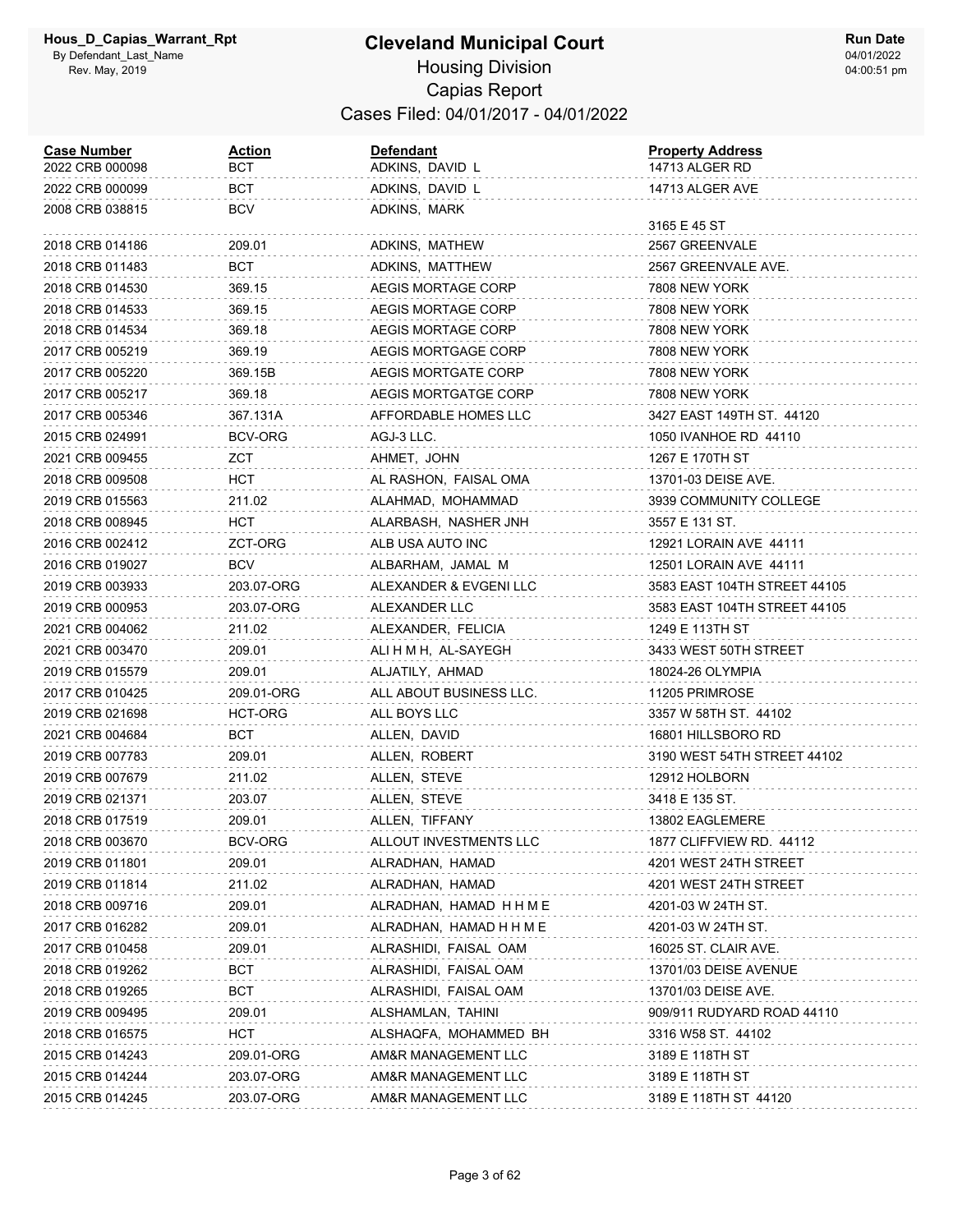# Cleveland Municipal Court

Hous_D_Capias_Warrant_Rpt
By Defendant_Last_Name
Rev. May, 2019

## Housing Division
## Capias Report
### Cases Filed: 04/01/2017 - 04/01/2022

Run Date
04/01/2022
04:00:51 pm

| Case Number | Action | Defendant | Property Address |
|---|---|---|---|
| 2022 CRB 000098 | BCT | ADKINS, DAVID L | 14713 ALGER RD |
| 2022 CRB 000099 | BCT | ADKINS, DAVID L | 14713 ALGER AVE |
| 2008 CRB 038815 | BCV | ADKINS, MARK | 3165 E 45 ST |
| 2018 CRB 014186 | 209.01 | ADKINS, MATHEW | 2567 GREENVALE |
| 2018 CRB 011483 | BCT | ADKINS, MATTHEW | 2567 GREENVALE AVE. |
| 2018 CRB 014530 | 369.15 | AEGIS MORTAGE CORP | 7808 NEW YORK |
| 2018 CRB 014533 | 369.15 | AEGIS MORTAGE CORP | 7808 NEW YORK |
| 2018 CRB 014534 | 369.18 | AEGIS MORTAGE CORP | 7808 NEW YORK |
| 2017 CRB 005219 | 369.19 | AEGIS MORTGAGE CORP | 7808 NEW YORK |
| 2017 CRB 005220 | 369.15B | AEGIS MORTGATE CORP | 7808 NEW YORK |
| 2017 CRB 005217 | 369.18 | AEGIS MORTGATGE CORP | 7808 NEW YORK |
| 2017 CRB 005346 | 367.131A | AFFORDABLE HOMES LLC | 3427 EAST 149TH ST. 44120 |
| 2015 CRB 024991 | BCV-ORG | AGJ-3 LLC. | 1050 IVANHOE RD 44110 |
| 2021 CRB 009455 | ZCT | AHMET, JOHN | 1267 E 170TH ST |
| 2018 CRB 009508 | HCT | AL RASHON, FAISAL OMA | 13701-03 DEISE AVE. |
| 2019 CRB 015563 | 211.02 | ALAHMAD, MOHAMMAD | 3939 COMMUNITY COLLEGE |
| 2018 CRB 008945 | HCT | ALARBASH, NASHER JNH | 3557 E 131 ST. |
| 2016 CRB 002412 | ZCT-ORG | ALB USA AUTO INC | 12921 LORAIN AVE 44111 |
| 2016 CRB 019027 | BCV | ALBARHAM, JAMAL M | 12501 LORAIN AVE 44111 |
| 2019 CRB 003933 | 203.07-ORG | ALEXANDER & EVGENI LLC | 3583 EAST 104TH STREET 44105 |
| 2019 CRB 000953 | 203.07-ORG | ALEXANDER LLC | 3583 EAST 104TH STREET 44105 |
| 2021 CRB 004062 | 211.02 | ALEXANDER, FELICIA | 1249 E 113TH ST |
| 2021 CRB 003470 | 209.01 | ALI H M H, AL-SAYEGH | 3433 WEST 50TH STREET |
| 2019 CRB 015579 | 209.01 | ALJATILY, AHMAD | 18024-26 OLYMPIA |
| 2017 CRB 010425 | 209.01-ORG | ALL ABOUT BUSINESS LLC. | 11205 PRIMROSE |
| 2019 CRB 021698 | HCT-ORG | ALL BOYS LLC | 3357 W 58TH ST. 44102 |
| 2021 CRB 004684 | BCT | ALLEN, DAVID | 16801 HILLSBORO RD |
| 2019 CRB 007783 | 209.01 | ALLEN, ROBERT | 3190 WEST 54TH STREET 44102 |
| 2019 CRB 007679 | 211.02 | ALLEN, STEVE | 12912 HOLBORN |
| 2019 CRB 021371 | 203.07 | ALLEN, STEVE | 3418 E 135 ST. |
| 2018 CRB 017519 | 209.01 | ALLEN, TIFFANY | 13802 EAGLEMERE |
| 2018 CRB 003670 | BCV-ORG | ALLOUT INVESTMENTS LLC | 1877 CLIFFVIEW RD. 44112 |
| 2019 CRB 011801 | 209.01 | ALRADHAN, HAMAD | 4201 WEST 24TH STREET |
| 2019 CRB 011814 | 211.02 | ALRADHAN, HAMAD | 4201 WEST 24TH STREET |
| 2018 CRB 009716 | 209.01 | ALRADHAN, HAMAD H H M E | 4201-03 W 24TH ST. |
| 2017 CRB 016282 | 209.01 | ALRADHAN, HAMAD H H M E | 4201-03 W 24TH ST. |
| 2017 CRB 010458 | 209.01 | ALRASHIDI, FAISAL OAM | 16025 ST. CLAIR AVE. |
| 2018 CRB 019262 | BCT | ALRASHIDI, FAISAL OAM | 13701/03 DEISE AVENUE |
| 2018 CRB 019265 | BCT | ALRASHIDI, FAISAL OAM | 13701/03 DEISE AVE. |
| 2019 CRB 009495 | 209.01 | ALSHAMLAN, TAHINI | 909/911 RUDYARD ROAD 44110 |
| 2018 CRB 016575 | HCT | ALSHAQFA, MOHAMMED BH | 3316 W58 ST. 44102 |
| 2015 CRB 014243 | 209.01-ORG | AM&R MANAGEMENT LLC | 3189 E 118TH ST |
| 2015 CRB 014244 | 203.07-ORG | AM&R MANAGEMENT LLC | 3189 E 118TH ST |
| 2015 CRB 014245 | 203.07-ORG | AM&R MANAGEMENT LLC | 3189 E 118TH ST 44120 |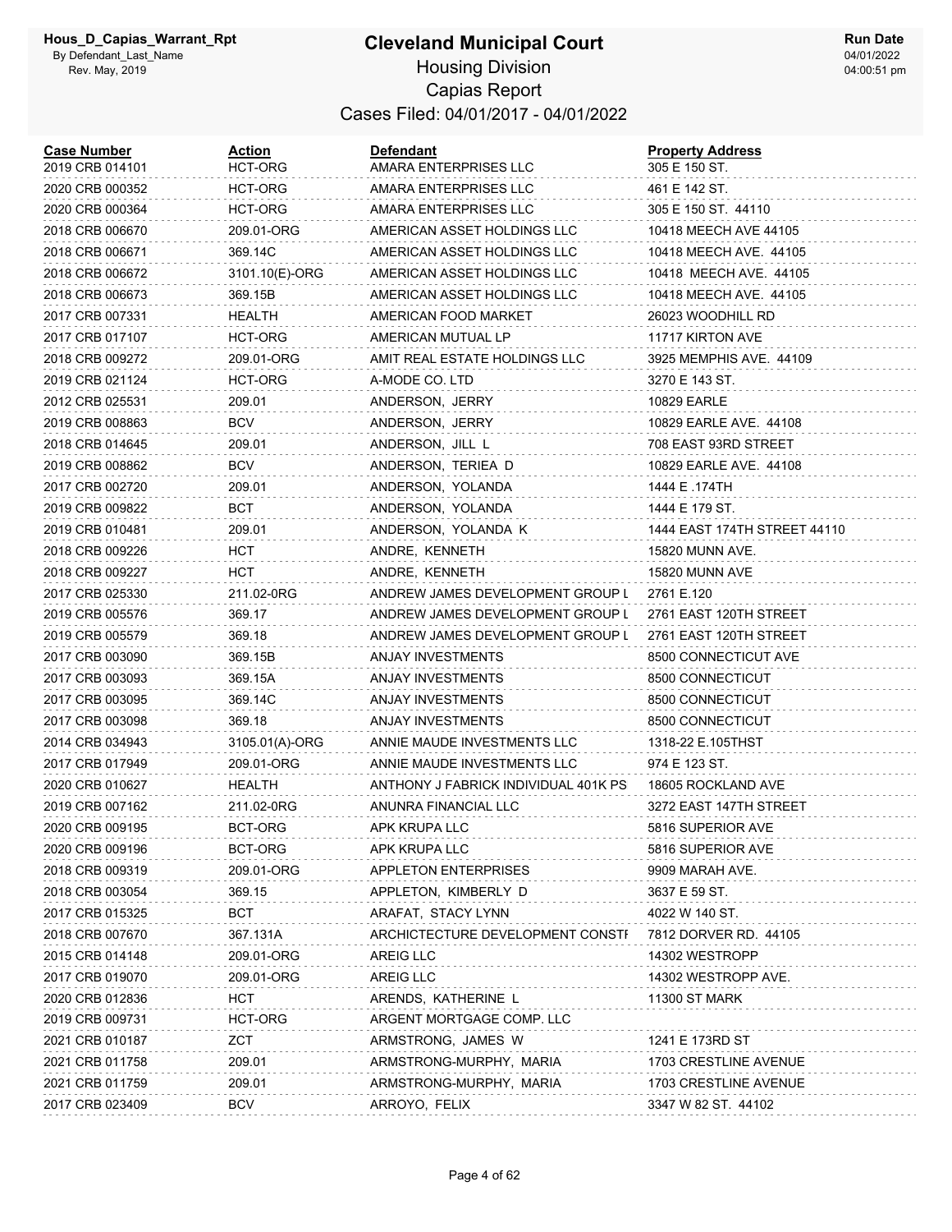# Cleveland Municipal Court

Housing Division

Capias Report

Cases Filed: 04/01/2017 - 04/01/2022

| Case Number | Action | Defendant | Property Address |
|---|---|---|---|
| 2019 CRB 014101 | HCT-ORG | AMARA ENTERPRISES LLC | 305 E 150 ST. |
| 2020 CRB 000352 | HCT-ORG | AMARA ENTERPRISES LLC | 461 E 142 ST. |
| 2020 CRB 000364 | HCT-ORG | AMARA ENTERPRISES LLC | 305 E 150 ST. 44110 |
| 2018 CRB 006670 | 209.01-ORG | AMERICAN ASSET HOLDINGS LLC | 10418 MEECH AVE 44105 |
| 2018 CRB 006671 | 369.14C | AMERICAN ASSET HOLDINGS LLC | 10418 MEECH AVE. 44105 |
| 2018 CRB 006672 | 3101.10(E)-ORG | AMERICAN ASSET HOLDINGS LLC | 10418 MEECH AVE. 44105 |
| 2018 CRB 006673 | 369.15B | AMERICAN ASSET HOLDINGS LLC | 10418 MEECH AVE. 44105 |
| 2017 CRB 007331 | HEALTH | AMERICAN FOOD MARKET | 26023 WOODHILL RD |
| 2017 CRB 017107 | HCT-ORG | AMERICAN MUTUAL LP | 11717 KIRTON AVE |
| 2018 CRB 009272 | 209.01-ORG | AMIT REAL ESTATE HOLDINGS LLC | 3925 MEMPHIS AVE. 44109 |
| 2019 CRB 021124 | HCT-ORG | A-MODE CO. LTD | 3270 E 143 ST. |
| 2012 CRB 025531 | 209.01 | ANDERSON, JERRY | 10829 EARLE |
| 2019 CRB 008863 | BCV | ANDERSON, JERRY | 10829 EARLE AVE. 44108 |
| 2018 CRB 014645 | 209.01 | ANDERSON, JILL L | 708 EAST 93RD STREET |
| 2019 CRB 008862 | BCV | ANDERSON, TERIEA D | 10829 EARLE AVE. 44108 |
| 2017 CRB 002720 | 209.01 | ANDERSON, YOLANDA | 1444 E .174TH |
| 2019 CRB 009822 | BCT | ANDERSON, YOLANDA | 1444 E 179 ST. |
| 2019 CRB 010481 | 209.01 | ANDERSON, YOLANDA K | 1444 EAST 174TH STREET 44110 |
| 2018 CRB 009226 | HCT | ANDRE, KENNETH | 15820 MUNN AVE. |
| 2018 CRB 009227 | HCT | ANDRE, KENNETH | 15820 MUNN AVE |
| 2017 CRB 025330 | 211.02-0RG | ANDREW JAMES DEVELOPMENT GROUP L | 2761 E.120 |
| 2019 CRB 005576 | 369.17 | ANDREW JAMES DEVELOPMENT GROUP L | 2761 EAST 120TH STREET |
| 2019 CRB 005579 | 369.18 | ANDREW JAMES DEVELOPMENT GROUP L | 2761 EAST 120TH STREET |
| 2017 CRB 003090 | 369.15B | ANJAY INVESTMENTS | 8500 CONNECTICUT AVE |
| 2017 CRB 003093 | 369.15A | ANJAY INVESTMENTS | 8500 CONNECTICUT |
| 2017 CRB 003095 | 369.14C | ANJAY INVESTMENTS | 8500 CONNECTICUT |
| 2017 CRB 003098 | 369.18 | ANJAY INVESTMENTS | 8500 CONNECTICUT |
| 2014 CRB 034943 | 3105.01(A)-ORG | ANNIE MAUDE INVESTMENTS LLC | 1318-22 E.105THST |
| 2017 CRB 017949 | 209.01-ORG | ANNIE MAUDE INVESTMENTS LLC | 974 E 123 ST. |
| 2020 CRB 010627 | HEALTH | ANTHONY J FABRICK INDIVIDUAL 401K PS | 18605 ROCKLAND AVE |
| 2019 CRB 007162 | 211.02-0RG | ANUNRA FINANCIAL LLC | 3272 EAST 147TH STREET |
| 2020 CRB 009195 | BCT-ORG | APK KRUPA LLC | 5816 SUPERIOR AVE |
| 2020 CRB 009196 | BCT-ORG | APK KRUPA LLC | 5816 SUPERIOR AVE |
| 2018 CRB 009319 | 209.01-ORG | APPLETON ENTERPRISES | 9909 MARAH AVE. |
| 2018 CRB 003054 | 369.15 | APPLETON, KIMBERLY D | 3637 E 59 ST. |
| 2017 CRB 015325 | BCT | ARAFAT, STACY LYNN | 4022 W 140 ST. |
| 2018 CRB 007670 | 367.131A | ARCHICTECTURE DEVELOPMENT CONSTI | 7812 DORVER RD. 44105 |
| 2015 CRB 014148 | 209.01-ORG | AREIG LLC | 14302 WESTROPP |
| 2017 CRB 019070 | 209.01-ORG | AREIG LLC | 14302 WESTROPP AVE. |
| 2020 CRB 012836 | HCT | ARENDS, KATHERINE L | 11300 ST MARK |
| 2019 CRB 009731 | HCT-ORG | ARGENT MORTGAGE COMP. LLC | |
| 2021 CRB 010187 | ZCT | ARMSTRONG, JAMES W | 1241 E 173RD ST |
| 2021 CRB 011758 | 209.01 | ARMSTRONG-MURPHY, MARIA | 1703 CRESTLINE AVENUE |
| 2021 CRB 011759 | 209.01 | ARMSTRONG-MURPHY, MARIA | 1703 CRESTLINE AVENUE |
| 2017 CRB 023409 | BCV | ARROYO, FELIX | 3347 W 82 ST. 44102 |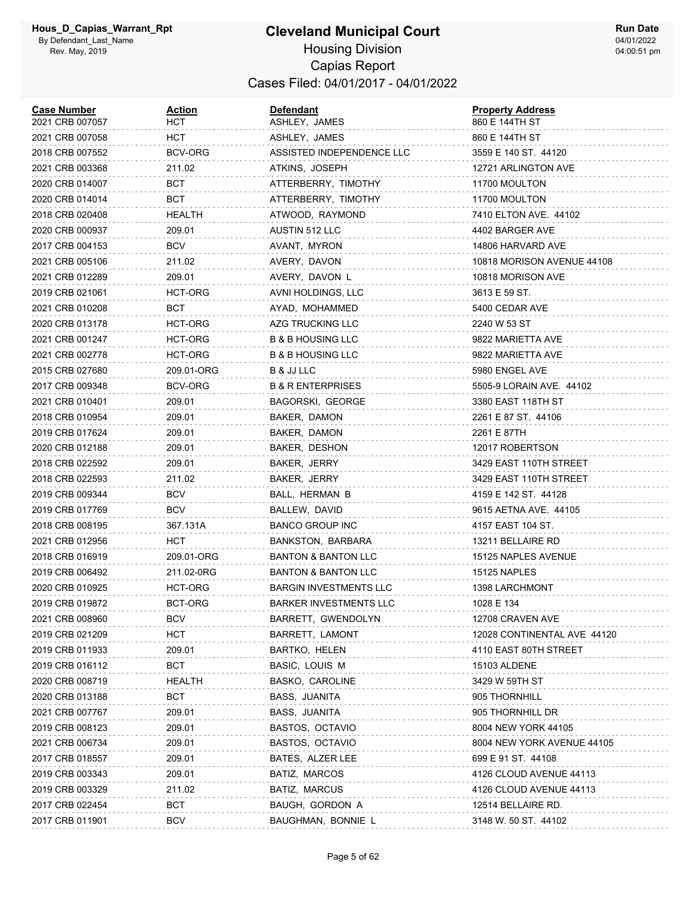# Cleveland Municipal Court

## Housing Division

### Capias Report

Cases Filed: 04/01/2017 - 04/01/2022

Hous_D_Capias_Warrant_Rpt
By Defendant_Last_Name
Rev. May, 2019

Run Date
04/01/2022
04:00:51 pm

| Case Number | Action | Defendant | Property Address |
|---|---|---|---|
| 2021 CRB 007057 | HCT | ASHLEY, JAMES | 860 E 144TH ST |
| 2021 CRB 007058 | HCT | ASHLEY, JAMES | 860 E 144TH ST |
| 2018 CRB 007552 | BCV-ORG | ASSISTED INDEPENDENCE LLC | 3559 E 140 ST. 44120 |
| 2021 CRB 003368 | 211.02 | ATKINS, JOSEPH | 12721 ARLINGTON AVE |
| 2020 CRB 014007 | BCT | ATTERBERRY, TIMOTHY | 11700 MOULTON |
| 2020 CRB 014014 | BCT | ATTERBERRY, TIMOTHY | 11700 MOULTON |
| 2018 CRB 020408 | HEALTH | ATWOOD, RAYMOND | 7410 ELTON AVE. 44102 |
| 2020 CRB 000937 | 209.01 | AUSTIN 512 LLC | 4402 BARGER AVE |
| 2017 CRB 004153 | BCV | AVANT, MYRON | 14806 HARVARD AVE |
| 2021 CRB 005106 | 211.02 | AVERY, DAVON | 10818 MORISON AVENUE 44108 |
| 2021 CRB 012289 | 209.01 | AVERY, DAVON L | 10818 MORISON AVE |
| 2019 CRB 021061 | HCT-ORG | AVNI HOLDINGS, LLC | 3613 E 59 ST. |
| 2021 CRB 010208 | BCT | AYAD, MOHAMMED | 5400 CEDAR AVE |
| 2020 CRB 013178 | HCT-ORG | AZG TRUCKING LLC | 2240 W 53 ST |
| 2021 CRB 001247 | HCT-ORG | B & B HOUSING LLC | 9822 MARIETTA AVE |
| 2021 CRB 002778 | HCT-ORG | B & B HOUSING LLC | 9822 MARIETTA AVE |
| 2015 CRB 027680 | 209.01-ORG | B & JJ LLC | 5980 ENGEL AVE |
| 2017 CRB 009348 | BCV-ORG | B & R ENTERPRISES | 5505-9 LORAIN AVE. 44102 |
| 2021 CRB 010401 | 209.01 | BAGORSKI, GEORGE | 3380 EAST 118TH ST |
| 2018 CRB 010954 | 209.01 | BAKER, DAMON | 2261 E 87 ST. 44106 |
| 2019 CRB 017624 | 209.01 | BAKER, DAMON | 2261 E 87TH |
| 2020 CRB 012188 | 209.01 | BAKER, DESHON | 12017 ROBERTSON |
| 2018 CRB 022592 | 209.01 | BAKER, JERRY | 3429 EAST 110TH STREET |
| 2018 CRB 022593 | 211.02 | BAKER, JERRY | 3429 EAST 110TH STREET |
| 2019 CRB 009344 | BCV | BALL, HERMAN B | 4159 E 142 ST. 44128 |
| 2019 CRB 017769 | BCV | BALLEW, DAVID | 9615 AETNA AVE. 44105 |
| 2018 CRB 008195 | 367.131A | BANCO GROUP INC | 4157 EAST 104 ST. |
| 2021 CRB 012956 | HCT | BANKSTON, BARBARA | 13211 BELLAIRE RD |
| 2018 CRB 016919 | 209.01-ORG | BANTON & BANTON LLC | 15125 NAPLES AVENUE |
| 2019 CRB 006492 | 211.02-0RG | BANTON & BANTON LLC | 15125 NAPLES |
| 2020 CRB 010925 | HCT-ORG | BARGIN INVESTMENTS LLC | 1398 LARCHMONT |
| 2019 CRB 019872 | BCT-ORG | BARKER INVESTMENTS LLC | 1028 E 134 |
| 2021 CRB 008960 | BCV | BARRETT, GWENDOLYN | 12708 CRAVEN AVE |
| 2019 CRB 021209 | HCT | BARRETT, LAMONT | 12028 CONTINENTAL AVE 44120 |
| 2019 CRB 011933 | 209.01 | BARTKO, HELEN | 4110 EAST 80TH STREET |
| 2019 CRB 016112 | BCT | BASIC, LOUIS M | 15103 ALDENE |
| 2020 CRB 008719 | HEALTH | BASKO, CAROLINE | 3429 W 59TH ST |
| 2020 CRB 013188 | BCT | BASS, JUANITA | 905 THORNHILL |
| 2021 CRB 007767 | 209.01 | BASS, JUANITA | 905 THORNHILL DR |
| 2019 CRB 008123 | 209.01 | BASTOS, OCTAVIO | 8004 NEW YORK 44105 |
| 2021 CRB 006734 | 209.01 | BASTOS, OCTAVIO | 8004 NEW YORK AVENUE 44105 |
| 2017 CRB 018557 | 209.01 | BATES, ALZER LEE | 699 E 91 ST. 44108 |
| 2019 CRB 003343 | 209.01 | BATIZ, MARCOS | 4126 CLOUD AVENUE 44113 |
| 2019 CRB 003329 | 211.02 | BATIZ, MARCUS | 4126 CLOUD AVENUE 44113 |
| 2017 CRB 022454 | BCT | BAUGH, GORDON A | 12514 BELLAIRE RD. |
| 2017 CRB 011901 | BCV | BAUGHMAN, BONNIE L | 3148 W. 50 ST. 44102 |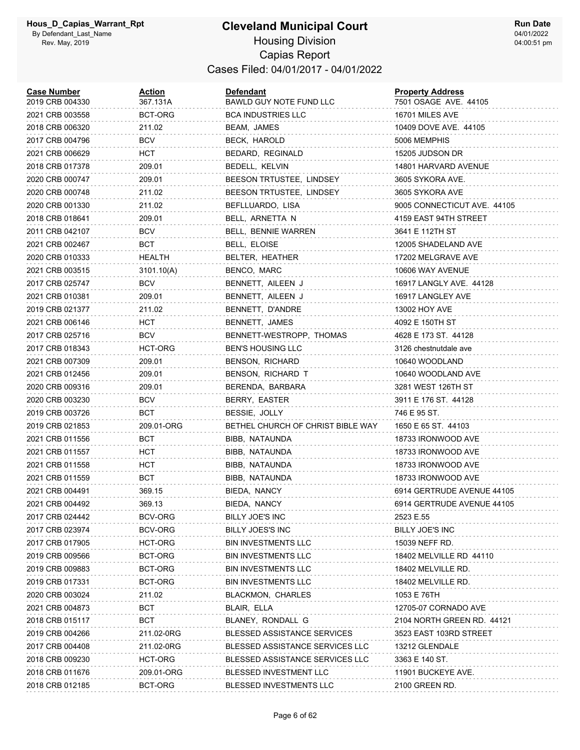# Cleveland Municipal Court

## Housing Division

## Capias Report

### Cases Filed: 04/01/2017 - 04/01/2022

| Case Number | Action | Defendant | Property Address |
|---|---|---|---|
| 2019 CRB 004330 | 367.131A | BAWLD GUY NOTE FUND LLC | 7501 OSAGE AVE. 44105 |
| 2021 CRB 003558 | BCT-ORG | BCA INDUSTRIES LLC | 16701 MILES AVE |
| 2018 CRB 006320 | 211.02 | BEAM, JAMES | 10409 DOVE AVE. 44105 |
| 2017 CRB 004796 | BCV | BECK, HAROLD | 5006 MEMPHIS |
| 2021 CRB 006629 | HCT | BEDARD, REGINALD | 15205 JUDSON DR |
| 2018 CRB 017378 | 209.01 | BEDELL, KELVIN | 14801 HARVARD AVENUE |
| 2020 CRB 000747 | 209.01 | BEESON TRTUSTEE, LINDSEY | 3605 SYKORA AVE. |
| 2020 CRB 000748 | 211.02 | BEESON TRTUSTEE, LINDSEY | 3605 SYKORA AVE |
| 2020 CRB 001330 | 211.02 | BEFLLUARDO, LISA | 9005 CONNECTICUT AVE. 44105 |
| 2018 CRB 018641 | 209.01 | BELL, ARNETTA N | 4159 EAST 94TH STREET |
| 2011 CRB 042107 | BCV | BELL, BENNIE WARREN | 3641 E 112TH ST |
| 2021 CRB 002467 | BCT | BELL, ELOISE | 12005 SHADELAND AVE |
| 2020 CRB 010333 | HEALTH | BELTER, HEATHER | 17202 MELGRAVE AVE |
| 2021 CRB 003515 | 3101.10(A) | BENCO, MARC | 10606 WAY AVENUE |
| 2017 CRB 025747 | BCV | BENNETT, AILEEN J | 16917 LANGLY AVE. 44128 |
| 2021 CRB 010381 | 209.01 | BENNETT, AILEEN J | 16917 LANGLEY AVE |
| 2019 CRB 021377 | 211.02 | BENNETT, D'ANDRE | 13002 HOY AVE |
| 2021 CRB 006146 | HCT | BENNETT, JAMES | 4092 E 150TH ST |
| 2017 CRB 025716 | BCV | BENNETT-WESTROPP, THOMAS | 4628 E 173 ST. 44128 |
| 2017 CRB 018343 | HCT-ORG | BEN'S HOUSING LLC | 3126 chestnutdale ave |
| 2021 CRB 007309 | 209.01 | BENSON, RICHARD | 10640 WOODLAND |
| 2021 CRB 012456 | 209.01 | BENSON, RICHARD T | 10640 WOODLAND AVE |
| 2020 CRB 009316 | 209.01 | BERENDA, BARBARA | 3281 WEST 126TH ST |
| 2020 CRB 003230 | BCV | BERRY, EASTER | 3911 E 176 ST. 44128 |
| 2019 CRB 003726 | BCT | BESSIE, JOLLY | 746 E 95 ST. |
| 2019 CRB 021853 | 209.01-ORG | BETHEL CHURCH OF CHRIST BIBLE WAY | 1650 E 65 ST. 44103 |
| 2021 CRB 011556 | BCT | BIBB, NATAUNDA | 18733 IRONWOOD AVE |
| 2021 CRB 011557 | HCT | BIBB, NATAUNDA | 18733 IRONWOOD AVE |
| 2021 CRB 011558 | HCT | BIBB, NATAUNDA | 18733 IRONWOOD AVE |
| 2021 CRB 011559 | BCT | BIBB, NATAUNDA | 18733 IRONWOOD AVE |
| 2021 CRB 004491 | 369.15 | BIEDA, NANCY | 6914 GERTRUDE AVENUE 44105 |
| 2021 CRB 004492 | 369.13 | BIEDA, NANCY | 6914 GERTRUDE AVENUE 44105 |
| 2017 CRB 024442 | BCV-ORG | BILLY JOE'S INC | 2523 E.55 |
| 2017 CRB 023974 | BCV-ORG | BILLY JOES'S INC | BILLY JOE'S INC |
| 2017 CRB 017905 | HCT-ORG | BIN INVESTMENTS LLC | 15039 NEFF RD. |
| 2019 CRB 009566 | BCT-ORG | BIN INVESTMENTS LLC | 18402 MELVILLE RD 44110 |
| 2019 CRB 009883 | BCT-ORG | BIN INVESTMENTS LLC | 18402 MELVILLE RD. |
| 2019 CRB 017331 | BCT-ORG | BIN INVESTMENTS LLC | 18402 MELVILLE RD. |
| 2020 CRB 003024 | 211.02 | BLACKMON, CHARLES | 1053 E 76TH |
| 2021 CRB 004873 | BCT | BLAIR, ELLA | 12705-07 CORNADO AVE |
| 2018 CRB 015117 | BCT | BLANEY, RONDALL G | 2104 NORTH GREEN RD. 44121 |
| 2019 CRB 004266 | 211.02-0RG | BLESSED ASSISTANCE SERVICES | 3523 EAST 103RD STREET |
| 2017 CRB 004408 | 211.02-0RG | BLESSED ASSISTANCE SERVICES LLC | 13212 GLENDALE |
| 2018 CRB 009230 | HCT-ORG | BLESSED ASSISTANCE SERVICES LLC | 3363 E 140 ST. |
| 2018 CRB 011676 | 209.01-ORG | BLESSED INVESTMENT LLC | 11901 BUCKEYE AVE. |
| 2018 CRB 012185 | BCT-ORG | BLESSED INVESTMENTS LLC | 2100 GREEN RD. |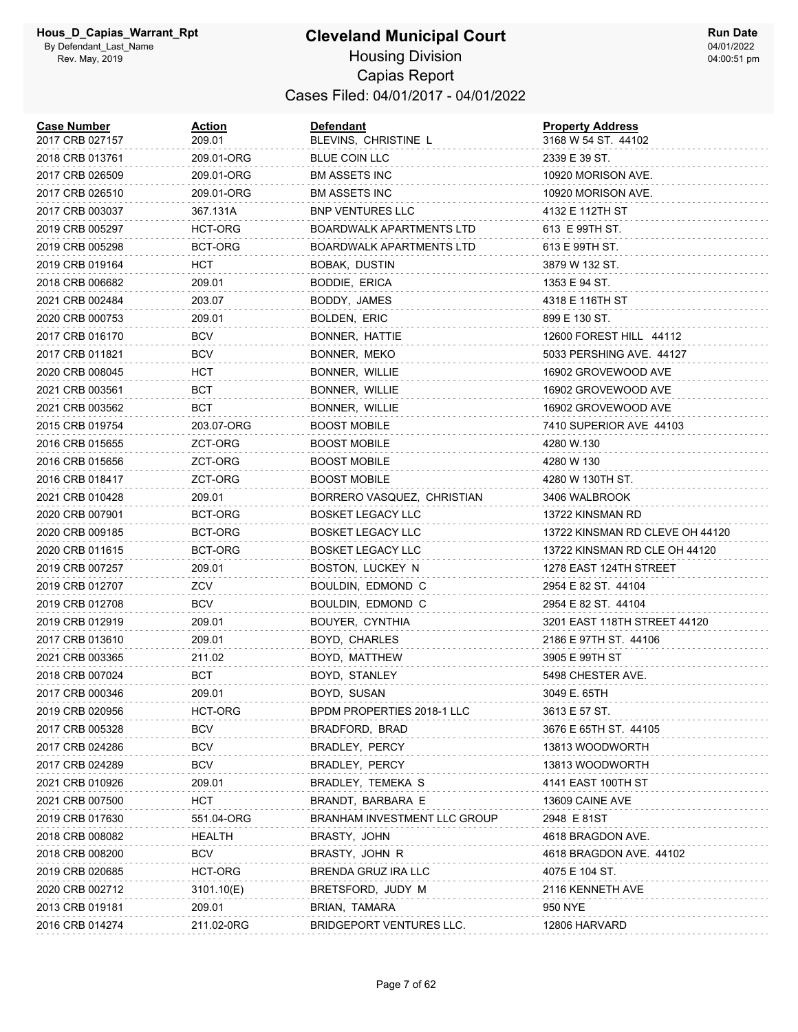# Cleveland Municipal Court

## Housing Division

## Capias Report

### Cases Filed: 04/01/2017 - 04/01/2022

| Case Number | Action | Defendant | Property Address |
|---|---|---|---|
| 2017 CRB 027157 | 209.01 | BLEVINS, CHRISTINE L | 3168 W 54 ST. 44102 |
| 2018 CRB 013761 | 209.01-ORG | BLUE COIN LLC | 2339 E 39 ST. |
| 2017 CRB 026509 | 209.01-ORG | BM ASSETS INC | 10920 MORISON AVE. |
| 2017 CRB 026510 | 209.01-ORG | BM ASSETS INC | 10920 MORISON AVE. |
| 2017 CRB 003037 | 367.131A | BNP VENTURES LLC | 4132 E 112TH ST |
| 2019 CRB 005297 | HCT-ORG | BOARDWALK APARTMENTS LTD | 613 E 99TH ST. |
| 2019 CRB 005298 | BCT-ORG | BOARDWALK APARTMENTS LTD | 613 E 99TH ST. |
| 2019 CRB 019164 | HCT | BOBAK, DUSTIN | 3879 W 132 ST. |
| 2018 CRB 006682 | 209.01 | BODDIE, ERICA | 1353 E 94 ST. |
| 2021 CRB 002484 | 203.07 | BODDY, JAMES | 4318 E 116TH ST |
| 2020 CRB 000753 | 209.01 | BOLDEN, ERIC | 899 E 130 ST. |
| 2017 CRB 016170 | BCV | BONNER, HATTIE | 12600 FOREST HILL 44112 |
| 2017 CRB 011821 | BCV | BONNER, MEKO | 5033 PERSHING AVE. 44127 |
| 2020 CRB 008045 | HCT | BONNER, WILLIE | 16902 GROVEWOOD AVE |
| 2021 CRB 003561 | BCT | BONNER, WILLIE | 16902 GROVEWOOD AVE |
| 2021 CRB 003562 | BCT | BONNER, WILLIE | 16902 GROVEWOOD AVE |
| 2015 CRB 019754 | 203.07-ORG | BOOST MOBILE | 7410 SUPERIOR AVE 44103 |
| 2016 CRB 015655 | ZCT-ORG | BOOST MOBILE | 4280 W.130 |
| 2016 CRB 015656 | ZCT-ORG | BOOST MOBILE | 4280 W 130 |
| 2016 CRB 018417 | ZCT-ORG | BOOST MOBILE | 4280 W 130TH ST. |
| 2021 CRB 010428 | 209.01 | BORRERO VASQUEZ, CHRISTIAN | 3406 WALBROOK |
| 2020 CRB 007901 | BCT-ORG | BOSKET LEGACY LLC | 13722 KINSMAN RD |
| 2020 CRB 009185 | BCT-ORG | BOSKET LEGACY LLC | 13722 KINSMAN RD CLEVE OH 44120 |
| 2020 CRB 011615 | BCT-ORG | BOSKET LEGACY LLC | 13722 KINSMAN RD CLE OH 44120 |
| 2019 CRB 007257 | 209.01 | BOSTON, LUCKEY N | 1278 EAST 124TH STREET |
| 2019 CRB 012707 | ZCV | BOULDIN, EDMOND C | 2954 E 82 ST. 44104 |
| 2019 CRB 012708 | BCV | BOULDIN, EDMOND C | 2954 E 82 ST. 44104 |
| 2019 CRB 012919 | 209.01 | BOUYER, CYNTHIA | 3201 EAST 118TH STREET 44120 |
| 2017 CRB 013610 | 209.01 | BOYD, CHARLES | 2186 E 97TH ST. 44106 |
| 2021 CRB 003365 | 211.02 | BOYD, MATTHEW | 3905 E 99TH ST |
| 2018 CRB 007024 | BCT | BOYD, STANLEY | 5498 CHESTER AVE. |
| 2017 CRB 000346 | 209.01 | BOYD, SUSAN | 3049 E. 65TH |
| 2019 CRB 020956 | HCT-ORG | BPDM PROPERTIES 2018-1 LLC | 3613 E 57 ST. |
| 2017 CRB 005328 | BCV | BRADFORD, BRAD | 3676 E 65TH ST. 44105 |
| 2017 CRB 024286 | BCV | BRADLEY, PERCY | 13813 WOODWORTH |
| 2017 CRB 024289 | BCV | BRADLEY, PERCY | 13813 WOODWORTH |
| 2021 CRB 010926 | 209.01 | BRADLEY, TEMEKA S | 4141 EAST 100TH ST |
| 2021 CRB 007500 | HCT | BRANDT, BARBARA E | 13609 CAINE AVE |
| 2019 CRB 017630 | 551.04-ORG | BRANHAM INVESTMENT LLC GROUP | 2948 E 81ST |
| 2018 CRB 008082 | HEALTH | BRASTY, JOHN | 4618 BRAGDON AVE. |
| 2018 CRB 008200 | BCV | BRASTY, JOHN R | 4618 BRAGDON AVE. 44102 |
| 2019 CRB 020685 | HCT-ORG | BRENDA GRUZ IRA LLC | 4075 E 104 ST. |
| 2020 CRB 002712 | 3101.10(E) | BRETSFORD, JUDY M | 2116 KENNETH AVE |
| 2013 CRB 019181 | 209.01 | BRIAN, TAMARA | 950 NYE |
| 2016 CRB 014274 | 211.02-0RG | BRIDGEPORT VENTURES LLC. | 12806 HARVARD |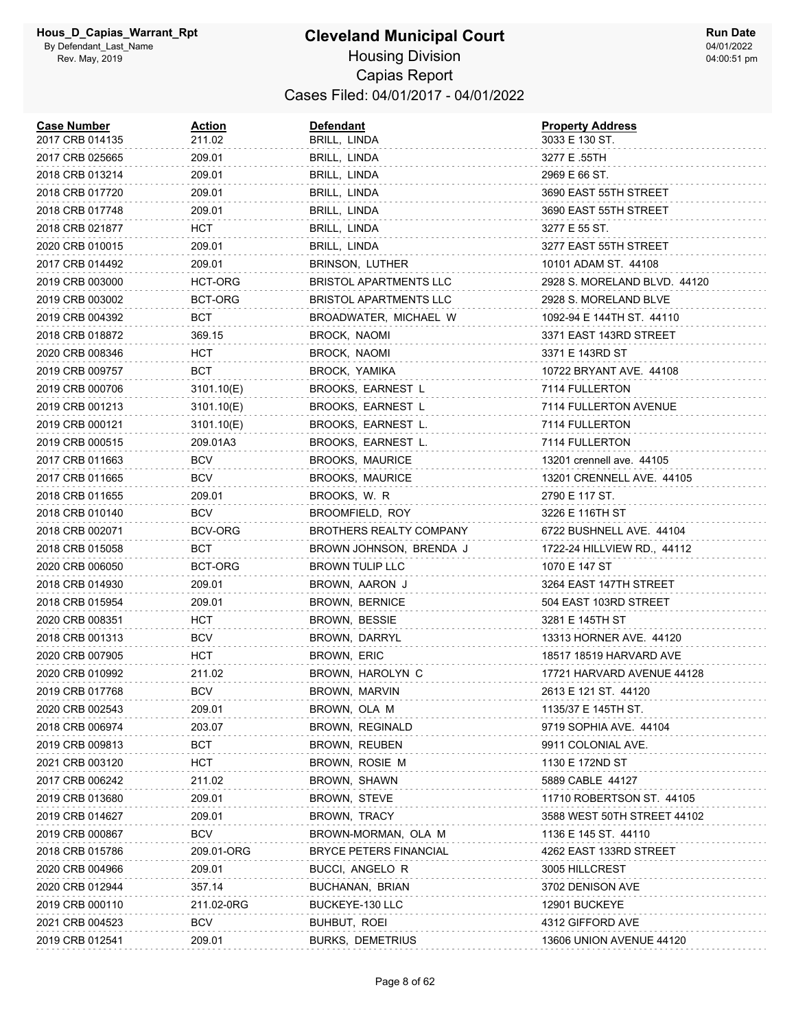# Cleveland Municipal Court

## Housing Division

## Capias Report

### Cases Filed: 04/01/2017 - 04/01/2022

Hous_D_Capias_Warrant_Rpt
By Defendant_Last_Name
Rev. May, 2019

Run Date 04/01/2022 04:00:51 pm

| Case Number | Action | Defendant | Property Address |
|---|---|---|---|
| 2017 CRB 014135 | 211.02 | BRILL, LINDA | 3033 E 130 ST. |
| 2017 CRB 025665 | 209.01 | BRILL, LINDA | 3277 E .55TH |
| 2018 CRB 013214 | 209.01 | BRILL, LINDA | 2969 E 66 ST. |
| 2018 CRB 017720 | 209.01 | BRILL, LINDA | 3690 EAST 55TH STREET |
| 2018 CRB 017748 | 209.01 | BRILL, LINDA | 3690 EAST 55TH STREET |
| 2018 CRB 021877 | HCT | BRILL, LINDA | 3277 E 55 ST. |
| 2020 CRB 010015 | 209.01 | BRILL, LINDA | 3277 EAST 55TH STREET |
| 2017 CRB 014492 | 209.01 | BRINSON, LUTHER | 10101 ADAM ST. 44108 |
| 2019 CRB 003000 | HCT-ORG | BRISTOL APARTMENTS LLC | 2928 S. MORELAND BLVD. 44120 |
| 2019 CRB 003002 | BCT-ORG | BRISTOL APARTMENTS LLC | 2928 S. MORELAND BLVE |
| 2019 CRB 004392 | BCT | BROADWATER, MICHAEL W | 1092-94 E 144TH ST. 44110 |
| 2018 CRB 018872 | 369.15 | BROCK, NAOMI | 3371 EAST 143RD STREET |
| 2020 CRB 008346 | HCT | BROCK, NAOMI | 3371 E 143RD ST |
| 2019 CRB 009757 | BCT | BROCK, YAMIKA | 10722 BRYANT AVE. 44108 |
| 2019 CRB 000706 | 3101.10(E) | BROOKS, EARNEST L | 7114 FULLERTON |
| 2019 CRB 001213 | 3101.10(E) | BROOKS, EARNEST L | 7114 FULLERTON AVENUE |
| 2019 CRB 000121 | 3101.10(E) | BROOKS, EARNEST L. | 7114 FULLERTON |
| 2019 CRB 000515 | 209.01A3 | BROOKS, EARNEST L. | 7114 FULLERTON |
| 2017 CRB 011663 | BCV | BROOKS, MAURICE | 13201 crennell ave. 44105 |
| 2017 CRB 011665 | BCV | BROOKS, MAURICE | 13201 CRENNELL AVE. 44105 |
| 2018 CRB 011655 | 209.01 | BROOKS, W. R | 2790 E 117 ST. |
| 2018 CRB 010140 | BCV | BROOMFIELD, ROY | 3226 E 116TH ST |
| 2018 CRB 002071 | BCV-ORG | BROTHERS REALTY COMPANY | 6722 BUSHNELL AVE. 44104 |
| 2018 CRB 015058 | BCT | BROWN JOHNSON, BRENDA J | 1722-24 HILLVIEW RD., 44112 |
| 2020 CRB 006050 | BCT-ORG | BROWN TULIP LLC | 1070 E 147 ST |
| 2018 CRB 014930 | 209.01 | BROWN, AARON J | 3264 EAST 147TH STREET |
| 2018 CRB 015954 | 209.01 | BROWN, BERNICE | 504 EAST 103RD STREET |
| 2020 CRB 008351 | HCT | BROWN, BESSIE | 3281 E 145TH ST |
| 2018 CRB 001313 | BCV | BROWN, DARRYL | 13313 HORNER AVE. 44120 |
| 2020 CRB 007905 | HCT | BROWN, ERIC | 18517 18519 HARVARD AVE |
| 2020 CRB 010992 | 211.02 | BROWN, HAROLYN C | 17721 HARVARD AVENUE 44128 |
| 2019 CRB 017768 | BCV | BROWN, MARVIN | 2613 E 121 ST. 44120 |
| 2020 CRB 002543 | 209.01 | BROWN, OLA M | 1135/37 E 145TH ST. |
| 2018 CRB 006974 | 203.07 | BROWN, REGINALD | 9719 SOPHIA AVE. 44104 |
| 2019 CRB 009813 | BCT | BROWN, REUBEN | 9911 COLONIAL AVE. |
| 2021 CRB 003120 | HCT | BROWN, ROSIE M | 1130 E 172ND ST |
| 2017 CRB 006242 | 211.02 | BROWN, SHAWN | 5889 CABLE 44127 |
| 2019 CRB 013680 | 209.01 | BROWN, STEVE | 11710 ROBERTSON ST. 44105 |
| 2019 CRB 014627 | 209.01 | BROWN, TRACY | 3588 WEST 50TH STREET 44102 |
| 2019 CRB 000867 | BCV | BROWN-MORMAN, OLA M | 1136 E 145 ST. 44110 |
| 2018 CRB 015786 | 209.01-ORG | BRYCE PETERS FINANCIAL | 4262 EAST 133RD STREET |
| 2020 CRB 004966 | 209.01 | BUCCI, ANGELO R | 3005 HILLCREST |
| 2020 CRB 012944 | 357.14 | BUCHANAN, BRIAN | 3702 DENISON AVE |
| 2019 CRB 000110 | 211.02-0RG | BUCKEYE-130 LLC | 12901 BUCKEYE |
| 2021 CRB 004523 | BCV | BUHBUT, ROEI | 4312 GIFFORD AVE |
| 2019 CRB 012541 | 209.01 | BURKS, DEMETRIUS | 13606 UNION AVENUE 44120 |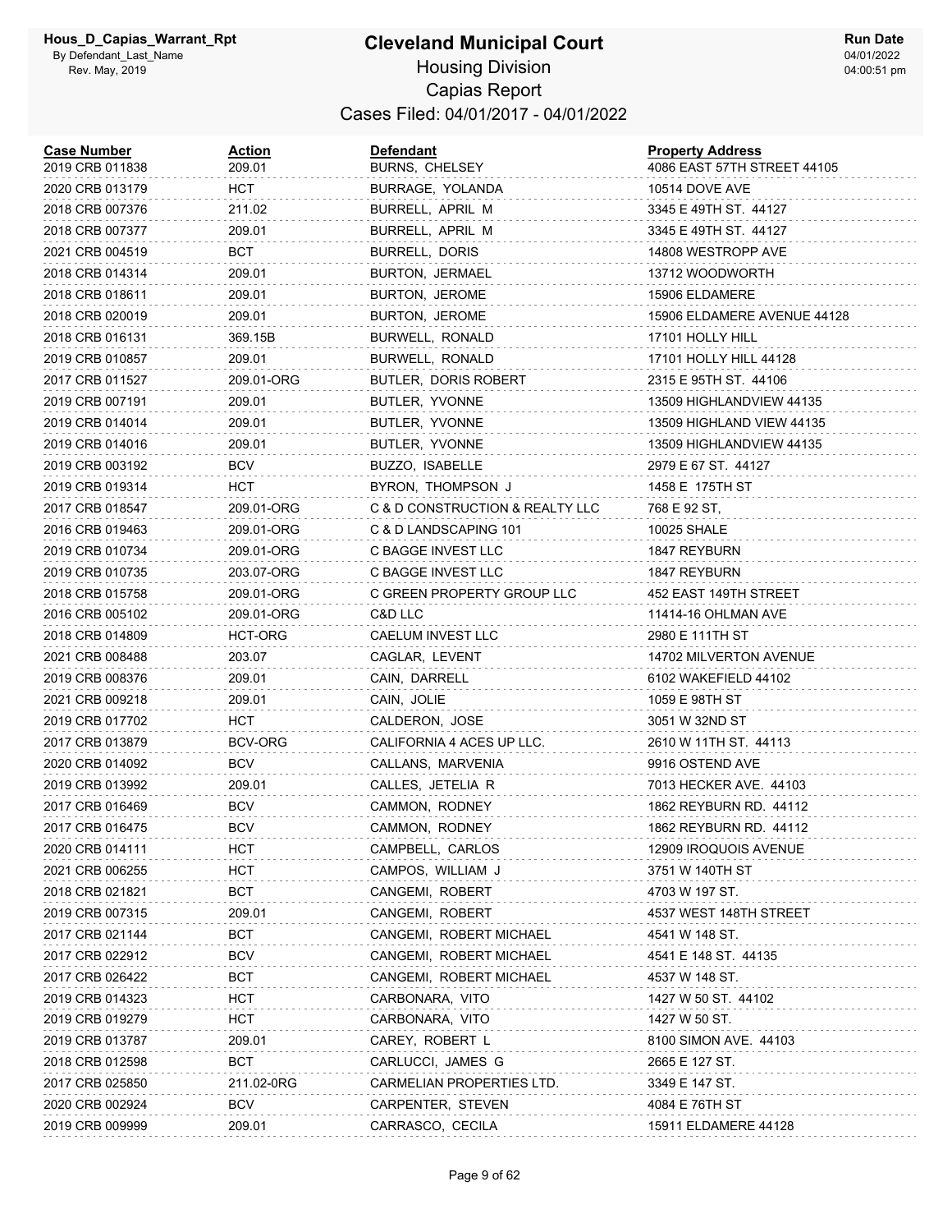# Cleveland Municipal Court

## Housing Division

### Capias Report

Cases Filed: 04/01/2017 - 04/01/2022

Hous_D_Capias_Warrant_Rpt
By Defendant_Last_Name
Rev. May, 2019

Run Date 04/01/2022 04:00:51 pm

| Case Number | Action | Defendant | Property Address |
|---|---|---|---|
| 2019 CRB 011838 | 209.01 | BURNS, CHELSEY | 4086 EAST 57TH STREET 44105 |
| 2020 CRB 013179 | HCT | BURRAGE, YOLANDA | 10514 DOVE AVE |
| 2018 CRB 007376 | 211.02 | BURRELL, APRIL M | 3345 E 49TH ST. 44127 |
| 2018 CRB 007377 | 209.01 | BURRELL, APRIL M | 3345 E 49TH ST. 44127 |
| 2021 CRB 004519 | BCT | BURRELL, DORIS | 14808 WESTROPP AVE |
| 2018 CRB 014314 | 209.01 | BURTON, JERMAEL | 13712 WOODWORTH |
| 2018 CRB 018611 | 209.01 | BURTON, JEROME | 15906 ELDAMERE |
| 2018 CRB 020019 | 209.01 | BURTON, JEROME | 15906 ELDAMERE AVENUE 44128 |
| 2018 CRB 016131 | 369.15B | BURWELL, RONALD | 17101 HOLLY HILL |
| 2019 CRB 010857 | 209.01 | BURWELL, RONALD | 17101 HOLLY HILL 44128 |
| 2017 CRB 011527 | 209.01-ORG | BUTLER, DORIS ROBERT | 2315 E 95TH ST. 44106 |
| 2019 CRB 007191 | 209.01 | BUTLER, YVONNE | 13509 HIGHLANDVIEW 44135 |
| 2019 CRB 014014 | 209.01 | BUTLER, YVONNE | 13509 HIGHLAND VIEW 44135 |
| 2019 CRB 014016 | 209.01 | BUTLER, YVONNE | 13509 HIGHLANDVIEW 44135 |
| 2019 CRB 003192 | BCV | BUZZO, ISABELLE | 2979 E 67 ST. 44127 |
| 2019 CRB 019314 | HCT | BYRON, THOMPSON J | 1458 E 175TH ST |
| 2017 CRB 018547 | 209.01-ORG | C & D CONSTRUCTION & REALTY LLC | 768 E 92 ST, |
| 2016 CRB 019463 | 209.01-ORG | C & D LANDSCAPING 101 | 10025 SHALE |
| 2019 CRB 010734 | 209.01-ORG | C BAGGE INVEST LLC | 1847 REYBURN |
| 2019 CRB 010735 | 203.07-ORG | C BAGGE INVEST LLC | 1847 REYBURN |
| 2018 CRB 015758 | 209.01-ORG | C GREEN PROPERTY GROUP LLC | 452 EAST 149TH STREET |
| 2016 CRB 005102 | 209.01-ORG | C&D LLC | 11414-16 OHLMAN AVE |
| 2018 CRB 014809 | HCT-ORG | CAELUM INVEST LLC | 2980 E 111TH ST |
| 2021 CRB 008488 | 203.07 | CAGLAR, LEVENT | 14702 MILVERTON AVENUE |
| 2019 CRB 008376 | 209.01 | CAIN, DARRELL | 6102 WAKEFIELD 44102 |
| 2021 CRB 009218 | 209.01 | CAIN, JOLIE | 1059 E 98TH ST |
| 2019 CRB 017702 | HCT | CALDERON, JOSE | 3051 W 32ND ST |
| 2017 CRB 013879 | BCV-ORG | CALIFORNIA 4 ACES UP LLC. | 2610 W 11TH ST. 44113 |
| 2020 CRB 014092 | BCV | CALLANS, MARVENIA | 9916 OSTEND AVE |
| 2019 CRB 013992 | 209.01 | CALLES, JETELIA R | 7013 HECKER AVE. 44103 |
| 2017 CRB 016469 | BCV | CAMMON, RODNEY | 1862 REYBURN RD. 44112 |
| 2017 CRB 016475 | BCV | CAMMON, RODNEY | 1862 REYBURN RD. 44112 |
| 2020 CRB 014111 | HCT | CAMPBELL, CARLOS | 12909 IROQUOIS AVENUE |
| 2021 CRB 006255 | HCT | CAMPOS, WILLIAM J | 3751 W 140TH ST |
| 2018 CRB 021821 | BCT | CANGEMI, ROBERT | 4703 W 197 ST. |
| 2019 CRB 007315 | 209.01 | CANGEMI, ROBERT | 4537 WEST 148TH STREET |
| 2017 CRB 021144 | BCT | CANGEMI, ROBERT MICHAEL | 4541 W 148 ST. |
| 2017 CRB 022912 | BCV | CANGEMI, ROBERT MICHAEL | 4541 E 148 ST. 44135 |
| 2017 CRB 026422 | BCT | CANGEMI, ROBERT MICHAEL | 4537 W 148 ST. |
| 2019 CRB 014323 | HCT | CARBONARA, VITO | 1427 W 50 ST. 44102 |
| 2019 CRB 019279 | HCT | CARBONARA, VITO | 1427 W 50 ST. |
| 2019 CRB 013787 | 209.01 | CAREY, ROBERT L | 8100 SIMON AVE. 44103 |
| 2018 CRB 012598 | BCT | CARLUCCI, JAMES G | 2665 E 127 ST. |
| 2017 CRB 025850 | 211.02-0RG | CARMELIAN PROPERTIES LTD. | 3349 E 147 ST. |
| 2020 CRB 002924 | BCV | CARPENTER, STEVEN | 4084 E 76TH ST |
| 2019 CRB 009999 | 209.01 | CARRASCO, CECILA | 15911 ELDAMERE 44128 |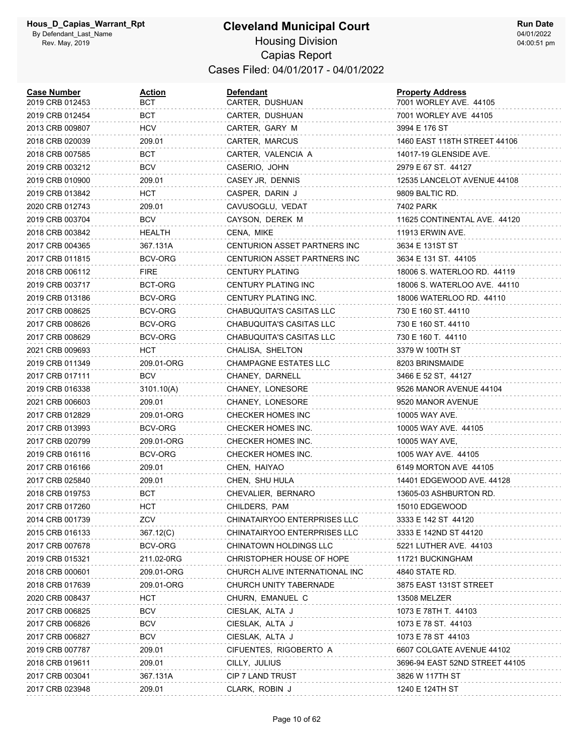# Cleveland Municipal Court

## Housing Division

## Capias Report

### Cases Filed: 04/01/2017 - 04/01/2022

Hous_D_Capias_Warrant_Rpt
By Defendant_Last_Name
Rev. May, 2019

Run Date 04/01/2022 04:00:51 pm

| Case Number | Action | Defendant | Property Address |
|---|---|---|---|
| 2019 CRB 012453 | BCT | CARTER, DUSHUAN | 7001 WORLEY AVE. 44105 |
| 2019 CRB 012454 | BCT | CARTER, DUSHUAN | 7001 WORLEY AVE 44105 |
| 2013 CRB 009807 | HCV | CARTER, GARY M | 3994 E 176 ST |
| 2018 CRB 020039 | 209.01 | CARTER, MARCUS | 1460 EAST 118TH STREET 44106 |
| 2018 CRB 007585 | BCT | CARTER, VALENCIA A | 14017-19 GLENSIDE AVE. |
| 2019 CRB 003212 | BCV | CASERIO, JOHN | 2979 E 67 ST. 44127 |
| 2019 CRB 010900 | 209.01 | CASEY JR, DENNIS | 12535 LANCELOT AVENUE 44108 |
| 2019 CRB 013842 | HCT | CASPER, DARIN J | 9809 BALTIC RD. |
| 2020 CRB 012743 | 209.01 | CAVUSOGLU, VEDAT | 7402 PARK |
| 2019 CRB 003704 | BCV | CAYSON, DEREK M | 11625 CONTINENTAL AVE. 44120 |
| 2018 CRB 003842 | HEALTH | CENA, MIKE | 11913 ERWIN AVE. |
| 2017 CRB 004365 | 367.131A | CENTURION ASSET PARTNERS INC | 3634 E 131ST ST |
| 2017 CRB 011815 | BCV-ORG | CENTURION ASSET PARTNERS INC | 3634 E 131 ST. 44105 |
| 2018 CRB 006112 | FIRE | CENTURY PLATING | 18006 S. WATERLOO RD. 44119 |
| 2019 CRB 003717 | BCT-ORG | CENTURY PLATING INC | 18006 S. WATERLOO AVE. 44110 |
| 2019 CRB 013186 | BCV-ORG | CENTURY PLATING INC. | 18006 WATERLOO RD. 44110 |
| 2017 CRB 008625 | BCV-ORG | CHABUQUITA'S CASITAS LLC | 730 E 160 ST. 44110 |
| 2017 CRB 008626 | BCV-ORG | CHABUQUITA'S CASITAS LLC | 730 E 160 ST. 44110 |
| 2017 CRB 008629 | BCV-ORG | CHABUQUITA'S CASITAS LLC | 730 E 160 T. 44110 |
| 2021 CRB 009693 | HCT | CHALISA, SHELTON | 3379 W 100TH ST |
| 2019 CRB 011349 | 209.01-ORG | CHAMPAGNE ESTATES LLC | 8203 BRINSMAIDE |
| 2017 CRB 017111 | BCV | CHANEY, DARNELL | 3466 E 52 ST, 44127 |
| 2019 CRB 016338 | 3101.10(A) | CHANEY, LONESORE | 9526 MANOR AVENUE 44104 |
| 2021 CRB 006603 | 209.01 | CHANEY, LONESORE | 9520 MANOR AVENUE |
| 2017 CRB 012829 | 209.01-ORG | CHECKER HOMES INC | 10005 WAY AVE. |
| 2017 CRB 013993 | BCV-ORG | CHECKER HOMES INC. | 10005 WAY AVE. 44105 |
| 2017 CRB 020799 | 209.01-ORG | CHECKER HOMES INC. | 10005 WAY AVE, |
| 2019 CRB 016116 | BCV-ORG | CHECKER HOMES INC. | 1005 WAY AVE. 44105 |
| 2017 CRB 016166 | 209.01 | CHEN, HAIYAO | 6149 MORTON AVE 44105 |
| 2017 CRB 025840 | 209.01 | CHEN, SHU HULA | 14401 EDGEWOOD AVE. 44128 |
| 2018 CRB 019753 | BCT | CHEVALIER, BERNARO | 13605-03 ASHBURTON RD. |
| 2017 CRB 017260 | HCT | CHILDERS, PAM | 15010 EDGEWOOD |
| 2014 CRB 001739 | ZCV | CHINATAIRYOO ENTERPRISES LLC | 3333 E 142 ST 44120 |
| 2015 CRB 016133 | 367.12(C) | CHINATAIRYOO ENTERPRISES LLC | 3333 E 142ND ST 44120 |
| 2017 CRB 007678 | BCV-ORG | CHINATOWN HOLDINGS LLC | 5221 LUTHER AVE. 44103 |
| 2019 CRB 015321 | 211.02-0RG | CHRISTOPHER HOUSE OF HOPE | 11721 BUCKINGHAM |
| 2018 CRB 000601 | 209.01-ORG | CHURCH ALIVE INTERNATIONAL INC | 4840 STATE RD. |
| 2018 CRB 017639 | 209.01-ORG | CHURCH UNITY TABERNADE | 3875 EAST 131ST STREET |
| 2020 CRB 008437 | HCT | CHURN, EMANUEL C | 13508 MELZER |
| 2017 CRB 006825 | BCV | CIESLAK, ALTA J | 1073 E 78TH T. 44103 |
| 2017 CRB 006826 | BCV | CIESLAK, ALTA J | 1073 E 78 ST. 44103 |
| 2017 CRB 006827 | BCV | CIESLAK, ALTA J | 1073 E 78 ST 44103 |
| 2019 CRB 007787 | 209.01 | CIFUENTES, RIGOBERTO A | 6607 COLGATE AVENUE 44102 |
| 2018 CRB 019611 | 209.01 | CILLY, JULIUS | 3696-94 EAST 52ND STREET 44105 |
| 2017 CRB 003041 | 367.131A | CIP 7 LAND TRUST | 3826 W 117TH ST |
| 2017 CRB 023948 | 209.01 | CLARK, ROBIN J | 1240 E 124TH ST |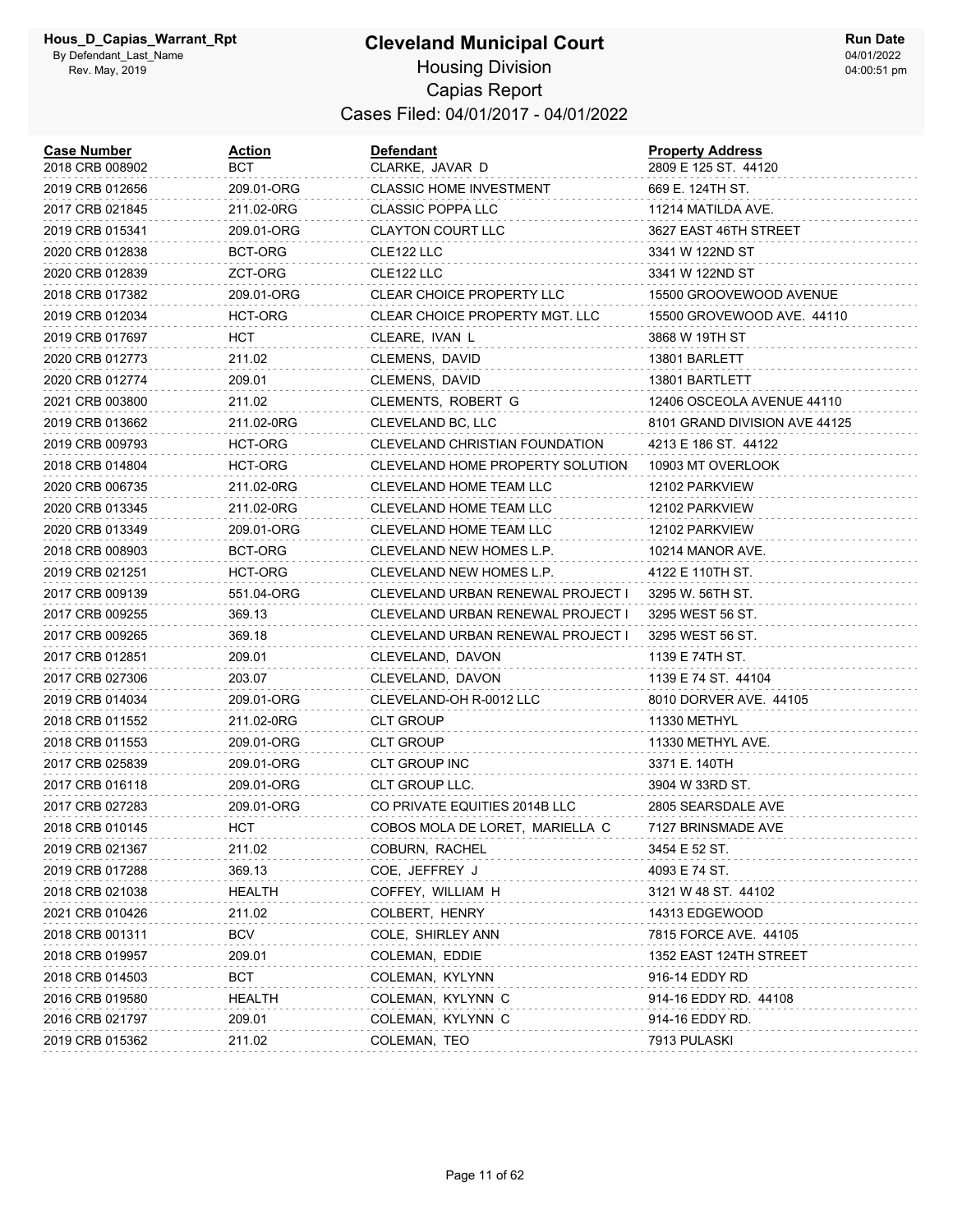# Cleveland Municipal Court

## Housing Division

## Capias Report

### Cases Filed: 04/01/2017 - 04/01/2022

Hous_D_Capias_Warrant_Rpt
By Defendant_Last_Name
Rev. May, 2019

Run Date
04/01/2022
04:00:51 pm

| Case Number | Action | Defendant | Property Address |
|---|---|---|---|
| 2018 CRB 008902 | BCT | CLARKE, JAVAR D | 2809 E 125 ST. 44120 |
| 2019 CRB 012656 | 209.01-ORG | CLASSIC HOME INVESTMENT | 669 E. 124TH ST. |
| 2017 CRB 021845 | 211.02-0RG | CLASSIC POPPA LLC | 11214 MATILDA AVE. |
| 2019 CRB 015341 | 209.01-ORG | CLAYTON COURT LLC | 3627 EAST 46TH STREET |
| 2020 CRB 012838 | BCT-ORG | CLE122 LLC | 3341 W 122ND ST |
| 2020 CRB 012839 | ZCT-ORG | CLE122 LLC | 3341 W 122ND ST |
| 2018 CRB 017382 | 209.01-ORG | CLEAR CHOICE PROPERTY LLC | 15500 GROOVEWOOD AVENUE |
| 2019 CRB 012034 | HCT-ORG | CLEAR CHOICE PROPERTY MGT. LLC | 15500 GROVEWOOD AVE. 44110 |
| 2019 CRB 017697 | HCT | CLEARE, IVAN L | 3868 W 19TH ST |
| 2020 CRB 012773 | 211.02 | CLEMENS, DAVID | 13801 BARLETT |
| 2020 CRB 012774 | 209.01 | CLEMENS, DAVID | 13801 BARTLETT |
| 2021 CRB 003800 | 211.02 | CLEMENTS, ROBERT G | 12406 OSCEOLA AVENUE 44110 |
| 2019 CRB 013662 | 211.02-0RG | CLEVELAND BC, LLC | 8101 GRAND DIVISION AVE 44125 |
| 2019 CRB 009793 | HCT-ORG | CLEVELAND CHRISTIAN FOUNDATION | 4213 E 186 ST. 44122 |
| 2018 CRB 014804 | HCT-ORG | CLEVELAND HOME PROPERTY SOLUTION | 10903 MT OVERLOOK |
| 2020 CRB 006735 | 211.02-0RG | CLEVELAND HOME TEAM LLC | 12102 PARKVIEW |
| 2020 CRB 013345 | 211.02-0RG | CLEVELAND HOME TEAM LLC | 12102 PARKVIEW |
| 2020 CRB 013349 | 209.01-ORG | CLEVELAND HOME TEAM LLC | 12102 PARKVIEW |
| 2018 CRB 008903 | BCT-ORG | CLEVELAND NEW HOMES L.P. | 10214 MANOR AVE. |
| 2019 CRB 021251 | HCT-ORG | CLEVELAND NEW HOMES L.P. | 4122 E 110TH ST. |
| 2017 CRB 009139 | 551.04-ORG | CLEVELAND URBAN RENEWAL PROJECT I | 3295 W. 56TH ST. |
| 2017 CRB 009255 | 369.13 | CLEVELAND URBAN RENEWAL PROJECT I | 3295 WEST 56 ST. |
| 2017 CRB 009265 | 369.18 | CLEVELAND URBAN RENEWAL PROJECT I | 3295 WEST 56 ST. |
| 2017 CRB 012851 | 209.01 | CLEVELAND, DAVON | 1139 E 74TH ST. |
| 2017 CRB 027306 | 203.07 | CLEVELAND, DAVON | 1139 E 74 ST. 44104 |
| 2019 CRB 014034 | 209.01-ORG | CLEVELAND-OH R-0012 LLC | 8010 DORVER AVE. 44105 |
| 2018 CRB 011552 | 211.02-0RG | CLT GROUP | 11330 METHYL |
| 2018 CRB 011553 | 209.01-ORG | CLT GROUP | 11330 METHYL AVE. |
| 2017 CRB 025839 | 209.01-ORG | CLT GROUP INC | 3371 E. 140TH |
| 2017 CRB 016118 | 209.01-ORG | CLT GROUP LLC. | 3904 W 33RD ST. |
| 2017 CRB 027283 | 209.01-ORG | CO PRIVATE EQUITIES 2014B LLC | 2805 SEARSDALE AVE |
| 2018 CRB 010145 | HCT | COBOS MOLA DE LORET, MARIELLA C | 7127 BRINSMADE AVE |
| 2019 CRB 021367 | 211.02 | COBURN, RACHEL | 3454 E 52 ST. |
| 2019 CRB 017288 | 369.13 | COE, JEFFREY J | 4093 E 74 ST. |
| 2018 CRB 021038 | HEALTH | COFFEY, WILLIAM H | 3121 W 48 ST. 44102 |
| 2021 CRB 010426 | 211.02 | COLBERT, HENRY | 14313 EDGEWOOD |
| 2018 CRB 001311 | BCV | COLE, SHIRLEY ANN | 7815 FORCE AVE. 44105 |
| 2018 CRB 019957 | 209.01 | COLEMAN, EDDIE | 1352 EAST 124TH STREET |
| 2018 CRB 014503 | BCT | COLEMAN, KYLYNN | 916-14 EDDY RD |
| 2016 CRB 019580 | HEALTH | COLEMAN, KYLYNN C | 914-16 EDDY RD. 44108 |
| 2016 CRB 021797 | 209.01 | COLEMAN, KYLYNN C | 914-16 EDDY RD. |
| 2019 CRB 015362 | 211.02 | COLEMAN, TEO | 7913 PULASKI |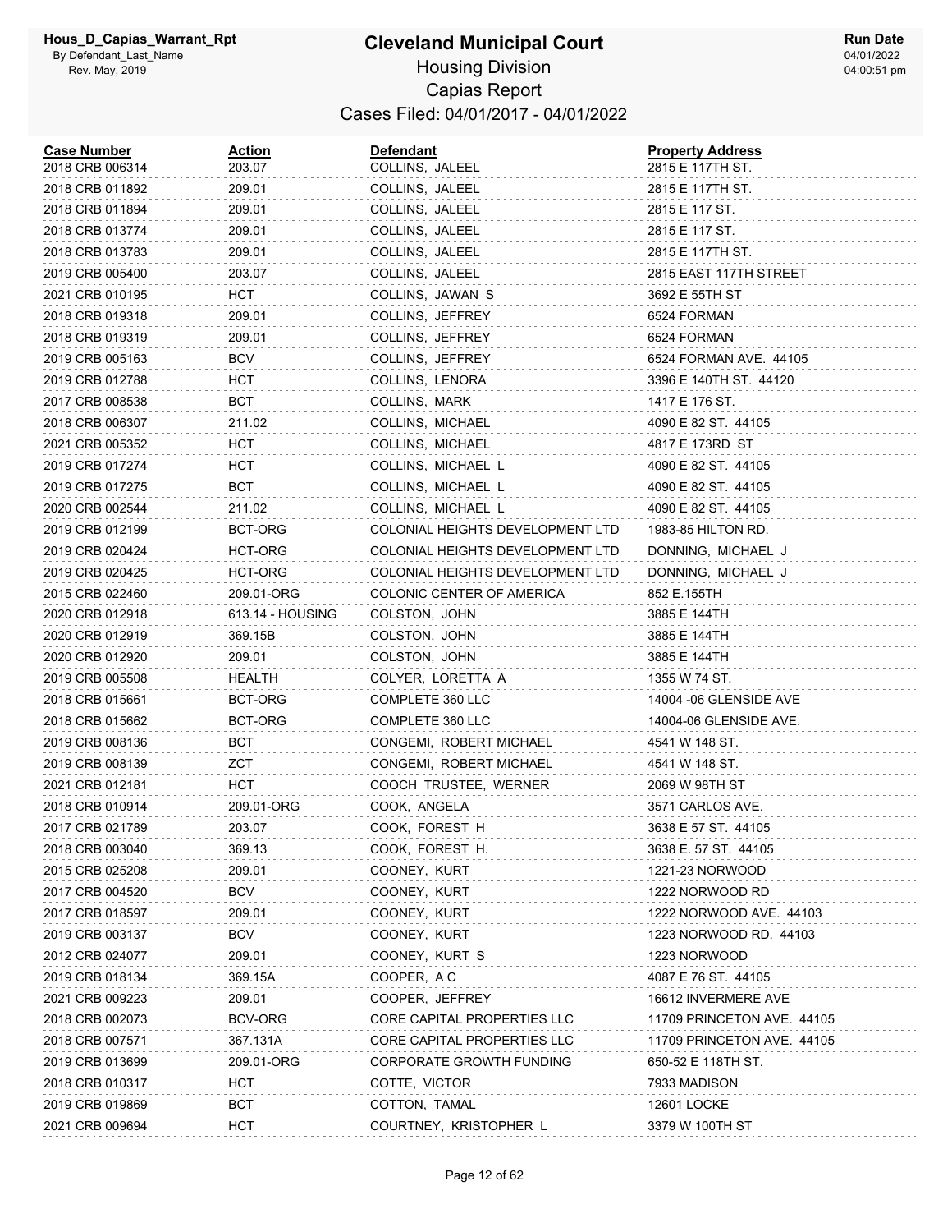# Cleveland Municipal Court

## Housing Division

## Capias Report

### Cases Filed: 04/01/2017 - 04/01/2022

| Case Number | Action | Defendant | Property Address |
|---|---|---|---|
| 2018 CRB 006314 | 203.07 | COLLINS, JALEEL | 2815 E 117TH ST. |
| 2018 CRB 011892 | 209.01 | COLLINS, JALEEL | 2815 E 117TH ST. |
| 2018 CRB 011894 | 209.01 | COLLINS, JALEEL | 2815 E 117 ST. |
| 2018 CRB 013774 | 209.01 | COLLINS, JALEEL | 2815 E 117 ST. |
| 2018 CRB 013783 | 209.01 | COLLINS, JALEEL | 2815 E 117TH ST. |
| 2019 CRB 005400 | 203.07 | COLLINS, JALEEL | 2815 EAST 117TH STREET |
| 2021 CRB 010195 | HCT | COLLINS, JAWAN S | 3692 E 55TH ST |
| 2018 CRB 019318 | 209.01 | COLLINS, JEFFREY | 6524 FORMAN |
| 2018 CRB 019319 | 209.01 | COLLINS, JEFFREY | 6524 FORMAN |
| 2019 CRB 005163 | BCV | COLLINS, JEFFREY | 6524 FORMAN AVE. 44105 |
| 2019 CRB 012788 | HCT | COLLINS, LENORA | 3396 E 140TH ST. 44120 |
| 2017 CRB 008538 | BCT | COLLINS, MARK | 1417 E 176 ST. |
| 2018 CRB 006307 | 211.02 | COLLINS, MICHAEL | 4090 E 82 ST. 44105 |
| 2021 CRB 005352 | HCT | COLLINS, MICHAEL | 4817 E 173RD ST |
| 2019 CRB 017274 | HCT | COLLINS, MICHAEL L | 4090 E 82 ST. 44105 |
| 2019 CRB 017275 | BCT | COLLINS, MICHAEL L | 4090 E 82 ST. 44105 |
| 2020 CRB 002544 | 211.02 | COLLINS, MICHAEL L | 4090 E 82 ST. 44105 |
| 2019 CRB 012199 | BCT-ORG | COLONIAL HEIGHTS DEVELOPMENT LTD | 1983-85 HILTON RD. |
| 2019 CRB 020424 | HCT-ORG | COLONIAL HEIGHTS DEVELOPMENT LTD | DONNING, MICHAEL J |
| 2019 CRB 020425 | HCT-ORG | COLONIAL HEIGHTS DEVELOPMENT LTD | DONNING, MICHAEL J |
| 2015 CRB 022460 | 209.01-ORG | COLONIC CENTER OF AMERICA | 852 E.155TH |
| 2020 CRB 012918 | 613.14 - HOUSING | COLSTON, JOHN | 3885 E 144TH |
| 2020 CRB 012919 | 369.15B | COLSTON, JOHN | 3885 E 144TH |
| 2020 CRB 012920 | 209.01 | COLSTON, JOHN | 3885 E 144TH |
| 2019 CRB 005508 | HEALTH | COLYER, LORETTA A | 1355 W 74 ST. |
| 2018 CRB 015661 | BCT-ORG | COMPLETE 360 LLC | 14004 -06 GLENSIDE AVE |
| 2018 CRB 015662 | BCT-ORG | COMPLETE 360 LLC | 14004-06 GLENSIDE AVE. |
| 2019 CRB 008136 | BCT | CONGEMI, ROBERT MICHAEL | 4541 W 148 ST. |
| 2019 CRB 008139 | ZCT | CONGEMI, ROBERT MICHAEL | 4541 W 148 ST. |
| 2021 CRB 012181 | HCT | COOCH TRUSTEE, WERNER | 2069 W 98TH ST |
| 2018 CRB 010914 | 209.01-ORG | COOK, ANGELA | 3571 CARLOS AVE. |
| 2017 CRB 021789 | 203.07 | COOK, FOREST H | 3638 E 57 ST. 44105 |
| 2018 CRB 003040 | 369.13 | COOK, FOREST H. | 3638 E. 57 ST. 44105 |
| 2015 CRB 025208 | 209.01 | COONEY, KURT | 1221-23 NORWOOD |
| 2017 CRB 004520 | BCV | COONEY, KURT | 1222 NORWOOD RD |
| 2017 CRB 018597 | 209.01 | COONEY, KURT | 1222 NORWOOD AVE. 44103 |
| 2019 CRB 003137 | BCV | COONEY, KURT | 1223 NORWOOD RD. 44103 |
| 2012 CRB 024077 | 209.01 | COONEY, KURT S | 1223 NORWOOD |
| 2019 CRB 018134 | 369.15A | COOPER, A C | 4087 E 76 ST. 44105 |
| 2021 CRB 009223 | 209.01 | COOPER, JEFFREY | 16612 INVERMERE AVE |
| 2018 CRB 002073 | BCV-ORG | CORE CAPITAL PROPERTIES LLC | 11709 PRINCETON AVE. 44105 |
| 2018 CRB 007571 | 367.131A | CORE CAPITAL PROPERTIES LLC | 11709 PRINCETON AVE. 44105 |
| 2019 CRB 013699 | 209.01-ORG | CORPORATE GROWTH FUNDING | 650-52 E 118TH ST. |
| 2018 CRB 010317 | HCT | COTTE, VICTOR | 7933 MADISON |
| 2019 CRB 019869 | BCT | COTTON, TAMAL | 12601 LOCKE |
| 2021 CRB 009694 | HCT | COURTNEY, KRISTOPHER L | 3379 W 100TH ST |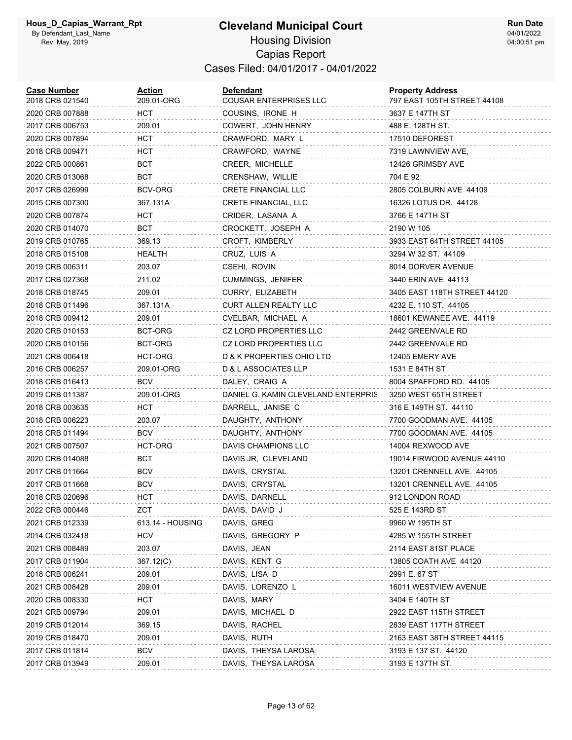# Cleveland Municipal Court

## Housing Division

## Capias Report

### Cases Filed: 04/01/2017 - 04/01/2022

Hous_D_Capias_Warrant_Rpt
By Defendant_Last_Name
Rev. May, 2019

Run Date 04/01/2022 04:00:51 pm

| Case Number | Action | Defendant | Property Address |
|---|---|---|---|
| 2018 CRB 021540 | 209.01-ORG | COUSAR ENTERPRISES LLC | 797 EAST 105TH STREET 44108 |
| 2020 CRB 007888 | HCT | COUSINS, IRONE H | 3637 E 147TH ST |
| 2017 CRB 006753 | 209.01 | COWERT, JOHN HENRY | 488 E. 128TH ST. |
| 2020 CRB 007894 | HCT | CRAWFORD, MARY L | 17510 DEFOREST |
| 2018 CRB 009471 | HCT | CRAWFORD, WAYNE | 7319 LAWNVIEW AVE, |
| 2022 CRB 000861 | BCT | CREER, MICHELLE | 12426 GRIMSBY AVE |
| 2020 CRB 013068 | BCT | CRENSHAW, WILLIE | 704 E 92 |
| 2017 CRB 026999 | BCV-ORG | CRETE FINANCIAL LLC | 2805 COLBURN AVE 44109 |
| 2015 CRB 007300 | 367.131A | CRETE FINANCIAL, LLC | 16326 LOTUS DR. 44128 |
| 2020 CRB 007874 | HCT | CRIDER, LASANA A | 3766 E 147TH ST |
| 2020 CRB 014070 | BCT | CROCKETT, JOSEPH A | 2190 W 105 |
| 2019 CRB 010765 | 369.13 | CROFT, KIMBERLY | 3933 EAST 64TH STREET 44105 |
| 2018 CRB 015108 | HEALTH | CRUZ, LUIS A | 3294 W 32 ST. 44109 |
| 2019 CRB 006311 | 203.07 | CSEHI, ROVIN | 8014 DORVER AVENUE |
| 2017 CRB 027368 | 211.02 | CUMMINGS, JENIFER | 3440 ERIN AVE 44113 |
| 2018 CRB 018745 | 209.01 | CURRY, ELIZABETH | 3405 EAST 118TH STREET 44120 |
| 2018 CRB 011496 | 367.131A | CURT ALLEN REALTY LLC | 4232 E. 110 ST. 44105 |
| 2018 CRB 009412 | 209.01 | CVELBAR, MICHAEL A | 18601 KEWANEE AVE. 44119 |
| 2020 CRB 010153 | BCT-ORG | CZ LORD PROPERTIES LLC | 2442 GREENVALE RD |
| 2020 CRB 010156 | BCT-ORG | CZ LORD PROPERTIES LLC | 2442 GREENVALE RD |
| 2021 CRB 006418 | HCT-ORG | D & K PROPERTIES OHIO LTD | 12405 EMERY AVE |
| 2016 CRB 006257 | 209.01-ORG | D & L ASSOCIATES LLP | 1531 E 84TH ST |
| 2018 CRB 016413 | BCV | DALEY, CRAIG A | 8004 SPAFFORD RD. 44105 |
| 2019 CRB 011387 | 209.01-ORG | DANIEL G. KAMIN CLEVELAND ENTERPRIS | 3250 WEST 65TH STREET |
| 2018 CRB 003635 | HCT | DARRELL, JANISE C | 316 E 149TH ST. 44110 |
| 2018 CRB 006223 | 203.07 | DAUGHTY, ANTHONY | 7700 GOODMAN AVE. 44105 |
| 2018 CRB 011494 | BCV | DAUGHTY, ANTHONY | 7700 GOODMAN AVE. 44105 |
| 2021 CRB 007507 | HCT-ORG | DAVIS CHAMPIONS LLC | 14004 REXWOOD AVE |
| 2020 CRB 014088 | BCT | DAVIS JR, CLEVELAND | 19014 FIRWOOD AVENUE 44110 |
| 2017 CRB 011664 | BCV | DAVIS, CRYSTAL | 13201 CRENNELL AVE. 44105 |
| 2017 CRB 011668 | BCV | DAVIS, CRYSTAL | 13201 CRENNELL AVE. 44105 |
| 2018 CRB 020696 | HCT | DAVIS, DARNELL | 912 LONDON ROAD |
| 2022 CRB 000446 | ZCT | DAVIS, DAVID J | 525 E 143RD ST |
| 2021 CRB 012339 | 613.14 - HOUSING | DAVIS, GREG | 9960 W 195TH ST |
| 2014 CRB 032418 | HCV | DAVIS, GREGORY P | 4285 W 155TH STREET |
| 2021 CRB 008489 | 203.07 | DAVIS, JEAN | 2114 EAST 81ST PLACE |
| 2017 CRB 011904 | 367.12(C) | DAVIS, KENT G | 13805 COATH AVE 44120 |
| 2018 CRB 006241 | 209.01 | DAVIS, LISA D | 2991 E. 67 ST |
| 2021 CRB 008428 | 209.01 | DAVIS, LORENZO L | 16011 WESTVIEW AVENUE |
| 2020 CRB 008330 | HCT | DAVIS, MARY | 3404 E 140TH ST |
| 2021 CRB 009794 | 209.01 | DAVIS, MICHAEL D | 2922 EAST 115TH STREET |
| 2019 CRB 012014 | 369.15 | DAVIS, RACHEL | 2839 EAST 117TH STREET |
| 2019 CRB 018470 | 209.01 | DAVIS, RUTH | 2163 EAST 38TH STREET 44115 |
| 2017 CRB 011814 | BCV | DAVIS, THEYSA LAROSA | 3193 E 137 ST. 44120 |
| 2017 CRB 013949 | 209.01 | DAVIS, THEYSA LAROSA | 3193 E 137TH ST. |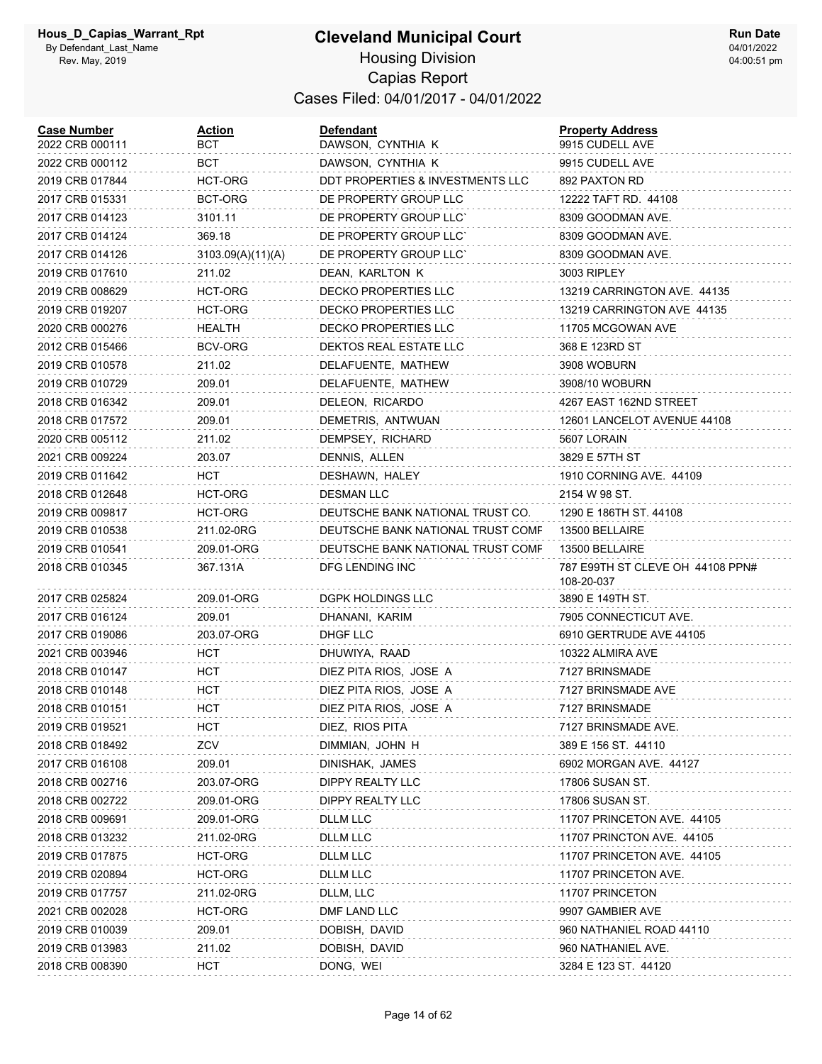# Cleveland Municipal Court

Housing Division

Capias Report

Cases Filed: 04/01/2017 - 04/01/2022

Hous_D_Capias_Warrant_Rpt
By Defendant_Last_Name
Rev. May, 2019

Run Date
04/01/2022
04:00:51 pm

| Case Number | Action | Defendant | Property Address |
|---|---|---|---|
| 2022 CRB 000111 | BCT | DAWSON, CYNTHIA K | 9915 CUDELL AVE |
| 2022 CRB 000112 | BCT | DAWSON, CYNTHIA K | 9915 CUDELL AVE |
| 2019 CRB 017844 | HCT-ORG | DDT PROPERTIES & INVESTMENTS LLC | 892 PAXTON RD |
| 2017 CRB 015331 | BCT-ORG | DE PROPERTY GROUP LLC | 12222 TAFT RD. 44108 |
| 2017 CRB 014123 | 3101.11 | DE PROPERTY GROUP LLC` | 8309 GOODMAN AVE. |
| 2017 CRB 014124 | 369.18 | DE PROPERTY GROUP LLC` | 8309 GOODMAN AVE. |
| 2017 CRB 014126 | 3103.09(A)(11)(A) | DE PROPERTY GROUP LLC` | 8309 GOODMAN AVE. |
| 2019 CRB 017610 | 211.02 | DEAN, KARLTON K | 3003 RIPLEY |
| 2019 CRB 008629 | HCT-ORG | DECKO PROPERTIES LLC | 13219 CARRINGTON AVE. 44135 |
| 2019 CRB 019207 | HCT-ORG | DECKO PROPERTIES LLC | 13219 CARRINGTON AVE 44135 |
| 2020 CRB 000276 | HEALTH | DECKO PROPERTIES LLC | 11705 MCGOWAN AVE |
| 2012 CRB 015466 | BCV-ORG | DEKTOS REAL ESTATE LLC | 368 E 123RD ST |
| 2019 CRB 010578 | 211.02 | DELAFUENTE, MATHEW | 3908 WOBURN |
| 2019 CRB 010729 | 209.01 | DELAFUENTE, MATHEW | 3908/10 WOBURN |
| 2018 CRB 016342 | 209.01 | DELEON, RICARDO | 4267 EAST 162ND STREET |
| 2018 CRB 017572 | 209.01 | DEMETRIS, ANTWUAN | 12601 LANCELOT AVENUE 44108 |
| 2020 CRB 005112 | 211.02 | DEMPSEY, RICHARD | 5607 LORAIN |
| 2021 CRB 009224 | 203.07 | DENNIS, ALLEN | 3829 E 57TH ST |
| 2019 CRB 011642 | HCT | DESHAWN, HALEY | 1910 CORNING AVE. 44109 |
| 2018 CRB 012648 | HCT-ORG | DESMAN LLC | 2154 W 98 ST. |
| 2019 CRB 009817 | HCT-ORG | DEUTSCHE BANK NATIONAL TRUST CO. | 1290 E 186TH ST. 44108 |
| 2019 CRB 010538 | 211.02-0RG | DEUTSCHE BANK NATIONAL TRUST COMF | 13500 BELLAIRE |
| 2019 CRB 010541 | 209.01-ORG | DEUTSCHE BANK NATIONAL TRUST COMF | 13500 BELLAIRE |
| 2018 CRB 010345 | 367.131A | DFG LENDING INC | 787 E99TH ST CLEVE OH 44108 PPN# 108-20-037 |
| 2017 CRB 025824 | 209.01-ORG | DGPK HOLDINGS LLC | 3890 E 149TH ST. |
| 2017 CRB 016124 | 209.01 | DHANANI, KARIM | 7905 CONNECTICUT AVE. |
| 2017 CRB 019086 | 203.07-ORG | DHGF LLC | 6910 GERTRUDE AVE 44105 |
| 2021 CRB 003946 | HCT | DHUWIYA, RAAD | 10322 ALMIRA AVE |
| 2018 CRB 010147 | HCT | DIEZ PITA RIOS, JOSE A | 7127 BRINSMADE |
| 2018 CRB 010148 | HCT | DIEZ PITA RIOS, JOSE A | 7127 BRINSMADE AVE |
| 2018 CRB 010151 | HCT | DIEZ PITA RIOS, JOSE A | 7127 BRINSMADE |
| 2019 CRB 019521 | HCT | DIEZ, RIOS PITA | 7127 BRINSMADE AVE. |
| 2018 CRB 018492 | ZCV | DIMMIAN, JOHN H | 389 E 156 ST. 44110 |
| 2017 CRB 016108 | 209.01 | DINISHAK, JAMES | 6902 MORGAN AVE. 44127 |
| 2018 CRB 002716 | 203.07-ORG | DIPPY REALTY LLC | 17806 SUSAN ST. |
| 2018 CRB 002722 | 209.01-ORG | DIPPY REALTY LLC | 17806 SUSAN ST. |
| 2018 CRB 009691 | 209.01-ORG | DLLM LLC | 11707 PRINCETON AVE. 44105 |
| 2018 CRB 013232 | 211.02-0RG | DLLM LLC | 11707 PRINCTON AVE. 44105 |
| 2019 CRB 017875 | HCT-ORG | DLLM LLC | 11707 PRINCETON AVE. 44105 |
| 2019 CRB 020894 | HCT-ORG | DLLM LLC | 11707 PRINCETON AVE. |
| 2019 CRB 017757 | 211.02-0RG | DLLM, LLC | 11707 PRINCETON |
| 2021 CRB 002028 | HCT-ORG | DMF LAND LLC | 9907 GAMBIER AVE |
| 2019 CRB 010039 | 209.01 | DOBISH, DAVID | 960 NATHANIEL ROAD 44110 |
| 2019 CRB 013983 | 211.02 | DOBISH, DAVID | 960 NATHANIEL AVE. |
| 2018 CRB 008390 | HCT | DONG, WEI | 3284 E 123 ST. 44120 |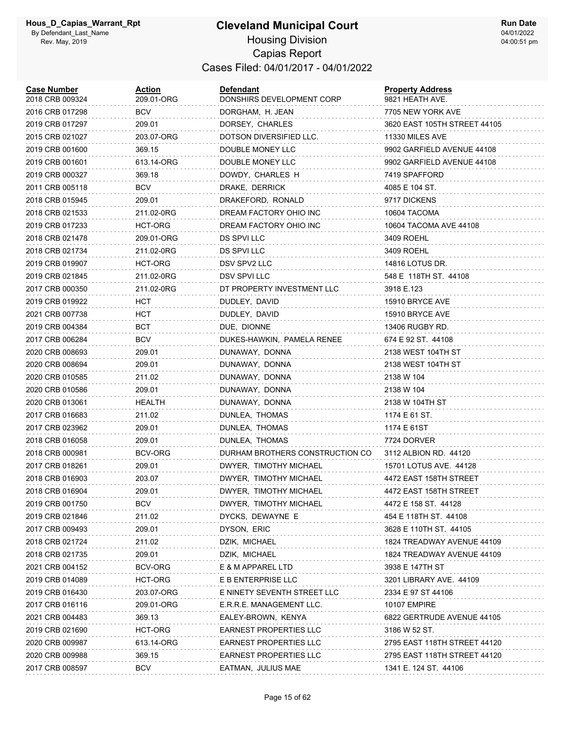# Cleveland Municipal Court

## Housing Division

## Capias Report

### Cases Filed: 04/01/2017 - 04/01/2022

Hous_D_Capias_Warrant_Rpt
By Defendant_Last_Name
Rev. May, 2019

Run Date
04/01/2022
04:00:51 pm

| Case Number | Action | Defendant | Property Address |
|---|---|---|---|
| 2018 CRB 009324 | 209.01-ORG | DONSHIRS DEVELOPMENT CORP | 9821 HEATH AVE. |
| 2016 CRB 017298 | BCV | DORGHAM, H. JEAN | 7705 NEW YORK AVE |
| 2019 CRB 017297 | 209.01 | DORSEY, CHARLES | 3620 EAST 105TH STREET 44105 |
| 2015 CRB 021027 | 203.07-ORG | DOTSON DIVERSIFIED LLC. | 11330 MILES AVE |
| 2019 CRB 001600 | 369.15 | DOUBLE MONEY LLC | 9902 GARFIELD AVENUE 44108 |
| 2019 CRB 001601 | 613.14-ORG | DOUBLE MONEY LLC | 9902 GARFIELD AVENUE 44108 |
| 2019 CRB 000327 | 369.18 | DOWDY, CHARLES H | 7419 SPAFFORD |
| 2011 CRB 005118 | BCV | DRAKE, DERRICK | 4085 E 104 ST. |
| 2018 CRB 015945 | 209.01 | DRAKEFORD, RONALD | 9717 DICKENS |
| 2018 CRB 021533 | 211.02-0RG | DREAM FACTORY OHIO INC | 10604 TACOMA |
| 2019 CRB 017233 | HCT-ORG | DREAM FACTORY OHIO INC | 10604 TACOMA AVE 44108 |
| 2018 CRB 021478 | 209.01-ORG | DS SPVI LLC | 3409 ROEHL |
| 2018 CRB 021734 | 211.02-0RG | DS SPVI LLC | 3409 ROEHL |
| 2019 CRB 019907 | HCT-ORG | DSV SPV2 LLC | 14816 LOTUS DR. |
| 2019 CRB 021845 | 211.02-0RG | DSV SPVI LLC | 548 E 118TH ST. 44108 |
| 2017 CRB 000350 | 211.02-0RG | DT PROPERTY INVESTMENT LLC | 3918 E.123 |
| 2019 CRB 019922 | HCT | DUDLEY, DAVID | 15910 BRYCE AVE |
| 2021 CRB 007738 | HCT | DUDLEY, DAVID | 15910 BRYCE AVE |
| 2019 CRB 004384 | BCT | DUE, DIONNE | 13406 RUGBY RD. |
| 2017 CRB 006284 | BCV | DUKES-HAWKIN, PAMELA RENEE | 674 E 92 ST. 44108 |
| 2020 CRB 008693 | 209.01 | DUNAWAY, DONNA | 2138 WEST 104TH ST |
| 2020 CRB 008694 | 209.01 | DUNAWAY, DONNA | 2138 WEST 104TH ST |
| 2020 CRB 010585 | 211.02 | DUNAWAY, DONNA | 2138 W 104 |
| 2020 CRB 010586 | 209.01 | DUNAWAY, DONNA | 2138 W 104 |
| 2020 CRB 013061 | HEALTH | DUNAWAY, DONNA | 2138 W 104TH ST |
| 2017 CRB 016683 | 211.02 | DUNLEA, THOMAS | 1174 E 61 ST. |
| 2017 CRB 023962 | 209.01 | DUNLEA, THOMAS | 1174 E 61ST |
| 2018 CRB 016058 | 209.01 | DUNLEA, THOMAS | 7724 DORVER |
| 2018 CRB 000981 | BCV-ORG | DURHAM BROTHERS CONSTRUCTION CO | 3112 ALBION RD. 44120 |
| 2017 CRB 018261 | 209.01 | DWYER, TIMOTHY MICHAEL | 15701 LOTUS AVE. 44128 |
| 2018 CRB 016903 | 203.07 | DWYER, TIMOTHY MICHAEL | 4472 EAST 158TH STREET |
| 2018 CRB 016904 | 209.01 | DWYER, TIMOTHY MICHAEL | 4472 EAST 158TH STREET |
| 2019 CRB 001750 | BCV | DWYER, TIMOTHY MICHAEL | 4472 E 158 ST. 44128 |
| 2019 CRB 021846 | 211.02 | DYCKS, DEWAYNE E | 454 E 118TH ST. 44108 |
| 2017 CRB 009493 | 209.01 | DYSON, ERIC | 3628 E 110TH ST. 44105 |
| 2018 CRB 021724 | 211.02 | DZIK, MICHAEL | 1824 TREADWAY AVENUE 44109 |
| 2018 CRB 021735 | 209.01 | DZIK, MICHAEL | 1824 TREADWAY AVENUE 44109 |
| 2021 CRB 004152 | BCV-ORG | E & M APPAREL LTD | 3938 E 147TH ST |
| 2019 CRB 014089 | HCT-ORG | E B ENTERPRISE LLC | 3201 LIBRARY AVE. 44109 |
| 2019 CRB 016430 | 203.07-ORG | E NINETY SEVENTH STREET LLC | 2334 E 97 ST 44106 |
| 2017 CRB 016116 | 209.01-ORG | E.R.R.E. MANAGEMENT LLC. | 10107 EMPIRE |
| 2021 CRB 004483 | 369.13 | EALEY-BROWN, KENYA | 6822 GERTRUDE AVENUE 44105 |
| 2019 CRB 021690 | HCT-ORG | EARNEST PROPERTIES LLC | 3186 W 52 ST. |
| 2020 CRB 009987 | 613.14-ORG | EARNEST PROPERTIES LLC | 2795 EAST 118TH STREET 44120 |
| 2020 CRB 009988 | 369.15 | EARNEST PROPERTIES LLC | 2795 EAST 118TH STREET 44120 |
| 2017 CRB 008597 | BCV | EATMAN, JULIUS MAE | 1341 E. 124 ST. 44106 |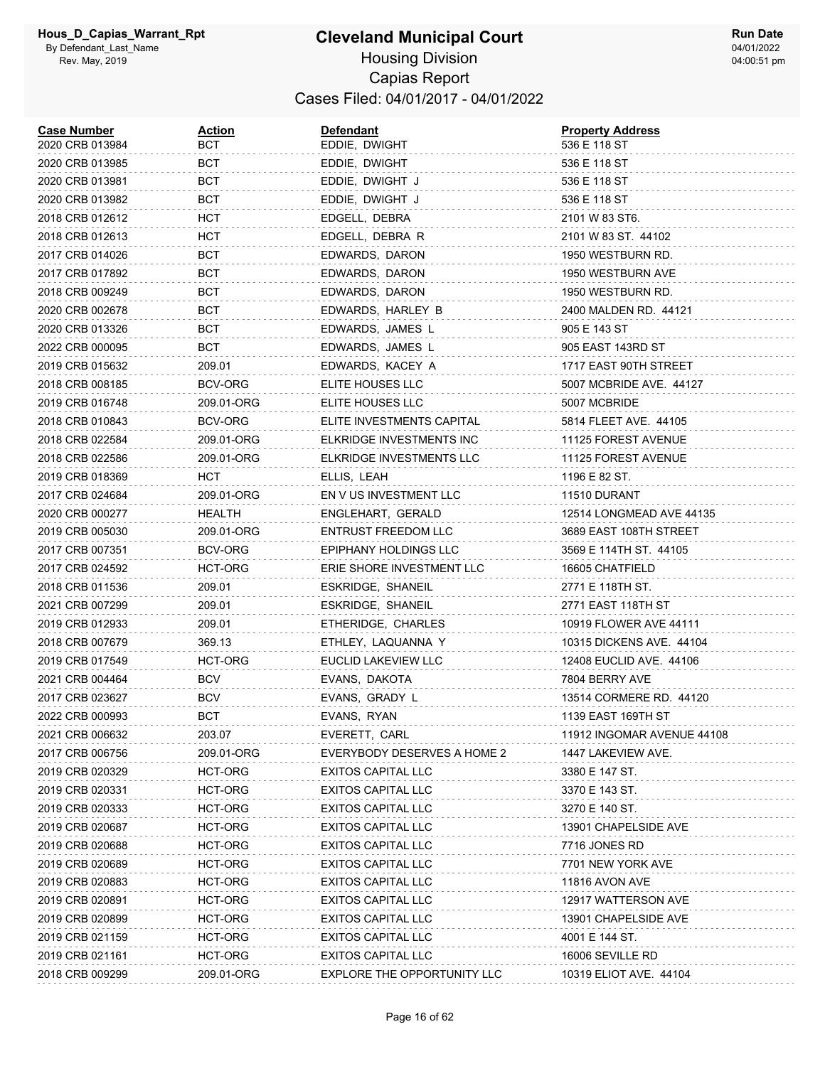# Cleveland Municipal Court

Housing Division
Capias Report
Cases Filed: 04/01/2017 - 04/01/2022

| Case Number | Action | Defendant | Property Address |
|---|---|---|---|
| 2020 CRB 013984 | BCT | EDDIE, DWIGHT | 536 E 118 ST |
| 2020 CRB 013985 | BCT | EDDIE, DWIGHT | 536 E 118 ST |
| 2020 CRB 013981 | BCT | EDDIE, DWIGHT J | 536 E 118 ST |
| 2020 CRB 013982 | BCT | EDDIE, DWIGHT J | 536 E 118 ST |
| 2018 CRB 012612 | HCT | EDGELL, DEBRA | 2101 W 83 ST6. |
| 2018 CRB 012613 | HCT | EDGELL, DEBRA R | 2101 W 83 ST. 44102 |
| 2017 CRB 014026 | BCT | EDWARDS, DARON | 1950 WESTBURN RD. |
| 2017 CRB 017892 | BCT | EDWARDS, DARON | 1950 WESTBURN AVE |
| 2018 CRB 009249 | BCT | EDWARDS, DARON | 1950 WESTBURN RD. |
| 2020 CRB 002678 | BCT | EDWARDS, HARLEY B | 2400 MALDEN RD. 44121 |
| 2020 CRB 013326 | BCT | EDWARDS, JAMES L | 905 E 143 ST |
| 2022 CRB 000095 | BCT | EDWARDS, JAMES L | 905 EAST 143RD ST |
| 2019 CRB 015632 | 209.01 | EDWARDS, KACEY A | 1717 EAST 90TH STREET |
| 2018 CRB 008185 | BCV-ORG | ELITE HOUSES LLC | 5007 MCBRIDE AVE. 44127 |
| 2019 CRB 016748 | 209.01-ORG | ELITE HOUSES LLC | 5007 MCBRIDE |
| 2018 CRB 010843 | BCV-ORG | ELITE INVESTMENTS CAPITAL | 5814 FLEET AVE. 44105 |
| 2018 CRB 022584 | 209.01-ORG | ELKRIDGE INVESTMENTS INC | 11125 FOREST AVENUE |
| 2018 CRB 022586 | 209.01-ORG | ELKRIDGE INVESTMENTS LLC | 11125 FOREST AVENUE |
| 2019 CRB 018369 | HCT | ELLIS, LEAH | 1196 E 82 ST. |
| 2017 CRB 024684 | 209.01-ORG | EN V US INVESTMENT LLC | 11510 DURANT |
| 2020 CRB 000277 | HEALTH | ENGLEHART, GERALD | 12514 LONGMEAD AVE 44135 |
| 2019 CRB 005030 | 209.01-ORG | ENTRUST FREEDOM LLC | 3689 EAST 108TH STREET |
| 2017 CRB 007351 | BCV-ORG | EPIPHANY HOLDINGS LLC | 3569 E 114TH ST. 44105 |
| 2017 CRB 024592 | HCT-ORG | ERIE SHORE INVESTMENT LLC | 16605 CHATFIELD |
| 2018 CRB 011536 | 209.01 | ESKRIDGE, SHANEIL | 2771 E 118TH ST. |
| 2021 CRB 007299 | 209.01 | ESKRIDGE, SHANEIL | 2771 EAST 118TH ST |
| 2019 CRB 012933 | 209.01 | ETHERIDGE, CHARLES | 10919 FLOWER AVE 44111 |
| 2018 CRB 007679 | 369.13 | ETHLEY, LAQUANNA Y | 10315 DICKENS AVE. 44104 |
| 2019 CRB 017549 | HCT-ORG | EUCLID LAKEVIEW LLC | 12408 EUCLID AVE. 44106 |
| 2021 CRB 004464 | BCV | EVANS, DAKOTA | 7804 BERRY AVE |
| 2017 CRB 023627 | BCV | EVANS, GRADY L | 13514 CORMERE RD. 44120 |
| 2022 CRB 000993 | BCT | EVANS, RYAN | 1139 EAST 169TH ST |
| 2021 CRB 006632 | 203.07 | EVERETT, CARL | 11912 INGOMAR AVENUE 44108 |
| 2017 CRB 006756 | 209.01-ORG | EVERYBODY DESERVES A HOME 2 | 1447 LAKEVIEW AVE. |
| 2019 CRB 020329 | HCT-ORG | EXITOS CAPITAL LLC | 3380 E 147 ST. |
| 2019 CRB 020331 | HCT-ORG | EXITOS CAPITAL LLC | 3370 E 143 ST. |
| 2019 CRB 020333 | HCT-ORG | EXITOS CAPITAL LLC | 3270 E 140 ST. |
| 2019 CRB 020687 | HCT-ORG | EXITOS CAPITAL LLC | 13901 CHAPELSIDE AVE |
| 2019 CRB 020688 | HCT-ORG | EXITOS CAPITAL LLC | 7716 JONES RD |
| 2019 CRB 020689 | HCT-ORG | EXITOS CAPITAL LLC | 7701 NEW YORK AVE |
| 2019 CRB 020883 | HCT-ORG | EXITOS CAPITAL LLC | 11816 AVON AVE |
| 2019 CRB 020891 | HCT-ORG | EXITOS CAPITAL LLC | 12917 WATTERSON AVE |
| 2019 CRB 020899 | HCT-ORG | EXITOS CAPITAL LLC | 13901 CHAPELSIDE AVE |
| 2019 CRB 021159 | HCT-ORG | EXITOS CAPITAL LLC | 4001 E 144 ST. |
| 2019 CRB 021161 | HCT-ORG | EXITOS CAPITAL LLC | 16006 SEVILLE RD |
| 2018 CRB 009299 | 209.01-ORG | EXPLORE THE OPPORTUNITY LLC | 10319 ELIOT AVE. 44104 |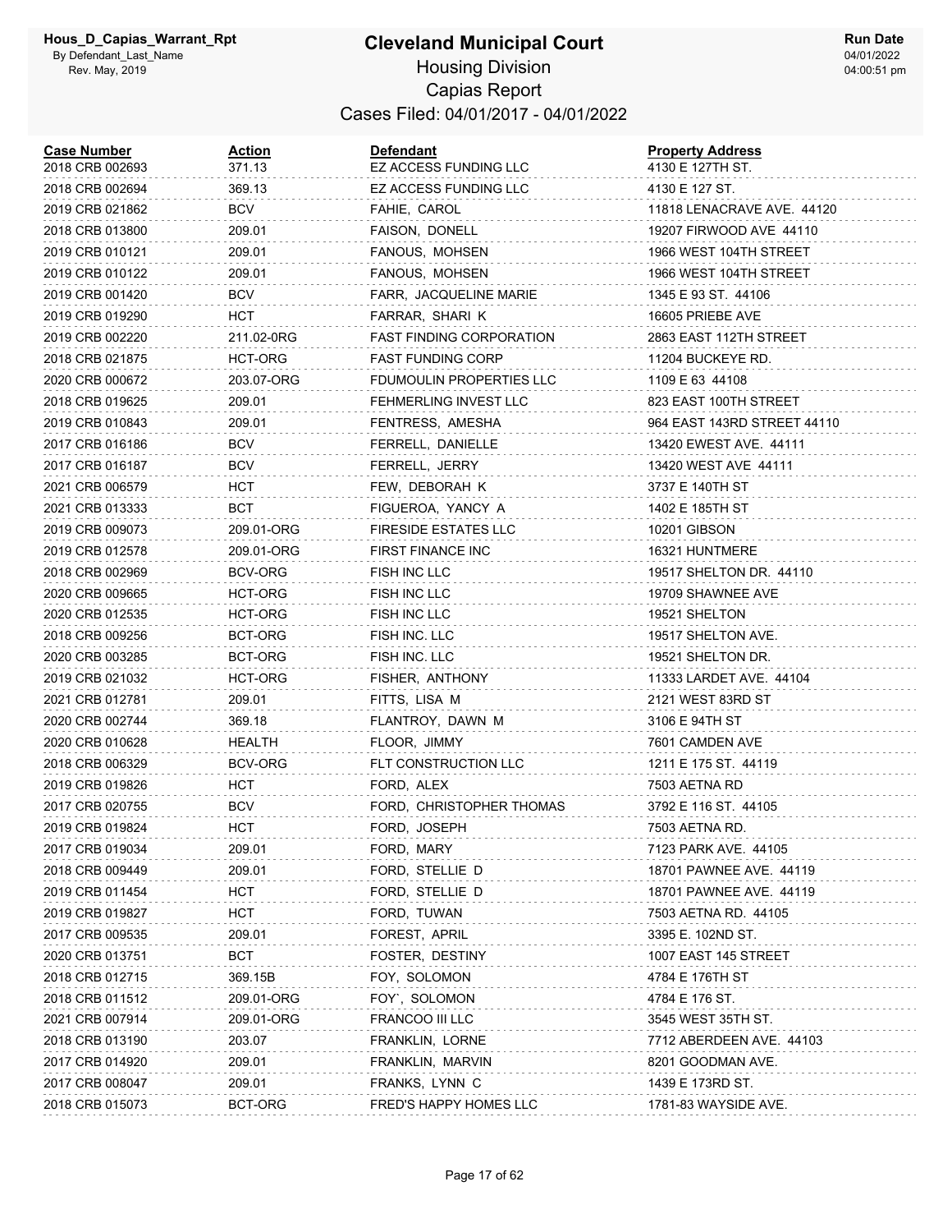# Cleveland Municipal Court

Hous_D_Capias_Warrant_Rpt
By Defendant_Last_Name
Rev. May, 2019

Run Date
04/01/2022
04:00:51 pm

## Housing Division
## Capias Report
## Cases Filed: 04/01/2017 - 04/01/2022

| Case Number | Action | Defendant | Property Address |
|---|---|---|---|
| 2018 CRB 002693 | 371.13 | EZ ACCESS FUNDING LLC | 4130 E 127TH ST. |
| 2018 CRB 002694 | 369.13 | EZ ACCESS FUNDING LLC | 4130 E 127 ST. |
| 2019 CRB 021862 | BCV | FAHIE, CAROL | 11818 LENACRAVE AVE. 44120 |
| 2018 CRB 013800 | 209.01 | FAISON, DONELL | 19207 FIRWOOD AVE 44110 |
| 2019 CRB 010121 | 209.01 | FANOUS, MOHSEN | 1966 WEST 104TH STREET |
| 2019 CRB 010122 | 209.01 | FANOUS, MOHSEN | 1966 WEST 104TH STREET |
| 2019 CRB 001420 | BCV | FARR, JACQUELINE MARIE | 1345 E 93 ST. 44106 |
| 2019 CRB 019290 | HCT | FARRAR, SHARI K | 16605 PRIEBE AVE |
| 2019 CRB 002220 | 211.02-0RG | FAST FINDING CORPORATION | 2863 EAST 112TH STREET |
| 2018 CRB 021875 | HCT-ORG | FAST FUNDING CORP | 11204 BUCKEYE RD. |
| 2020 CRB 000672 | 203.07-ORG | FDUMOULIN PROPERTIES LLC | 1109 E 63 44108 |
| 2018 CRB 019625 | 209.01 | FEHMERLING INVEST LLC | 823 EAST 100TH STREET |
| 2019 CRB 010843 | 209.01 | FENTRESS, AMESHA | 964 EAST 143RD STREET 44110 |
| 2017 CRB 016186 | BCV | FERRELL, DANIELLE | 13420 EWEST AVE. 44111 |
| 2017 CRB 016187 | BCV | FERRELL, JERRY | 13420 WEST AVE 44111 |
| 2021 CRB 006579 | HCT | FEW, DEBORAH K | 3737 E 140TH ST |
| 2021 CRB 013333 | BCT | FIGUEROA, YANCY A | 1402 E 185TH ST |
| 2019 CRB 009073 | 209.01-ORG | FIRESIDE ESTATES LLC | 10201 GIBSON |
| 2019 CRB 012578 | 209.01-ORG | FIRST FINANCE INC | 16321 HUNTMERE |
| 2018 CRB 002969 | BCV-ORG | FISH INC LLC | 19517 SHELTON DR. 44110 |
| 2020 CRB 009665 | HCT-ORG | FISH INC LLC | 19709 SHAWNEE AVE |
| 2020 CRB 012535 | HCT-ORG | FISH INC LLC | 19521 SHELTON |
| 2018 CRB 009256 | BCT-ORG | FISH INC. LLC | 19517 SHELTON AVE. |
| 2020 CRB 003285 | BCT-ORG | FISH INC. LLC | 19521 SHELTON DR. |
| 2019 CRB 021032 | HCT-ORG | FISHER, ANTHONY | 11333 LARDET AVE. 44104 |
| 2021 CRB 012781 | 209.01 | FITTS, LISA M | 2121 WEST 83RD ST |
| 2020 CRB 002744 | 369.18 | FLANTROY, DAWN M | 3106 E 94TH ST |
| 2020 CRB 010628 | HEALTH | FLOOR, JIMMY | 7601 CAMDEN AVE |
| 2018 CRB 006329 | BCV-ORG | FLT CONSTRUCTION LLC | 1211 E 175 ST. 44119 |
| 2019 CRB 019826 | HCT | FORD, ALEX | 7503 AETNA RD |
| 2017 CRB 020755 | BCV | FORD, CHRISTOPHER THOMAS | 3792 E 116 ST. 44105 |
| 2019 CRB 019824 | HCT | FORD, JOSEPH | 7503 AETNA RD. |
| 2017 CRB 019034 | 209.01 | FORD, MARY | 7123 PARK AVE. 44105 |
| 2018 CRB 009449 | 209.01 | FORD, STELLIE D | 18701 PAWNEE AVE. 44119 |
| 2019 CRB 011454 | HCT | FORD, STELLIE D | 18701 PAWNEE AVE. 44119 |
| 2019 CRB 019827 | HCT | FORD, TUWAN | 7503 AETNA RD. 44105 |
| 2017 CRB 009535 | 209.01 | FOREST, APRIL | 3395 E. 102ND ST. |
| 2020 CRB 013751 | BCT | FOSTER, DESTINY | 1007 EAST 145 STREET |
| 2018 CRB 012715 | 369.15B | FOY, SOLOMON | 4784 E 176TH ST |
| 2018 CRB 011512 | 209.01-ORG | FOY`, SOLOMON | 4784 E 176 ST. |
| 2021 CRB 007914 | 209.01-ORG | FRANCOO III LLC | 3545 WEST 35TH ST. |
| 2018 CRB 013190 | 203.07 | FRANKLIN, LORNE | 7712 ABERDEEN AVE. 44103 |
| 2017 CRB 014920 | 209.01 | FRANKLIN, MARVIN | 8201 GOODMAN AVE. |
| 2017 CRB 008047 | 209.01 | FRANKS, LYNN C | 1439 E 173RD ST. |
| 2018 CRB 015073 | BCT-ORG | FRED'S HAPPY HOMES LLC | 1781-83 WAYSIDE AVE. |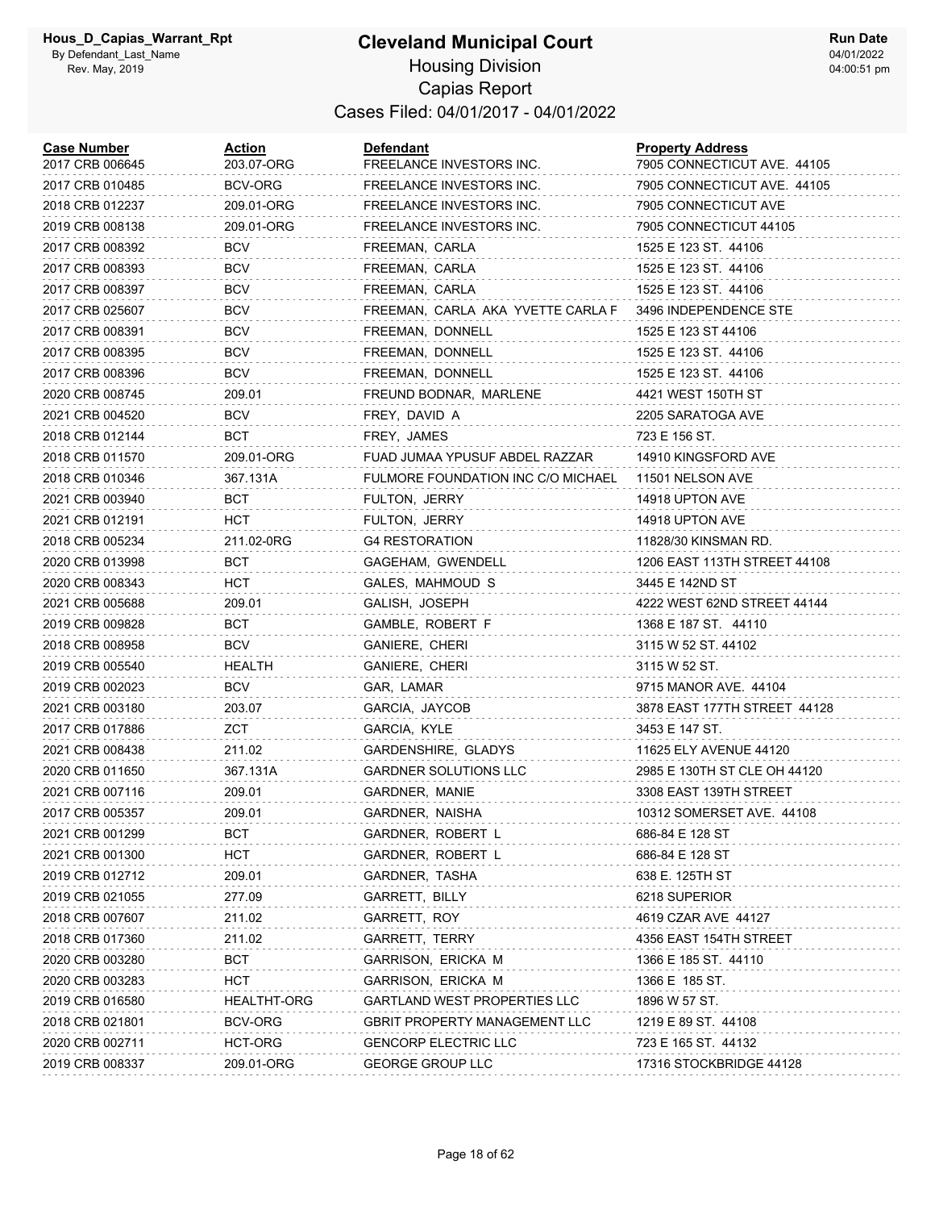# Cleveland Municipal Court

## Housing Division

## Capias Report

### Cases Filed: 04/01/2017 - 04/01/2022

| Case Number | Action | Defendant | Property Address |
|---|---|---|---|
| 2017 CRB 006645 | 203.07-ORG | FREELANCE INVESTORS INC. | 7905 CONNECTICUT AVE. 44105 |
| 2017 CRB 010485 | BCV-ORG | FREELANCE INVESTORS INC. | 7905 CONNECTICUT AVE. 44105 |
| 2018 CRB 012237 | 209.01-ORG | FREELANCE INVESTORS INC. | 7905 CONNECTICUT AVE |
| 2019 CRB 008138 | 209.01-ORG | FREELANCE INVESTORS INC. | 7905 CONNECTICUT 44105 |
| 2017 CRB 008392 | BCV | FREEMAN, CARLA | 1525 E 123 ST. 44106 |
| 2017 CRB 008393 | BCV | FREEMAN, CARLA | 1525 E 123 ST. 44106 |
| 2017 CRB 008397 | BCV | FREEMAN, CARLA | 1525 E 123 ST. 44106 |
| 2017 CRB 025607 | BCV | FREEMAN, CARLA AKA YVETTE CARLA F | 3496 INDEPENDENCE STE |
| 2017 CRB 008391 | BCV | FREEMAN, DONNELL | 1525 E 123 ST 44106 |
| 2017 CRB 008395 | BCV | FREEMAN, DONNELL | 1525 E 123 ST. 44106 |
| 2017 CRB 008396 | BCV | FREEMAN, DONNELL | 1525 E 123 ST. 44106 |
| 2020 CRB 008745 | 209.01 | FREUND BODNAR, MARLENE | 4421 WEST 150TH ST |
| 2021 CRB 004520 | BCV | FREY, DAVID A | 2205 SARATOGA AVE |
| 2018 CRB 012144 | BCT | FREY, JAMES | 723 E 156 ST. |
| 2018 CRB 011570 | 209.01-ORG | FUAD JUMAA YPUSUF ABDEL RAZZAR | 14910 KINGSFORD AVE |
| 2018 CRB 010346 | 367.131A | FULMORE FOUNDATION INC C/O MICHAEL | 11501 NELSON AVE |
| 2021 CRB 003940 | BCT | FULTON, JERRY | 14918 UPTON AVE |
| 2021 CRB 012191 | HCT | FULTON, JERRY | 14918 UPTON AVE |
| 2018 CRB 005234 | 211.02-0RG | G4 RESTORATION | 11828/30 KINSMAN RD. |
| 2020 CRB 013998 | BCT | GAGEHAM, GWENDELL | 1206 EAST 113TH STREET 44108 |
| 2020 CRB 008343 | HCT | GALES, MAHMOUD S | 3445 E 142ND ST |
| 2021 CRB 005688 | 209.01 | GALISH, JOSEPH | 4222 WEST 62ND STREET 44144 |
| 2019 CRB 009828 | BCT | GAMBLE, ROBERT F | 1368 E 187 ST. 44110 |
| 2018 CRB 008958 | BCV | GANIERE, CHERI | 3115 W 52 ST. 44102 |
| 2019 CRB 005540 | HEALTH | GANIERE, CHERI | 3115 W 52 ST. |
| 2019 CRB 002023 | BCV | GAR, LAMAR | 9715 MANOR AVE. 44104 |
| 2021 CRB 003180 | 203.07 | GARCIA, JAYCOB | 3878 EAST 177TH STREET 44128 |
| 2017 CRB 017886 | ZCT | GARCIA, KYLE | 3453 E 147 ST. |
| 2021 CRB 008438 | 211.02 | GARDENSHIRE, GLADYS | 11625 ELY AVENUE 44120 |
| 2020 CRB 011650 | 367.131A | GARDNER SOLUTIONS LLC | 2985 E 130TH ST CLE OH 44120 |
| 2021 CRB 007116 | 209.01 | GARDNER, MANIE | 3308 EAST 139TH STREET |
| 2017 CRB 005357 | 209.01 | GARDNER, NAISHA | 10312 SOMERSET AVE. 44108 |
| 2021 CRB 001299 | BCT | GARDNER, ROBERT L | 686-84 E 128 ST |
| 2021 CRB 001300 | HCT | GARDNER, ROBERT L | 686-84 E 128 ST |
| 2019 CRB 012712 | 209.01 | GARDNER, TASHA | 638 E. 125TH ST |
| 2019 CRB 021055 | 277.09 | GARRETT, BILLY | 6218 SUPERIOR |
| 2018 CRB 007607 | 211.02 | GARRETT, ROY | 4619 CZAR AVE 44127 |
| 2018 CRB 017360 | 211.02 | GARRETT, TERRY | 4356 EAST 154TH STREET |
| 2020 CRB 003280 | BCT | GARRISON, ERICKA M | 1366 E 185 ST. 44110 |
| 2020 CRB 003283 | HCT | GARRISON, ERICKA M | 1366 E 185 ST. |
| 2019 CRB 016580 | HEALTHT-ORG | GARTLAND WEST PROPERTIES LLC | 1896 W 57 ST. |
| 2018 CRB 021801 | BCV-ORG | GBRIT PROPERTY MANAGEMENT LLC | 1219 E 89 ST. 44108 |
| 2020 CRB 002711 | HCT-ORG | GENCORP ELECTRIC LLC | 723 E 165 ST. 44132 |
| 2019 CRB 008337 | 209.01-ORG | GEORGE GROUP LLC | 17316 STOCKBRIDGE 44128 |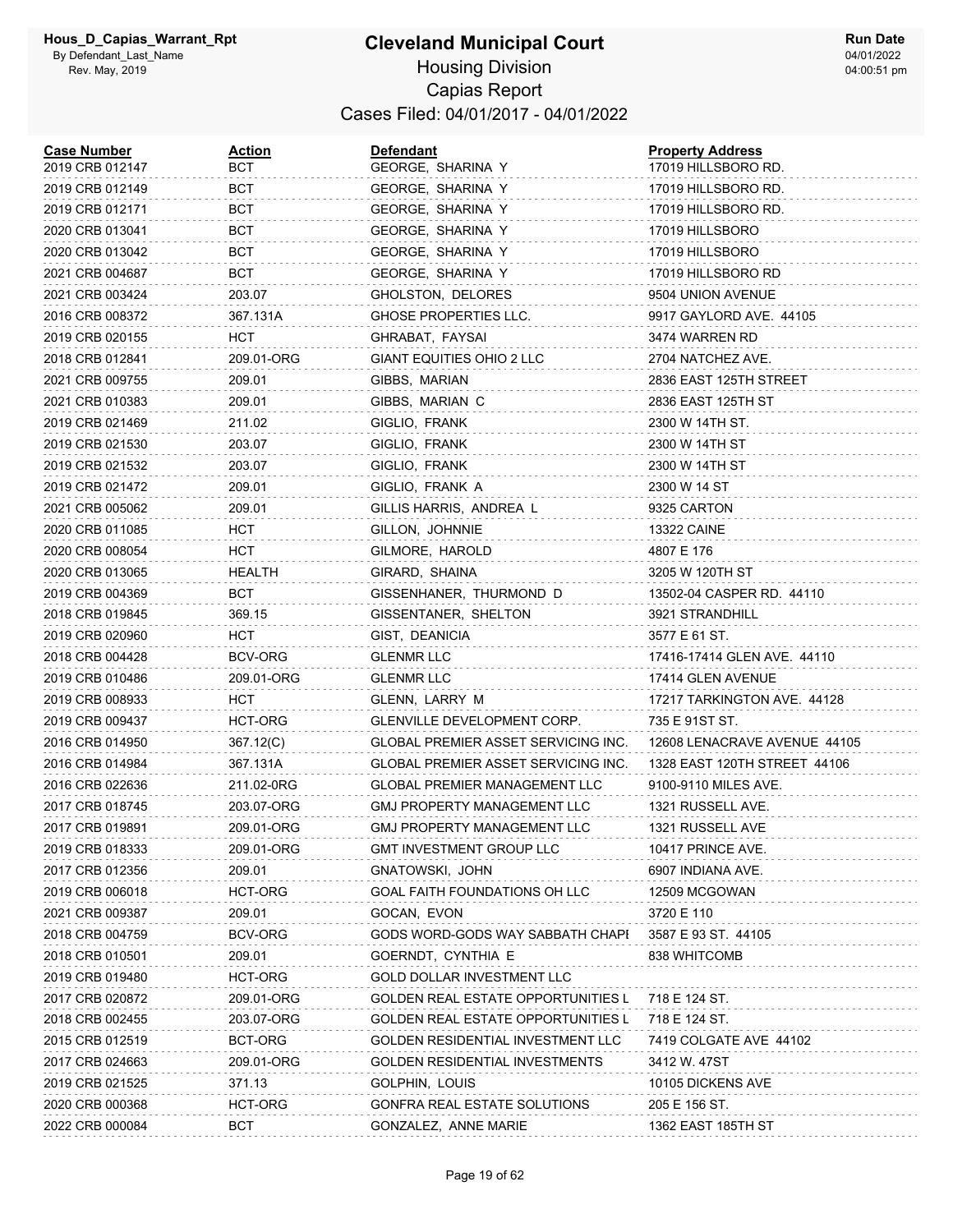# Cleveland Municipal Court

## Housing Division

## Capias Report

### Cases Filed: 04/01/2017 - 04/01/2022

Hous_D_Capias_Warrant_Rpt
By Defendant_Last_Name
Rev. May, 2019

Run Date
04/01/2022
04:00:51 pm

| Case Number | Action | Defendant | Property Address |
|---|---|---|---|
| 2019 CRB 012147 | BCT | GEORGE, SHARINA Y | 17019 HILLSBORO RD. |
| 2019 CRB 012149 | BCT | GEORGE, SHARINA Y | 17019 HILLSBORO RD. |
| 2019 CRB 012171 | BCT | GEORGE, SHARINA Y | 17019 HILLSBORO RD. |
| 2020 CRB 013041 | BCT | GEORGE, SHARINA Y | 17019 HILLSBORO |
| 2020 CRB 013042 | BCT | GEORGE, SHARINA Y | 17019 HILLSBORO |
| 2021 CRB 004687 | BCT | GEORGE, SHARINA Y | 17019 HILLSBORO RD |
| 2021 CRB 003424 | 203.07 | GHOLSTON, DELORES | 9504 UNION AVENUE |
| 2016 CRB 008372 | 367.131A | GHOSE PROPERTIES LLC. | 9917 GAYLORD AVE. 44105 |
| 2019 CRB 020155 | HCT | GHRABAT, FAYSAI | 3474 WARREN RD |
| 2018 CRB 012841 | 209.01-ORG | GIANT EQUITIES OHIO 2 LLC | 2704 NATCHEZ AVE. |
| 2021 CRB 009755 | 209.01 | GIBBS, MARIAN | 2836 EAST 125TH STREET |
| 2021 CRB 010383 | 209.01 | GIBBS, MARIAN C | 2836 EAST 125TH ST |
| 2019 CRB 021469 | 211.02 | GIGLIO, FRANK | 2300 W 14TH ST. |
| 2019 CRB 021530 | 203.07 | GIGLIO, FRANK | 2300 W 14TH ST |
| 2019 CRB 021532 | 203.07 | GIGLIO, FRANK | 2300 W 14TH ST |
| 2019 CRB 021472 | 209.01 | GIGLIO, FRANK A | 2300 W 14 ST |
| 2021 CRB 005062 | 209.01 | GILLIS HARRIS, ANDREA L | 9325 CARTON |
| 2020 CRB 011085 | HCT | GILLON, JOHNNIE | 13322 CAINE |
| 2020 CRB 008054 | HCT | GILMORE, HAROLD | 4807 E 176 |
| 2020 CRB 013065 | HEALTH | GIRARD, SHAINA | 3205 W 120TH ST |
| 2019 CRB 004369 | BCT | GISSENHANER, THURMOND D | 13502-04 CASPER RD. 44110 |
| 2018 CRB 019845 | 369.15 | GISSENTANER, SHELTON | 3921 STRANDHILL |
| 2019 CRB 020960 | HCT | GIST, DEANICIA | 3577 E 61 ST. |
| 2018 CRB 004428 | BCV-ORG | GLENMR LLC | 17416-17414 GLEN AVE. 44110 |
| 2019 CRB 010486 | 209.01-ORG | GLENMR LLC | 17414 GLEN AVENUE |
| 2019 CRB 008933 | HCT | GLENN, LARRY M | 17217 TARKINGTON AVE. 44128 |
| 2019 CRB 009437 | HCT-ORG | GLENVILLE DEVELOPMENT CORP. | 735 E 91ST ST. |
| 2016 CRB 014950 | 367.12(C) | GLOBAL PREMIER ASSET SERVICING INC. | 12608 LENACRAVE AVENUE 44105 |
| 2016 CRB 014984 | 367.131A | GLOBAL PREMIER ASSET SERVICING INC. | 1328 EAST 120TH STREET 44106 |
| 2016 CRB 022636 | 211.02-0RG | GLOBAL PREMIER MANAGEMENT LLC | 9100-9110 MILES AVE. |
| 2017 CRB 018745 | 203.07-ORG | GMJ PROPERTY MANAGEMENT LLC | 1321 RUSSELL AVE. |
| 2017 CRB 019891 | 209.01-ORG | GMJ PROPERTY MANAGEMENT LLC | 1321 RUSSELL AVE |
| 2019 CRB 018333 | 209.01-ORG | GMT INVESTMENT GROUP LLC | 10417 PRINCE AVE. |
| 2017 CRB 012356 | 209.01 | GNATOWSKI, JOHN | 6907 INDIANA AVE. |
| 2019 CRB 006018 | HCT-ORG | GOAL FAITH FOUNDATIONS OH LLC | 12509 MCGOWAN |
| 2021 CRB 009387 | 209.01 | GOCAN, EVON | 3720 E 110 |
| 2018 CRB 004759 | BCV-ORG | GODS WORD-GODS WAY SABBATH CHAPI | 3587 E 93 ST. 44105 |
| 2018 CRB 010501 | 209.01 | GOERNDT, CYNTHIA E | 838 WHITCOMB |
| 2019 CRB 019480 | HCT-ORG | GOLD DOLLAR INVESTMENT LLC | |
| 2017 CRB 020872 | 209.01-ORG | GOLDEN REAL ESTATE OPPORTUNITIES L | 718 E 124 ST. |
| 2018 CRB 002455 | 203.07-ORG | GOLDEN REAL ESTATE OPPORTUNITIES L | 718 E 124 ST. |
| 2015 CRB 012519 | BCT-ORG | GOLDEN RESIDENTIAL INVESTMENT LLC | 7419 COLGATE AVE 44102 |
| 2017 CRB 024663 | 209.01-ORG | GOLDEN RESIDENTIAL INVESTMENTS | 3412 W. 47ST |
| 2019 CRB 021525 | 371.13 | GOLPHIN, LOUIS | 10105 DICKENS AVE |
| 2020 CRB 000368 | HCT-ORG | GONFRA REAL ESTATE SOLUTIONS | 205 E 156 ST. |
| 2022 CRB 000084 | BCT | GONZALEZ, ANNE MARIE | 1362 EAST 185TH ST |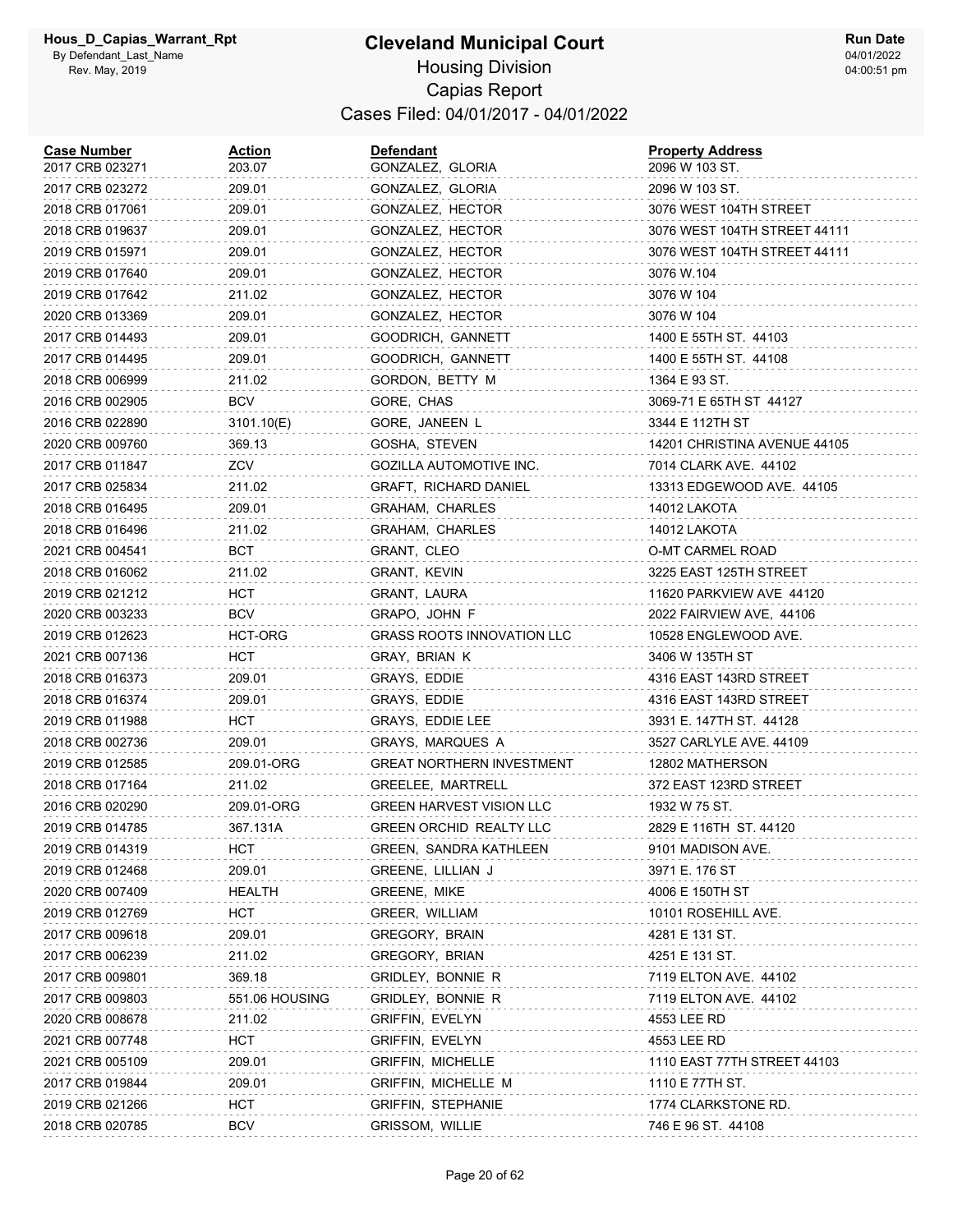# Cleveland Municipal Court

## Housing Division

## Capias Report

### Cases Filed: 04/01/2017 - 04/01/2022

Hous_D_Capias_Warrant_Rpt
By Defendant_Last_Name
Rev. May, 2019

Run Date
04/01/2022
04:00:51 pm

| Case Number | Action | Defendant | Property Address |
|---|---|---|---|
| 2017 CRB 023271 | 203.07 | GONZALEZ, GLORIA | 2096 W 103 ST. |
| 2017 CRB 023272 | 209.01 | GONZALEZ, GLORIA | 2096 W 103 ST. |
| 2018 CRB 017061 | 209.01 | GONZALEZ, HECTOR | 3076 WEST 104TH STREET |
| 2018 CRB 019637 | 209.01 | GONZALEZ, HECTOR | 3076 WEST 104TH STREET 44111 |
| 2019 CRB 015971 | 209.01 | GONZALEZ, HECTOR | 3076 WEST 104TH STREET 44111 |
| 2019 CRB 017640 | 209.01 | GONZALEZ, HECTOR | 3076 W.104 |
| 2019 CRB 017642 | 211.02 | GONZALEZ, HECTOR | 3076 W 104 |
| 2020 CRB 013369 | 209.01 | GONZALEZ, HECTOR | 3076 W 104 |
| 2017 CRB 014493 | 209.01 | GOODRICH, GANNETT | 1400 E 55TH ST. 44103 |
| 2017 CRB 014495 | 209.01 | GOODRICH, GANNETT | 1400 E 55TH ST. 44108 |
| 2018 CRB 006999 | 211.02 | GORDON, BETTY M | 1364 E 93 ST. |
| 2016 CRB 002905 | BCV | GORE, CHAS | 3069-71 E 65TH ST 44127 |
| 2016 CRB 022890 | 3101.10(E) | GORE, JANEEN L | 3344 E 112TH ST |
| 2020 CRB 009760 | 369.13 | GOSHA, STEVEN | 14201 CHRISTINA AVENUE 44105 |
| 2017 CRB 011847 | ZCV | GOZILLA AUTOMOTIVE INC. | 7014 CLARK AVE. 44102 |
| 2017 CRB 025834 | 211.02 | GRAFT, RICHARD DANIEL | 13313 EDGEWOOD AVE. 44105 |
| 2018 CRB 016495 | 209.01 | GRAHAM, CHARLES | 14012 LAKOTA |
| 2018 CRB 016496 | 211.02 | GRAHAM, CHARLES | 14012 LAKOTA |
| 2021 CRB 004541 | BCT | GRANT, CLEO | O-MT CARMEL ROAD |
| 2018 CRB 016062 | 211.02 | GRANT, KEVIN | 3225 EAST 125TH STREET |
| 2019 CRB 021212 | HCT | GRANT, LAURA | 11620 PARKVIEW AVE 44120 |
| 2020 CRB 003233 | BCV | GRAPO, JOHN F | 2022 FAIRVIEW AVE, 44106 |
| 2019 CRB 012623 | HCT-ORG | GRASS ROOTS INNOVATION LLC | 10528 ENGLEWOOD AVE. |
| 2021 CRB 007136 | HCT | GRAY, BRIAN K | 3406 W 135TH ST |
| 2018 CRB 016373 | 209.01 | GRAYS, EDDIE | 4316 EAST 143RD STREET |
| 2018 CRB 016374 | 209.01 | GRAYS, EDDIE | 4316 EAST 143RD STREET |
| 2019 CRB 011988 | HCT | GRAYS, EDDIE LEE | 3931 E. 147TH ST. 44128 |
| 2018 CRB 002736 | 209.01 | GRAYS, MARQUES A | 3527 CARLYLE AVE. 44109 |
| 2019 CRB 012585 | 209.01-ORG | GREAT NORTHERN INVESTMENT | 12802 MATHERSON |
| 2018 CRB 017164 | 211.02 | GREELEE, MARTRELL | 372 EAST 123RD STREET |
| 2016 CRB 020290 | 209.01-ORG | GREEN HARVEST VISION LLC | 1932 W 75 ST. |
| 2019 CRB 014785 | 367.131A | GREEN ORCHID REALTY LLC | 2829 E 116TH ST. 44120 |
| 2019 CRB 014319 | HCT | GREEN, SANDRA KATHLEEN | 9101 MADISON AVE. |
| 2019 CRB 012468 | 209.01 | GREENE, LILLIAN J | 3971 E. 176 ST |
| 2020 CRB 007409 | HEALTH | GREENE, MIKE | 4006 E 150TH ST |
| 2019 CRB 012769 | HCT | GREER, WILLIAM | 10101 ROSEHILL AVE. |
| 2017 CRB 009618 | 209.01 | GREGORY, BRAIN | 4281 E 131 ST. |
| 2017 CRB 006239 | 211.02 | GREGORY, BRIAN | 4251 E 131 ST. |
| 2017 CRB 009801 | 369.18 | GRIDLEY, BONNIE R | 7119 ELTON AVE. 44102 |
| 2017 CRB 009803 | 551.06 HOUSING | GRIDLEY, BONNIE R | 7119 ELTON AVE. 44102 |
| 2020 CRB 008678 | 211.02 | GRIFFIN, EVELYN | 4553 LEE RD |
| 2021 CRB 007748 | HCT | GRIFFIN, EVELYN | 4553 LEE RD |
| 2021 CRB 005109 | 209.01 | GRIFFIN, MICHELLE | 1110 EAST 77TH STREET 44103 |
| 2017 CRB 019844 | 209.01 | GRIFFIN, MICHELLE M | 1110 E 77TH ST. |
| 2019 CRB 021266 | HCT | GRIFFIN, STEPHANIE | 1774 CLARKSTONE RD. |
| 2018 CRB 020785 | BCV | GRISSOM, WILLIE | 746 E 96 ST. 44108 |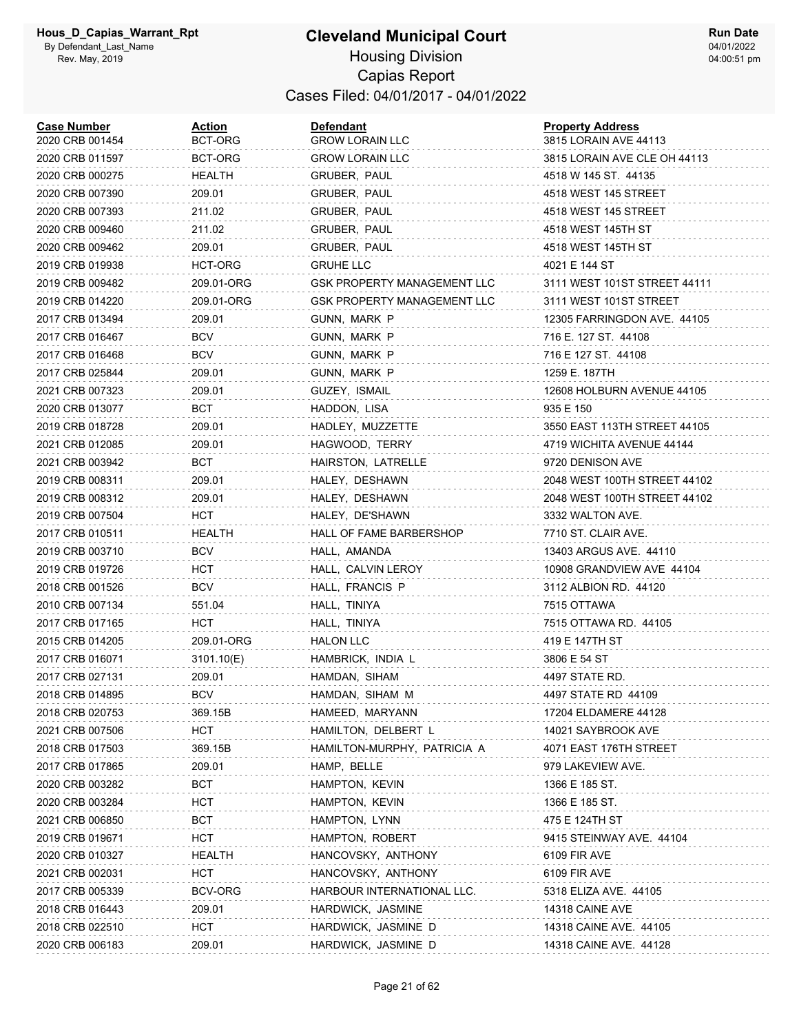# Cleveland Municipal Court

## Housing Division

### Capias Report

Cases Filed: 04/01/2017 - 04/01/2022

Hous_D_Capias_Warrant_Rpt
By Defendant_Last_Name
Rev. May, 2019

Run Date 04/01/2022 04:00:51 pm

| Case Number | Action | Defendant | Property Address |
|---|---|---|---|
| 2020 CRB 001454 | BCT-ORG | GROW LORAIN LLC | 3815 LORAIN AVE 44113 |
| 2020 CRB 011597 | BCT-ORG | GROW LORAIN LLC | 3815 LORAIN AVE CLE OH 44113 |
| 2020 CRB 000275 | HEALTH | GRUBER, PAUL | 4518 W 145 ST. 44135 |
| 2020 CRB 007390 | 209.01 | GRUBER, PAUL | 4518 WEST 145 STREET |
| 2020 CRB 007393 | 211.02 | GRUBER, PAUL | 4518 WEST 145 STREET |
| 2020 CRB 009460 | 211.02 | GRUBER, PAUL | 4518 WEST 145TH ST |
| 2020 CRB 009462 | 209.01 | GRUBER, PAUL | 4518 WEST 145TH ST |
| 2019 CRB 019938 | HCT-ORG | GRUHE LLC | 4021 E 144 ST |
| 2019 CRB 009482 | 209.01-ORG | GSK PROPERTY MANAGEMENT LLC | 3111 WEST 101ST STREET 44111 |
| 2019 CRB 014220 | 209.01-ORG | GSK PROPERTY MANAGEMENT LLC | 3111 WEST 101ST STREET |
| 2017 CRB 013494 | 209.01 | GUNN, MARK P | 12305 FARRINGDON AVE. 44105 |
| 2017 CRB 016467 | BCV | GUNN, MARK P | 716 E. 127 ST. 44108 |
| 2017 CRB 016468 | BCV | GUNN, MARK P | 716 E 127 ST. 44108 |
| 2017 CRB 025844 | 209.01 | GUNN, MARK P | 1259 E. 187TH |
| 2021 CRB 007323 | 209.01 | GUZEY, ISMAIL | 12608 HOLBURN AVENUE 44105 |
| 2020 CRB 013077 | BCT | HADDON, LISA | 935 E 150 |
| 2019 CRB 018728 | 209.01 | HADLEY, MUZZETTE | 3550 EAST 113TH STREET 44105 |
| 2021 CRB 012085 | 209.01 | HAGWOOD, TERRY | 4719 WICHITA AVENUE 44144 |
| 2021 CRB 003942 | BCT | HAIRSTON, LATRELLE | 9720 DENISON AVE |
| 2019 CRB 008311 | 209.01 | HALEY, DESHAWN | 2048 WEST 100TH STREET 44102 |
| 2019 CRB 008312 | 209.01 | HALEY, DESHAWN | 2048 WEST 100TH STREET 44102 |
| 2019 CRB 007504 | HCT | HALEY, DE'SHAWN | 3332 WALTON AVE. |
| 2017 CRB 010511 | HEALTH | HALL OF FAME BARBERSHOP | 7710 ST. CLAIR AVE. |
| 2019 CRB 003710 | BCV | HALL, AMANDA | 13403 ARGUS AVE. 44110 |
| 2019 CRB 019726 | HCT | HALL, CALVIN LEROY | 10908 GRANDVIEW AVE 44104 |
| 2018 CRB 001526 | BCV | HALL, FRANCIS P | 3112 ALBION RD. 44120 |
| 2010 CRB 007134 | 551.04 | HALL, TINIYA | 7515 OTTAWA |
| 2017 CRB 017165 | HCT | HALL, TINIYA | 7515 OTTAWA RD. 44105 |
| 2015 CRB 014205 | 209.01-ORG | HALON LLC | 419 E 147TH ST |
| 2017 CRB 016071 | 3101.10(E) | HAMBRICK, INDIA L | 3806 E 54 ST |
| 2017 CRB 027131 | 209.01 | HAMDAN, SIHAM | 4497 STATE RD. |
| 2018 CRB 014895 | BCV | HAMDAN, SIHAM M | 4497 STATE RD 44109 |
| 2018 CRB 020753 | 369.15B | HAMEED, MARYANN | 17204 ELDAMERE 44128 |
| 2021 CRB 007506 | HCT | HAMILTON, DELBERT L | 14021 SAYBROOK AVE |
| 2018 CRB 017503 | 369.15B | HAMILTON-MURPHY, PATRICIA A | 4071 EAST 176TH STREET |
| 2017 CRB 017865 | 209.01 | HAMP, BELLE | 979 LAKEVIEW AVE. |
| 2020 CRB 003282 | BCT | HAMPTON, KEVIN | 1366 E 185 ST. |
| 2020 CRB 003284 | HCT | HAMPTON, KEVIN | 1366 E 185 ST. |
| 2021 CRB 006850 | BCT | HAMPTON, LYNN | 475 E 124TH ST |
| 2019 CRB 019671 | HCT | HAMPTON, ROBERT | 9415 STEINWAY AVE. 44104 |
| 2020 CRB 010327 | HEALTH | HANCOVSKY, ANTHONY | 6109 FIR AVE |
| 2021 CRB 002031 | HCT | HANCOVSKY, ANTHONY | 6109 FIR AVE |
| 2017 CRB 005339 | BCV-ORG | HARBOUR INTERNATIONAL LLC. | 5318 ELIZA AVE. 44105 |
| 2018 CRB 016443 | 209.01 | HARDWICK, JASMINE | 14318 CAINE AVE |
| 2018 CRB 022510 | HCT | HARDWICK, JASMINE D | 14318 CAINE AVE. 44105 |
| 2020 CRB 006183 | 209.01 | HARDWICK, JASMINE D | 14318 CAINE AVE. 44128 |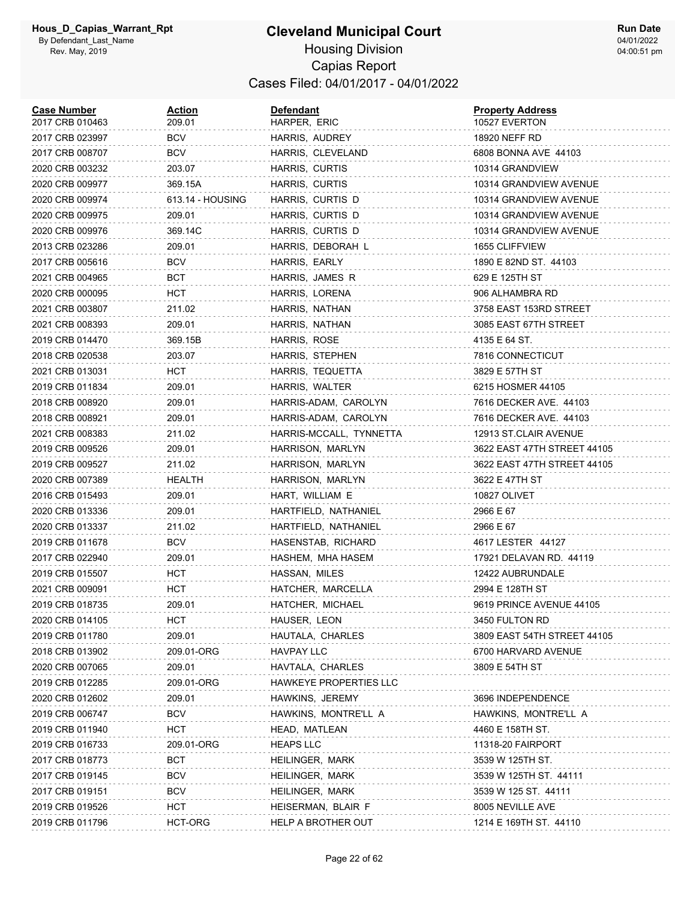# Cleveland Municipal Court

## Housing Division

## Capias Report

### Cases Filed: 04/01/2017 - 04/01/2022

Hous_D_Capias_Warrant_Rpt
By Defendant_Last_Name
Rev. May, 2019

Run Date
04/01/2022
04:00:51 pm

| Case Number | Action | Defendant | Property Address |
|---|---|---|---|
| 2017 CRB 010463 | 209.01 | HARPER, ERIC | 10527 EVERTON |
| 2017 CRB 023997 | BCV | HARRIS, AUDREY | 18920 NEFF RD |
| 2017 CRB 008707 | BCV | HARRIS, CLEVELAND | 6808 BONNA AVE 44103 |
| 2020 CRB 003232 | 203.07 | HARRIS, CURTIS | 10314 GRANDVIEW |
| 2020 CRB 009977 | 369.15A | HARRIS, CURTIS | 10314 GRANDVIEW AVENUE |
| 2020 CRB 009974 | 613.14 - HOUSING | HARRIS, CURTIS D | 10314 GRANDVIEW AVENUE |
| 2020 CRB 009975 | 209.01 | HARRIS, CURTIS D | 10314 GRANDVIEW AVENUE |
| 2020 CRB 009976 | 369.14C | HARRIS, CURTIS D | 10314 GRANDVIEW AVENUE |
| 2013 CRB 023286 | 209.01 | HARRIS, DEBORAH L | 1655 CLIFFVIEW |
| 2017 CRB 005616 | BCV | HARRIS, EARLY | 1890 E 82ND ST. 44103 |
| 2021 CRB 004965 | BCT | HARRIS, JAMES R | 629 E 125TH ST |
| 2020 CRB 000095 | HCT | HARRIS, LORENA | 906 ALHAMBRA RD |
| 2021 CRB 003807 | 211.02 | HARRIS, NATHAN | 3758 EAST 153RD STREET |
| 2021 CRB 008393 | 209.01 | HARRIS, NATHAN | 3085 EAST 67TH STREET |
| 2019 CRB 014470 | 369.15B | HARRIS, ROSE | 4135 E 64 ST. |
| 2018 CRB 020538 | 203.07 | HARRIS, STEPHEN | 7816 CONNECTICUT |
| 2021 CRB 013031 | HCT | HARRIS, TEQUETTA | 3829 E 57TH ST |
| 2019 CRB 011834 | 209.01 | HARRIS, WALTER | 6215 HOSMER 44105 |
| 2018 CRB 008920 | 209.01 | HARRIS-ADAM, CAROLYN | 7616 DECKER AVE. 44103 |
| 2018 CRB 008921 | 209.01 | HARRIS-ADAM, CAROLYN | 7616 DECKER AVE. 44103 |
| 2021 CRB 008383 | 211.02 | HARRIS-MCCALL, TYNNETTA | 12913 ST.CLAIR AVENUE |
| 2019 CRB 009526 | 209.01 | HARRISON, MARLYN | 3622 EAST 47TH STREET 44105 |
| 2019 CRB 009527 | 211.02 | HARRISON, MARLYN | 3622 EAST 47TH STREET 44105 |
| 2020 CRB 007389 | HEALTH | HARRISON, MARLYN | 3622 E 47TH ST |
| 2016 CRB 015493 | 209.01 | HART, WILLIAM E | 10827 OLIVET |
| 2020 CRB 013336 | 209.01 | HARTFIELD, NATHANIEL | 2966 E 67 |
| 2020 CRB 013337 | 211.02 | HARTFIELD, NATHANIEL | 2966 E 67 |
| 2019 CRB 011678 | BCV | HASENSTAB, RICHARD | 4617 LESTER 44127 |
| 2017 CRB 022940 | 209.01 | HASHEM, MHA HASEM | 17921 DELAVAN RD. 44119 |
| 2019 CRB 015507 | HCT | HASSAN, MILES | 12422 AUBRUNDALE |
| 2021 CRB 009091 | HCT | HATCHER, MARCELLA | 2994 E 128TH ST |
| 2019 CRB 018735 | 209.01 | HATCHER, MICHAEL | 9619 PRINCE AVENUE 44105 |
| 2020 CRB 014105 | HCT | HAUSER, LEON | 3450 FULTON RD |
| 2019 CRB 011780 | 209.01 | HAUTALA, CHARLES | 3809 EAST 54TH STREET 44105 |
| 2018 CRB 013902 | 209.01-ORG | HAVPAY LLC | 6700 HARVARD AVENUE |
| 2020 CRB 007065 | 209.01 | HAVTALA, CHARLES | 3809 E 54TH ST |
| 2019 CRB 012285 | 209.01-ORG | HAWKEYE PROPERTIES LLC | |
| 2020 CRB 012602 | 209.01 | HAWKINS, JEREMY | 3696 INDEPENDENCE |
| 2019 CRB 006747 | BCV | HAWKINS, MONTRE'LL A | HAWKINS, MONTRE'LL A |
| 2019 CRB 011940 | HCT | HEAD, MATLEAN | 4460 E 158TH ST. |
| 2019 CRB 016733 | 209.01-ORG | HEAPS LLC | 11318-20 FAIRPORT |
| 2017 CRB 018773 | BCT | HEILINGER, MARK | 3539 W 125TH ST. |
| 2017 CRB 019145 | BCV | HEILINGER, MARK | 3539 W 125TH ST. 44111 |
| 2017 CRB 019151 | BCV | HEILINGER, MARK | 3539 W 125 ST. 44111 |
| 2019 CRB 019526 | HCT | HEISERMAN, BLAIR F | 8005 NEVILLE AVE |
| 2019 CRB 011796 | HCT-ORG | HELP A BROTHER OUT | 1214 E 169TH ST. 44110 |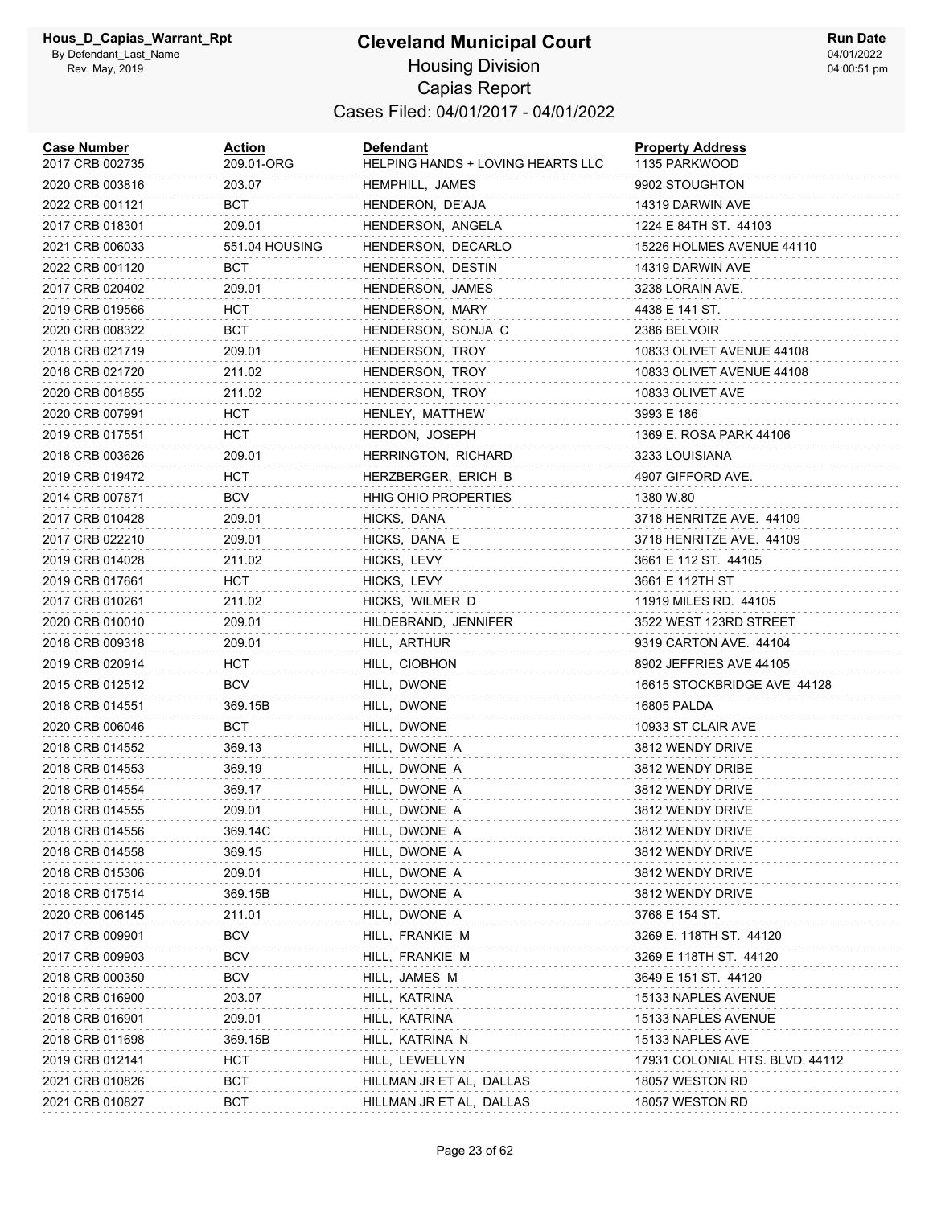# Cleveland Municipal Court

## Housing Division

## Capias Report

### Cases Filed: 04/01/2017 - 04/01/2022

| Case Number | Action | Defendant | Property Address |
|---|---|---|---|
| 2017 CRB 002735 | 209.01-ORG | HELPING HANDS + LOVING HEARTS LLC | 1135 PARKWOOD |
| 2020 CRB 003816 | 203.07 | HEMPHILL, JAMES | 9902 STOUGHTON |
| 2022 CRB 001121 | BCT | HENDERON, DE'AJA | 14319 DARWIN AVE |
| 2017 CRB 018301 | 209.01 | HENDERSON, ANGELA | 1224 E 84TH ST. 44103 |
| 2021 CRB 006033 | 551.04 HOUSING | HENDERSON, DECARLO | 15226 HOLMES AVENUE 44110 |
| 2022 CRB 001120 | BCT | HENDERSON, DESTIN | 14319 DARWIN AVE |
| 2017 CRB 020402 | 209.01 | HENDERSON, JAMES | 3238 LORAIN AVE. |
| 2019 CRB 019566 | HCT | HENDERSON, MARY | 4438 E 141 ST. |
| 2020 CRB 008322 | BCT | HENDERSON, SONJA C | 2386 BELVOIR |
| 2018 CRB 021719 | 209.01 | HENDERSON, TROY | 10833 OLIVET AVENUE 44108 |
| 2018 CRB 021720 | 211.02 | HENDERSON, TROY | 10833 OLIVET AVENUE 44108 |
| 2020 CRB 001855 | 211.02 | HENDERSON, TROY | 10833 OLIVET AVE |
| 2020 CRB 007991 | HCT | HENLEY, MATTHEW | 3993 E 186 |
| 2019 CRB 017551 | HCT | HERDON, JOSEPH | 1369 E. ROSA PARK 44106 |
| 2018 CRB 003626 | 209.01 | HERRINGTON, RICHARD | 3233 LOUISIANA |
| 2019 CRB 019472 | HCT | HERZBERGER, ERICH B | 4907 GIFFORD AVE. |
| 2014 CRB 007871 | BCV | HHIG OHIO PROPERTIES | 1380 W.80 |
| 2017 CRB 010428 | 209.01 | HICKS, DANA | 3718 HENRITZE AVE. 44109 |
| 2017 CRB 022210 | 209.01 | HICKS, DANA E | 3718 HENRITZE AVE. 44109 |
| 2019 CRB 014028 | 211.02 | HICKS, LEVY | 3661 E 112 ST. 44105 |
| 2019 CRB 017661 | HCT | HICKS, LEVY | 3661 E 112TH ST |
| 2017 CRB 010261 | 211.02 | HICKS, WILMER D | 11919 MILES RD. 44105 |
| 2020 CRB 010010 | 209.01 | HILDEBRAND, JENNIFER | 3522 WEST 123RD STREET |
| 2018 CRB 009318 | 209.01 | HILL, ARTHUR | 9319 CARTON AVE. 44104 |
| 2019 CRB 020914 | HCT | HILL, CIOBHON | 8902 JEFFRIES AVE 44105 |
| 2015 CRB 012512 | BCV | HILL, DWONE | 16615 STOCKBRIDGE AVE 44128 |
| 2018 CRB 014551 | 369.15B | HILL, DWONE | 16805 PALDA |
| 2020 CRB 006046 | BCT | HILL, DWONE | 10933 ST CLAIR AVE |
| 2018 CRB 014552 | 369.13 | HILL, DWONE A | 3812 WENDY DRIVE |
| 2018 CRB 014553 | 369.19 | HILL, DWONE A | 3812 WENDY DRIBE |
| 2018 CRB 014554 | 369.17 | HILL, DWONE A | 3812 WENDY DRIVE |
| 2018 CRB 014555 | 209.01 | HILL, DWONE A | 3812 WENDY DRIVE |
| 2018 CRB 014556 | 369.14C | HILL, DWONE A | 3812 WENDY DRIVE |
| 2018 CRB 014558 | 369.15 | HILL, DWONE A | 3812 WENDY DRIVE |
| 2018 CRB 015306 | 209.01 | HILL, DWONE A | 3812 WENDY DRIVE |
| 2018 CRB 017514 | 369.15B | HILL, DWONE A | 3812 WENDY DRIVE |
| 2020 CRB 006145 | 211.01 | HILL, DWONE A | 3768 E 154 ST. |
| 2017 CRB 009901 | BCV | HILL, FRANKIE M | 3269 E. 118TH ST. 44120 |
| 2017 CRB 009903 | BCV | HILL, FRANKIE M | 3269 E 118TH ST. 44120 |
| 2018 CRB 000350 | BCV | HILL, JAMES M | 3649 E 151 ST. 44120 |
| 2018 CRB 016900 | 203.07 | HILL, KATRINA | 15133 NAPLES AVENUE |
| 2018 CRB 016901 | 209.01 | HILL, KATRINA | 15133 NAPLES AVENUE |
| 2018 CRB 011698 | 369.15B | HILL, KATRINA N | 15133 NAPLES AVE |
| 2019 CRB 012141 | HCT | HILL, LEWELLYN | 17931 COLONIAL HTS. BLVD. 44112 |
| 2021 CRB 010826 | BCT | HILLMAN JR ET AL, DALLAS | 18057 WESTON RD |
| 2021 CRB 010827 | BCT | HILLMAN JR ET AL, DALLAS | 18057 WESTON RD |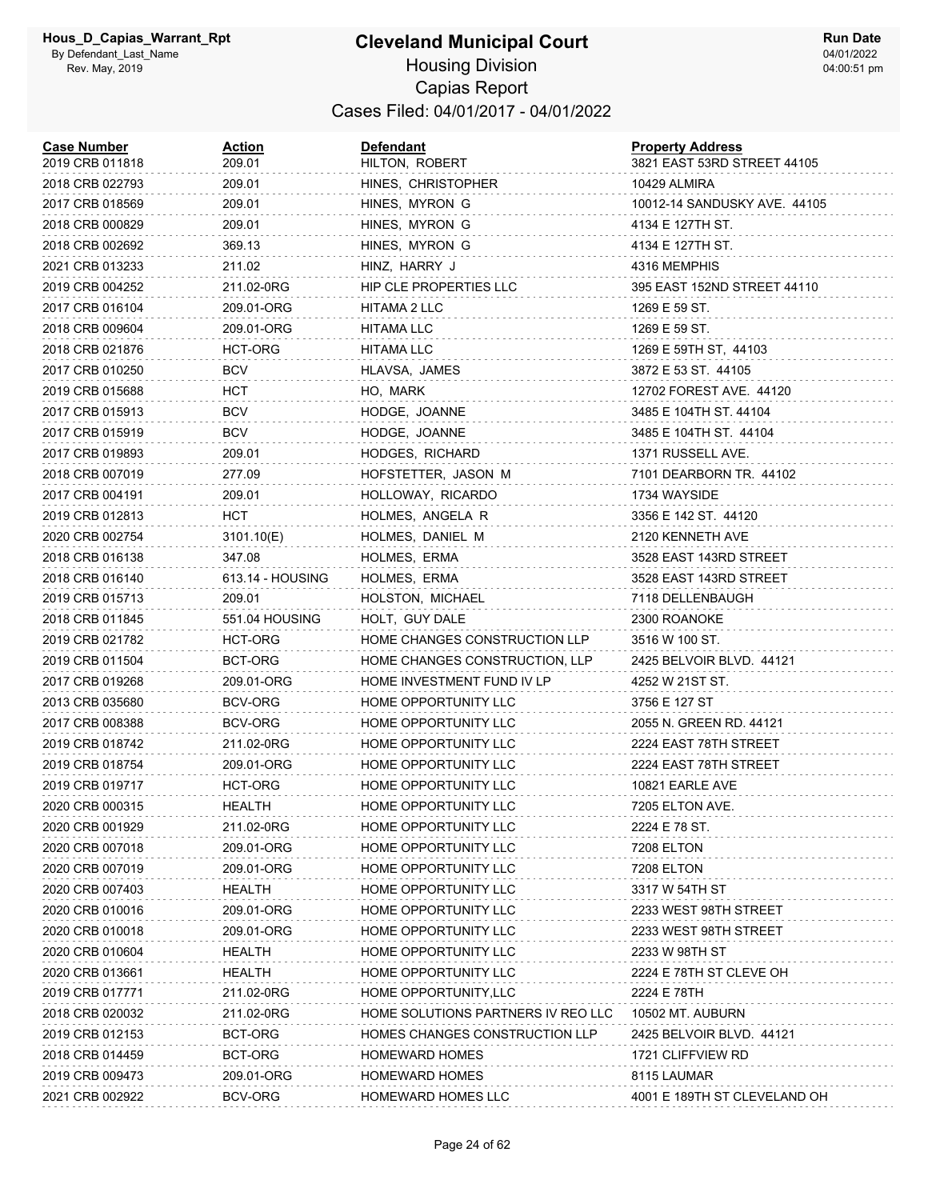# Cleveland Municipal Court

Hous_D_Capias_Warrant_Rpt
By Defendant_Last_Name
Rev. May, 2019

## Housing Division
## Capias Report
## Cases Filed: 04/01/2017 - 04/01/2022

Run Date
04/01/2022
04:00:51 pm

| Case Number | Action | Defendant | Property Address |
|---|---|---|---|
| 2019 CRB 011818 | 209.01 | HILTON, ROBERT | 3821 EAST 53RD STREET 44105 |
| 2018 CRB 022793 | 209.01 | HINES, CHRISTOPHER | 10429 ALMIRA |
| 2017 CRB 018569 | 209.01 | HINES, MYRON G | 10012-14 SANDUSKY AVE. 44105 |
| 2018 CRB 000829 | 209.01 | HINES, MYRON G | 4134 E 127TH ST. |
| 2018 CRB 002692 | 369.13 | HINES, MYRON G | 4134 E 127TH ST. |
| 2021 CRB 013233 | 211.02 | HINZ, HARRY J | 4316 MEMPHIS |
| 2019 CRB 004252 | 211.02-0RG | HIP CLE PROPERTIES LLC | 395 EAST 152ND STREET 44110 |
| 2017 CRB 016104 | 209.01-ORG | HITAMA 2 LLC | 1269 E 59 ST. |
| 2018 CRB 009604 | 209.01-ORG | HITAMA LLC | 1269 E 59 ST. |
| 2018 CRB 021876 | HCT-ORG | HITAMA LLC | 1269 E 59TH ST, 44103 |
| 2017 CRB 010250 | BCV | HLAVSA, JAMES | 3872 E 53 ST. 44105 |
| 2019 CRB 015688 | HCT | HO, MARK | 12702 FOREST AVE. 44120 |
| 2017 CRB 015913 | BCV | HODGE, JOANNE | 3485 E 104TH ST. 44104 |
| 2017 CRB 015919 | BCV | HODGE, JOANNE | 3485 E 104TH ST. 44104 |
| 2017 CRB 019893 | 209.01 | HODGES, RICHARD | 1371 RUSSELL AVE. |
| 2018 CRB 007019 | 277.09 | HOFSTETTER, JASON M | 7101 DEARBORN TR. 44102 |
| 2017 CRB 004191 | 209.01 | HOLLOWAY, RICARDO | 1734 WAYSIDE |
| 2019 CRB 012813 | HCT | HOLMES, ANGELA R | 3356 E 142 ST. 44120 |
| 2020 CRB 002754 | 3101.10(E) | HOLMES, DANIEL M | 2120 KENNETH AVE |
| 2018 CRB 016138 | 347.08 | HOLMES, ERMA | 3528 EAST 143RD STREET |
| 2018 CRB 016140 | 613.14 - HOUSING | HOLMES, ERMA | 3528 EAST 143RD STREET |
| 2019 CRB 015713 | 209.01 | HOLSTON, MICHAEL | 7118 DELLENBAUGH |
| 2018 CRB 011845 | 551.04 HOUSING | HOLT, GUY DALE | 2300 ROANOKE |
| 2019 CRB 021782 | HCT-ORG | HOME CHANGES CONSTRUCTION LLP | 3516 W 100 ST. |
| 2019 CRB 011504 | BCT-ORG | HOME CHANGES CONSTRUCTION, LLP | 2425 BELVOIR BLVD. 44121 |
| 2017 CRB 019268 | 209.01-ORG | HOME INVESTMENT FUND IV LP | 4252 W 21ST ST. |
| 2013 CRB 035680 | BCV-ORG | HOME OPPORTUNITY LLC | 3756 E 127 ST |
| 2017 CRB 008388 | BCV-ORG | HOME OPPORTUNITY LLC | 2055 N. GREEN RD. 44121 |
| 2019 CRB 018742 | 211.02-0RG | HOME OPPORTUNITY LLC | 2224 EAST 78TH STREET |
| 2019 CRB 018754 | 209.01-ORG | HOME OPPORTUNITY LLC | 2224 EAST 78TH STREET |
| 2019 CRB 019717 | HCT-ORG | HOME OPPORTUNITY LLC | 10821 EARLE AVE |
| 2020 CRB 000315 | HEALTH | HOME OPPORTUNITY LLC | 7205 ELTON AVE. |
| 2020 CRB 001929 | 211.02-0RG | HOME OPPORTUNITY LLC | 2224 E 78 ST. |
| 2020 CRB 007018 | 209.01-ORG | HOME OPPORTUNITY LLC | 7208 ELTON |
| 2020 CRB 007019 | 209.01-ORG | HOME OPPORTUNITY LLC | 7208 ELTON |
| 2020 CRB 007403 | HEALTH | HOME OPPORTUNITY LLC | 3317 W 54TH ST |
| 2020 CRB 010016 | 209.01-ORG | HOME OPPORTUNITY LLC | 2233 WEST 98TH STREET |
| 2020 CRB 010018 | 209.01-ORG | HOME OPPORTUNITY LLC | 2233 WEST 98TH STREET |
| 2020 CRB 010604 | HEALTH | HOME OPPORTUNITY LLC | 2233 W 98TH ST |
| 2020 CRB 013661 | HEALTH | HOME OPPORTUNITY LLC | 2224 E 78TH ST CLEVE OH |
| 2019 CRB 017771 | 211.02-0RG | HOME OPPORTUNITY,LLC | 2224 E 78TH |
| 2018 CRB 020032 | 211.02-0RG | HOME SOLUTIONS PARTNERS IV REO LLC | 10502 MT. AUBURN |
| 2019 CRB 012153 | BCT-ORG | HOMES CHANGES CONSTRUCTION LLP | 2425 BELVOIR BLVD. 44121 |
| 2018 CRB 014459 | BCT-ORG | HOMEWARD HOMES | 1721 CLIFFVIEW RD |
| 2019 CRB 009473 | 209.01-ORG | HOMEWARD HOMES | 8115 LAUMAR |
| 2021 CRB 002922 | BCV-ORG | HOMEWARD HOMES LLC | 4001 E 189TH ST CLEVELAND OH |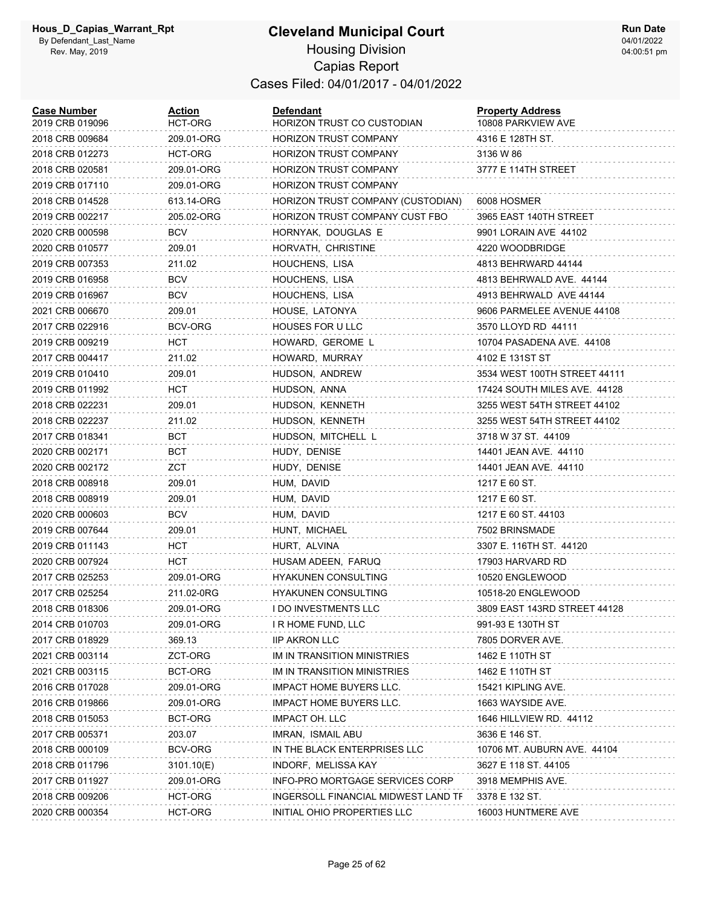# Cleveland Municipal Court

## Housing Division

## Capias Report

### Cases Filed: 04/01/2017 - 04/01/2022

Hous_D_Capias_Warrant_Rpt
By Defendant_Last_Name
Rev. May, 2019

Run Date 04/01/2022 04:00:51 pm

| Case Number | Action | Defendant | Property Address |
|---|---|---|---|
| 2019 CRB 019096 | HCT-ORG | HORIZON TRUST CO CUSTODIAN | 10808 PARKVIEW AVE |
| 2018 CRB 009684 | 209.01-ORG | HORIZON TRUST COMPANY | 4316 E 128TH ST. |
| 2018 CRB 012273 | HCT-ORG | HORIZON TRUST COMPANY | 3136 W 86 |
| 2018 CRB 020581 | 209.01-ORG | HORIZON TRUST COMPANY | 3777 E 114TH STREET |
| 2019 CRB 017110 | 209.01-ORG | HORIZON TRUST COMPANY | |
| 2018 CRB 014528 | 613.14-ORG | HORIZON TRUST COMPANY (CUSTODIAN) | 6008 HOSMER |
| 2019 CRB 002217 | 205.02-ORG | HORIZON TRUST COMPANY CUST FBO | 3965 EAST 140TH STREET |
| 2020 CRB 000598 | BCV | HORNYAK, DOUGLAS E | 9901 LORAIN AVE 44102 |
| 2020 CRB 010577 | 209.01 | HORVATH, CHRISTINE | 4220 WOODBRIDGE |
| 2019 CRB 007353 | 211.02 | HOUCHENS, LISA | 4813 BEHRWARD 44144 |
| 2019 CRB 016958 | BCV | HOUCHENS, LISA | 4813 BEHRWALD AVE. 44144 |
| 2019 CRB 016967 | BCV | HOUCHENS, LISA | 4913 BEHRWALD AVE 44144 |
| 2021 CRB 006670 | 209.01 | HOUSE, LATONYA | 9606 PARMELEE AVENUE 44108 |
| 2017 CRB 022916 | BCV-ORG | HOUSES FOR U LLC | 3570 LLOYD RD 44111 |
| 2019 CRB 009219 | HCT | HOWARD, GEROME L | 10704 PASADENA AVE. 44108 |
| 2017 CRB 004417 | 211.02 | HOWARD, MURRAY | 4102 E 131ST ST |
| 2019 CRB 010410 | 209.01 | HUDSON, ANDREW | 3534 WEST 100TH STREET 44111 |
| 2019 CRB 011992 | HCT | HUDSON, ANNA | 17424 SOUTH MILES AVE. 44128 |
| 2018 CRB 022231 | 209.01 | HUDSON, KENNETH | 3255 WEST 54TH STREET 44102 |
| 2018 CRB 022237 | 211.02 | HUDSON, KENNETH | 3255 WEST 54TH STREET 44102 |
| 2017 CRB 018341 | BCT | HUDSON, MITCHELL L | 3718 W 37 ST. 44109 |
| 2020 CRB 002171 | BCT | HUDY, DENISE | 14401 JEAN AVE. 44110 |
| 2020 CRB 002172 | ZCT | HUDY, DENISE | 14401 JEAN AVE. 44110 |
| 2018 CRB 008918 | 209.01 | HUM, DAVID | 1217 E 60 ST. |
| 2018 CRB 008919 | 209.01 | HUM, DAVID | 1217 E 60 ST. |
| 2020 CRB 000603 | BCV | HUM, DAVID | 1217 E 60 ST. 44103 |
| 2019 CRB 007644 | 209.01 | HUNT, MICHAEL | 7502 BRINSMADE |
| 2019 CRB 011143 | HCT | HURT, ALVINA | 3307 E. 116TH ST. 44120 |
| 2020 CRB 007924 | HCT | HUSAM ADEEN, FARUQ | 17903 HARVARD RD |
| 2017 CRB 025253 | 209.01-ORG | HYAKUNEN CONSULTING | 10520 ENGLEWOOD |
| 2017 CRB 025254 | 211.02-0RG | HYAKUNEN CONSULTING | 10518-20 ENGLEWOOD |
| 2018 CRB 018306 | 209.01-ORG | I DO INVESTMENTS LLC | 3809 EAST 143RD STREET 44128 |
| 2014 CRB 010703 | 209.01-ORG | I R HOME FUND, LLC | 991-93 E 130TH ST |
| 2017 CRB 018929 | 369.13 | IIP AKRON LLC | 7805 DORVER AVE. |
| 2021 CRB 003114 | ZCT-ORG | IM IN TRANSITION MINISTRIES | 1462 E 110TH ST |
| 2021 CRB 003115 | BCT-ORG | IM IN TRANSITION MINISTRIES | 1462 E 110TH ST |
| 2016 CRB 017028 | 209.01-ORG | IMPACT HOME BUYERS LLC. | 15421 KIPLING AVE. |
| 2016 CRB 019866 | 209.01-ORG | IMPACT HOME BUYERS LLC. | 1663 WAYSIDE AVE. |
| 2018 CRB 015053 | BCT-ORG | IMPACT OH. LLC | 1646 HILLVIEW RD. 44112 |
| 2017 CRB 005371 | 203.07 | IMRAN, ISMAIL ABU | 3636 E 146 ST. |
| 2018 CRB 000109 | BCV-ORG | IN THE BLACK ENTERPRISES LLC | 10706 MT. AUBURN AVE. 44104 |
| 2018 CRB 011796 | 3101.10(E) | INDORF, MELISSA KAY | 3627 E 118 ST. 44105 |
| 2017 CRB 011927 | 209.01-ORG | INFO-PRO MORTGAGE SERVICES CORP | 3918 MEMPHIS AVE. |
| 2018 CRB 009206 | HCT-ORG | INGERSOLL FINANCIAL MIDWEST LAND TF | 3378 E 132 ST. |
| 2020 CRB 000354 | HCT-ORG | INITIAL OHIO PROPERTIES LLC | 16003 HUNTMERE AVE |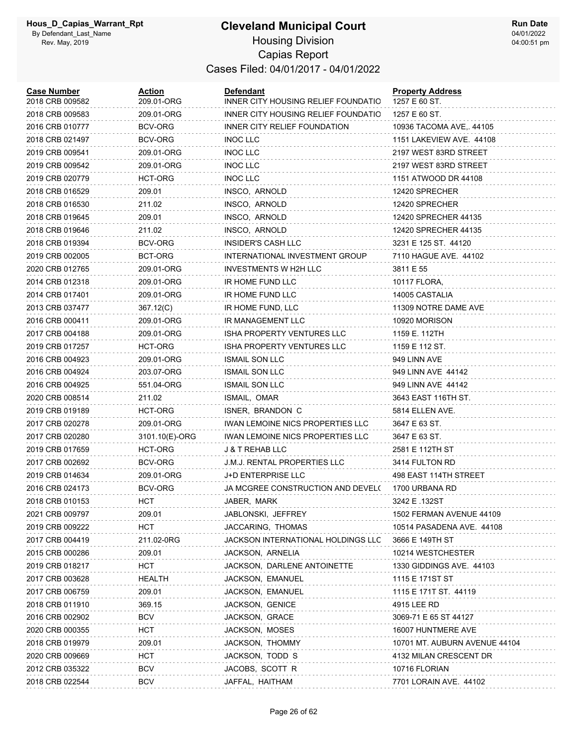# Cleveland Municipal Court

## Housing Division

## Capias Report

### Cases Filed: 04/01/2017 - 04/01/2022

Hous_D_Capias_Warrant_Rpt
By Defendant_Last_Name
Rev. May, 2019

Run Date 04/01/2022 04:00:51 pm

| Case Number | Action | Defendant | Property Address |
|---|---|---|---|
| 2018 CRB 009582 | 209.01-ORG | INNER CITY HOUSING RELIEF FOUNDATIO | 1257 E 60 ST. |
| 2018 CRB 009583 | 209.01-ORG | INNER CITY HOUSING RELIEF FOUNDATIO | 1257 E 60 ST. |
| 2016 CRB 010777 | BCV-ORG | INNER CITY RELIEF FOUNDATION | 10936 TACOMA AVE,. 44105 |
| 2018 CRB 021497 | BCV-ORG | INOC LLC | 1151 LAKEVIEW AVE. 44108 |
| 2019 CRB 009541 | 209.01-ORG | INOC LLC | 2197 WEST 83RD STREET |
| 2019 CRB 009542 | 209.01-ORG | INOC LLC | 2197 WEST 83RD STREET |
| 2019 CRB 020779 | HCT-ORG | INOC LLC | 1151 ATWOOD DR 44108 |
| 2018 CRB 016529 | 209.01 | INSCO, ARNOLD | 12420 SPRECHER |
| 2018 CRB 016530 | 211.02 | INSCO, ARNOLD | 12420 SPRECHER |
| 2018 CRB 019645 | 209.01 | INSCO, ARNOLD | 12420 SPRECHER 44135 |
| 2018 CRB 019646 | 211.02 | INSCO, ARNOLD | 12420 SPRECHER 44135 |
| 2018 CRB 019394 | BCV-ORG | INSIDER'S CASH LLC | 3231 E 125 ST. 44120 |
| 2019 CRB 002005 | BCT-ORG | INTERNATIONAL INVESTMENT GROUP | 7110 HAGUE AVE. 44102 |
| 2020 CRB 012765 | 209.01-ORG | INVESTMENTS W H2H LLC | 3811 E 55 |
| 2014 CRB 012318 | 209.01-ORG | IR HOME FUND LLC | 10117 FLORA, |
| 2014 CRB 017401 | 209.01-ORG | IR HOME FUND LLC | 14005 CASTALIA |
| 2013 CRB 037477 | 367.12(C) | IR HOME FUND, LLC | 11309 NOTRE DAME AVE |
| 2016 CRB 000411 | 209.01-ORG | IR MANAGEMENT LLC | 10920 MORISON |
| 2017 CRB 004188 | 209.01-ORG | ISHA PROPERTY VENTURES LLC | 1159 E. 112TH |
| 2019 CRB 017257 | HCT-ORG | ISHA PROPERTY VENTURES LLC | 1159 E 112 ST. |
| 2016 CRB 004923 | 209.01-ORG | ISMAIL SON LLC | 949 LINN AVE |
| 2016 CRB 004924 | 203.07-ORG | ISMAIL SON LLC | 949 LINN AVE 44142 |
| 2016 CRB 004925 | 551.04-ORG | ISMAIL SON LLC | 949 LINN AVE 44142 |
| 2020 CRB 008514 | 211.02 | ISMAIL, OMAR | 3643 EAST 116TH ST. |
| 2019 CRB 019189 | HCT-ORG | ISNER, BRANDON C | 5814 ELLEN AVE. |
| 2017 CRB 020278 | 209.01-ORG | IWAN LEMOINE NICS PROPERTIES LLC | 3647 E 63 ST. |
| 2017 CRB 020280 | 3101.10(E)-ORG | IWAN LEMOINE NICS PROPERTIES LLC | 3647 E 63 ST. |
| 2019 CRB 017659 | HCT-ORG | J & T REHAB LLC | 2581 E 112TH ST |
| 2017 CRB 002692 | BCV-ORG | J.M.J. RENTAL PROPERTIES LLC | 3414 FULTON RD |
| 2019 CRB 014634 | 209.01-ORG | J+D ENTERPRISE LLC | 498 EAST 114TH STREET |
| 2016 CRB 024173 | BCV-ORG | JA MCGREE CONSTRUCTION AND DEVEL( | 1700 URBANA RD |
| 2018 CRB 010153 | HCT | JABER, MARK | 3242 E .132ST |
| 2021 CRB 009797 | 209.01 | JABLONSKI, JEFFREY | 1502 FERMAN AVENUE 44109 |
| 2019 CRB 009222 | HCT | JACCARING, THOMAS | 10514 PASADENA AVE. 44108 |
| 2017 CRB 004419 | 211.02-0RG | JACKSON INTERNATIONAL HOLDINGS LLC | 3666 E 149TH ST |
| 2015 CRB 000286 | 209.01 | JACKSON, ARNELIA | 10214 WESTCHESTER |
| 2019 CRB 018217 | HCT | JACKSON, DARLENE ANTOINETTE | 1330 GIDDINGS AVE. 44103 |
| 2017 CRB 003628 | HEALTH | JACKSON, EMANUEL | 1115 E 171ST ST |
| 2017 CRB 006759 | 209.01 | JACKSON, EMANUEL | 1115 E 171T ST. 44119 |
| 2018 CRB 011910 | 369.15 | JACKSON, GENICE | 4915 LEE RD |
| 2016 CRB 002902 | BCV | JACKSON, GRACE | 3069-71 E 65 ST 44127 |
| 2020 CRB 000355 | HCT | JACKSON, MOSES | 16007 HUNTMERE AVE |
| 2018 CRB 019979 | 209.01 | JACKSON, THOMMY | 10701 MT. AUBURN AVENUE 44104 |
| 2020 CRB 009669 | HCT | JACKSON, TODD S | 4132 MILAN CRESCENT DR |
| 2012 CRB 035322 | BCV | JACOBS, SCOTT R | 10716 FLORIAN |
| 2018 CRB 022544 | BCV | JAFFAL, HAITHAM | 7701 LORAIN AVE. 44102 |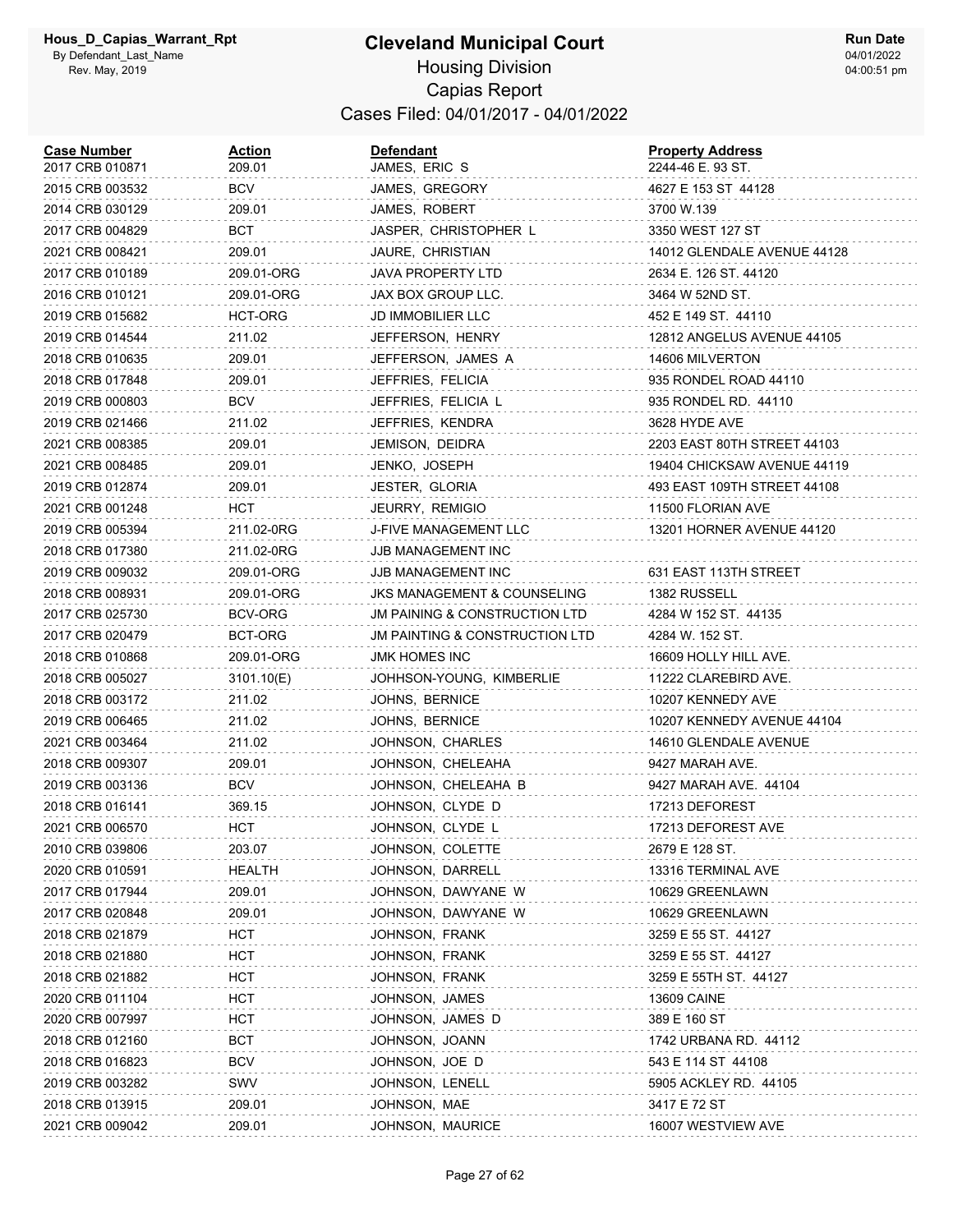# Cleveland Municipal Court

## Housing Division

## Capias Report

### Cases Filed: 04/01/2017 - 04/01/2022

| Case Number | Action | Defendant | Property Address |
|---|---|---|---|
| 2017 CRB 010871 | 209.01 | JAMES, ERIC S | 2244-46 E. 93 ST. |
| 2015 CRB 003532 | BCV | JAMES, GREGORY | 4627 E 153 ST 44128 |
| 2014 CRB 030129 | 209.01 | JAMES, ROBERT | 3700 W.139 |
| 2017 CRB 004829 | BCT | JASPER, CHRISTOPHER L | 3350 WEST 127 ST |
| 2021 CRB 008421 | 209.01 | JAURE, CHRISTIAN | 14012 GLENDALE AVENUE 44128 |
| 2017 CRB 010189 | 209.01-ORG | JAVA PROPERTY LTD | 2634 E. 126 ST. 44120 |
| 2016 CRB 010121 | 209.01-ORG | JAX BOX GROUP LLC. | 3464 W 52ND ST. |
| 2019 CRB 015682 | HCT-ORG | JD IMMOBILIER LLC | 452 E 149 ST. 44110 |
| 2019 CRB 014544 | 211.02 | JEFFERSON, HENRY | 12812 ANGELUS AVENUE 44105 |
| 2018 CRB 010635 | 209.01 | JEFFERSON, JAMES A | 14606 MILVERTON |
| 2018 CRB 017848 | 209.01 | JEFFRIES, FELICIA | 935 RONDEL ROAD 44110 |
| 2019 CRB 000803 | BCV | JEFFRIES, FELICIA L | 935 RONDEL RD. 44110 |
| 2019 CRB 021466 | 211.02 | JEFFRIES, KENDRA | 3628 HYDE AVE |
| 2021 CRB 008385 | 209.01 | JEMISON, DEIDRA | 2203 EAST 80TH STREET 44103 |
| 2021 CRB 008485 | 209.01 | JENKO, JOSEPH | 19404 CHICKSAW AVENUE 44119 |
| 2019 CRB 012874 | 209.01 | JESTER, GLORIA | 493 EAST 109TH STREET 44108 |
| 2021 CRB 001248 | HCT | JEURRY, REMIGIO | 11500 FLORIAN AVE |
| 2019 CRB 005394 | 211.02-0RG | J-FIVE MANAGEMENT LLC | 13201 HORNER AVENUE 44120 |
| 2018 CRB 017380 | 211.02-0RG | JJB MANAGEMENT INC | |
| 2019 CRB 009032 | 209.01-ORG | JJB MANAGEMENT INC | 631 EAST 113TH STREET |
| 2018 CRB 008931 | 209.01-ORG | JKS MANAGEMENT & COUNSELING | 1382 RUSSELL |
| 2017 CRB 025730 | BCV-ORG | JM PAINING & CONSTRUCTION LTD | 4284 W 152 ST. 44135 |
| 2017 CRB 020479 | BCT-ORG | JM PAINTING & CONSTRUCTION LTD | 4284 W. 152 ST. |
| 2018 CRB 010868 | 209.01-ORG | JMK HOMES INC | 16609 HOLLY HILL AVE. |
| 2018 CRB 005027 | 3101.10(E) | JOHHSON-YOUNG, KIMBERLIE | 11222 CLAREBIRD AVE. |
| 2018 CRB 003172 | 211.02 | JOHNS, BERNICE | 10207 KENNEDY AVE |
| 2019 CRB 006465 | 211.02 | JOHNS, BERNICE | 10207 KENNEDY AVENUE 44104 |
| 2021 CRB 003464 | 211.02 | JOHNSON, CHARLES | 14610 GLENDALE AVENUE |
| 2018 CRB 009307 | 209.01 | JOHNSON, CHELEAHA | 9427 MARAH AVE. |
| 2019 CRB 003136 | BCV | JOHNSON, CHELEAHA B | 9427 MARAH AVE. 44104 |
| 2018 CRB 016141 | 369.15 | JOHNSON, CLYDE D | 17213 DEFOREST |
| 2021 CRB 006570 | HCT | JOHNSON, CLYDE L | 17213 DEFOREST AVE |
| 2010 CRB 039806 | 203.07 | JOHNSON, COLETTE | 2679 E 128 ST. |
| 2020 CRB 010591 | HEALTH | JOHNSON, DARRELL | 13316 TERMINAL AVE |
| 2017 CRB 017944 | 209.01 | JOHNSON, DAWYANE W | 10629 GREENLAWN |
| 2017 CRB 020848 | 209.01 | JOHNSON, DAWYANE W | 10629 GREENLAWN |
| 2018 CRB 021879 | HCT | JOHNSON, FRANK | 3259 E 55 ST. 44127 |
| 2018 CRB 021880 | HCT | JOHNSON, FRANK | 3259 E 55 ST. 44127 |
| 2018 CRB 021882 | HCT | JOHNSON, FRANK | 3259 E 55TH ST. 44127 |
| 2020 CRB 011104 | HCT | JOHNSON, JAMES | 13609 CAINE |
| 2020 CRB 007997 | HCT | JOHNSON, JAMES D | 389 E 160 ST |
| 2018 CRB 012160 | BCT | JOHNSON, JOANN | 1742 URBANA RD. 44112 |
| 2018 CRB 016823 | BCV | JOHNSON, JOE D | 543 E 114 ST 44108 |
| 2019 CRB 003282 | SWV | JOHNSON, LENELL | 5905 ACKLEY RD. 44105 |
| 2018 CRB 013915 | 209.01 | JOHNSON, MAE | 3417 E 72 ST |
| 2021 CRB 009042 | 209.01 | JOHNSON, MAURICE | 16007 WESTVIEW AVE |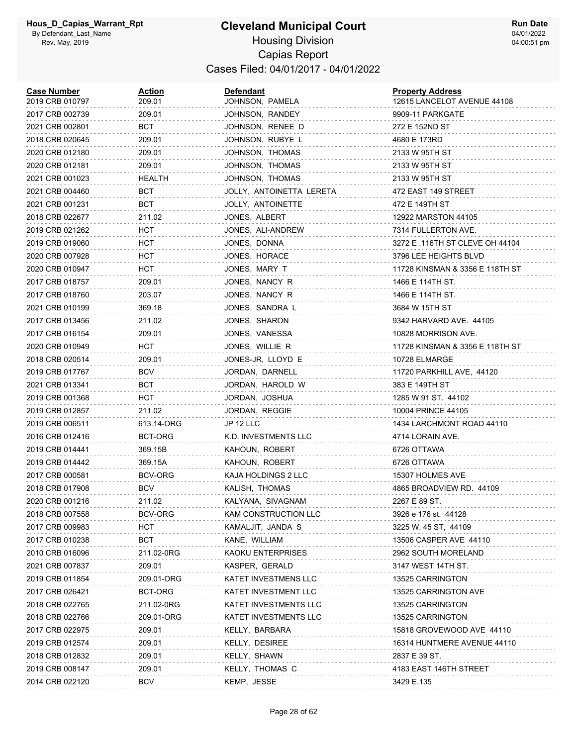# Cleveland Municipal Court

## Housing Division

## Capias Report

### Cases Filed: 04/01/2017 - 04/01/2022

Hous_D_Capias_Warrant_Rpt
By Defendant_Last_Name
Rev. May, 2019

Run Date 04/01/2022 04:00:51 pm

| Case Number | Action | Defendant | Property Address |
|---|---|---|---|
| 2019 CRB 010797 | 209.01 | JOHNSON, PAMELA | 12615 LANCELOT AVENUE 44108 |
| 2017 CRB 002739 | 209.01 | JOHNSON, RANDEY | 9909-11 PARKGATE |
| 2021 CRB 002801 | BCT | JOHNSON, RENEE D | 272 E 152ND ST |
| 2018 CRB 020645 | 209.01 | JOHNSON, RUBYE L | 4680 E 173RD |
| 2020 CRB 012180 | 209.01 | JOHNSON, THOMAS | 2133 W 95TH ST |
| 2020 CRB 012181 | 209.01 | JOHNSON, THOMAS | 2133 W 95TH ST |
| 2021 CRB 001023 | HEALTH | JOHNSON, THOMAS | 2133 W 95TH ST |
| 2021 CRB 004460 | BCT | JOLLY, ANTOINETTA LERETA | 472 EAST 149 STREET |
| 2021 CRB 001231 | BCT | JOLLY, ANTOINETTE | 472 E 149TH ST |
| 2018 CRB 022677 | 211.02 | JONES, ALBERT | 12922 MARSTON 44105 |
| 2019 CRB 021262 | HCT | JONES, ALI-ANDREW | 7314 FULLERTON AVE. |
| 2019 CRB 019060 | HCT | JONES, DONNA | 3272 E .116TH ST CLEVE OH 44104 |
| 2020 CRB 007928 | HCT | JONES, HORACE | 3796 LEE HEIGHTS BLVD |
| 2020 CRB 010947 | HCT | JONES, MARY T | 11728 KINSMAN & 3356 E 118TH ST |
| 2017 CRB 018757 | 209.01 | JONES, NANCY R | 1466 E 114TH ST. |
| 2017 CRB 018760 | 203.07 | JONES, NANCY R | 1466 E 114TH ST. |
| 2021 CRB 010199 | 369.18 | JONES, SANDRA L | 3684 W 15TH ST |
| 2017 CRB 013456 | 211.02 | JONES, SHARON | 9342 HARVARD AVE. 44105 |
| 2017 CRB 016154 | 209.01 | JONES, VANESSA | 10828 MORRISON AVE. |
| 2020 CRB 010949 | HCT | JONES, WILLIE R | 11728 KINSMAN & 3356 E 118TH ST |
| 2018 CRB 020514 | 209.01 | JONES-JR, LLOYD E | 10728 ELMARGE |
| 2019 CRB 017767 | BCV | JORDAN, DARNELL | 11720 PARKHILL AVE, 44120 |
| 2021 CRB 013341 | BCT | JORDAN, HAROLD W | 383 E 149TH ST |
| 2019 CRB 001368 | HCT | JORDAN, JOSHUA | 1285 W 91 ST. 44102 |
| 2019 CRB 012857 | 211.02 | JORDAN, REGGIE | 10004 PRINCE 44105 |
| 2019 CRB 006511 | 613.14-ORG | JP 12 LLC | 1434 LARCHMONT ROAD 44110 |
| 2016 CRB 012416 | BCT-ORG | K.D. INVESTMENTS LLC | 4714 LORAIN AVE. |
| 2019 CRB 014441 | 369.15B | KAHOUN, ROBERT | 6726 OTTAWA |
| 2019 CRB 014442 | 369.15A | KAHOUN, ROBERT | 6726 OTTAWA |
| 2017 CRB 000581 | BCV-ORG | KAJA HOLDINGS 2 LLC | 15307 HOLMES AVE |
| 2018 CRB 017908 | BCV | KALISH, THOMAS | 4865 BROADVIEW RD. 44109 |
| 2020 CRB 001216 | 211.02 | KALYANA, SIVAGNAM | 2267 E 89 ST. |
| 2018 CRB 007558 | BCV-ORG | KAM CONSTRUCTION LLC | 3926 e 176 st. 44128 |
| 2017 CRB 009983 | HCT | KAMALJIT, JANDA S | 3225 W. 45 ST, 44109 |
| 2017 CRB 010238 | BCT | KANE, WILLIAM | 13506 CASPER AVE 44110 |
| 2010 CRB 016096 | 211.02-0RG | KAOKU ENTERPRISES | 2962 SOUTH MORELAND |
| 2021 CRB 007837 | 209.01 | KASPER, GERALD | 3147 WEST 14TH ST. |
| 2019 CRB 011854 | 209.01-ORG | KATET INVESTMENS LLC | 13525 CARRINGTON |
| 2017 CRB 026421 | BCT-ORG | KATET INVESTMENT LLC | 13525 CARRINGTON AVE |
| 2018 CRB 022765 | 211.02-0RG | KATET INVESTMENTS LLC | 13525 CARRINGTON |
| 2018 CRB 022766 | 209.01-ORG | KATET INVESTMENTS LLC | 13525 CARRINGTON |
| 2017 CRB 022975 | 209.01 | KELLY, BARBARA | 15818 GROVEWOOD AVE 44110 |
| 2019 CRB 012574 | 209.01 | KELLY, DESIREE | 16314 HUNTMERE AVENUE 44110 |
| 2018 CRB 012832 | 209.01 | KELLY, SHAWN | 2837 E 39 ST. |
| 2019 CRB 008147 | 209.01 | KELLY, THOMAS C | 4183 EAST 146TH STREET |
| 2014 CRB 022120 | BCV | KEMP, JESSE | 3429 E.135 |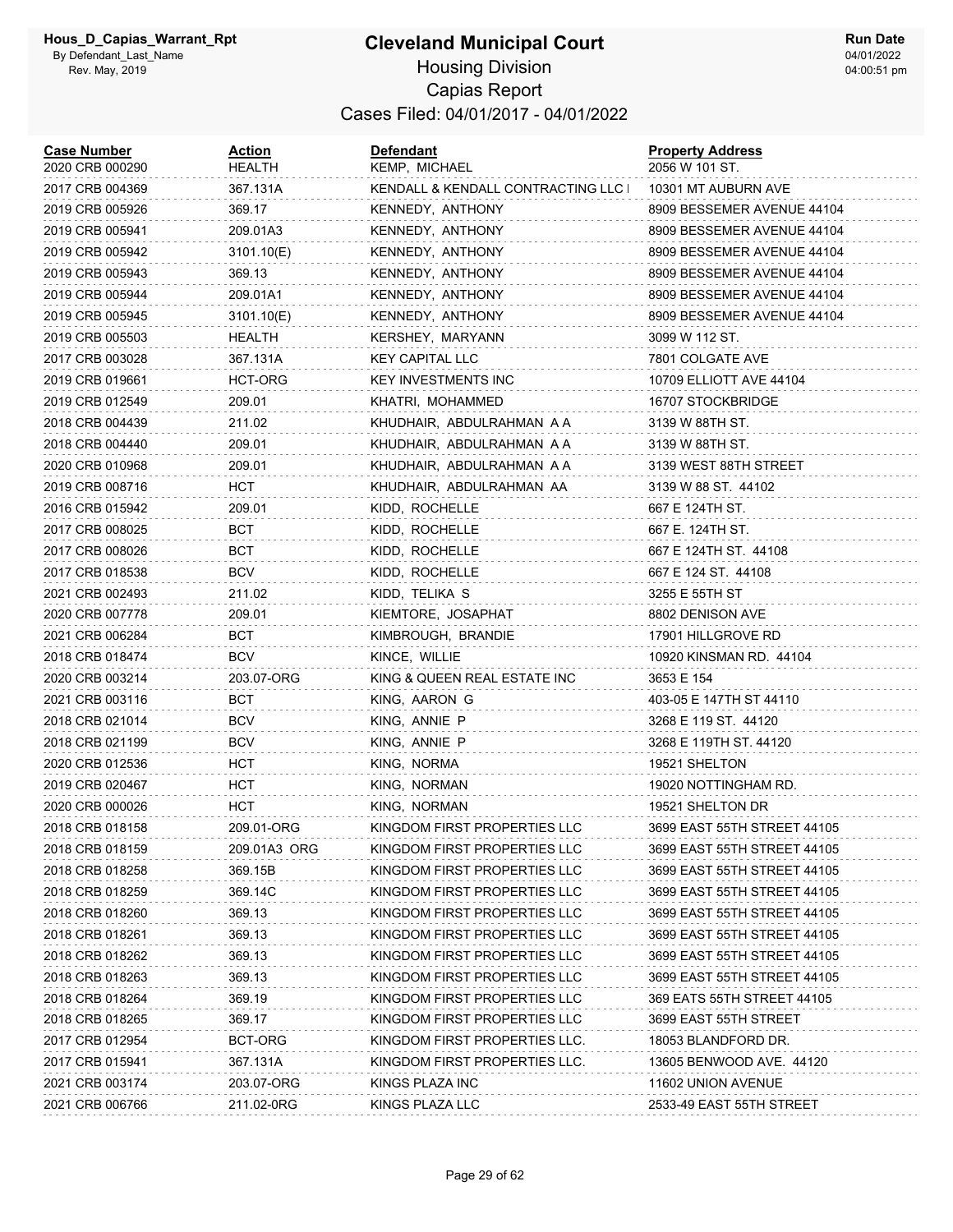# Cleveland Municipal Court

## Housing Division

## Capias Report

### Cases Filed: 04/01/2017 - 04/01/2022

| Case Number | Action | Defendant | Property Address |
|---|---|---|---|
| 2020 CRB 000290 | HEALTH | KEMP, MICHAEL | 2056 W 101 ST. |
| 2017 CRB 004369 | 367.131A | KENDALL & KENDALL CONTRACTING LLC I | 10301 MT AUBURN AVE |
| 2019 CRB 005926 | 369.17 | KENNEDY, ANTHONY | 8909 BESSEMER AVENUE 44104 |
| 2019 CRB 005941 | 209.01A3 | KENNEDY, ANTHONY | 8909 BESSEMER AVENUE 44104 |
| 2019 CRB 005942 | 3101.10(E) | KENNEDY, ANTHONY | 8909 BESSEMER AVENUE 44104 |
| 2019 CRB 005943 | 369.13 | KENNEDY, ANTHONY | 8909 BESSEMER AVENUE 44104 |
| 2019 CRB 005944 | 209.01A1 | KENNEDY, ANTHONY | 8909 BESSEMER AVENUE 44104 |
| 2019 CRB 005945 | 3101.10(E) | KENNEDY, ANTHONY | 8909 BESSEMER AVENUE 44104 |
| 2019 CRB 005503 | HEALTH | KERSHEY, MARYANN | 3099 W 112 ST. |
| 2017 CRB 003028 | 367.131A | KEY CAPITAL LLC | 7801 COLGATE AVE |
| 2019 CRB 019661 | HCT-ORG | KEY INVESTMENTS INC | 10709 ELLIOTT AVE 44104 |
| 2019 CRB 012549 | 209.01 | KHATRI, MOHAMMED | 16707 STOCKBRIDGE |
| 2018 CRB 004439 | 211.02 | KHUDHAIR, ABDULRAHMAN A A | 3139 W 88TH ST. |
| 2018 CRB 004440 | 209.01 | KHUDHAIR, ABDULRAHMAN A A | 3139 W 88TH ST. |
| 2020 CRB 010968 | 209.01 | KHUDHAIR, ABDULRAHMAN A A | 3139 WEST 88TH STREET |
| 2019 CRB 008716 | HCT | KHUDHAIR, ABDULRAHMAN AA | 3139 W 88 ST. 44102 |
| 2016 CRB 015942 | 209.01 | KIDD, ROCHELLE | 667 E 124TH ST. |
| 2017 CRB 008025 | BCT | KIDD, ROCHELLE | 667 E. 124TH ST. |
| 2017 CRB 008026 | BCT | KIDD, ROCHELLE | 667 E 124TH ST. 44108 |
| 2017 CRB 018538 | BCV | KIDD, ROCHELLE | 667 E 124 ST. 44108 |
| 2021 CRB 002493 | 211.02 | KIDD, TELIKA S | 3255 E 55TH ST |
| 2020 CRB 007778 | 209.01 | KIEMTORE, JOSAPHAT | 8802 DENISON AVE |
| 2021 CRB 006284 | BCT | KIMBROUGH, BRANDIE | 17901 HILLGROVE RD |
| 2018 CRB 018474 | BCV | KINCE, WILLIE | 10920 KINSMAN RD. 44104 |
| 2020 CRB 003214 | 203.07-ORG | KING & QUEEN REAL ESTATE INC | 3653 E 154 |
| 2021 CRB 003116 | BCT | KING, AARON G | 403-05 E 147TH ST 44110 |
| 2018 CRB 021014 | BCV | KING, ANNIE P | 3268 E 119 ST. 44120 |
| 2018 CRB 021199 | BCV | KING, ANNIE P | 3268 E 119TH ST. 44120 |
| 2020 CRB 012536 | HCT | KING, NORMA | 19521 SHELTON |
| 2019 CRB 020467 | HCT | KING, NORMAN | 19020 NOTTINGHAM RD. |
| 2020 CRB 000026 | HCT | KING, NORMAN | 19521 SHELTON DR |
| 2018 CRB 018158 | 209.01-ORG | KINGDOM FIRST PROPERTIES LLC | 3699 EAST 55TH STREET 44105 |
| 2018 CRB 018159 | 209.01A3 ORG | KINGDOM FIRST PROPERTIES LLC | 3699 EAST 55TH STREET 44105 |
| 2018 CRB 018258 | 369.15B | KINGDOM FIRST PROPERTIES LLC | 3699 EAST 55TH STREET 44105 |
| 2018 CRB 018259 | 369.14C | KINGDOM FIRST PROPERTIES LLC | 3699 EAST 55TH STREET 44105 |
| 2018 CRB 018260 | 369.13 | KINGDOM FIRST PROPERTIES LLC | 3699 EAST 55TH STREET 44105 |
| 2018 CRB 018261 | 369.13 | KINGDOM FIRST PROPERTIES LLC | 3699 EAST 55TH STREET 44105 |
| 2018 CRB 018262 | 369.13 | KINGDOM FIRST PROPERTIES LLC | 3699 EAST 55TH STREET 44105 |
| 2018 CRB 018263 | 369.13 | KINGDOM FIRST PROPERTIES LLC | 3699 EAST 55TH STREET 44105 |
| 2018 CRB 018264 | 369.19 | KINGDOM FIRST PROPERTIES LLC | 369 EATS 55TH STREET 44105 |
| 2018 CRB 018265 | 369.17 | KINGDOM FIRST PROPERTIES LLC | 3699 EAST 55TH STREET |
| 2017 CRB 012954 | BCT-ORG | KINGDOM FIRST PROPERTIES LLC. | 18053 BLANDFORD DR. |
| 2017 CRB 015941 | 367.131A | KINGDOM FIRST PROPERTIES LLC. | 13605 BENWOOD AVE. 44120 |
| 2021 CRB 003174 | 203.07-ORG | KINGS PLAZA INC | 11602 UNION AVENUE |
| 2021 CRB 006766 | 211.02-0RG | KINGS PLAZA LLC | 2533-49 EAST 55TH STREET |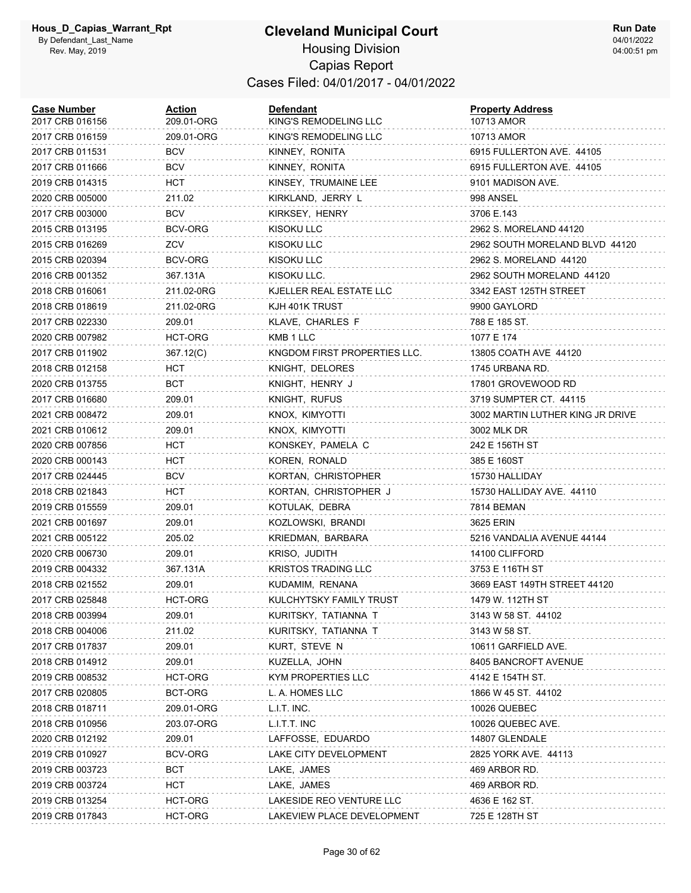# Cleveland Municipal Court

## Housing Division
## Capias Report
### Cases Filed: 04/01/2017 - 04/01/2022

Hous_D_Capias_Warrant_Rpt
By Defendant_Last_Name
Rev. May, 2019

Run Date 04/01/2022 04:00:51 pm

| Case Number | Action | Defendant | Property Address |
|---|---|---|---|
| 2017 CRB 016156 | 209.01-ORG | KING'S REMODELING LLC | 10713 AMOR |
| 2017 CRB 016159 | 209.01-ORG | KING'S REMODELING LLC | 10713 AMOR |
| 2017 CRB 011531 | BCV | KINNEY, RONITA | 6915 FULLERTON AVE. 44105 |
| 2017 CRB 011666 | BCV | KINNEY, RONITA | 6915 FULLERTON AVE. 44105 |
| 2019 CRB 014315 | HCT | KINSEY, TRUMAINE LEE | 9101 MADISON AVE. |
| 2020 CRB 005000 | 211.02 | KIRKLAND, JERRY L | 998 ANSEL |
| 2017 CRB 003000 | BCV | KIRKSEY, HENRY | 3706 E.143 |
| 2015 CRB 013195 | BCV-ORG | KISOKU LLC | 2962 S. MORELAND 44120 |
| 2015 CRB 016269 | ZCV | KISOKU LLC | 2962 SOUTH MORELAND BLVD 44120 |
| 2015 CRB 020394 | BCV-ORG | KISOKU LLC | 2962 S. MORELAND 44120 |
| 2016 CRB 001352 | 367.131A | KISOKU LLC. | 2962 SOUTH MORELAND 44120 |
| 2018 CRB 016061 | 211.02-0RG | KJELLER REAL ESTATE LLC | 3342 EAST 125TH STREET |
| 2018 CRB 018619 | 211.02-0RG | KJH 401K TRUST | 9900 GAYLORD |
| 2017 CRB 022330 | 209.01 | KLAVE, CHARLES F | 788 E 185 ST. |
| 2020 CRB 007982 | HCT-ORG | KMB 1 LLC | 1077 E 174 |
| 2017 CRB 011902 | 367.12(C) | KNGDOM FIRST PROPERTIES LLC. | 13805 COATH AVE 44120 |
| 2018 CRB 012158 | HCT | KNIGHT, DELORES | 1745 URBANA RD. |
| 2020 CRB 013755 | BCT | KNIGHT, HENRY J | 17801 GROVEWOOD RD |
| 2017 CRB 016680 | 209.01 | KNIGHT, RUFUS | 3719 SUMPTER CT. 44115 |
| 2021 CRB 008472 | 209.01 | KNOX, KIMYOTTI | 3002 MARTIN LUTHER KING JR DRIVE |
| 2021 CRB 010612 | 209.01 | KNOX, KIMYOTTI | 3002 MLK DR |
| 2020 CRB 007856 | HCT | KONSKEY, PAMELA C | 242 E 156TH ST |
| 2020 CRB 000143 | HCT | KOREN, RONALD | 385 E 160ST |
| 2017 CRB 024445 | BCV | KORTAN, CHRISTOPHER | 15730 HALLIDAY |
| 2018 CRB 021843 | HCT | KORTAN, CHRISTOPHER J | 15730 HALLIDAY AVE. 44110 |
| 2019 CRB 015559 | 209.01 | KOTULAK, DEBRA | 7814 BEMAN |
| 2021 CRB 001697 | 209.01 | KOZLOWSKI, BRANDI | 3625 ERIN |
| 2021 CRB 005122 | 205.02 | KRIEDMAN, BARBARA | 5216 VANDALIA AVENUE 44144 |
| 2020 CRB 006730 | 209.01 | KRISO, JUDITH | 14100 CLIFFORD |
| 2019 CRB 004332 | 367.131A | KRISTOS TRADING LLC | 3753 E 116TH ST |
| 2018 CRB 021552 | 209.01 | KUDAMIM, RENANA | 3669 EAST 149TH STREET 44120 |
| 2017 CRB 025848 | HCT-ORG | KULCHYTSKY FAMILY TRUST | 1479 W. 112TH ST |
| 2018 CRB 003994 | 209.01 | KURITSKY, TATIANNA T | 3143 W 58 ST. 44102 |
| 2018 CRB 004006 | 211.02 | KURITSKY, TATIANNA T | 3143 W 58 ST. |
| 2017 CRB 017837 | 209.01 | KURT, STEVE N | 10611 GARFIELD AVE. |
| 2018 CRB 014912 | 209.01 | KUZELLA, JOHN | 8405 BANCROFT AVENUE |
| 2019 CRB 008532 | HCT-ORG | KYM PROPERTIES LLC | 4142 E 154TH ST. |
| 2017 CRB 020805 | BCT-ORG | L. A. HOMES LLC | 1866 W 45 ST. 44102 |
| 2018 CRB 018711 | 209.01-ORG | L.I.T. INC. | 10026 QUEBEC |
| 2018 CRB 010956 | 203.07-ORG | L.I.T.T. INC | 10026 QUEBEC AVE. |
| 2020 CRB 012192 | 209.01 | LAFFOSSE, EDUARDO | 14807 GLENDALE |
| 2019 CRB 010927 | BCV-ORG | LAKE CITY DEVELOPMENT | 2825 YORK AVE. 44113 |
| 2019 CRB 003723 | BCT | LAKE, JAMES | 469 ARBOR RD. |
| 2019 CRB 003724 | HCT | LAKE, JAMES | 469 ARBOR RD. |
| 2019 CRB 013254 | HCT-ORG | LAKESIDE REO VENTURE LLC | 4636 E 162 ST. |
| 2019 CRB 017843 | HCT-ORG | LAKEVIEW PLACE DEVELOPMENT | 725 E 128TH ST |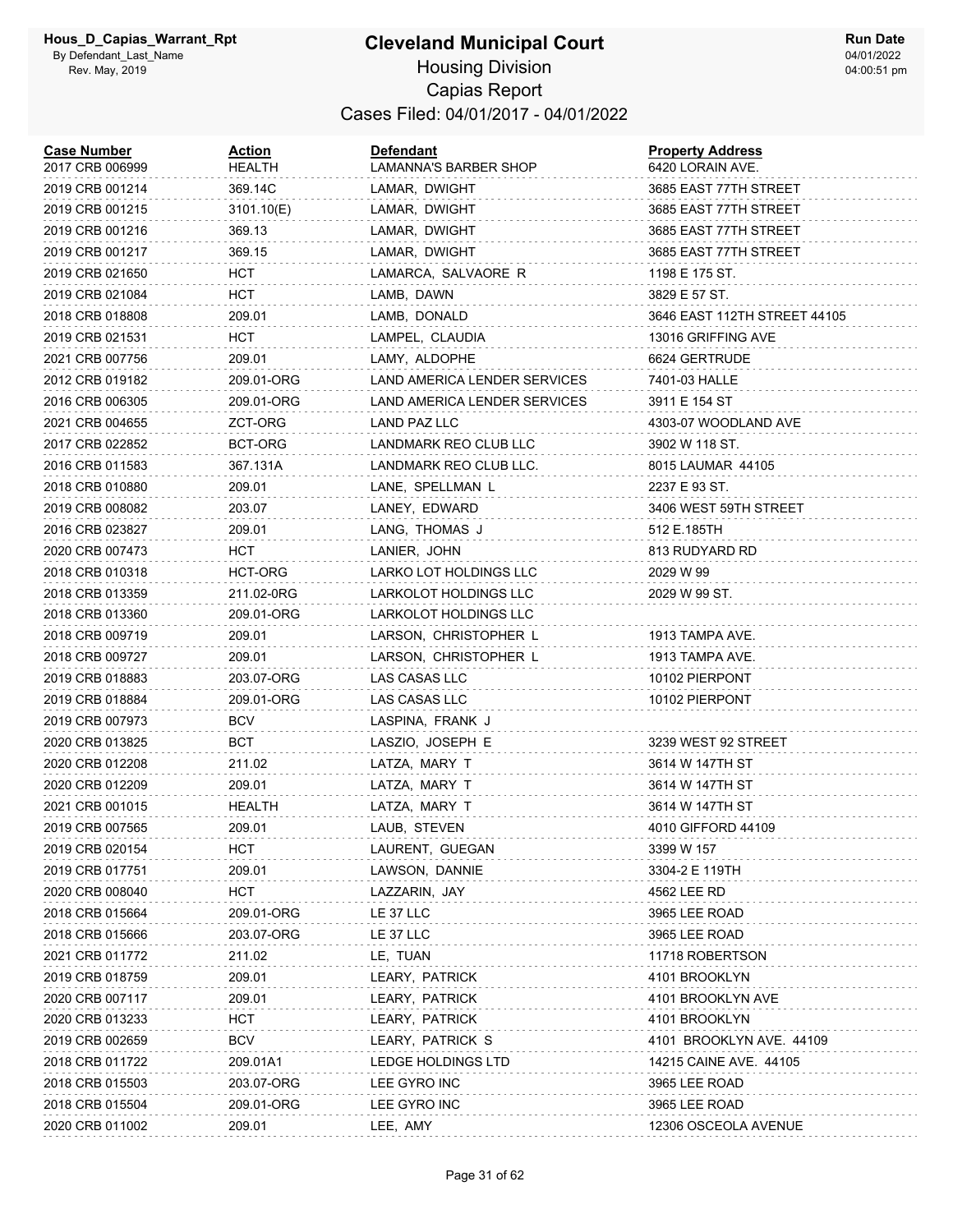# Cleveland Municipal Court

## Housing Division

## Capias Report

### Cases Filed: 04/01/2017 - 04/01/2022

| Case Number | Action | Defendant | Property Address |
|---|---|---|---|
| 2017 CRB 006999 | HEALTH | LAMANNA'S BARBER SHOP | 6420 LORAIN AVE. |
| 2019 CRB 001214 | 369.14C | LAMAR, DWIGHT | 3685 EAST 77TH STREET |
| 2019 CRB 001215 | 3101.10(E) | LAMAR, DWIGHT | 3685 EAST 77TH STREET |
| 2019 CRB 001216 | 369.13 | LAMAR, DWIGHT | 3685 EAST 77TH STREET |
| 2019 CRB 001217 | 369.15 | LAMAR, DWIGHT | 3685 EAST 77TH STREET |
| 2019 CRB 021650 | HCT | LAMARCA, SALVAORE R | 1198 E 175 ST. |
| 2019 CRB 021084 | HCT | LAMB, DAWN | 3829 E 57 ST. |
| 2018 CRB 018808 | 209.01 | LAMB, DONALD | 3646 EAST 112TH STREET 44105 |
| 2019 CRB 021531 | HCT | LAMPEL, CLAUDIA | 13016 GRIFFING AVE |
| 2021 CRB 007756 | 209.01 | LAMY, ALDOPHE | 6624 GERTRUDE |
| 2012 CRB 019182 | 209.01-ORG | LAND AMERICA LENDER SERVICES | 7401-03 HALLE |
| 2016 CRB 006305 | 209.01-ORG | LAND AMERICA LENDER SERVICES | 3911 E 154 ST |
| 2021 CRB 004655 | ZCT-ORG | LAND PAZ LLC | 4303-07 WOODLAND AVE |
| 2017 CRB 022852 | BCT-ORG | LANDMARK REO CLUB LLC | 3902 W 118 ST. |
| 2016 CRB 011583 | 367.131A | LANDMARK REO CLUB LLC. | 8015 LAUMAR 44105 |
| 2018 CRB 010880 | 209.01 | LANE, SPELLMAN L | 2237 E 93 ST. |
| 2019 CRB 008082 | 203.07 | LANEY, EDWARD | 3406 WEST 59TH STREET |
| 2016 CRB 023827 | 209.01 | LANG, THOMAS J | 512 E.185TH |
| 2020 CRB 007473 | HCT | LANIER, JOHN | 813 RUDYARD RD |
| 2018 CRB 010318 | HCT-ORG | LARKO LOT HOLDINGS LLC | 2029 W 99 |
| 2018 CRB 013359 | 211.02-0RG | LARKOLOT HOLDINGS LLC | 2029 W 99 ST. |
| 2018 CRB 013360 | 209.01-ORG | LARKOLOT HOLDINGS LLC | |
| 2018 CRB 009719 | 209.01 | LARSON, CHRISTOPHER L | 1913 TAMPA AVE. |
| 2018 CRB 009727 | 209.01 | LARSON, CHRISTOPHER L | 1913 TAMPA AVE. |
| 2019 CRB 018883 | 203.07-ORG | LAS CASAS LLC | 10102 PIERPONT |
| 2019 CRB 018884 | 209.01-ORG | LAS CASAS LLC | 10102 PIERPONT |
| 2019 CRB 007973 | BCV | LASPINA, FRANK J | |
| 2020 CRB 013825 | BCT | LASZIO, JOSEPH E | 3239 WEST 92 STREET |
| 2020 CRB 012208 | 211.02 | LATZA, MARY T | 3614 W 147TH ST |
| 2020 CRB 012209 | 209.01 | LATZA, MARY T | 3614 W 147TH ST |
| 2021 CRB 001015 | HEALTH | LATZA, MARY T | 3614 W 147TH ST |
| 2019 CRB 007565 | 209.01 | LAUB, STEVEN | 4010 GIFFORD 44109 |
| 2019 CRB 020154 | HCT | LAURENT, GUEGAN | 3399 W 157 |
| 2019 CRB 017751 | 209.01 | LAWSON, DANNIE | 3304-2 E 119TH |
| 2020 CRB 008040 | HCT | LAZZARIN, JAY | 4562 LEE RD |
| 2018 CRB 015664 | 209.01-ORG | LE 37 LLC | 3965 LEE ROAD |
| 2018 CRB 015666 | 203.07-ORG | LE 37 LLC | 3965 LEE ROAD |
| 2021 CRB 011772 | 211.02 | LE, TUAN | 11718 ROBERTSON |
| 2019 CRB 018759 | 209.01 | LEARY, PATRICK | 4101 BROOKLYN |
| 2020 CRB 007117 | 209.01 | LEARY, PATRICK | 4101 BROOKLYN AVE |
| 2020 CRB 013233 | HCT | LEARY, PATRICK | 4101 BROOKLYN |
| 2019 CRB 002659 | BCV | LEARY, PATRICK S | 4101 BROOKLYN AVE. 44109 |
| 2018 CRB 011722 | 209.01A1 | LEDGE HOLDINGS LTD | 14215 CAINE AVE. 44105 |
| 2018 CRB 015503 | 203.07-ORG | LEE GYRO INC | 3965 LEE ROAD |
| 2018 CRB 015504 | 209.01-ORG | LEE GYRO INC | 3965 LEE ROAD |
| 2020 CRB 011002 | 209.01 | LEE, AMY | 12306 OSCEOLA AVENUE |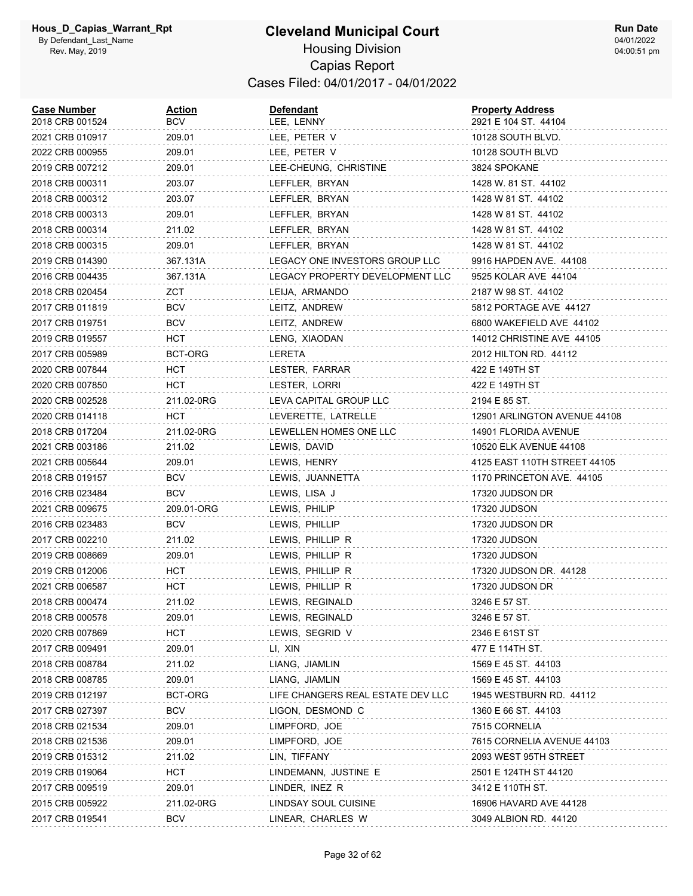# Cleveland Municipal Court

## Housing Division

## Capias Report

### Cases Filed: 04/01/2017 - 04/01/2022

Hous_D_Capias_Warrant_Rpt
By Defendant_Last_Name
Rev. May, 2019

Run Date 04/01/2022 04:00:51 pm

| Case Number | Action | Defendant | Property Address |
|---|---|---|---|
| 2018 CRB 001524 | BCV | LEE, LENNY | 2921 E 104 ST. 44104 |
| 2021 CRB 010917 | 209.01 | LEE, PETER V | 10128 SOUTH BLVD. |
| 2022 CRB 000955 | 209.01 | LEE, PETER V | 10128 SOUTH BLVD |
| 2019 CRB 007212 | 209.01 | LEE-CHEUNG, CHRISTINE | 3824 SPOKANE |
| 2018 CRB 000311 | 203.07 | LEFFLER, BRYAN | 1428 W. 81 ST. 44102 |
| 2018 CRB 000312 | 203.07 | LEFFLER, BRYAN | 1428 W 81 ST. 44102 |
| 2018 CRB 000313 | 209.01 | LEFFLER, BRYAN | 1428 W 81 ST. 44102 |
| 2018 CRB 000314 | 211.02 | LEFFLER, BRYAN | 1428 W 81 ST. 44102 |
| 2018 CRB 000315 | 209.01 | LEFFLER, BRYAN | 1428 W 81 ST. 44102 |
| 2019 CRB 014390 | 367.131A | LEGACY ONE INVESTORS GROUP LLC | 9916 HAPDEN AVE. 44108 |
| 2016 CRB 004435 | 367.131A | LEGACY PROPERTY DEVELOPMENT LLC | 9525 KOLAR AVE 44104 |
| 2018 CRB 020454 | ZCT | LEIJA, ARMANDO | 2187 W 98 ST. 44102 |
| 2017 CRB 011819 | BCV | LEITZ, ANDREW | 5812 PORTAGE AVE 44127 |
| 2017 CRB 019751 | BCV | LEITZ, ANDREW | 6800 WAKEFIELD AVE 44102 |
| 2019 CRB 019557 | HCT | LENG, XIAODAN | 14012 CHRISTINE AVE 44105 |
| 2017 CRB 005989 | BCT-ORG | LERETA | 2012 HILTON RD. 44112 |
| 2020 CRB 007844 | HCT | LESTER, FARRAR | 422 E 149TH ST |
| 2020 CRB 007850 | HCT | LESTER, LORRI | 422 E 149TH ST |
| 2020 CRB 002528 | 211.02-0RG | LEVA CAPITAL GROUP LLC | 2194 E 85 ST. |
| 2020 CRB 014118 | HCT | LEVERETTE, LATRELLE | 12901 ARLINGTON AVENUE 44108 |
| 2018 CRB 017204 | 211.02-0RG | LEWELLEN HOMES ONE LLC | 14901 FLORIDA AVENUE |
| 2021 CRB 003186 | 211.02 | LEWIS, DAVID | 10520 ELK AVENUE 44108 |
| 2021 CRB 005644 | 209.01 | LEWIS, HENRY | 4125 EAST 110TH STREET 44105 |
| 2018 CRB 019157 | BCV | LEWIS, JUANNETTA | 1170 PRINCETON AVE. 44105 |
| 2016 CRB 023484 | BCV | LEWIS, LISA J | 17320 JUDSON DR |
| 2021 CRB 009675 | 209.01-ORG | LEWIS, PHILIP | 17320 JUDSON |
| 2016 CRB 023483 | BCV | LEWIS, PHILLIP | 17320 JUDSON DR |
| 2017 CRB 002210 | 211.02 | LEWIS, PHILLIP R | 17320 JUDSON |
| 2019 CRB 008669 | 209.01 | LEWIS, PHILLIP R | 17320 JUDSON |
| 2019 CRB 012006 | HCT | LEWIS, PHILLIP R | 17320 JUDSON DR. 44128 |
| 2021 CRB 006587 | HCT | LEWIS, PHILLIP R | 17320 JUDSON DR |
| 2018 CRB 000474 | 211.02 | LEWIS, REGINALD | 3246 E 57 ST. |
| 2018 CRB 000578 | 209.01 | LEWIS, REGINALD | 3246 E 57 ST. |
| 2020 CRB 007869 | HCT | LEWIS, SEGRID V | 2346 E 61ST ST |
| 2017 CRB 009491 | 209.01 | LI, XIN | 477 E 114TH ST. |
| 2018 CRB 008784 | 211.02 | LIANG, JIAMLIN | 1569 E 45 ST. 44103 |
| 2018 CRB 008785 | 209.01 | LIANG, JIAMLIN | 1569 E 45 ST. 44103 |
| 2019 CRB 012197 | BCT-ORG | LIFE CHANGERS REAL ESTATE DEV LLC | 1945 WESTBURN RD. 44112 |
| 2017 CRB 027397 | BCV | LIGON, DESMOND C | 1360 E 66 ST. 44103 |
| 2018 CRB 021534 | 209.01 | LIMPFORD, JOE | 7515 CORNELIA |
| 2018 CRB 021536 | 209.01 | LIMPFORD, JOE | 7615 CORNELIA AVENUE 44103 |
| 2019 CRB 015312 | 211.02 | LIN, TIFFANY | 2093 WEST 95TH STREET |
| 2019 CRB 019064 | HCT | LINDEMANN, JUSTINE E | 2501 E 124TH ST 44120 |
| 2017 CRB 009519 | 209.01 | LINDER, INEZ R | 3412 E 110TH ST. |
| 2015 CRB 005922 | 211.02-0RG | LINDSAY SOUL CUISINE | 16906 HAVARD AVE 44128 |
| 2017 CRB 019541 | BCV | LINEAR, CHARLES W | 3049 ALBION RD. 44120 |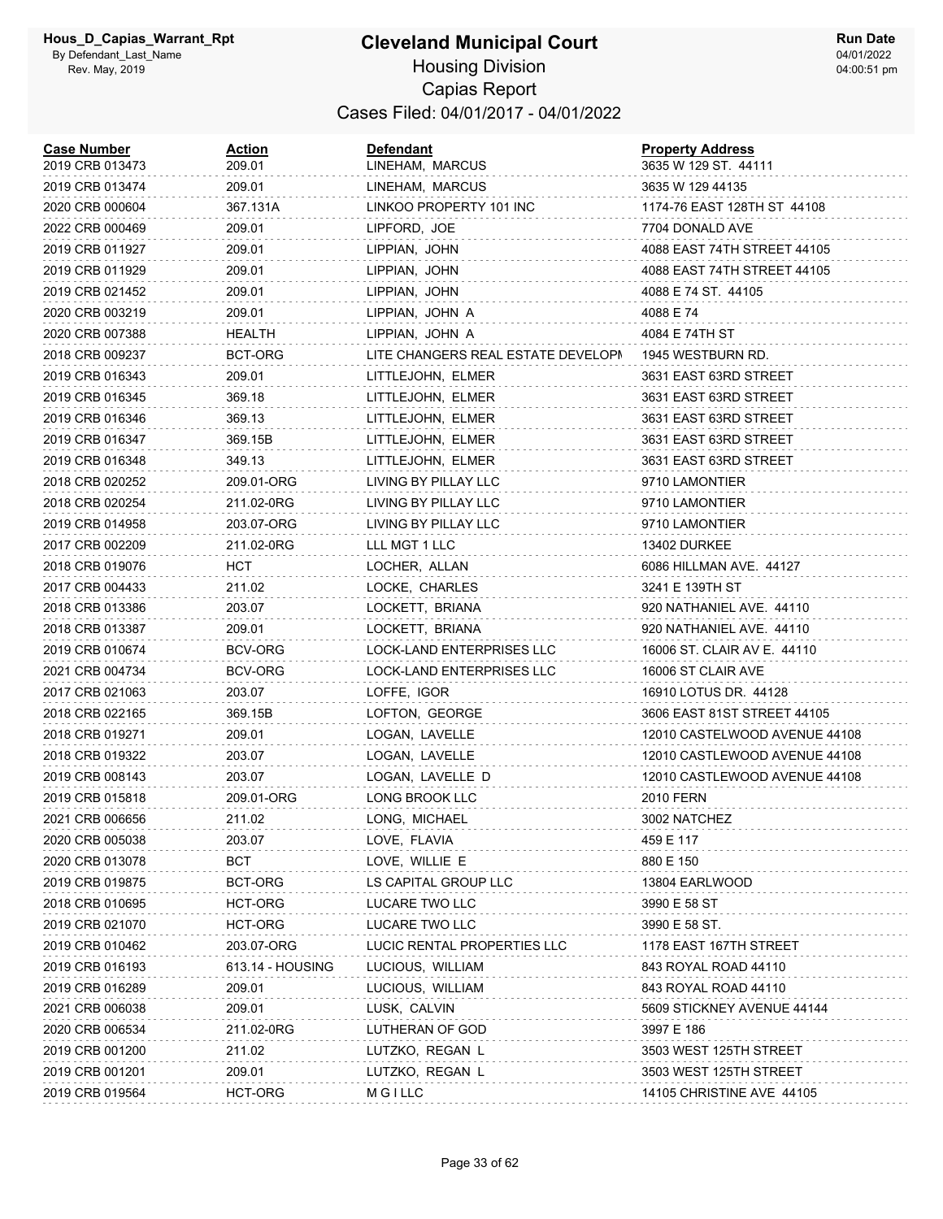# Cleveland Municipal Court

Hous_D_Capias_Warrant_Rpt
By Defendant_Last_Name
Rev. May, 2019

## Housing Division
## Capias Report
## Cases Filed: 04/01/2017 - 04/01/2022

Run Date
04/01/2022
04:00:51 pm

| Case Number | Action | Defendant | Property Address |
|---|---|---|---|
| 2019 CRB 013473 | 209.01 | LINEHAM, MARCUS | 3635 W 129 ST. 44111 |
| 2019 CRB 013474 | 209.01 | LINEHAM, MARCUS | 3635 W 129 44135 |
| 2020 CRB 000604 | 367.131A | LINKOO PROPERTY 101 INC | 1174-76 EAST 128TH ST 44108 |
| 2022 CRB 000469 | 209.01 | LIPFORD, JOE | 7704 DONALD AVE |
| 2019 CRB 011927 | 209.01 | LIPPIAN, JOHN | 4088 EAST 74TH STREET 44105 |
| 2019 CRB 011929 | 209.01 | LIPPIAN, JOHN | 4088 EAST 74TH STREET 44105 |
| 2019 CRB 021452 | 209.01 | LIPPIAN, JOHN | 4088 E 74 ST. 44105 |
| 2020 CRB 003219 | 209.01 | LIPPIAN, JOHN A | 4088 E 74 |
| 2020 CRB 007388 | HEALTH | LIPPIAN, JOHN A | 4084 E 74TH ST |
| 2018 CRB 009237 | BCT-ORG | LITE CHANGERS REAL ESTATE DEVELOPI | 1945 WESTBURN RD. |
| 2019 CRB 016343 | 209.01 | LITTLEJOHN, ELMER | 3631 EAST 63RD STREET |
| 2019 CRB 016345 | 369.18 | LITTLEJOHN, ELMER | 3631 EAST 63RD STREET |
| 2019 CRB 016346 | 369.13 | LITTLEJOHN, ELMER | 3631 EAST 63RD STREET |
| 2019 CRB 016347 | 369.15B | LITTLEJOHN, ELMER | 3631 EAST 63RD STREET |
| 2019 CRB 016348 | 349.13 | LITTLEJOHN, ELMER | 3631 EAST 63RD STREET |
| 2018 CRB 020252 | 209.01-ORG | LIVING BY PILLAY LLC | 9710 LAMONTIER |
| 2018 CRB 020254 | 211.02-0RG | LIVING BY PILLAY LLC | 9710 LAMONTIER |
| 2019 CRB 014958 | 203.07-ORG | LIVING BY PILLAY LLC | 9710 LAMONTIER |
| 2017 CRB 002209 | 211.02-0RG | LLL MGT 1 LLC | 13402 DURKEE |
| 2018 CRB 019076 | HCT | LOCHER, ALLAN | 6086 HILLMAN AVE. 44127 |
| 2017 CRB 004433 | 211.02 | LOCKE, CHARLES | 3241 E 139TH ST |
| 2018 CRB 013386 | 203.07 | LOCKETT, BRIANA | 920 NATHANIEL AVE. 44110 |
| 2018 CRB 013387 | 209.01 | LOCKETT, BRIANA | 920 NATHANIEL AVE. 44110 |
| 2019 CRB 010674 | BCV-ORG | LOCK-LAND ENTERPRISES LLC | 16006 ST. CLAIR AV E. 44110 |
| 2021 CRB 004734 | BCV-ORG | LOCK-LAND ENTERPRISES LLC | 16006 ST CLAIR AVE |
| 2017 CRB 021063 | 203.07 | LOFFE, IGOR | 16910 LOTUS DR. 44128 |
| 2018 CRB 022165 | 369.15B | LOFTON, GEORGE | 3606 EAST 81ST STREET 44105 |
| 2018 CRB 019271 | 209.01 | LOGAN, LAVELLE | 12010 CASTELWOOD AVENUE 44108 |
| 2018 CRB 019322 | 203.07 | LOGAN, LAVELLE | 12010 CASTLEWOOD AVENUE 44108 |
| 2019 CRB 008143 | 203.07 | LOGAN, LAVELLE D | 12010 CASTLEWOOD AVENUE 44108 |
| 2019 CRB 015818 | 209.01-ORG | LONG BROOK LLC | 2010 FERN |
| 2021 CRB 006656 | 211.02 | LONG, MICHAEL | 3002 NATCHEZ |
| 2020 CRB 005038 | 203.07 | LOVE, FLAVIA | 459 E 117 |
| 2020 CRB 013078 | BCT | LOVE, WILLIE E | 880 E 150 |
| 2019 CRB 019875 | BCT-ORG | LS CAPITAL GROUP LLC | 13804 EARLWOOD |
| 2018 CRB 010695 | HCT-ORG | LUCARE TWO LLC | 3990 E 58 ST |
| 2019 CRB 021070 | HCT-ORG | LUCARE TWO LLC | 3990 E 58 ST. |
| 2019 CRB 010462 | 203.07-ORG | LUCIC RENTAL PROPERTIES LLC | 1178 EAST 167TH STREET |
| 2019 CRB 016193 | 613.14 - HOUSING | LUCIOUS, WILLIAM | 843 ROYAL ROAD 44110 |
| 2019 CRB 016289 | 209.01 | LUCIOUS, WILLIAM | 843 ROYAL ROAD 44110 |
| 2021 CRB 006038 | 209.01 | LUSK, CALVIN | 5609 STICKNEY AVENUE 44144 |
| 2020 CRB 006534 | 211.02-0RG | LUTHERAN OF GOD | 3997 E 186 |
| 2019 CRB 001200 | 211.02 | LUTZKO, REGAN L | 3503 WEST 125TH STREET |
| 2019 CRB 001201 | 209.01 | LUTZKO, REGAN L | 3503 WEST 125TH STREET |
| 2019 CRB 019564 | HCT-ORG | M G I LLC | 14105 CHRISTINE AVE 44105 |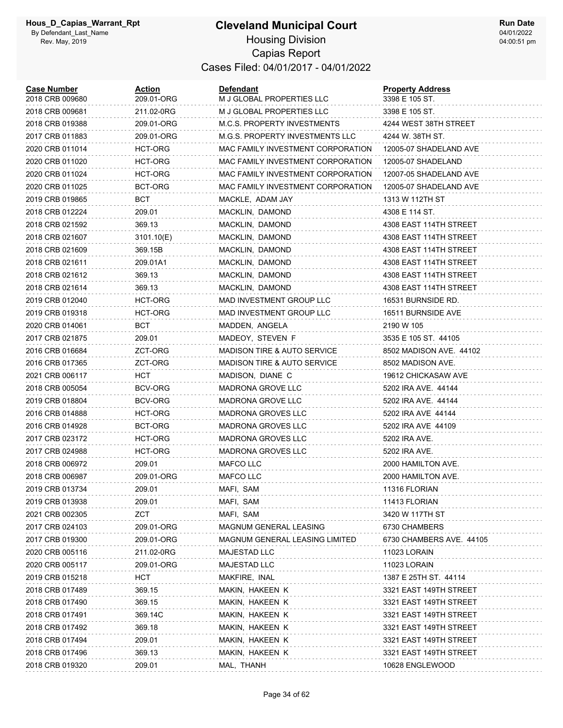# Cleveland Municipal Court

## Housing Division

## Capias Report

### Cases Filed: 04/01/2017 - 04/01/2022

| Case Number | Action | Defendant | Property Address |
|---|---|---|---|
| 2018 CRB 009680 | 209.01-ORG | M J GLOBAL PROPERTIES LLC | 3398 E 105 ST. |
| 2018 CRB 009681 | 211.02-0RG | M J GLOBAL PROPERTIES LLC | 3398 E 105 ST. |
| 2018 CRB 019388 | 209.01-ORG | M.C.S. PROPERTY INVESTMENTS | 4244 WEST 38TH STREET |
| 2017 CRB 011883 | 209.01-ORG | M.G.S. PROPERTY INVESTMENTS LLC | 4244 W. 38TH ST. |
| 2020 CRB 011014 | HCT-ORG | MAC FAMILY INVESTMENT CORPORATION | 12005-07 SHADELAND AVE |
| 2020 CRB 011020 | HCT-ORG | MAC FAMILY INVESTMENT CORPORATION | 12005-07 SHADELAND |
| 2020 CRB 011024 | HCT-ORG | MAC FAMILY INVESTMENT CORPORATION | 12007-05 SHADELAND AVE |
| 2020 CRB 011025 | BCT-ORG | MAC FAMILY INVESTMENT CORPORATION | 12005-07 SHADELAND AVE |
| 2019 CRB 019865 | BCT | MACKLE, ADAM JAY | 1313 W 112TH ST |
| 2018 CRB 012224 | 209.01 | MACKLIN, DAMOND | 4308 E 114 ST. |
| 2018 CRB 021592 | 369.13 | MACKLIN, DAMOND | 4308 EAST 114TH STREET |
| 2018 CRB 021607 | 3101.10(E) | MACKLIN, DAMOND | 4308 EAST 114TH STREET |
| 2018 CRB 021609 | 369.15B | MACKLIN, DAMOND | 4308 EAST 114TH STREET |
| 2018 CRB 021611 | 209.01A1 | MACKLIN, DAMOND | 4308 EAST 114TH STREET |
| 2018 CRB 021612 | 369.13 | MACKLIN, DAMOND | 4308 EAST 114TH STREET |
| 2018 CRB 021614 | 369.13 | MACKLIN, DAMOND | 4308 EAST 114TH STREET |
| 2019 CRB 012040 | HCT-ORG | MAD INVESTMENT GROUP LLC | 16531 BURNSIDE RD. |
| 2019 CRB 019318 | HCT-ORG | MAD INVESTMENT GROUP LLC | 16511 BURNSIDE AVE |
| 2020 CRB 014061 | BCT | MADDEN, ANGELA | 2190 W 105 |
| 2017 CRB 021875 | 209.01 | MADEOY, STEVEN F | 3535 E 105 ST. 44105 |
| 2016 CRB 016684 | ZCT-ORG | MADISON TIRE & AUTO SERVICE | 8502 MADISON AVE. 44102 |
| 2016 CRB 017365 | ZCT-ORG | MADISON TIRE & AUTO SERVICE | 8502 MADISON AVE. |
| 2021 CRB 006117 | HCT | MADISON, DIANE C | 19612 CHICKASAW AVE |
| 2018 CRB 005054 | BCV-ORG | MADRONA GROVE LLC | 5202 IRA AVE. 44144 |
| 2019 CRB 018804 | BCV-ORG | MADRONA GROVE LLC | 5202 IRA AVE. 44144 |
| 2016 CRB 014888 | HCT-ORG | MADRONA GROVES LLC | 5202 IRA AVE 44144 |
| 2016 CRB 014928 | BCT-ORG | MADRONA GROVES LLC | 5202 IRA AVE 44109 |
| 2017 CRB 023172 | HCT-ORG | MADRONA GROVES LLC | 5202 IRA AVE. |
| 2017 CRB 024988 | HCT-ORG | MADRONA GROVES LLC | 5202 IRA AVE. |
| 2018 CRB 006972 | 209.01 | MAFCO LLC | 2000 HAMILTON AVE. |
| 2018 CRB 006987 | 209.01-ORG | MAFCO LLC | 2000 HAMILTON AVE. |
| 2019 CRB 013734 | 209.01 | MAFI, SAM | 11316 FLORIAN |
| 2019 CRB 013938 | 209.01 | MAFI, SAM | 11413 FLORIAN |
| 2021 CRB 002305 | ZCT | MAFI, SAM | 3420 W 117TH ST |
| 2017 CRB 024103 | 209.01-ORG | MAGNUM GENERAL LEASING | 6730 CHAMBERS |
| 2017 CRB 019300 | 209.01-ORG | MAGNUM GENERAL LEASING LIMITED | 6730 CHAMBERS AVE. 44105 |
| 2020 CRB 005116 | 211.02-0RG | MAJESTAD LLC | 11023 LORAIN |
| 2020 CRB 005117 | 209.01-ORG | MAJESTAD LLC | 11023 LORAIN |
| 2019 CRB 015218 | HCT | MAKFIRE, INAL | 1387 E 25TH ST. 44114 |
| 2018 CRB 017489 | 369.15 | MAKIN, HAKEEN K | 3321 EAST 149TH STREET |
| 2018 CRB 017490 | 369.15 | MAKIN, HAKEEN K | 3321 EAST 149TH STREET |
| 2018 CRB 017491 | 369.14C | MAKIN, HAKEEN K | 3321 EAST 149TH STREET |
| 2018 CRB 017492 | 369.18 | MAKIN, HAKEEN K | 3321 EAST 149TH STREET |
| 2018 CRB 017494 | 209.01 | MAKIN, HAKEEN K | 3321 EAST 149TH STREET |
| 2018 CRB 017496 | 369.13 | MAKIN, HAKEEN K | 3321 EAST 149TH STREET |
| 2018 CRB 019320 | 209.01 | MAL, THANH | 10628 ENGLEWOOD |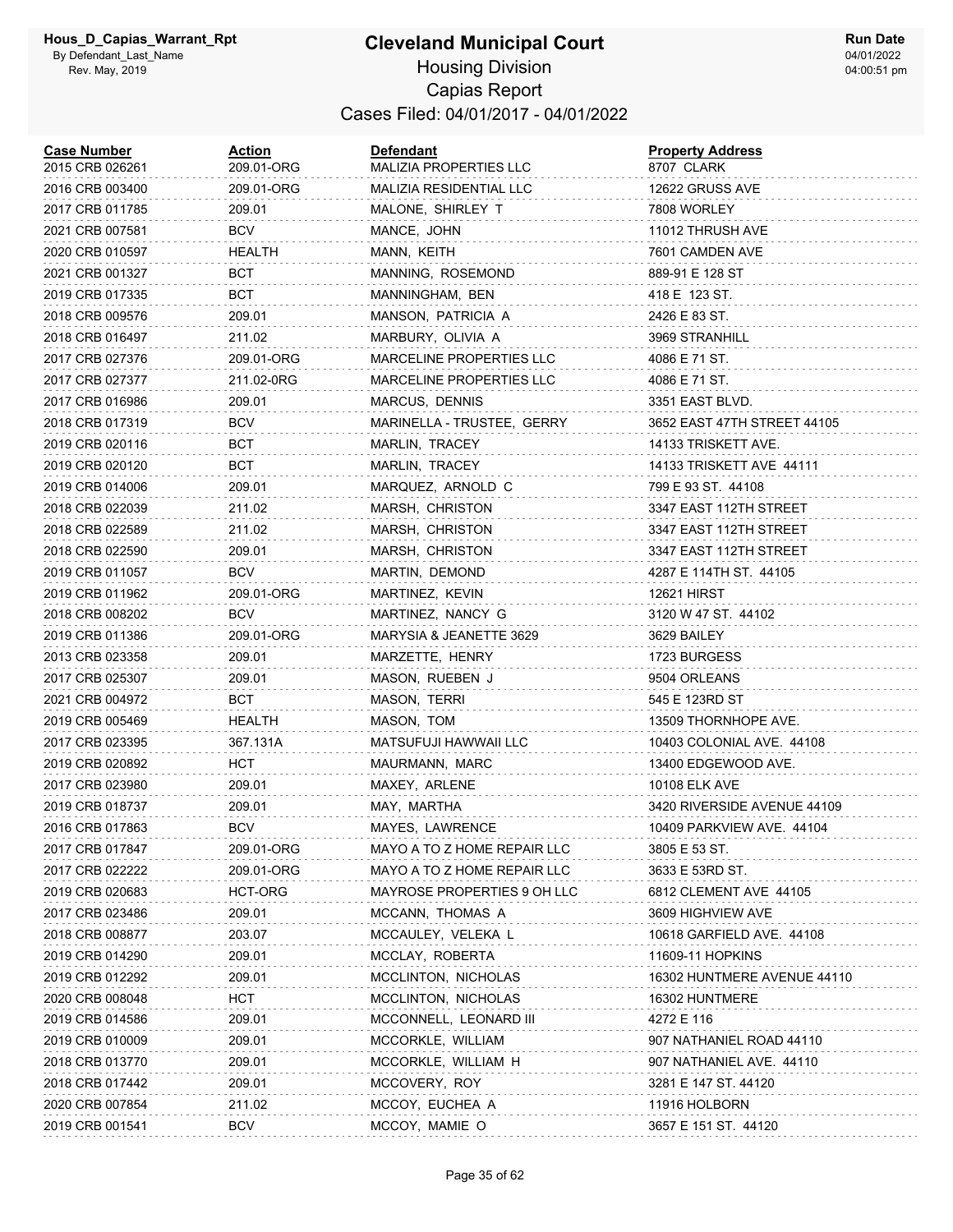# Cleveland Municipal Court

## Housing Division

## Capias Report

### Cases Filed: 04/01/2017 - 04/01/2022

| Case Number | Action | Defendant | Property Address |
|---|---|---|---|
| 2015 CRB 026261 | 209.01-ORG | MALIZIA PROPERTIES LLC | 8707 CLARK |
| 2016 CRB 003400 | 209.01-ORG | MALIZIA RESIDENTIAL LLC | 12622 GRUSS AVE |
| 2017 CRB 011785 | 209.01 | MALONE, SHIRLEY T | 7808 WORLEY |
| 2021 CRB 007581 | BCV | MANCE, JOHN | 11012 THRUSH AVE |
| 2020 CRB 010597 | HEALTH | MANN, KEITH | 7601 CAMDEN AVE |
| 2021 CRB 001327 | BCT | MANNING, ROSEMOND | 889-91 E 128 ST |
| 2019 CRB 017335 | BCT | MANNINGHAM, BEN | 418 E 123 ST. |
| 2018 CRB 009576 | 209.01 | MANSON, PATRICIA A | 2426 E 83 ST. |
| 2018 CRB 016497 | 211.02 | MARBURY, OLIVIA A | 3969 STRANHILL |
| 2017 CRB 027376 | 209.01-ORG | MARCELINE PROPERTIES LLC | 4086 E 71 ST. |
| 2017 CRB 027377 | 211.02-0RG | MARCELINE PROPERTIES LLC | 4086 E 71 ST. |
| 2017 CRB 016986 | 209.01 | MARCUS, DENNIS | 3351 EAST BLVD. |
| 2018 CRB 017319 | BCV | MARINELLA - TRUSTEE, GERRY | 3652 EAST 47TH STREET 44105 |
| 2019 CRB 020116 | BCT | MARLIN, TRACEY | 14133 TRISKETT AVE. |
| 2019 CRB 020120 | BCT | MARLIN, TRACEY | 14133 TRISKETT AVE 44111 |
| 2019 CRB 014006 | 209.01 | MARQUEZ, ARNOLD C | 799 E 93 ST. 44108 |
| 2018 CRB 022039 | 211.02 | MARSH, CHRISTON | 3347 EAST 112TH STREET |
| 2018 CRB 022589 | 211.02 | MARSH, CHRISTON | 3347 EAST 112TH STREET |
| 2018 CRB 022590 | 209.01 | MARSH, CHRISTON | 3347 EAST 112TH STREET |
| 2019 CRB 011057 | BCV | MARTIN, DEMOND | 4287 E 114TH ST. 44105 |
| 2019 CRB 011962 | 209.01-ORG | MARTINEZ, KEVIN | 12621 HIRST |
| 2018 CRB 008202 | BCV | MARTINEZ, NANCY G | 3120 W 47 ST. 44102 |
| 2019 CRB 011386 | 209.01-ORG | MARYSIA & JEANETTE 3629 | 3629 BAILEY |
| 2013 CRB 023358 | 209.01 | MARZETTE, HENRY | 1723 BURGESS |
| 2017 CRB 025307 | 209.01 | MASON, RUEBEN J | 9504 ORLEANS |
| 2021 CRB 004972 | BCT | MASON, TERRI | 545 E 123RD ST |
| 2019 CRB 005469 | HEALTH | MASON, TOM | 13509 THORNHOPE AVE. |
| 2017 CRB 023395 | 367.131A | MATSUFUJI HAWWAII LLC | 10403 COLONIAL AVE. 44108 |
| 2019 CRB 020892 | HCT | MAURMANN, MARC | 13400 EDGEWOOD AVE. |
| 2017 CRB 023980 | 209.01 | MAXEY, ARLENE | 10108 ELK AVE |
| 2019 CRB 018737 | 209.01 | MAY, MARTHA | 3420 RIVERSIDE AVENUE 44109 |
| 2016 CRB 017863 | BCV | MAYES, LAWRENCE | 10409 PARKVIEW AVE. 44104 |
| 2017 CRB 017847 | 209.01-ORG | MAYO A TO Z HOME REPAIR LLC | 3805 E 53 ST. |
| 2017 CRB 022222 | 209.01-ORG | MAYO A TO Z HOME REPAIR LLC | 3633 E 53RD ST. |
| 2019 CRB 020683 | HCT-ORG | MAYROSE PROPERTIES 9 OH LLC | 6812 CLEMENT AVE 44105 |
| 2017 CRB 023486 | 209.01 | MCCANN, THOMAS A | 3609 HIGHVIEW AVE |
| 2018 CRB 008877 | 203.07 | MCCAULEY, VELEKA L | 10618 GARFIELD AVE. 44108 |
| 2019 CRB 014290 | 209.01 | MCCLAY, ROBERTA | 11609-11 HOPKINS |
| 2019 CRB 012292 | 209.01 | MCCLINTON, NICHOLAS | 16302 HUNTMERE AVENUE 44110 |
| 2020 CRB 008048 | HCT | MCCLINTON, NICHOLAS | 16302 HUNTMERE |
| 2019 CRB 014586 | 209.01 | MCCONNELL, LEONARD III | 4272 E 116 |
| 2019 CRB 010009 | 209.01 | MCCORKLE, WILLIAM | 907 NATHANIEL ROAD 44110 |
| 2018 CRB 013770 | 209.01 | MCCORKLE, WILLIAM H | 907 NATHANIEL AVE. 44110 |
| 2018 CRB 017442 | 209.01 | MCCOVERY, ROY | 3281 E 147 ST. 44120 |
| 2020 CRB 007854 | 211.02 | MCCOY, EUCHEA A | 11916 HOLBORN |
| 2019 CRB 001541 | BCV | MCCOY, MAMIE O | 3657 E 151 ST. 44120 |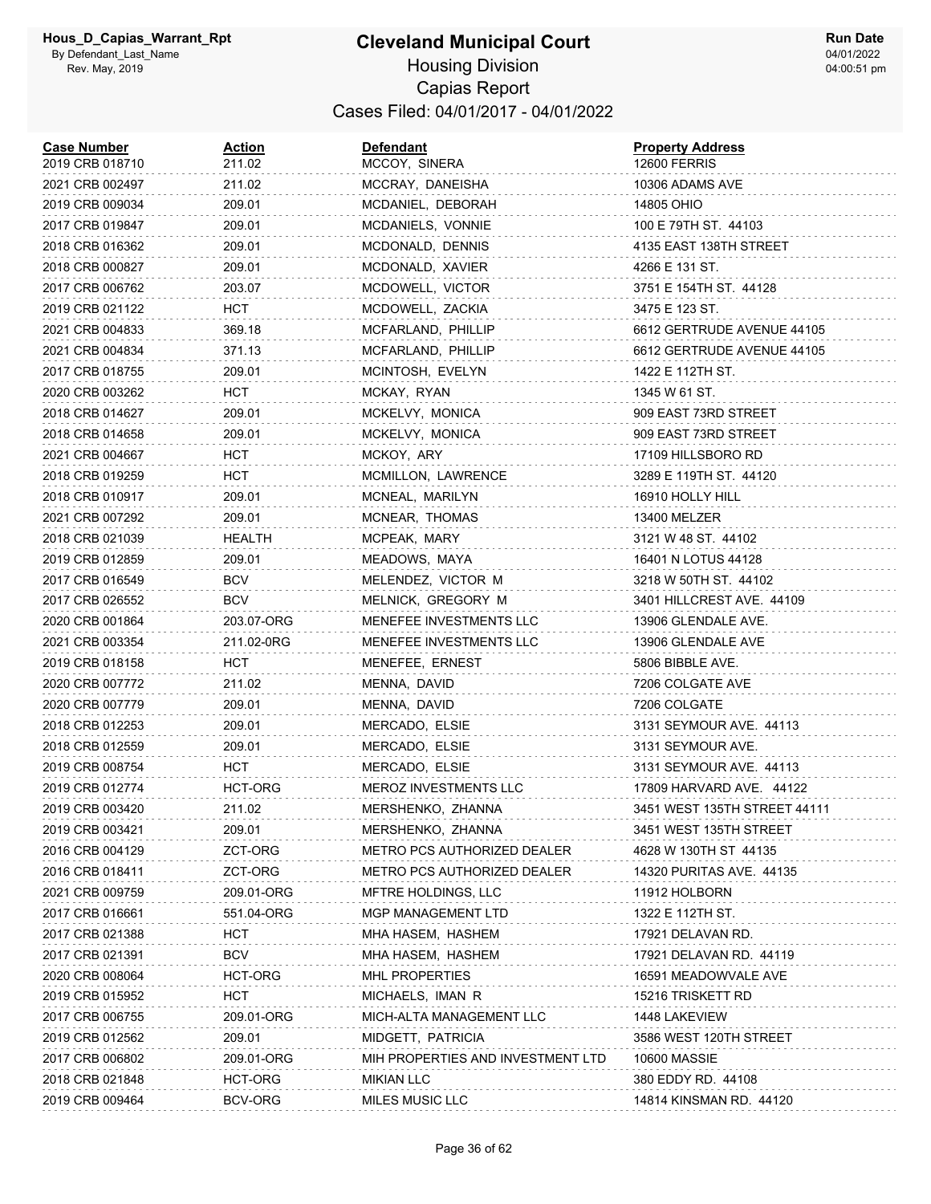# Cleveland Municipal Court

## Housing Division

## Capias Report

### Cases Filed: 04/01/2017 - 04/01/2022

| Case Number | Action | Defendant | Property Address |
|---|---|---|---|
| 2019 CRB 018710 | 211.02 | MCCOY, SINERA | 12600 FERRIS |
| 2021 CRB 002497 | 211.02 | MCCRAY, DANEISHA | 10306 ADAMS AVE |
| 2019 CRB 009034 | 209.01 | MCDANIEL, DEBORAH | 14805 OHIO |
| 2017 CRB 019847 | 209.01 | MCDANIELS, VONNIE | 100 E 79TH ST. 44103 |
| 2018 CRB 016362 | 209.01 | MCDONALD, DENNIS | 4135 EAST 138TH STREET |
| 2018 CRB 000827 | 209.01 | MCDONALD, XAVIER | 4266 E 131 ST. |
| 2017 CRB 006762 | 203.07 | MCDOWELL, VICTOR | 3751 E 154TH ST. 44128 |
| 2019 CRB 021122 | HCT | MCDOWELL, ZACKIA | 3475 E 123 ST. |
| 2021 CRB 004833 | 369.18 | MCFARLAND, PHILLIP | 6612 GERTRUDE AVENUE 44105 |
| 2021 CRB 004834 | 371.13 | MCFARLAND, PHILLIP | 6612 GERTRUDE AVENUE 44105 |
| 2017 CRB 018755 | 209.01 | MCINTOSH, EVELYN | 1422 E 112TH ST. |
| 2020 CRB 003262 | HCT | MCKAY, RYAN | 1345 W 61 ST. |
| 2018 CRB 014627 | 209.01 | MCKELVY, MONICA | 909 EAST 73RD STREET |
| 2018 CRB 014658 | 209.01 | MCKELVY, MONICA | 909 EAST 73RD STREET |
| 2021 CRB 004667 | HCT | MCKOY, ARY | 17109 HILLSBORO RD |
| 2018 CRB 019259 | HCT | MCMILLON, LAWRENCE | 3289 E 119TH ST. 44120 |
| 2018 CRB 010917 | 209.01 | MCNEAL, MARILYN | 16910 HOLLY HILL |
| 2021 CRB 007292 | 209.01 | MCNEAR, THOMAS | 13400 MELZER |
| 2018 CRB 021039 | HEALTH | MCPEAK, MARY | 3121 W 48 ST. 44102 |
| 2019 CRB 012859 | 209.01 | MEADOWS, MAYA | 16401 N LOTUS 44128 |
| 2017 CRB 016549 | BCV | MELENDEZ, VICTOR M | 3218 W 50TH ST. 44102 |
| 2017 CRB 026552 | BCV | MELNICK, GREGORY M | 3401 HILLCREST AVE. 44109 |
| 2020 CRB 001864 | 203.07-ORG | MENEFEE INVESTMENTS LLC | 13906 GLENDALE AVE. |
| 2021 CRB 003354 | 211.02-0RG | MENEFEE INVESTMENTS LLC | 13906 GLENDALE AVE |
| 2019 CRB 018158 | HCT | MENEFEE, ERNEST | 5806 BIBBLE AVE. |
| 2020 CRB 007772 | 211.02 | MENNA, DAVID | 7206 COLGATE AVE |
| 2020 CRB 007779 | 209.01 | MENNA, DAVID | 7206 COLGATE |
| 2018 CRB 012253 | 209.01 | MERCADO, ELSIE | 3131 SEYMOUR AVE. 44113 |
| 2018 CRB 012559 | 209.01 | MERCADO, ELSIE | 3131 SEYMOUR AVE. |
| 2019 CRB 008754 | HCT | MERCADO, ELSIE | 3131 SEYMOUR AVE. 44113 |
| 2019 CRB 012774 | HCT-ORG | MEROZ INVESTMENTS LLC | 17809 HARVARD AVE. 44122 |
| 2019 CRB 003420 | 211.02 | MERSHENKO, ZHANNA | 3451 WEST 135TH STREET 44111 |
| 2019 CRB 003421 | 209.01 | MERSHENKO, ZHANNA | 3451 WEST 135TH STREET |
| 2016 CRB 004129 | ZCT-ORG | METRO PCS AUTHORIZED DEALER | 4628 W 130TH ST 44135 |
| 2016 CRB 018411 | ZCT-ORG | METRO PCS AUTHORIZED DEALER | 14320 PURITAS AVE. 44135 |
| 2021 CRB 009759 | 209.01-ORG | MFTRE HOLDINGS, LLC | 11912 HOLBORN |
| 2017 CRB 016661 | 551.04-ORG | MGP MANAGEMENT LTD | 1322 E 112TH ST. |
| 2017 CRB 021388 | HCT | MHA HASEM, HASHEM | 17921 DELAVAN RD. |
| 2017 CRB 021391 | BCV | MHA HASEM, HASHEM | 17921 DELAVAN RD. 44119 |
| 2020 CRB 008064 | HCT-ORG | MHL PROPERTIES | 16591 MEADOWVALE AVE |
| 2019 CRB 015952 | HCT | MICHAELS, IMAN R | 15216 TRISKETT RD |
| 2017 CRB 006755 | 209.01-ORG | MICH-ALTA MANAGEMENT LLC | 1448 LAKEVIEW |
| 2019 CRB 012562 | 209.01 | MIDGETT, PATRICIA | 3586 WEST 120TH STREET |
| 2017 CRB 006802 | 209.01-ORG | MIH PROPERTIES AND INVESTMENT LTD | 10600 MASSIE |
| 2018 CRB 021848 | HCT-ORG | MIKIAN LLC | 380 EDDY RD. 44108 |
| 2019 CRB 009464 | BCV-ORG | MILES MUSIC LLC | 14814 KINSMAN RD. 44120 |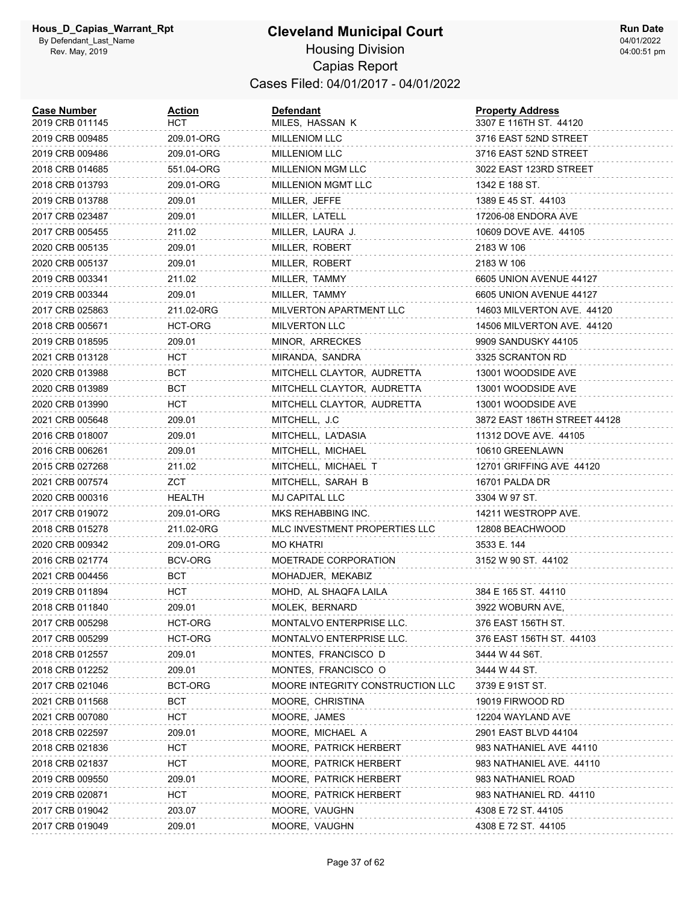# Cleveland Municipal Court

Housing Division

Capias Report

Cases Filed: 04/01/2017 - 04/01/2022

| Case Number | Action | Defendant | Property Address |
|---|---|---|---|
| 2019 CRB 011145 | HCT | MILES, HASSAN K | 3307 E 116TH ST. 44120 |
| 2019 CRB 009485 | 209.01-ORG | MILLENIOM LLC | 3716 EAST 52ND STREET |
| 2019 CRB 009486 | 209.01-ORG | MILLENIOM LLC | 3716 EAST 52ND STREET |
| 2018 CRB 014685 | 551.04-ORG | MILLENION MGM LLC | 3022 EAST 123RD STREET |
| 2018 CRB 013793 | 209.01-ORG | MILLENION MGMT LLC | 1342 E 188 ST. |
| 2019 CRB 013788 | 209.01 | MILLER, JEFFE | 1389 E 45 ST. 44103 |
| 2017 CRB 023487 | 209.01 | MILLER, LATELL | 17206-08 ENDORA AVE |
| 2017 CRB 005455 | 211.02 | MILLER, LAURA J. | 10609 DOVE AVE. 44105 |
| 2020 CRB 005135 | 209.01 | MILLER, ROBERT | 2183 W 106 |
| 2020 CRB 005137 | 209.01 | MILLER, ROBERT | 2183 W 106 |
| 2019 CRB 003341 | 211.02 | MILLER, TAMMY | 6605 UNION AVENUE 44127 |
| 2019 CRB 003344 | 209.01 | MILLER, TAMMY | 6605 UNION AVENUE 44127 |
| 2017 CRB 025863 | 211.02-0RG | MILVERTON APARTMENT LLC | 14603 MILVERTON AVE. 44120 |
| 2018 CRB 005671 | HCT-ORG | MILVERTON LLC | 14506 MILVERTON AVE. 44120 |
| 2019 CRB 018595 | 209.01 | MINOR, ARRECKES | 9909 SANDUSKY 44105 |
| 2021 CRB 013128 | HCT | MIRANDA, SANDRA | 3325 SCRANTON RD |
| 2020 CRB 013988 | BCT | MITCHELL CLAYTOR, AUDRETTA | 13001 WOODSIDE AVE |
| 2020 CRB 013989 | BCT | MITCHELL CLAYTOR, AUDRETTA | 13001 WOODSIDE AVE |
| 2020 CRB 013990 | HCT | MITCHELL CLAYTOR, AUDRETTA | 13001 WOODSIDE AVE |
| 2021 CRB 005648 | 209.01 | MITCHELL, J.C | 3872 EAST 186TH STREET 44128 |
| 2016 CRB 018007 | 209.01 | MITCHELL, LA'DASIA | 11312 DOVE AVE. 44105 |
| 2016 CRB 006261 | 209.01 | MITCHELL, MICHAEL | 10610 GREENLAWN |
| 2015 CRB 027268 | 211.02 | MITCHELL, MICHAEL T | 12701 GRIFFING AVE 44120 |
| 2021 CRB 007574 | ZCT | MITCHELL, SARAH B | 16701 PALDA DR |
| 2020 CRB 000316 | HEALTH | MJ CAPITAL LLC | 3304 W 97 ST. |
| 2017 CRB 019072 | 209.01-ORG | MKS REHABBING INC. | 14211 WESTROPP AVE. |
| 2018 CRB 015278 | 211.02-0RG | MLC INVESTMENT PROPERTIES LLC | 12808 BEACHWOOD |
| 2020 CRB 009342 | 209.01-ORG | MO KHATRI | 3533 E. 144 |
| 2016 CRB 021774 | BCV-ORG | MOETRADE CORPORATION | 3152 W 90 ST. 44102 |
| 2021 CRB 004456 | BCT | MOHADJER, MEKABIZ | |
| 2019 CRB 011894 | HCT | MOHD, AL SHAQFA LAILA | 384 E 165 ST. 44110 |
| 2018 CRB 011840 | 209.01 | MOLEK, BERNARD | 3922 WOBURN AVE, |
| 2017 CRB 005298 | HCT-ORG | MONTALVO ENTERPRISE LLC. | 376 EAST 156TH ST. |
| 2017 CRB 005299 | HCT-ORG | MONTALVO ENTERPRISE LLC. | 376 EAST 156TH ST. 44103 |
| 2018 CRB 012557 | 209.01 | MONTES, FRANCISCO D | 3444 W 44 S6T. |
| 2018 CRB 012252 | 209.01 | MONTES, FRANCISCO O | 3444 W 44 ST. |
| 2017 CRB 021046 | BCT-ORG | MOORE INTEGRITY CONSTRUCTION LLC | 3739 E 91ST ST. |
| 2021 CRB 011568 | BCT | MOORE, CHRISTINA | 19019 FIRWOOD RD |
| 2021 CRB 007080 | HCT | MOORE, JAMES | 12204 WAYLAND AVE |
| 2018 CRB 022597 | 209.01 | MOORE, MICHAEL A | 2901 EAST BLVD 44104 |
| 2018 CRB 021836 | HCT | MOORE, PATRICK HERBERT | 983 NATHANIEL AVE 44110 |
| 2018 CRB 021837 | HCT | MOORE, PATRICK HERBERT | 983 NATHANIEL AVE. 44110 |
| 2019 CRB 009550 | 209.01 | MOORE, PATRICK HERBERT | 983 NATHANIEL ROAD |
| 2019 CRB 020871 | HCT | MOORE, PATRICK HERBERT | 983 NATHANIEL RD. 44110 |
| 2017 CRB 019042 | 203.07 | MOORE, VAUGHN | 4308 E 72 ST. 44105 |
| 2017 CRB 019049 | 209.01 | MOORE, VAUGHN | 4308 E 72 ST. 44105 |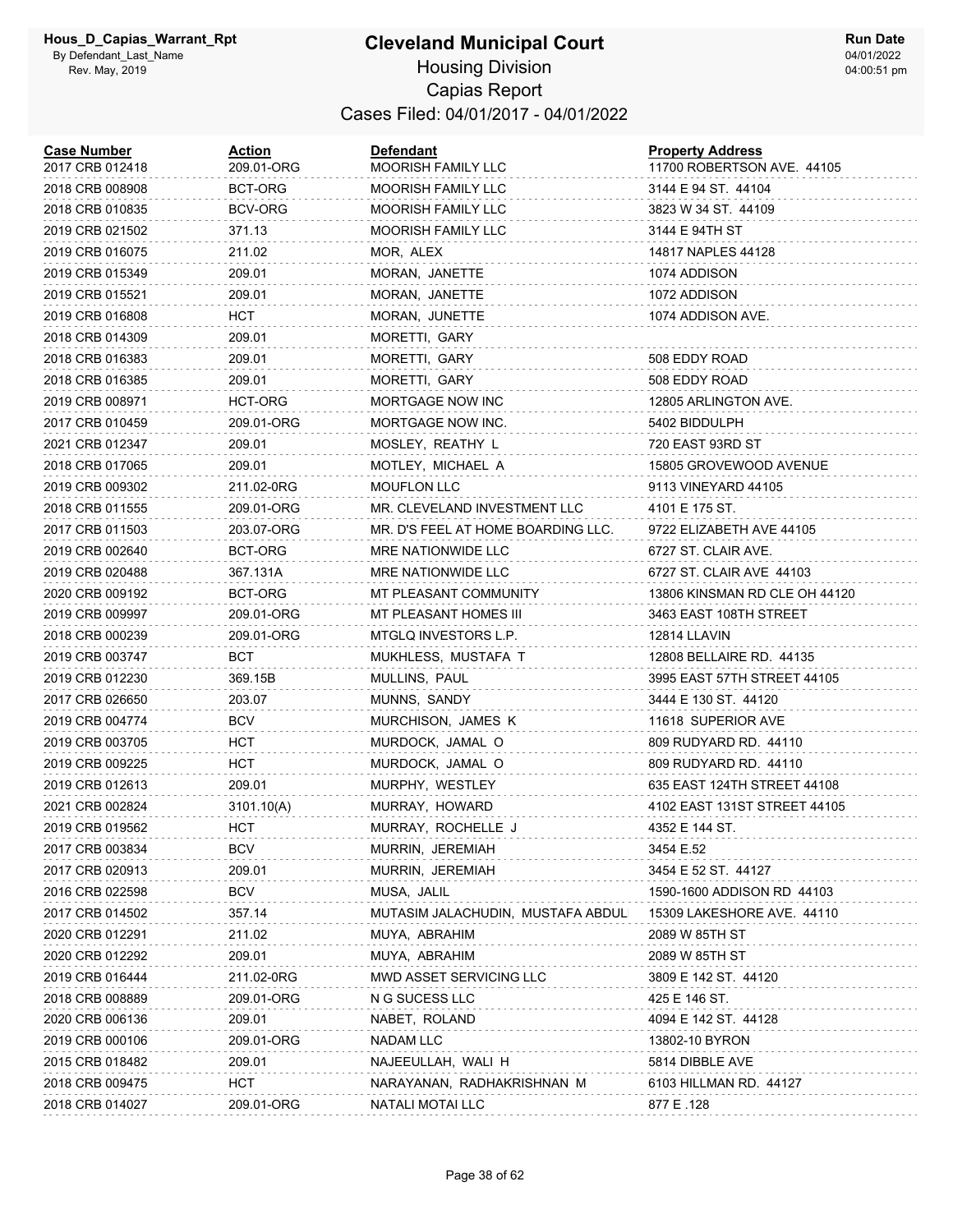# Cleveland Municipal Court

## Housing Division

## Capias Report

### Cases Filed: 04/01/2017 - 04/01/2022

Hous_D_Capias_Warrant_Rpt
By Defendant_Last_Name
Rev. May, 2019

Run Date 04/01/2022 04:00:51 pm

| Case Number | Action | Defendant | Property Address |
|---|---|---|---|
| 2017 CRB 012418 | 209.01-ORG | MOORISH FAMILY LLC | 11700 ROBERTSON AVE. 44105 |
| 2018 CRB 008908 | BCT-ORG | MOORISH FAMILY LLC | 3144 E 94 ST. 44104 |
| 2018 CRB 010835 | BCV-ORG | MOORISH FAMILY LLC | 3823 W 34 ST. 44109 |
| 2019 CRB 021502 | 371.13 | MOORISH FAMILY LLC | 3144 E 94TH ST |
| 2019 CRB 016075 | 211.02 | MOR, ALEX | 14817 NAPLES 44128 |
| 2019 CRB 015349 | 209.01 | MORAN, JANETTE | 1074 ADDISON |
| 2019 CRB 015521 | 209.01 | MORAN, JANETTE | 1072 ADDISON |
| 2019 CRB 016808 | HCT | MORAN, JUNETTE | 1074 ADDISON AVE. |
| 2018 CRB 014309 | 209.01 | MORETTI, GARY | |
| 2018 CRB 016383 | 209.01 | MORETTI, GARY | 508 EDDY ROAD |
| 2018 CRB 016385 | 209.01 | MORETTI, GARY | 508 EDDY ROAD |
| 2019 CRB 008971 | HCT-ORG | MORTGAGE NOW INC | 12805 ARLINGTON AVE. |
| 2017 CRB 010459 | 209.01-ORG | MORTGAGE NOW INC. | 5402 BIDDULPH |
| 2021 CRB 012347 | 209.01 | MOSLEY, REATHY L | 720 EAST 93RD ST |
| 2018 CRB 017065 | 209.01 | MOTLEY, MICHAEL A | 15805 GROVEWOOD AVENUE |
| 2019 CRB 009302 | 211.02-0RG | MOUFLON LLC | 9113 VINEYARD 44105 |
| 2018 CRB 011555 | 209.01-ORG | MR. CLEVELAND INVESTMENT LLC | 4101 E 175 ST. |
| 2017 CRB 011503 | 203.07-ORG | MR. D'S FEEL AT HOME BOARDING LLC. | 9722 ELIZABETH AVE 44105 |
| 2019 CRB 002640 | BCT-ORG | MRE NATIONWIDE LLC | 6727 ST. CLAIR AVE. |
| 2019 CRB 020488 | 367.131A | MRE NATIONWIDE LLC | 6727 ST. CLAIR AVE 44103 |
| 2020 CRB 009192 | BCT-ORG | MT PLEASANT COMMUNITY | 13806 KINSMAN RD CLE OH 44120 |
| 2019 CRB 009997 | 209.01-ORG | MT PLEASANT HOMES III | 3463 EAST 108TH STREET |
| 2018 CRB 000239 | 209.01-ORG | MTGLQ INVESTORS L.P. | 12814 LLAVIN |
| 2019 CRB 003747 | BCT | MUKHLESS, MUSTAFA T | 12808 BELLAIRE RD. 44135 |
| 2019 CRB 012230 | 369.15B | MULLINS, PAUL | 3995 EAST 57TH STREET 44105 |
| 2017 CRB 026650 | 203.07 | MUNNS, SANDY | 3444 E 130 ST. 44120 |
| 2019 CRB 004774 | BCV | MURCHISON, JAMES K | 11618 SUPERIOR AVE |
| 2019 CRB 003705 | HCT | MURDOCK, JAMAL O | 809 RUDYARD RD. 44110 |
| 2019 CRB 009225 | HCT | MURDOCK, JAMAL O | 809 RUDYARD RD. 44110 |
| 2019 CRB 012613 | 209.01 | MURPHY, WESTLEY | 635 EAST 124TH STREET 44108 |
| 2021 CRB 002824 | 3101.10(A) | MURRAY, HOWARD | 4102 EAST 131ST STREET 44105 |
| 2019 CRB 019562 | HCT | MURRAY, ROCHELLE J | 4352 E 144 ST. |
| 2017 CRB 003834 | BCV | MURRIN, JEREMIAH | 3454 E.52 |
| 2017 CRB 020913 | 209.01 | MURRIN, JEREMIAH | 3454 E 52 ST. 44127 |
| 2016 CRB 022598 | BCV | MUSA, JALIL | 1590-1600 ADDISON RD 44103 |
| 2017 CRB 014502 | 357.14 | MUTASIM JALACHUDIN, MUSTAFA ABDUL | 15309 LAKESHORE AVE. 44110 |
| 2020 CRB 012291 | 211.02 | MUYA, ABRAHIM | 2089 W 85TH ST |
| 2020 CRB 012292 | 209.01 | MUYA, ABRAHIM | 2089 W 85TH ST |
| 2019 CRB 016444 | 211.02-0RG | MWD ASSET SERVICING LLC | 3809 E 142 ST. 44120 |
| 2018 CRB 008889 | 209.01-ORG | N G SUCESS LLC | 425 E 146 ST. |
| 2020 CRB 006136 | 209.01 | NABET, ROLAND | 4094 E 142 ST. 44128 |
| 2019 CRB 000106 | 209.01-ORG | NADAM LLC | 13802-10 BYRON |
| 2015 CRB 018482 | 209.01 | NAJEEULLAH, WALI H | 5814 DIBBLE AVE |
| 2018 CRB 009475 | HCT | NARAYANAN, RADHAKRISHNAN M | 6103 HILLMAN RD. 44127 |
| 2018 CRB 014027 | 209.01-ORG | NATALI MOTAI LLC | 877 E .128 |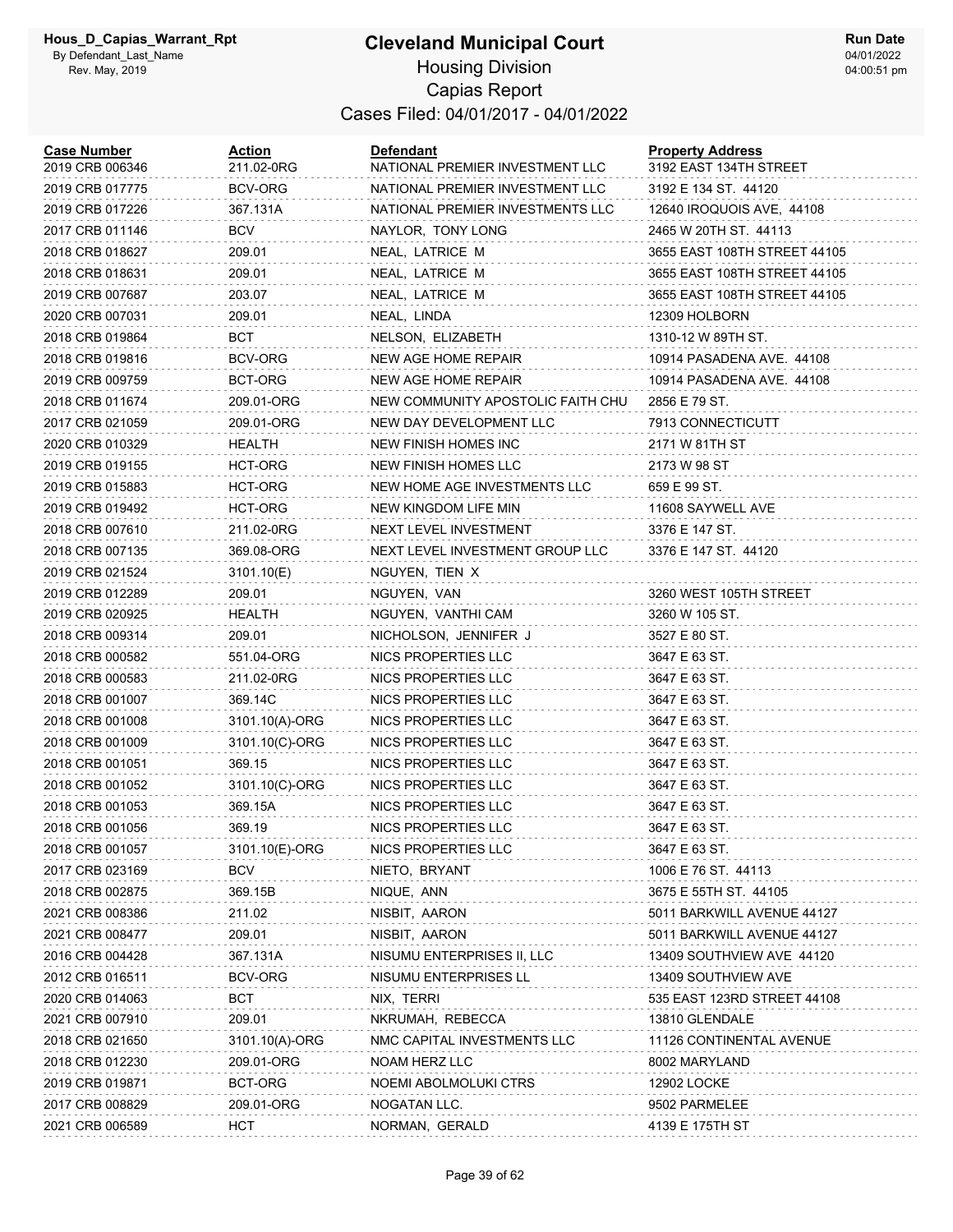# Cleveland Municipal Court

## Housing Division

### Capias Report

Cases Filed: 04/01/2017 - 04/01/2022

Hous_D_Capias_Warrant_Rpt
By Defendant_Last_Name
Rev. May, 2019

Run Date
04/01/2022
04:00:51 pm

| Case Number | Action | Defendant | Property Address |
|---|---|---|---|
| 2019 CRB 006346 | 211.02-0RG | NATIONAL PREMIER INVESTMENT LLC | 3192 EAST 134TH STREET |
| 2019 CRB 017775 | BCV-ORG | NATIONAL PREMIER INVESTMENT LLC | 3192 E 134 ST. 44120 |
| 2019 CRB 017226 | 367.131A | NATIONAL PREMIER INVESTMENTS LLC | 12640 IROQUOIS AVE, 44108 |
| 2017 CRB 011146 | BCV | NAYLOR, TONY LONG | 2465 W 20TH ST. 44113 |
| 2018 CRB 018627 | 209.01 | NEAL, LATRICE M | 3655 EAST 108TH STREET 44105 |
| 2018 CRB 018631 | 209.01 | NEAL, LATRICE M | 3655 EAST 108TH STREET 44105 |
| 2019 CRB 007687 | 203.07 | NEAL, LATRICE M | 3655 EAST 108TH STREET 44105 |
| 2020 CRB 007031 | 209.01 | NEAL, LINDA | 12309 HOLBORN |
| 2018 CRB 019864 | BCT | NELSON, ELIZABETH | 1310-12 W 89TH ST. |
| 2018 CRB 019816 | BCV-ORG | NEW AGE HOME REPAIR | 10914 PASADENA AVE. 44108 |
| 2019 CRB 009759 | BCT-ORG | NEW AGE HOME REPAIR | 10914 PASADENA AVE. 44108 |
| 2018 CRB 011674 | 209.01-ORG | NEW COMMUNITY APOSTOLIC FAITH CHU | 2856 E 79 ST. |
| 2017 CRB 021059 | 209.01-ORG | NEW DAY DEVELOPMENT LLC | 7913 CONNECTICUTT |
| 2020 CRB 010329 | HEALTH | NEW FINISH HOMES INC | 2171 W 81TH ST |
| 2019 CRB 019155 | HCT-ORG | NEW FINISH HOMES LLC | 2173 W 98 ST |
| 2019 CRB 015883 | HCT-ORG | NEW HOME AGE INVESTMENTS LLC | 659 E 99 ST. |
| 2019 CRB 019492 | HCT-ORG | NEW KINGDOM LIFE MIN | 11608 SAYWELL AVE |
| 2018 CRB 007610 | 211.02-0RG | NEXT LEVEL INVESTMENT | 3376 E 147 ST. |
| 2018 CRB 007135 | 369.08-ORG | NEXT LEVEL INVESTMENT GROUP LLC | 3376 E 147 ST. 44120 |
| 2019 CRB 021524 | 3101.10(E) | NGUYEN, TIEN X | |
| 2019 CRB 012289 | 209.01 | NGUYEN, VAN | 3260 WEST 105TH STREET |
| 2019 CRB 020925 | HEALTH | NGUYEN, VANTHI CAM | 3260 W 105 ST. |
| 2018 CRB 009314 | 209.01 | NICHOLSON, JENNIFER J | 3527 E 80 ST. |
| 2018 CRB 000582 | 551.04-ORG | NICS PROPERTIES LLC | 3647 E 63 ST. |
| 2018 CRB 000583 | 211.02-0RG | NICS PROPERTIES LLC | 3647 E 63 ST. |
| 2018 CRB 001007 | 369.14C | NICS PROPERTIES LLC | 3647 E 63 ST. |
| 2018 CRB 001008 | 3101.10(A)-ORG | NICS PROPERTIES LLC | 3647 E 63 ST. |
| 2018 CRB 001009 | 3101.10(C)-ORG | NICS PROPERTIES LLC | 3647 E 63 ST. |
| 2018 CRB 001051 | 369.15 | NICS PROPERTIES LLC | 3647 E 63 ST. |
| 2018 CRB 001052 | 3101.10(C)-ORG | NICS PROPERTIES LLC | 3647 E 63 ST. |
| 2018 CRB 001053 | 369.15A | NICS PROPERTIES LLC | 3647 E 63 ST. |
| 2018 CRB 001056 | 369.19 | NICS PROPERTIES LLC | 3647 E 63 ST. |
| 2018 CRB 001057 | 3101.10(E)-ORG | NICS PROPERTIES LLC | 3647 E 63 ST. |
| 2017 CRB 023169 | BCV | NIETO, BRYANT | 1006 E 76 ST. 44113 |
| 2018 CRB 002875 | 369.15B | NIQUE, ANN | 3675 E 55TH ST. 44105 |
| 2021 CRB 008386 | 211.02 | NISBIT, AARON | 5011 BARKWILL AVENUE 44127 |
| 2021 CRB 008477 | 209.01 | NISBIT, AARON | 5011 BARKWILL AVENUE 44127 |
| 2016 CRB 004428 | 367.131A | NISUMU ENTERPRISES II, LLC | 13409 SOUTHVIEW AVE 44120 |
| 2012 CRB 016511 | BCV-ORG | NISUMU ENTERPRISES LL | 13409 SOUTHVIEW AVE |
| 2020 CRB 014063 | BCT | NIX, TERRI | 535 EAST 123RD STREET 44108 |
| 2021 CRB 007910 | 209.01 | NKRUMAH, REBECCA | 13810 GLENDALE |
| 2018 CRB 021650 | 3101.10(A)-ORG | NMC CAPITAL INVESTMENTS LLC | 11126 CONTINENTAL AVENUE |
| 2018 CRB 012230 | 209.01-ORG | NOAM HERZ LLC | 8002 MARYLAND |
| 2019 CRB 019871 | BCT-ORG | NOEMI ABOLMOLUKI CTRS | 12902 LOCKE |
| 2017 CRB 008829 | 209.01-ORG | NOGATAN LLC. | 9502 PARMELEE |
| 2021 CRB 006589 | HCT | NORMAN, GERALD | 4139 E 175TH ST |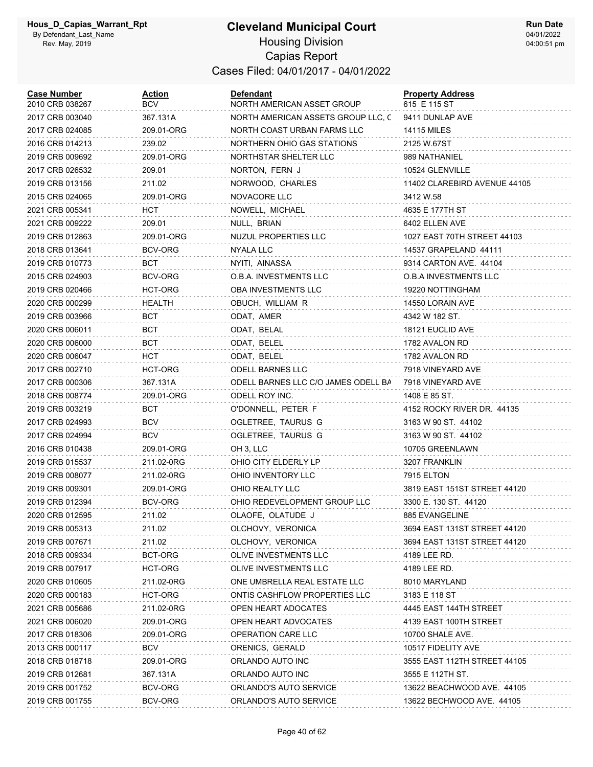# Cleveland Municipal Court

## Housing Division

## Capias Report

### Cases Filed: 04/01/2017 - 04/01/2022

Hous_D_Capias_Warrant_Rpt
By Defendant_Last_Name
Rev. May, 2019

Run Date 04/01/2022 04:00:51 pm

| Case Number | Action | Defendant | Property Address |
|---|---|---|---|
| 2010 CRB 038267 | BCV | NORTH AMERICAN ASSET GROUP | 615 E 115 ST |
| 2017 CRB 003040 | 367.131A | NORTH AMERICAN ASSETS GROUP LLC, C | 9411 DUNLAP AVE |
| 2017 CRB 024085 | 209.01-ORG | NORTH COAST URBAN FARMS LLC | 14115 MILES |
| 2016 CRB 014213 | 239.02 | NORTHERN OHIO GAS STATIONS | 2125 W.67ST |
| 2019 CRB 009692 | 209.01-ORG | NORTHSTAR SHELTER LLC | 989 NATHANIEL |
| 2017 CRB 026532 | 209.01 | NORTON, FERN J | 10524 GLENVILLE |
| 2019 CRB 013156 | 211.02 | NORWOOD, CHARLES | 11402 CLAREBIRD AVENUE 44105 |
| 2015 CRB 024065 | 209.01-ORG | NOVACORE LLC | 3412 W.58 |
| 2021 CRB 005341 | HCT | NOWELL, MICHAEL | 4635 E 177TH ST |
| 2021 CRB 009222 | 209.01 | NULL, BRIAN | 6402 ELLEN AVE |
| 2019 CRB 012863 | 209.01-ORG | NUZUL PROPERTIES LLC | 1027 EAST 70TH STREET 44103 |
| 2018 CRB 013641 | BCV-ORG | NYALA LLC | 14537 GRAPELAND 44111 |
| 2019 CRB 010773 | BCT | NYITI, AINASSA | 9314 CARTON AVE. 44104 |
| 2015 CRB 024903 | BCV-ORG | O.B.A. INVESTMENTS LLC | O.B.A INVESTMENTS LLC |
| 2019 CRB 020466 | HCT-ORG | OBA INVESTMENTS LLC | 19220 NOTTINGHAM |
| 2020 CRB 000299 | HEALTH | OBUCH, WILLIAM R | 14550 LORAIN AVE |
| 2019 CRB 003966 | BCT | ODAT, AMER | 4342 W 182 ST. |
| 2020 CRB 006011 | BCT | ODAT, BELAL | 18121 EUCLID AVE |
| 2020 CRB 006000 | BCT | ODAT, BELEL | 1782 AVALON RD |
| 2020 CRB 006047 | HCT | ODAT, BELEL | 1782 AVALON RD |
| 2017 CRB 002710 | HCT-ORG | ODELL BARNES LLC | 7918 VINEYARD AVE |
| 2017 CRB 000306 | 367.131A | ODELL BARNES LLC C/O JAMES ODELL BA | 7918 VINEYARD AVE |
| 2018 CRB 008774 | 209.01-ORG | ODELL ROY INC. | 1408 E 85 ST. |
| 2019 CRB 003219 | BCT | O'DONNELL, PETER F | 4152 ROCKY RIVER DR. 44135 |
| 2017 CRB 024993 | BCV | OGLETREE, TAURUS G | 3163 W 90 ST. 44102 |
| 2017 CRB 024994 | BCV | OGLETREE, TAURUS G | 3163 W 90 ST. 44102 |
| 2016 CRB 010438 | 209.01-ORG | OH 3, LLC | 10705 GREENLAWN |
| 2019 CRB 015537 | 211.02-0RG | OHIO CITY ELDERLY LP | 3207 FRANKLIN |
| 2019 CRB 008077 | 211.02-0RG | OHIO INVENTORY LLC | 7915 ELTON |
| 2019 CRB 009301 | 209.01-ORG | OHIO REALTY LLC | 3819 EAST 151ST STREET 44120 |
| 2019 CRB 012394 | BCV-ORG | OHIO REDEVELOPMENT GROUP LLC | 3300 E. 130 ST. 44120 |
| 2020 CRB 012595 | 211.02 | OLAOFE, OLATUDE J | 885 EVANGELINE |
| 2019 CRB 005313 | 211.02 | OLCHOVY, VERONICA | 3694 EAST 131ST STREET 44120 |
| 2019 CRB 007671 | 211.02 | OLCHOVY, VERONICA | 3694 EAST 131ST STREET 44120 |
| 2018 CRB 009334 | BCT-ORG | OLIVE INVESTMENTS LLC | 4189 LEE RD. |
| 2019 CRB 007917 | HCT-ORG | OLIVE INVESTMENTS LLC | 4189 LEE RD. |
| 2020 CRB 010605 | 211.02-0RG | ONE UMBRELLA REAL ESTATE LLC | 8010 MARYLAND |
| 2020 CRB 000183 | HCT-ORG | ONTIS CASHFLOW PROPERTIES LLC | 3183 E 118 ST |
| 2021 CRB 005686 | 211.02-0RG | OPEN HEART ADOCATES | 4445 EAST 144TH STREET |
| 2021 CRB 006020 | 209.01-ORG | OPEN HEART ADVOCATES | 4139 EAST 100TH STREET |
| 2017 CRB 018306 | 209.01-ORG | OPERATION CARE LLC | 10700 SHALE AVE. |
| 2013 CRB 000117 | BCV | ORENICS, GERALD | 10517 FIDELITY AVE |
| 2018 CRB 018718 | 209.01-ORG | ORLANDO AUTO INC | 3555 EAST 112TH STREET 44105 |
| 2019 CRB 012681 | 367.131A | ORLANDO AUTO INC | 3555 E 112TH ST. |
| 2019 CRB 001752 | BCV-ORG | ORLANDO'S AUTO SERVICE | 13622 BEACHWOOD AVE. 44105 |
| 2019 CRB 001755 | BCV-ORG | ORLANDO'S AUTO SERVICE | 13622 BECHWOOD AVE. 44105 |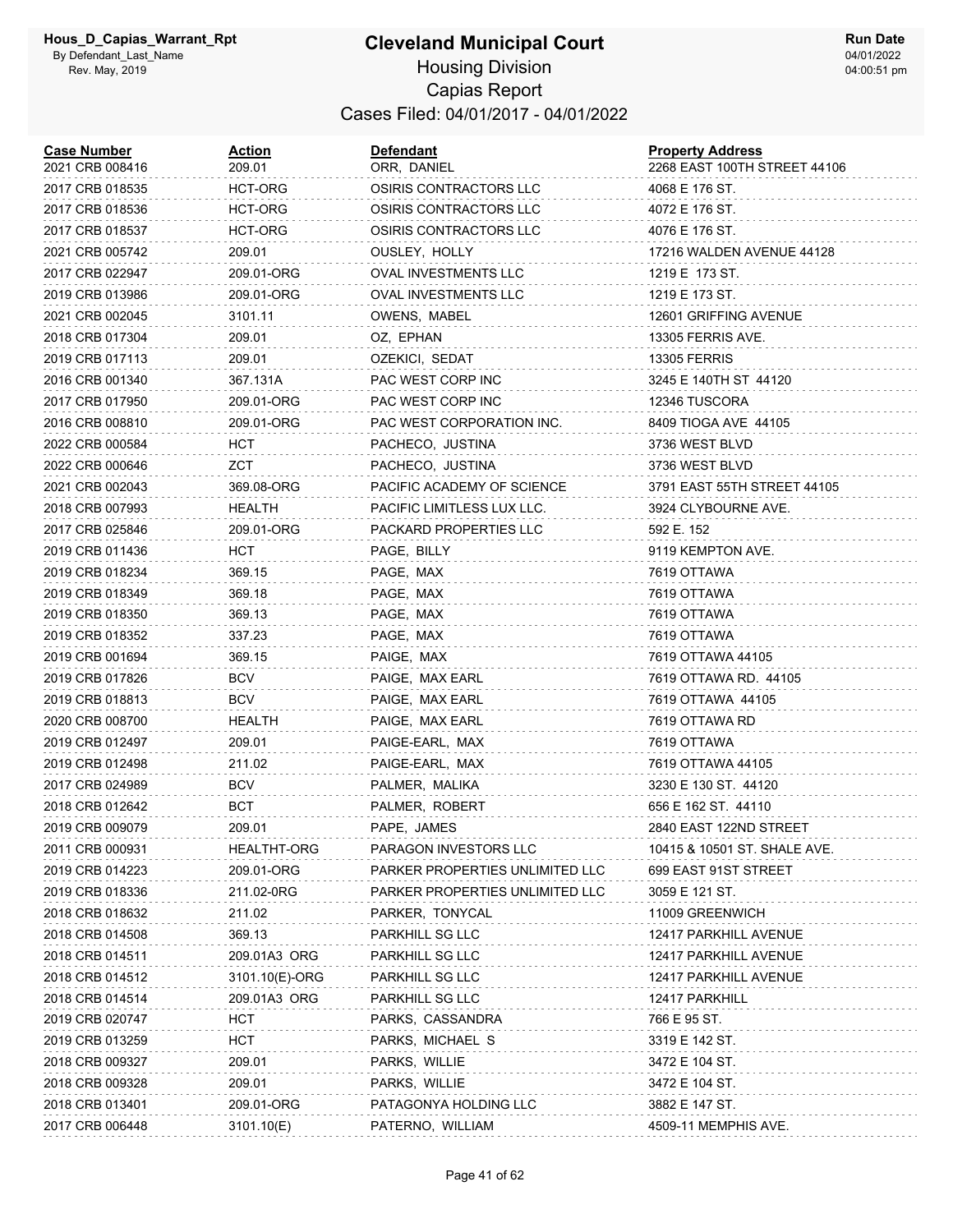# Cleveland Municipal Court

Housing Division

Capias Report

Cases Filed: 04/01/2017 - 04/01/2022

Hous_D_Capias_Warrant_Rpt
By Defendant_Last_Name
Rev. May, 2019

Run Date
04/01/2022
04:00:51 pm

| Case Number | Action | Defendant | Property Address |
|---|---|---|---|
| 2021 CRB 008416 | 209.01 | ORR, DANIEL | 2268 EAST 100TH STREET 44106 |
| 2017 CRB 018535 | HCT-ORG | OSIRIS CONTRACTORS LLC | 4068 E 176 ST. |
| 2017 CRB 018536 | HCT-ORG | OSIRIS CONTRACTORS LLC | 4072 E 176 ST. |
| 2017 CRB 018537 | HCT-ORG | OSIRIS CONTRACTORS LLC | 4076 E 176 ST. |
| 2021 CRB 005742 | 209.01 | OUSLEY, HOLLY | 17216 WALDEN AVENUE 44128 |
| 2017 CRB 022947 | 209.01-ORG | OVAL INVESTMENTS LLC | 1219 E 173 ST. |
| 2019 CRB 013986 | 209.01-ORG | OVAL INVESTMENTS LLC | 1219 E 173 ST. |
| 2021 CRB 002045 | 3101.11 | OWENS, MABEL | 12601 GRIFFING AVENUE |
| 2018 CRB 017304 | 209.01 | OZ, EPHAN | 13305 FERRIS AVE. |
| 2019 CRB 017113 | 209.01 | OZEKICI, SEDAT | 13305 FERRIS |
| 2016 CRB 001340 | 367.131A | PAC WEST CORP INC | 3245 E 140TH ST 44120 |
| 2017 CRB 017950 | 209.01-ORG | PAC WEST CORP INC | 12346 TUSCORA |
| 2016 CRB 008810 | 209.01-ORG | PAC WEST CORPORATION INC. | 8409 TIOGA AVE 44105 |
| 2022 CRB 000584 | HCT | PACHECO, JUSTINA | 3736 WEST BLVD |
| 2022 CRB 000646 | ZCT | PACHECO, JUSTINA | 3736 WEST BLVD |
| 2021 CRB 002043 | 369.08-ORG | PACIFIC ACADEMY OF SCIENCE | 3791 EAST 55TH STREET 44105 |
| 2018 CRB 007993 | HEALTH | PACIFIC LIMITLESS LUX LLC. | 3924 CLYBOURNE AVE. |
| 2017 CRB 025846 | 209.01-ORG | PACKARD PROPERTIES LLC | 592 E. 152 |
| 2019 CRB 011436 | HCT | PAGE, BILLY | 9119 KEMPTON AVE. |
| 2019 CRB 018234 | 369.15 | PAGE, MAX | 7619 OTTAWA |
| 2019 CRB 018349 | 369.18 | PAGE, MAX | 7619 OTTAWA |
| 2019 CRB 018350 | 369.13 | PAGE, MAX | 7619 OTTAWA |
| 2019 CRB 018352 | 337.23 | PAGE, MAX | 7619 OTTAWA |
| 2019 CRB 001694 | 369.15 | PAIGE, MAX | 7619 OTTAWA 44105 |
| 2019 CRB 017826 | BCV | PAIGE, MAX EARL | 7619 OTTAWA RD. 44105 |
| 2019 CRB 018813 | BCV | PAIGE, MAX EARL | 7619 OTTAWA 44105 |
| 2020 CRB 008700 | HEALTH | PAIGE, MAX EARL | 7619 OTTAWA RD |
| 2019 CRB 012497 | 209.01 | PAIGE-EARL, MAX | 7619 OTTAWA |
| 2019 CRB 012498 | 211.02 | PAIGE-EARL, MAX | 7619 OTTAWA 44105 |
| 2017 CRB 024989 | BCV | PALMER, MALIKA | 3230 E 130 ST. 44120 |
| 2018 CRB 012642 | BCT | PALMER, ROBERT | 656 E 162 ST. 44110 |
| 2019 CRB 009079 | 209.01 | PAPE, JAMES | 2840 EAST 122ND STREET |
| 2011 CRB 000931 | HEALTHT-ORG | PARAGON INVESTORS LLC | 10415 & 10501 ST. SHALE AVE. |
| 2019 CRB 014223 | 209.01-ORG | PARKER PROPERTIES UNLIMITED LLC | 699 EAST 91ST STREET |
| 2019 CRB 018336 | 211.02-0RG | PARKER PROPERTIES UNLIMITED LLC | 3059 E 121 ST. |
| 2018 CRB 018632 | 211.02 | PARKER, TONYCAL | 11009 GREENWICH |
| 2018 CRB 014508 | 369.13 | PARKHILL SG LLC | 12417 PARKHILL AVENUE |
| 2018 CRB 014511 | 209.01A3 ORG | PARKHILL SG LLC | 12417 PARKHILL AVENUE |
| 2018 CRB 014512 | 3101.10(E)-ORG | PARKHILL SG LLC | 12417 PARKHILL AVENUE |
| 2018 CRB 014514 | 209.01A3 ORG | PARKHILL SG LLC | 12417 PARKHILL |
| 2019 CRB 020747 | HCT | PARKS, CASSANDRA | 766 E 95 ST. |
| 2019 CRB 013259 | HCT | PARKS, MICHAEL S | 3319 E 142 ST. |
| 2018 CRB 009327 | 209.01 | PARKS, WILLIE | 3472 E 104 ST. |
| 2018 CRB 009328 | 209.01 | PARKS, WILLIE | 3472 E 104 ST. |
| 2018 CRB 013401 | 209.01-ORG | PATAGONYA HOLDING LLC | 3882 E 147 ST. |
| 2017 CRB 006448 | 3101.10(E) | PATERNO, WILLIAM | 4509-11 MEMPHIS AVE. |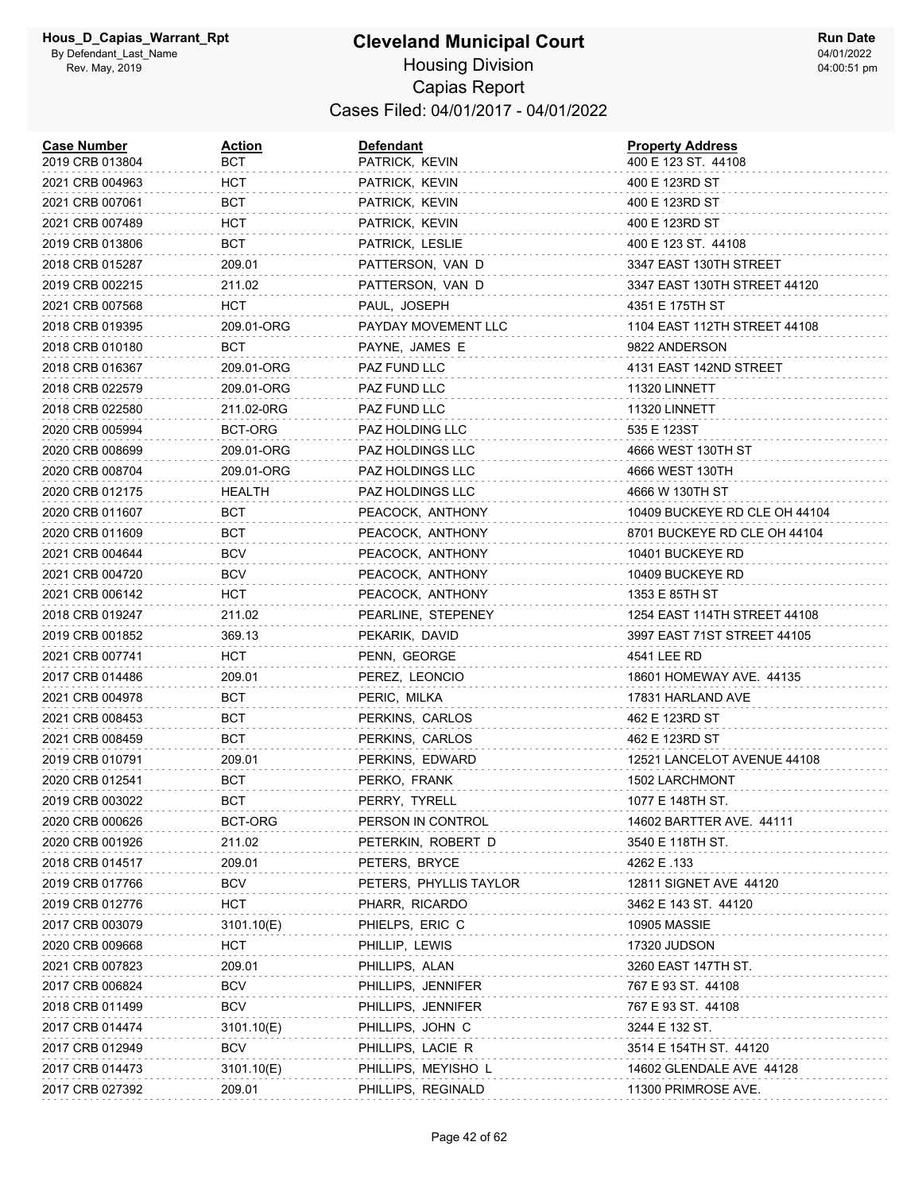# Cleveland Municipal Court

Hous_D_Capias_Warrant_Rpt
By Defendant_Last_Name
Rev. May, 2019

## Housing Division

## Capias Report

## Cases Filed: 04/01/2017 - 04/01/2022

Run Date
04/01/2022
04:00:51 pm

| Case Number | Action | Defendant | Property Address |
|---|---|---|---|
| 2019 CRB 013804 | BCT | PATRICK, KEVIN | 400 E 123 ST. 44108 |
| 2021 CRB 004963 | HCT | PATRICK, KEVIN | 400 E 123RD ST |
| 2021 CRB 007061 | BCT | PATRICK, KEVIN | 400 E 123RD ST |
| 2021 CRB 007489 | HCT | PATRICK, KEVIN | 400 E 123RD ST |
| 2019 CRB 013806 | BCT | PATRICK, LESLIE | 400 E 123 ST. 44108 |
| 2018 CRB 015287 | 209.01 | PATTERSON, VAN D | 3347 EAST 130TH STREET |
| 2019 CRB 002215 | 211.02 | PATTERSON, VAN D | 3347 EAST 130TH STREET 44120 |
| 2021 CRB 007568 | HCT | PAUL, JOSEPH | 4351 E 175TH ST |
| 2018 CRB 019395 | 209.01-ORG | PAYDAY MOVEMENT LLC | 1104 EAST 112TH STREET 44108 |
| 2018 CRB 010180 | BCT | PAYNE, JAMES E | 9822 ANDERSON |
| 2018 CRB 016367 | 209.01-ORG | PAZ FUND LLC | 4131 EAST 142ND STREET |
| 2018 CRB 022579 | 209.01-ORG | PAZ FUND LLC | 11320 LINNETT |
| 2018 CRB 022580 | 211.02-0RG | PAZ FUND LLC | 11320 LINNETT |
| 2020 CRB 005994 | BCT-ORG | PAZ HOLDING LLC | 535 E 123ST |
| 2020 CRB 008699 | 209.01-ORG | PAZ HOLDINGS LLC | 4666 WEST 130TH ST |
| 2020 CRB 008704 | 209.01-ORG | PAZ HOLDINGS LLC | 4666 WEST 130TH |
| 2020 CRB 012175 | HEALTH | PAZ HOLDINGS LLC | 4666 W 130TH ST |
| 2020 CRB 011607 | BCT | PEACOCK, ANTHONY | 10409 BUCKEYE RD CLE OH 44104 |
| 2020 CRB 011609 | BCT | PEACOCK, ANTHONY | 8701 BUCKEYE RD CLE OH 44104 |
| 2021 CRB 004644 | BCV | PEACOCK, ANTHONY | 10401 BUCKEYE RD |
| 2021 CRB 004720 | BCV | PEACOCK, ANTHONY | 10409 BUCKEYE RD |
| 2021 CRB 006142 | HCT | PEACOCK, ANTHONY | 1353 E 85TH ST |
| 2018 CRB 019247 | 211.02 | PEARLINE, STEPENEY | 1254 EAST 114TH STREET 44108 |
| 2019 CRB 001852 | 369.13 | PEKARIK, DAVID | 3997 EAST 71ST STREET 44105 |
| 2021 CRB 007741 | HCT | PENN, GEORGE | 4541 LEE RD |
| 2017 CRB 014486 | 209.01 | PEREZ, LEONCIO | 18601 HOMEWAY AVE. 44135 |
| 2021 CRB 004978 | BCT | PERIC, MILKA | 17831 HARLAND AVE |
| 2021 CRB 008453 | BCT | PERKINS, CARLOS | 462 E 123RD ST |
| 2021 CRB 008459 | BCT | PERKINS, CARLOS | 462 E 123RD ST |
| 2019 CRB 010791 | 209.01 | PERKINS, EDWARD | 12521 LANCELOT AVENUE 44108 |
| 2020 CRB 012541 | BCT | PERKO, FRANK | 1502 LARCHMONT |
| 2019 CRB 003022 | BCT | PERRY, TYRELL | 1077 E 148TH ST. |
| 2020 CRB 000626 | BCT-ORG | PERSON IN CONTROL | 14602 BARTTER AVE. 44111 |
| 2020 CRB 001926 | 211.02 | PETERKIN, ROBERT D | 3540 E 118TH ST. |
| 2018 CRB 014517 | 209.01 | PETERS, BRYCE | 4262 E .133 |
| 2019 CRB 017766 | BCV | PETERS, PHYLLIS TAYLOR | 12811 SIGNET AVE 44120 |
| 2019 CRB 012776 | HCT | PHARR, RICARDO | 3462 E 143 ST. 44120 |
| 2017 CRB 003079 | 3101.10(E) | PHIELPS, ERIC C | 10905 MASSIE |
| 2020 CRB 009668 | HCT | PHILLIP, LEWIS | 17320 JUDSON |
| 2021 CRB 007823 | 209.01 | PHILLIPS, ALAN | 3260 EAST 147TH ST. |
| 2017 CRB 006824 | BCV | PHILLIPS, JENNIFER | 767 E 93 ST. 44108 |
| 2018 CRB 011499 | BCV | PHILLIPS, JENNIFER | 767 E 93 ST. 44108 |
| 2017 CRB 014474 | 3101.10(E) | PHILLIPS, JOHN C | 3244 E 132 ST. |
| 2017 CRB 012949 | BCV | PHILLIPS, LACIE R | 3514 E 154TH ST. 44120 |
| 2017 CRB 014473 | 3101.10(E) | PHILLIPS, MEYISHO L | 14602 GLENDALE AVE 44128 |
| 2017 CRB 027392 | 209.01 | PHILLIPS, REGINALD | 11300 PRIMROSE AVE. |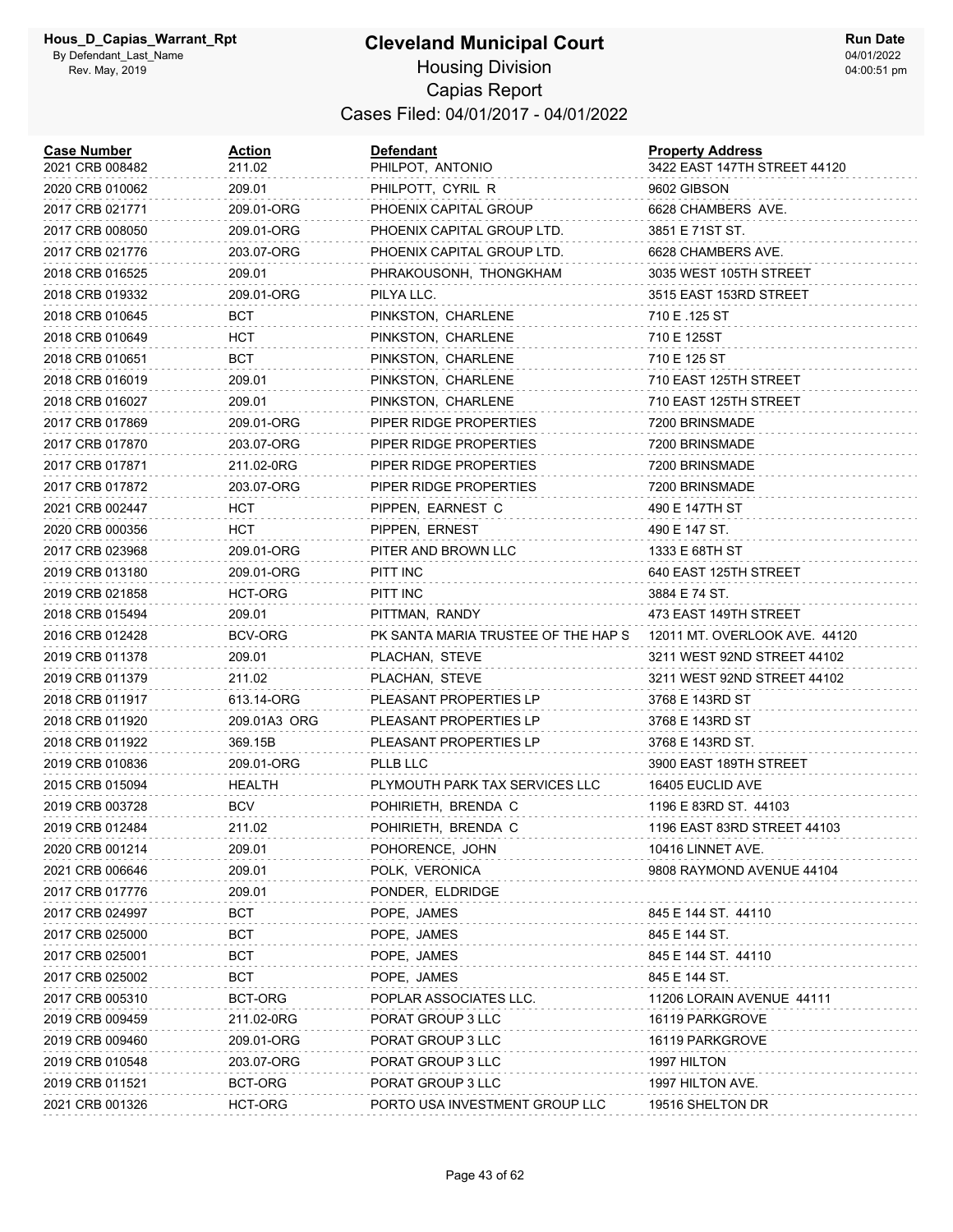# Cleveland Municipal Court

Housing Division

Capias Report

Cases Filed: 04/01/2017 - 04/01/2022

| Case Number | Action | Defendant | Property Address |
|---|---|---|---|
| 2021 CRB 008482 | 211.02 | PHILPOT, ANTONIO | 3422 EAST 147TH STREET 44120 |
| 2020 CRB 010062 | 209.01 | PHILPOTT, CYRIL R | 9602 GIBSON |
| 2017 CRB 021771 | 209.01-ORG | PHOENIX CAPITAL GROUP | 6628 CHAMBERS AVE. |
| 2017 CRB 008050 | 209.01-ORG | PHOENIX CAPITAL GROUP LTD. | 3851 E 71ST ST. |
| 2017 CRB 021776 | 203.07-ORG | PHOENIX CAPITAL GROUP LTD. | 6628 CHAMBERS AVE. |
| 2018 CRB 016525 | 209.01 | PHRAKOUSONH, THONGKHAM | 3035 WEST 105TH STREET |
| 2018 CRB 019332 | 209.01-ORG | PILYA LLC. | 3515 EAST 153RD STREET |
| 2018 CRB 010645 | BCT | PINKSTON, CHARLENE | 710 E .125 ST |
| 2018 CRB 010649 | HCT | PINKSTON, CHARLENE | 710 E 125ST |
| 2018 CRB 010651 | BCT | PINKSTON, CHARLENE | 710 E 125 ST |
| 2018 CRB 016019 | 209.01 | PINKSTON, CHARLENE | 710 EAST 125TH STREET |
| 2018 CRB 016027 | 209.01 | PINKSTON, CHARLENE | 710 EAST 125TH STREET |
| 2017 CRB 017869 | 209.01-ORG | PIPER RIDGE PROPERTIES | 7200 BRINSMADE |
| 2017 CRB 017870 | 203.07-ORG | PIPER RIDGE PROPERTIES | 7200 BRINSMADE |
| 2017 CRB 017871 | 211.02-0RG | PIPER RIDGE PROPERTIES | 7200 BRINSMADE |
| 2017 CRB 017872 | 203.07-ORG | PIPER RIDGE PROPERTIES | 7200 BRINSMADE |
| 2021 CRB 002447 | HCT | PIPPEN, EARNEST C | 490 E 147TH ST |
| 2020 CRB 000356 | HCT | PIPPEN, ERNEST | 490 E 147 ST. |
| 2017 CRB 023968 | 209.01-ORG | PITER AND BROWN LLC | 1333 E 68TH ST |
| 2019 CRB 013180 | 209.01-ORG | PITT INC | 640 EAST 125TH STREET |
| 2019 CRB 021858 | HCT-ORG | PITT INC | 3884 E 74 ST. |
| 2018 CRB 015494 | 209.01 | PITTMAN, RANDY | 473 EAST 149TH STREET |
| 2016 CRB 012428 | BCV-ORG | PK SANTA MARIA TRUSTEE OF THE HAP S | 12011 MT. OVERLOOK AVE. 44120 |
| 2019 CRB 011378 | 209.01 | PLACHAN, STEVE | 3211 WEST 92ND STREET 44102 |
| 2019 CRB 011379 | 211.02 | PLACHAN, STEVE | 3211 WEST 92ND STREET 44102 |
| 2018 CRB 011917 | 613.14-ORG | PLEASANT PROPERTIES LP | 3768 E 143RD ST |
| 2018 CRB 011920 | 209.01A3 ORG | PLEASANT PROPERTIES LP | 3768 E 143RD ST |
| 2018 CRB 011922 | 369.15B | PLEASANT PROPERTIES LP | 3768 E 143RD ST. |
| 2019 CRB 010836 | 209.01-ORG | PLLB LLC | 3900 EAST 189TH STREET |
| 2015 CRB 015094 | HEALTH | PLYMOUTH PARK TAX SERVICES LLC | 16405 EUCLID AVE |
| 2019 CRB 003728 | BCV | POHIRIETH, BRENDA C | 1196 E 83RD ST. 44103 |
| 2019 CRB 012484 | 211.02 | POHIRIETH, BRENDA C | 1196 EAST 83RD STREET 44103 |
| 2020 CRB 001214 | 209.01 | POHORENCE, JOHN | 10416 LINNET AVE. |
| 2021 CRB 006646 | 209.01 | POLK, VERONICA | 9808 RAYMOND AVENUE 44104 |
| 2017 CRB 017776 | 209.01 | PONDER, ELDRIDGE | |
| 2017 CRB 024997 | BCT | POPE, JAMES | 845 E 144 ST. 44110 |
| 2017 CRB 025000 | BCT | POPE, JAMES | 845 E 144 ST. |
| 2017 CRB 025001 | BCT | POPE, JAMES | 845 E 144 ST. 44110 |
| 2017 CRB 025002 | BCT | POPE, JAMES | 845 E 144 ST. |
| 2017 CRB 005310 | BCT-ORG | POPLAR ASSOCIATES LLC. | 11206 LORAIN AVENUE 44111 |
| 2019 CRB 009459 | 211.02-0RG | PORAT GROUP 3 LLC | 16119 PARKGROVE |
| 2019 CRB 009460 | 209.01-ORG | PORAT GROUP 3 LLC | 16119 PARKGROVE |
| 2019 CRB 010548 | 203.07-ORG | PORAT GROUP 3 LLC | 1997 HILTON |
| 2019 CRB 011521 | BCT-ORG | PORAT GROUP 3 LLC | 1997 HILTON AVE. |
| 2021 CRB 001326 | HCT-ORG | PORTO USA INVESTMENT GROUP LLC | 19516 SHELTON DR |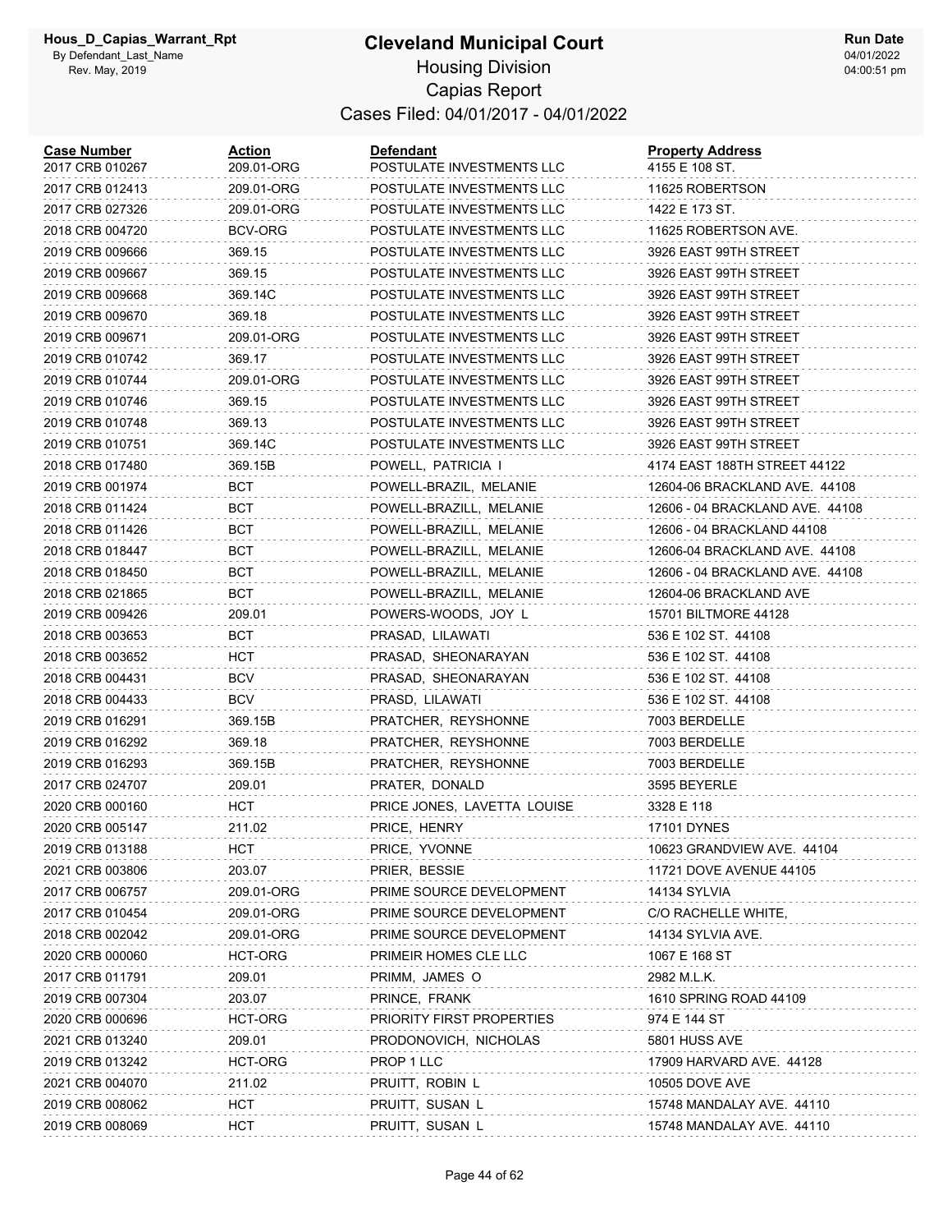# Cleveland Municipal Court

Hous_D_Capias_Warrant_Rpt
By Defendant_Last_Name
Rev. May, 2019

## Housing Division
## Capias Report
### Cases Filed: 04/01/2017 - 04/01/2022

Run Date 04/01/2022 04:00:51 pm

| Case Number | Action | Defendant | Property Address |
|---|---|---|---|
| 2017 CRB 010267 | 209.01-ORG | POSTULATE INVESTMENTS LLC | 4155 E 108 ST. |
| 2017 CRB 012413 | 209.01-ORG | POSTULATE INVESTMENTS LLC | 11625 ROBERTSON |
| 2017 CRB 027326 | 209.01-ORG | POSTULATE INVESTMENTS LLC | 1422 E 173 ST. |
| 2018 CRB 004720 | BCV-ORG | POSTULATE INVESTMENTS LLC | 11625 ROBERTSON AVE. |
| 2019 CRB 009666 | 369.15 | POSTULATE INVESTMENTS LLC | 3926 EAST 99TH STREET |
| 2019 CRB 009667 | 369.15 | POSTULATE INVESTMENTS LLC | 3926 EAST 99TH STREET |
| 2019 CRB 009668 | 369.14C | POSTULATE INVESTMENTS LLC | 3926 EAST 99TH STREET |
| 2019 CRB 009670 | 369.18 | POSTULATE INVESTMENTS LLC | 3926 EAST 99TH STREET |
| 2019 CRB 009671 | 209.01-ORG | POSTULATE INVESTMENTS LLC | 3926 EAST 99TH STREET |
| 2019 CRB 010742 | 369.17 | POSTULATE INVESTMENTS LLC | 3926 EAST 99TH STREET |
| 2019 CRB 010744 | 209.01-ORG | POSTULATE INVESTMENTS LLC | 3926 EAST 99TH STREET |
| 2019 CRB 010746 | 369.15 | POSTULATE INVESTMENTS LLC | 3926 EAST 99TH STREET |
| 2019 CRB 010748 | 369.13 | POSTULATE INVESTMENTS LLC | 3926 EAST 99TH STREET |
| 2019 CRB 010751 | 369.14C | POSTULATE INVESTMENTS LLC | 3926 EAST 99TH STREET |
| 2018 CRB 017480 | 369.15B | POWELL, PATRICIA I | 4174 EAST 188TH STREET 44122 |
| 2019 CRB 001974 | BCT | POWELL-BRAZIL, MELANIE | 12604-06 BRACKLAND AVE. 44108 |
| 2018 CRB 011424 | BCT | POWELL-BRAZILL, MELANIE | 12606 - 04 BRACKLAND AVE. 44108 |
| 2018 CRB 011426 | BCT | POWELL-BRAZILL, MELANIE | 12606 - 04 BRACKLAND 44108 |
| 2018 CRB 018447 | BCT | POWELL-BRAZILL, MELANIE | 12606-04 BRACKLAND AVE. 44108 |
| 2018 CRB 018450 | BCT | POWELL-BRAZILL, MELANIE | 12606 - 04 BRACKLAND AVE. 44108 |
| 2018 CRB 021865 | BCT | POWELL-BRAZILL, MELANIE | 12604-06 BRACKLAND AVE |
| 2019 CRB 009426 | 209.01 | POWERS-WOODS, JOY L | 15701 BILTMORE 44128 |
| 2018 CRB 003653 | BCT | PRASAD, LILAWATI | 536 E 102 ST. 44108 |
| 2018 CRB 003652 | HCT | PRASAD, SHEONARAYAN | 536 E 102 ST. 44108 |
| 2018 CRB 004431 | BCV | PRASAD, SHEONARAYAN | 536 E 102 ST. 44108 |
| 2018 CRB 004433 | BCV | PRASD, LILAWATI | 536 E 102 ST. 44108 |
| 2019 CRB 016291 | 369.15B | PRATCHER, REYSHONNE | 7003 BERDELLE |
| 2019 CRB 016292 | 369.18 | PRATCHER, REYSHONNE | 7003 BERDELLE |
| 2019 CRB 016293 | 369.15B | PRATCHER, REYSHONNE | 7003 BERDELLE |
| 2017 CRB 024707 | 209.01 | PRATER, DONALD | 3595 BEYERLE |
| 2020 CRB 000160 | HCT | PRICE JONES, LAVETTA LOUISE | 3328 E 118 |
| 2020 CRB 005147 | 211.02 | PRICE, HENRY | 17101 DYNES |
| 2019 CRB 013188 | HCT | PRICE, YVONNE | 10623 GRANDVIEW AVE. 44104 |
| 2021 CRB 003806 | 203.07 | PRIER, BESSIE | 11721 DOVE AVENUE 44105 |
| 2017 CRB 006757 | 209.01-ORG | PRIME SOURCE DEVELOPMENT | 14134 SYLVIA |
| 2017 CRB 010454 | 209.01-ORG | PRIME SOURCE DEVELOPMENT | C/O RACHELLE WHITE, |
| 2018 CRB 002042 | 209.01-ORG | PRIME SOURCE DEVELOPMENT | 14134 SYLVIA AVE. |
| 2020 CRB 000060 | HCT-ORG | PRIMEIR HOMES CLE LLC | 1067 E 168 ST |
| 2017 CRB 011791 | 209.01 | PRIMM, JAMES O | 2982 M.L.K. |
| 2019 CRB 007304 | 203.07 | PRINCE, FRANK | 1610 SPRING ROAD 44109 |
| 2020 CRB 000696 | HCT-ORG | PRIORITY FIRST PROPERTIES | 974 E 144 ST |
| 2021 CRB 013240 | 209.01 | PRODONOVICH, NICHOLAS | 5801 HUSS AVE |
| 2019 CRB 013242 | HCT-ORG | PROP 1 LLC | 17909 HARVARD AVE. 44128 |
| 2021 CRB 004070 | 211.02 | PRUITT, ROBIN L | 10505 DOVE AVE |
| 2019 CRB 008062 | HCT | PRUITT, SUSAN L | 15748 MANDALAY AVE. 44110 |
| 2019 CRB 008069 | HCT | PRUITT, SUSAN L | 15748 MANDALAY AVE. 44110 |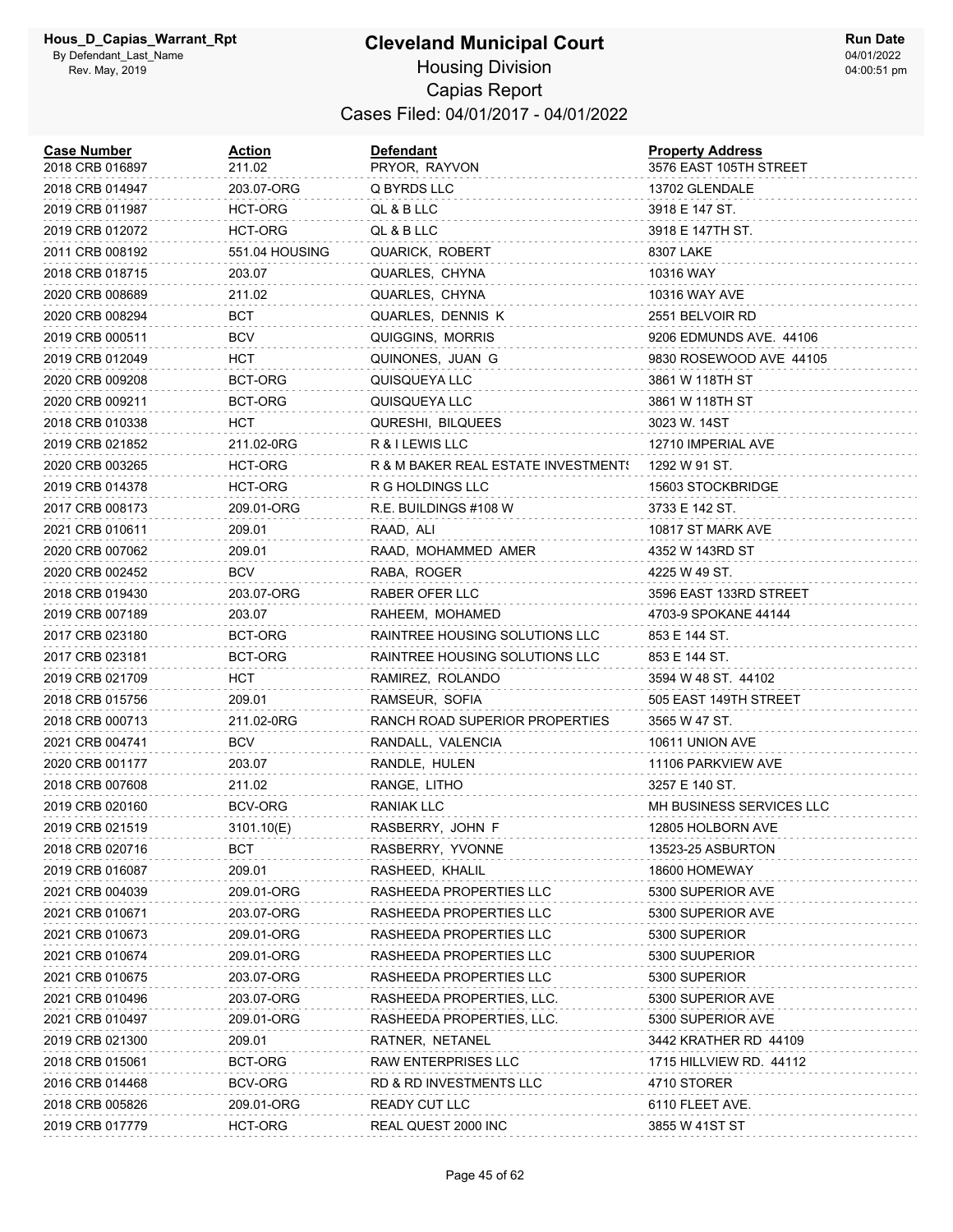# Cleveland Municipal Court

## Housing Division

### Capias Report

### Cases Filed: 04/01/2017 - 04/01/2022

Hous_D_Capias_Warrant_Rpt
By Defendant_Last_Name
Rev. May, 2019

Run Date 04/01/2022 04:00:51 pm

| Case Number | Action | Defendant | Property Address |
|---|---|---|---|
| 2018 CRB 016897 | 211.02 | PRYOR, RAYVON | 3576 EAST 105TH STREET |
| 2018 CRB 014947 | 203.07-ORG | Q BYRDS LLC | 13702 GLENDALE |
| 2019 CRB 011987 | HCT-ORG | QL & B LLC | 3918 E 147 ST. |
| 2019 CRB 012072 | HCT-ORG | QL & B LLC | 3918 E 147TH ST. |
| 2011 CRB 008192 | 551.04 HOUSING | QUARICK, ROBERT | 8307 LAKE |
| 2018 CRB 018715 | 203.07 | QUARLES, CHYNA | 10316 WAY |
| 2020 CRB 008689 | 211.02 | QUARLES, CHYNA | 10316 WAY AVE |
| 2020 CRB 008294 | BCT | QUARLES, DENNIS K | 2551 BELVOIR RD |
| 2019 CRB 000511 | BCV | QUIGGINS, MORRIS | 9206 EDMUNDS AVE. 44106 |
| 2019 CRB 012049 | HCT | QUINONES, JUAN G | 9830 ROSEWOOD AVE 44105 |
| 2020 CRB 009208 | BCT-ORG | QUISQUEYA LLC | 3861 W 118TH ST |
| 2020 CRB 009211 | BCT-ORG | QUISQUEYA LLC | 3861 W 118TH ST |
| 2018 CRB 010338 | HCT | QURESHI, BILQUEES | 3023 W. 14ST |
| 2019 CRB 021852 | 211.02-0RG | R & I LEWIS LLC | 12710 IMPERIAL AVE |
| 2020 CRB 003265 | HCT-ORG | R & M BAKER REAL ESTATE INVESTMENT! | 1292 W 91 ST. |
| 2019 CRB 014378 | HCT-ORG | R G HOLDINGS LLC | 15603 STOCKBRIDGE |
| 2017 CRB 008173 | 209.01-ORG | R.E. BUILDINGS #108 W | 3733 E 142 ST. |
| 2021 CRB 010611 | 209.01 | RAAD, ALI | 10817 ST MARK AVE |
| 2020 CRB 007062 | 209.01 | RAAD, MOHAMMED AMER | 4352 W 143RD ST |
| 2020 CRB 002452 | BCV | RABA, ROGER | 4225 W 49 ST. |
| 2018 CRB 019430 | 203.07-ORG | RABER OFER LLC | 3596 EAST 133RD STREET |
| 2019 CRB 007189 | 203.07 | RAHEEM, MOHAMED | 4703-9 SPOKANE 44144 |
| 2017 CRB 023180 | BCT-ORG | RAINTREE HOUSING SOLUTIONS LLC | 853 E 144 ST. |
| 2017 CRB 023181 | BCT-ORG | RAINTREE HOUSING SOLUTIONS LLC | 853 E 144 ST. |
| 2019 CRB 021709 | HCT | RAMIREZ, ROLANDO | 3594 W 48 ST. 44102 |
| 2018 CRB 015756 | 209.01 | RAMSEUR, SOFIA | 505 EAST 149TH STREET |
| 2018 CRB 000713 | 211.02-0RG | RANCH ROAD SUPERIOR PROPERTIES | 3565 W 47 ST. |
| 2021 CRB 004741 | BCV | RANDALL, VALENCIA | 10611 UNION AVE |
| 2020 CRB 001177 | 203.07 | RANDLE, HULEN | 11106 PARKVIEW AVE |
| 2018 CRB 007608 | 211.02 | RANGE, LITHO | 3257 E 140 ST. |
| 2019 CRB 020160 | BCV-ORG | RANIAK LLC | MH BUSINESS SERVICES LLC |
| 2019 CRB 021519 | 3101.10(E) | RASBERRY, JOHN F | 12805 HOLBORN AVE |
| 2018 CRB 020716 | BCT | RASBERRY, YVONNE | 13523-25 ASBURTON |
| 2019 CRB 016087 | 209.01 | RASHEED, KHALIL | 18600 HOMEWAY |
| 2021 CRB 004039 | 209.01-ORG | RASHEEDA PROPERTIES LLC | 5300 SUPERIOR AVE |
| 2021 CRB 010671 | 203.07-ORG | RASHEEDA PROPERTIES LLC | 5300 SUPERIOR AVE |
| 2021 CRB 010673 | 209.01-ORG | RASHEEDA PROPERTIES LLC | 5300 SUPERIOR |
| 2021 CRB 010674 | 209.01-ORG | RASHEEDA PROPERTIES LLC | 5300 SUUPERIOR |
| 2021 CRB 010675 | 203.07-ORG | RASHEEDA PROPERTIES LLC | 5300 SUPERIOR |
| 2021 CRB 010496 | 203.07-ORG | RASHEEDA PROPERTIES, LLC. | 5300 SUPERIOR AVE |
| 2021 CRB 010497 | 209.01-ORG | RASHEEDA PROPERTIES, LLC. | 5300 SUPERIOR AVE |
| 2019 CRB 021300 | 209.01 | RATNER, NETANEL | 3442 KRATHER RD 44109 |
| 2018 CRB 015061 | BCT-ORG | RAW ENTERPRISES LLC | 1715 HILLVIEW RD. 44112 |
| 2016 CRB 014468 | BCV-ORG | RD & RD INVESTMENTS LLC | 4710 STORER |
| 2018 CRB 005826 | 209.01-ORG | READY CUT LLC | 6110 FLEET AVE. |
| 2019 CRB 017779 | HCT-ORG | REAL QUEST 2000 INC | 3855 W 41ST ST |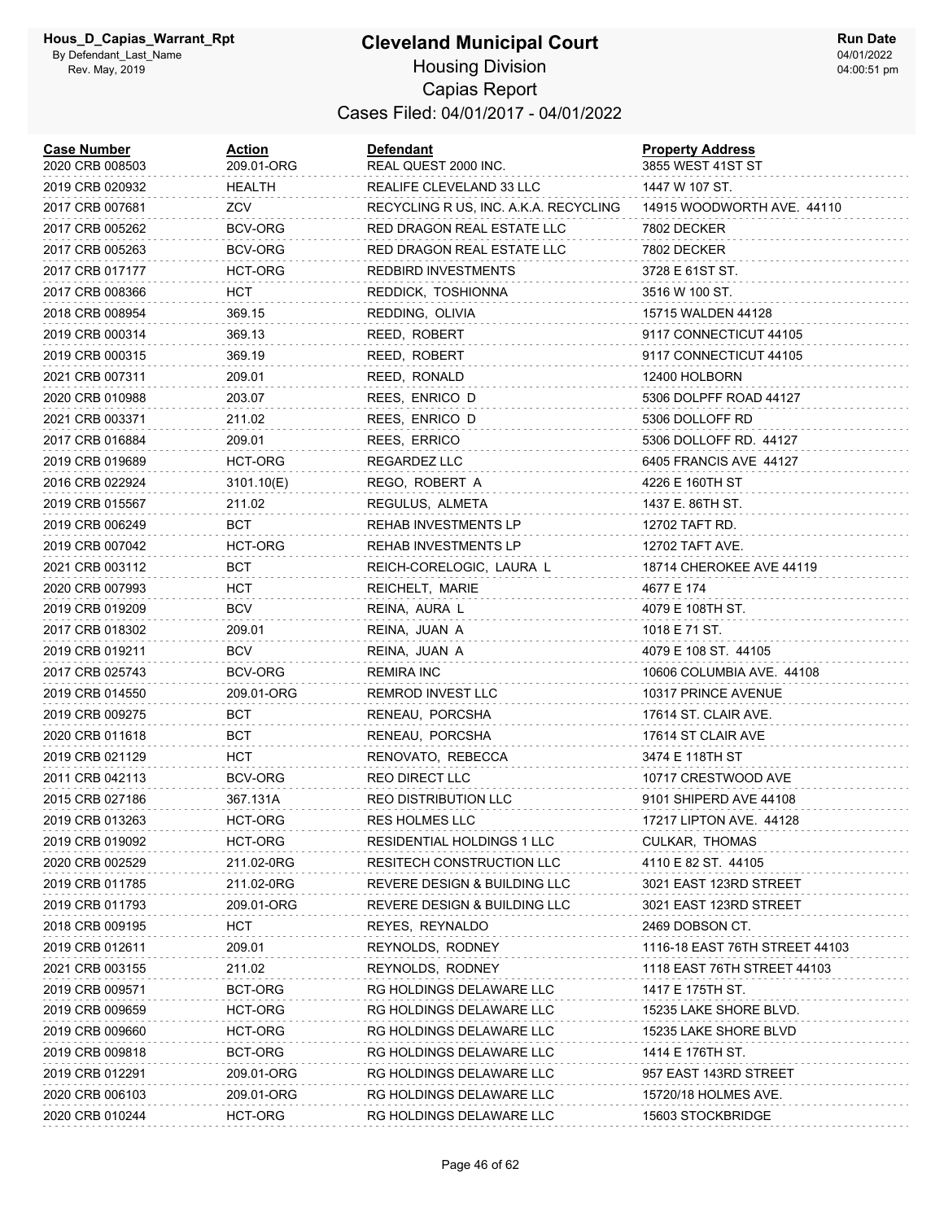# Cleveland Municipal Court

Housing Division

Capias Report

Cases Filed: 04/01/2017 - 04/01/2022

| Case Number | Action | Defendant | Property Address |
|---|---|---|---|
| 2020 CRB 008503 | 209.01-ORG | REAL QUEST 2000 INC. | 3855 WEST 41ST ST |
| 2019 CRB 020932 | HEALTH | REALIFE CLEVELAND 33 LLC | 1447 W 107 ST. |
| 2017 CRB 007681 | ZCV | RECYCLING R US, INC. A.K.A. RECYCLING | 14915 WOODWORTH AVE. 44110 |
| 2017 CRB 005262 | BCV-ORG | RED DRAGON REAL ESTATE LLC | 7802 DECKER |
| 2017 CRB 005263 | BCV-ORG | RED DRAGON REAL ESTATE LLC | 7802 DECKER |
| 2017 CRB 017177 | HCT-ORG | REDBIRD INVESTMENTS | 3728 E 61ST ST. |
| 2017 CRB 008366 | HCT | REDDICK, TOSHIONNA | 3516 W 100 ST. |
| 2018 CRB 008954 | 369.15 | REDDING, OLIVIA | 15715 WALDEN 44128 |
| 2019 CRB 000314 | 369.13 | REED, ROBERT | 9117 CONNECTICUT 44105 |
| 2019 CRB 000315 | 369.19 | REED, ROBERT | 9117 CONNECTICUT 44105 |
| 2021 CRB 007311 | 209.01 | REED, RONALD | 12400 HOLBORN |
| 2020 CRB 010988 | 203.07 | REES, ENRICO D | 5306 DOLPFF ROAD 44127 |
| 2021 CRB 003371 | 211.02 | REES, ENRICO D | 5306 DOLLOFF RD |
| 2017 CRB 016884 | 209.01 | REES, ERRICO | 5306 DOLLOFF RD. 44127 |
| 2019 CRB 019689 | HCT-ORG | REGARDEZ LLC | 6405 FRANCIS AVE 44127 |
| 2016 CRB 022924 | 3101.10(E) | REGO, ROBERT A | 4226 E 160TH ST |
| 2019 CRB 015567 | 211.02 | REGULUS, ALMETA | 1437 E. 86TH ST. |
| 2019 CRB 006249 | BCT | REHAB INVESTMENTS LP | 12702 TAFT RD. |
| 2019 CRB 007042 | HCT-ORG | REHAB INVESTMENTS LP | 12702 TAFT AVE. |
| 2021 CRB 003112 | BCT | REICH-CORELOGIC, LAURA L | 18714 CHEROKEE AVE 44119 |
| 2020 CRB 007993 | HCT | REICHELT, MARIE | 4677 E 174 |
| 2019 CRB 019209 | BCV | REINA, AURA L | 4079 E 108TH ST. |
| 2017 CRB 018302 | 209.01 | REINA, JUAN A | 1018 E 71 ST. |
| 2019 CRB 019211 | BCV | REINA, JUAN A | 4079 E 108 ST. 44105 |
| 2017 CRB 025743 | BCV-ORG | REMIRA INC | 10606 COLUMBIA AVE. 44108 |
| 2019 CRB 014550 | 209.01-ORG | REMROD INVEST LLC | 10317 PRINCE AVENUE |
| 2019 CRB 009275 | BCT | RENEAU, PORCSHA | 17614 ST. CLAIR AVE. |
| 2020 CRB 011618 | BCT | RENEAU, PORCSHA | 17614 ST CLAIR AVE |
| 2019 CRB 021129 | HCT | RENOVATO, REBECCA | 3474 E 118TH ST |
| 2011 CRB 042113 | BCV-ORG | REO DIRECT LLC | 10717 CRESTWOOD AVE |
| 2015 CRB 027186 | 367.131A | REO DISTRIBUTION LLC | 9101 SHIPERD AVE 44108 |
| 2019 CRB 013263 | HCT-ORG | RES HOLMES LLC | 17217 LIPTON AVE. 44128 |
| 2019 CRB 019092 | HCT-ORG | RESIDENTIAL HOLDINGS 1 LLC | CULKAR, THOMAS |
| 2020 CRB 002529 | 211.02-0RG | RESITECH CONSTRUCTION LLC | 4110 E 82 ST. 44105 |
| 2019 CRB 011785 | 211.02-0RG | REVERE DESIGN & BUILDING LLC | 3021 EAST 123RD STREET |
| 2019 CRB 011793 | 209.01-ORG | REVERE DESIGN & BUILDING LLC | 3021 EAST 123RD STREET |
| 2018 CRB 009195 | HCT | REYES, REYNALDO | 2469 DOBSON CT. |
| 2019 CRB 012611 | 209.01 | REYNOLDS, RODNEY | 1116-18 EAST 76TH STREET 44103 |
| 2021 CRB 003155 | 211.02 | REYNOLDS, RODNEY | 1118 EAST 76TH STREET 44103 |
| 2019 CRB 009571 | BCT-ORG | RG HOLDINGS DELAWARE LLC | 1417 E 175TH ST. |
| 2019 CRB 009659 | HCT-ORG | RG HOLDINGS DELAWARE LLC | 15235 LAKE SHORE BLVD. |
| 2019 CRB 009660 | HCT-ORG | RG HOLDINGS DELAWARE LLC | 15235 LAKE SHORE BLVD |
| 2019 CRB 009818 | BCT-ORG | RG HOLDINGS DELAWARE LLC | 1414 E 176TH ST. |
| 2019 CRB 012291 | 209.01-ORG | RG HOLDINGS DELAWARE LLC | 957 EAST 143RD STREET |
| 2020 CRB 006103 | 209.01-ORG | RG HOLDINGS DELAWARE LLC | 15720/18 HOLMES AVE. |
| 2020 CRB 010244 | HCT-ORG | RG HOLDINGS DELAWARE LLC | 15603 STOCKBRIDGE |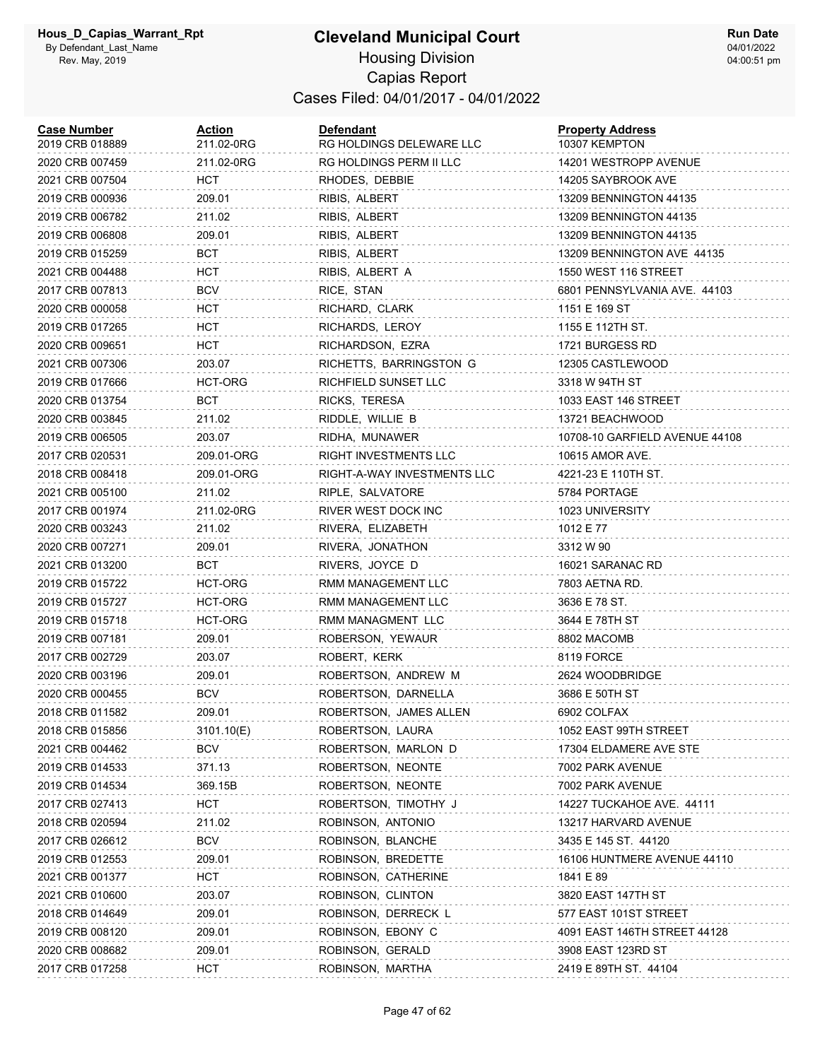# Cleveland Municipal Court

## Housing Division

## Capias Report

### Cases Filed: 04/01/2017 - 04/01/2022

| Case Number | Action | Defendant | Property Address |
|---|---|---|---|
| 2019 CRB 018889 | 211.02-0RG | RG HOLDINGS DELEWARE LLC | 10307 KEMPTON |
| 2020 CRB 007459 | 211.02-0RG | RG HOLDINGS PERM II LLC | 14201 WESTROPP AVENUE |
| 2021 CRB 007504 | HCT | RHODES, DEBBIE | 14205 SAYBROOK AVE |
| 2019 CRB 000936 | 209.01 | RIBIS, ALBERT | 13209 BENNINGTON 44135 |
| 2019 CRB 006782 | 211.02 | RIBIS, ALBERT | 13209 BENNINGTON 44135 |
| 2019 CRB 006808 | 209.01 | RIBIS, ALBERT | 13209 BENNINGTON 44135 |
| 2019 CRB 015259 | BCT | RIBIS, ALBERT | 13209 BENNINGTON AVE 44135 |
| 2021 CRB 004488 | HCT | RIBIS, ALBERT A | 1550 WEST 116 STREET |
| 2017 CRB 007813 | BCV | RICE, STAN | 6801 PENNSYLVANIA AVE. 44103 |
| 2020 CRB 000058 | HCT | RICHARD, CLARK | 1151 E 169 ST |
| 2019 CRB 017265 | HCT | RICHARDS, LEROY | 1155 E 112TH ST. |
| 2020 CRB 009651 | HCT | RICHARDSON, EZRA | 1721 BURGESS RD |
| 2021 CRB 007306 | 203.07 | RICHETTS, BARRINGSTON G | 12305 CASTLEWOOD |
| 2019 CRB 017666 | HCT-ORG | RICHFIELD SUNSET LLC | 3318 W 94TH ST |
| 2020 CRB 013754 | BCT | RICKS, TERESA | 1033 EAST 146 STREET |
| 2020 CRB 003845 | 211.02 | RIDDLE, WILLIE B | 13721 BEACHWOOD |
| 2019 CRB 006505 | 203.07 | RIDHA, MUNAWER | 10708-10 GARFIELD AVENUE 44108 |
| 2017 CRB 020531 | 209.01-ORG | RIGHT INVESTMENTS LLC | 10615 AMOR AVE. |
| 2018 CRB 008418 | 209.01-ORG | RIGHT-A-WAY INVESTMENTS LLC | 4221-23 E 110TH ST. |
| 2021 CRB 005100 | 211.02 | RIPLE, SALVATORE | 5784 PORTAGE |
| 2017 CRB 001974 | 211.02-0RG | RIVER WEST DOCK INC | 1023 UNIVERSITY |
| 2020 CRB 003243 | 211.02 | RIVERA, ELIZABETH | 1012 E 77 |
| 2020 CRB 007271 | 209.01 | RIVERA, JONATHON | 3312 W 90 |
| 2021 CRB 013200 | BCT | RIVERS, JOYCE D | 16021 SARANAC RD |
| 2019 CRB 015722 | HCT-ORG | RMM MANAGEMENT LLC | 7803 AETNA RD. |
| 2019 CRB 015727 | HCT-ORG | RMM MANAGEMENT LLC | 3636 E 78 ST. |
| 2019 CRB 015718 | HCT-ORG | RMM MANAGMENT LLC | 3644 E 78TH ST |
| 2019 CRB 007181 | 209.01 | ROBERSON, YEWAUR | 8802 MACOMB |
| 2017 CRB 002729 | 203.07 | ROBERT, KERK | 8119 FORCE |
| 2020 CRB 003196 | 209.01 | ROBERTSON, ANDREW M | 2624 WOODBRIDGE |
| 2020 CRB 000455 | BCV | ROBERTSON, DARNELLA | 3686 E 50TH ST |
| 2018 CRB 011582 | 209.01 | ROBERTSON, JAMES ALLEN | 6902 COLFAX |
| 2018 CRB 015856 | 3101.10(E) | ROBERTSON, LAURA | 1052 EAST 99TH STREET |
| 2021 CRB 004462 | BCV | ROBERTSON, MARLON D | 17304 ELDAMERE AVE STE |
| 2019 CRB 014533 | 371.13 | ROBERTSON, NEONTE | 7002 PARK AVENUE |
| 2019 CRB 014534 | 369.15B | ROBERTSON, NEONTE | 7002 PARK AVENUE |
| 2017 CRB 027413 | HCT | ROBERTSON, TIMOTHY J | 14227 TUCKAHOE AVE. 44111 |
| 2018 CRB 020594 | 211.02 | ROBINSON, ANTONIO | 13217 HARVARD AVENUE |
| 2017 CRB 026612 | BCV | ROBINSON, BLANCHE | 3435 E 145 ST. 44120 |
| 2019 CRB 012553 | 209.01 | ROBINSON, BREDETTE | 16106 HUNTMERE AVENUE 44110 |
| 2021 CRB 001377 | HCT | ROBINSON, CATHERINE | 1841 E 89 |
| 2021 CRB 010600 | 203.07 | ROBINSON, CLINTON | 3820 EAST 147TH ST |
| 2018 CRB 014649 | 209.01 | ROBINSON, DERRECK L | 577 EAST 101ST STREET |
| 2019 CRB 008120 | 209.01 | ROBINSON, EBONY C | 4091 EAST 146TH STREET 44128 |
| 2020 CRB 008682 | 209.01 | ROBINSON, GERALD | 3908 EAST 123RD ST |
| 2017 CRB 017258 | HCT | ROBINSON, MARTHA | 2419 E 89TH ST. 44104 |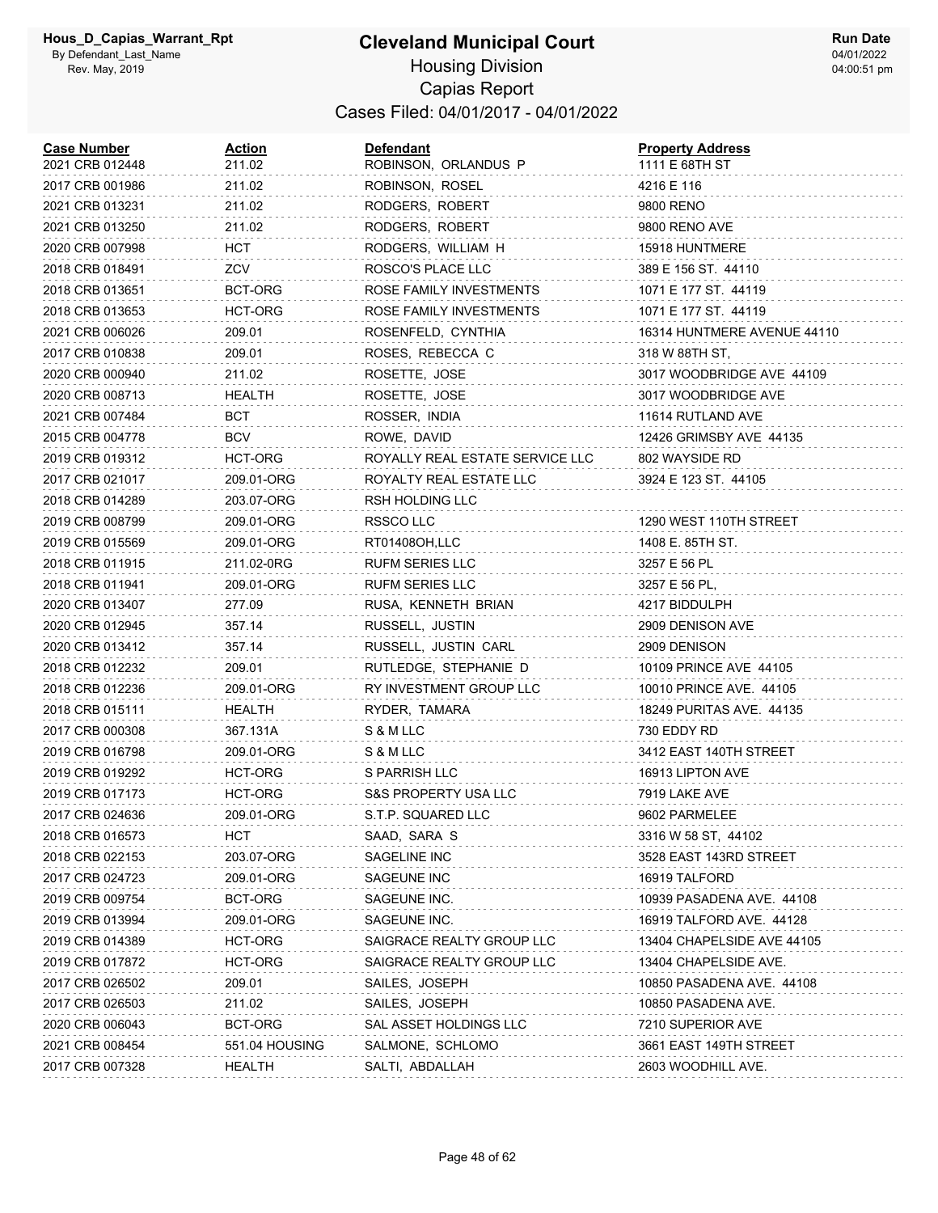# Cleveland Municipal Court

## Housing Division

## Capias Report

### Cases Filed: 04/01/2017 - 04/01/2022

Hous_D_Capias_Warrant_Rpt
By Defendant_Last_Name
Rev. May, 2019

Run Date 04/01/2022 04:00:51 pm

| Case Number | Action | Defendant | Property Address |
|---|---|---|---|
| 2021 CRB 012448 | 211.02 | ROBINSON, ORLANDUS P | 1111 E 68TH ST |
| 2017 CRB 001986 | 211.02 | ROBINSON, ROSEL | 4216 E 116 |
| 2021 CRB 013231 | 211.02 | RODGERS, ROBERT | 9800 RENO |
| 2021 CRB 013250 | 211.02 | RODGERS, ROBERT | 9800 RENO AVE |
| 2020 CRB 007998 | HCT | RODGERS, WILLIAM H | 15918 HUNTMERE |
| 2018 CRB 018491 | ZCV | ROSCO'S PLACE LLC | 389 E 156 ST. 44110 |
| 2018 CRB 013651 | BCT-ORG | ROSE FAMILY INVESTMENTS | 1071 E 177 ST. 44119 |
| 2018 CRB 013653 | HCT-ORG | ROSE FAMILY INVESTMENTS | 1071 E 177 ST. 44119 |
| 2021 CRB 006026 | 209.01 | ROSENFELD, CYNTHIA | 16314 HUNTMERE AVENUE 44110 |
| 2017 CRB 010838 | 209.01 | ROSES, REBECCA C | 318 W 88TH ST, |
| 2020 CRB 000940 | 211.02 | ROSETTE, JOSE | 3017 WOODBRIDGE AVE 44109 |
| 2020 CRB 008713 | HEALTH | ROSETTE, JOSE | 3017 WOODBRIDGE AVE |
| 2021 CRB 007484 | BCT | ROSSER, INDIA | 11614 RUTLAND AVE |
| 2015 CRB 004778 | BCV | ROWE, DAVID | 12426 GRIMSBY AVE 44135 |
| 2019 CRB 019312 | HCT-ORG | ROYALLY REAL ESTATE SERVICE LLC | 802 WAYSIDE RD |
| 2017 CRB 021017 | 209.01-ORG | ROYALTY REAL ESTATE LLC | 3924 E 123 ST. 44105 |
| 2018 CRB 014289 | 203.07-ORG | RSH HOLDING LLC | |
| 2019 CRB 008799 | 209.01-ORG | RSSCO LLC | 1290 WEST 110TH STREET |
| 2019 CRB 015569 | 209.01-ORG | RT01408OH,LLC | 1408 E. 85TH ST. |
| 2018 CRB 011915 | 211.02-0RG | RUFM SERIES LLC | 3257 E 56 PL |
| 2018 CRB 011941 | 209.01-ORG | RUFM SERIES LLC | 3257 E 56 PL, |
| 2020 CRB 013407 | 277.09 | RUSA, KENNETH BRIAN | 4217 BIDDULPH |
| 2020 CRB 012945 | 357.14 | RUSSELL, JUSTIN | 2909 DENISON AVE |
| 2020 CRB 013412 | 357.14 | RUSSELL, JUSTIN CARL | 2909 DENISON |
| 2018 CRB 012232 | 209.01 | RUTLEDGE, STEPHANIE D | 10109 PRINCE AVE 44105 |
| 2018 CRB 012236 | 209.01-ORG | RY INVESTMENT GROUP LLC | 10010 PRINCE AVE. 44105 |
| 2018 CRB 015111 | HEALTH | RYDER, TAMARA | 18249 PURITAS AVE. 44135 |
| 2017 CRB 000308 | 367.131A | S & M LLC | 730 EDDY RD |
| 2019 CRB 016798 | 209.01-ORG | S & M LLC | 3412 EAST 140TH STREET |
| 2019 CRB 019292 | HCT-ORG | S PARRISH LLC | 16913 LIPTON AVE |
| 2019 CRB 017173 | HCT-ORG | S&S PROPERTY USA LLC | 7919 LAKE AVE |
| 2017 CRB 024636 | 209.01-ORG | S.T.P. SQUARED LLC | 9602 PARMELEE |
| 2018 CRB 016573 | HCT | SAAD, SARA S | 3316 W 58 ST, 44102 |
| 2018 CRB 022153 | 203.07-ORG | SAGELINE INC | 3528 EAST 143RD STREET |
| 2017 CRB 024723 | 209.01-ORG | SAGEUNE INC | 16919 TALFORD |
| 2019 CRB 009754 | BCT-ORG | SAGEUNE INC. | 10939 PASADENA AVE. 44108 |
| 2019 CRB 013994 | 209.01-ORG | SAGEUNE INC. | 16919 TALFORD AVE. 44128 |
| 2019 CRB 014389 | HCT-ORG | SAIGRACE REALTY GROUP LLC | 13404 CHAPELSIDE AVE 44105 |
| 2019 CRB 017872 | HCT-ORG | SAIGRACE REALTY GROUP LLC | 13404 CHAPELSIDE AVE. |
| 2017 CRB 026502 | 209.01 | SAILES, JOSEPH | 10850 PASADENA AVE. 44108 |
| 2017 CRB 026503 | 211.02 | SAILES, JOSEPH | 10850 PASADENA AVE. |
| 2020 CRB 006043 | BCT-ORG | SAL ASSET HOLDINGS LLC | 7210 SUPERIOR AVE |
| 2021 CRB 008454 | 551.04 HOUSING | SALMONE, SCHLOMO | 3661 EAST 149TH STREET |
| 2017 CRB 007328 | HEALTH | SALTI, ABDALLAH | 2603 WOODHILL AVE. |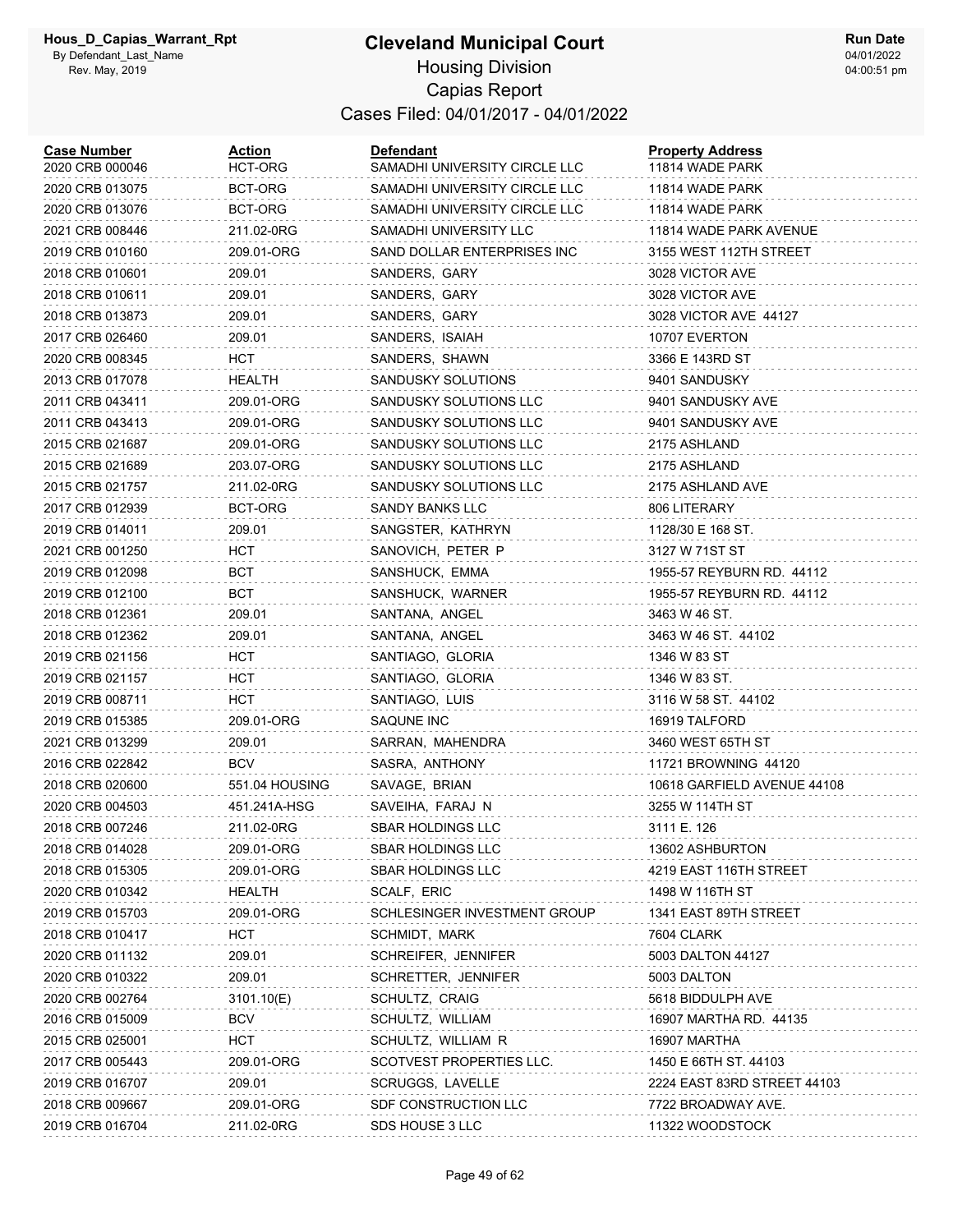# Cleveland Municipal Court

## Housing Division

## Capias Report

### Cases Filed: 04/01/2017 - 04/01/2022

Hous_D_Capias_Warrant_Rpt
By Defendant_Last_Name
Rev. May, 2019

Run Date
04/01/2022
04:00:51 pm

| Case Number | Action | Defendant | Property Address |
|---|---|---|---|
| 2020 CRB 000046 | HCT-ORG | SAMADHI UNIVERSITY CIRCLE LLC | 11814 WADE PARK |
| 2020 CRB 013075 | BCT-ORG | SAMADHI UNIVERSITY CIRCLE LLC | 11814 WADE PARK |
| 2020 CRB 013076 | BCT-ORG | SAMADHI UNIVERSITY CIRCLE LLC | 11814 WADE PARK |
| 2021 CRB 008446 | 211.02-0RG | SAMADHI UNIVERSITY LLC | 11814 WADE PARK AVENUE |
| 2019 CRB 010160 | 209.01-ORG | SAND DOLLAR ENTERPRISES INC | 3155 WEST 112TH STREET |
| 2018 CRB 010601 | 209.01 | SANDERS, GARY | 3028 VICTOR AVE |
| 2018 CRB 010611 | 209.01 | SANDERS, GARY | 3028 VICTOR AVE |
| 2018 CRB 013873 | 209.01 | SANDERS, GARY | 3028 VICTOR AVE 44127 |
| 2017 CRB 026460 | 209.01 | SANDERS, ISAIAH | 10707 EVERTON |
| 2020 CRB 008345 | HCT | SANDERS, SHAWN | 3366 E 143RD ST |
| 2013 CRB 017078 | HEALTH | SANDUSKY SOLUTIONS | 9401 SANDUSKY |
| 2011 CRB 043411 | 209.01-ORG | SANDUSKY SOLUTIONS LLC | 9401 SANDUSKY AVE |
| 2011 CRB 043413 | 209.01-ORG | SANDUSKY SOLUTIONS LLC | 9401 SANDUSKY AVE |
| 2015 CRB 021687 | 209.01-ORG | SANDUSKY SOLUTIONS LLC | 2175 ASHLAND |
| 2015 CRB 021689 | 203.07-ORG | SANDUSKY SOLUTIONS LLC | 2175 ASHLAND |
| 2015 CRB 021757 | 211.02-0RG | SANDUSKY SOLUTIONS LLC | 2175 ASHLAND AVE |
| 2017 CRB 012939 | BCT-ORG | SANDY BANKS LLC | 806 LITERARY |
| 2019 CRB 014011 | 209.01 | SANGSTER, KATHRYN | 1128/30 E 168 ST. |
| 2021 CRB 001250 | HCT | SANOVICH, PETER P | 3127 W 71ST ST |
| 2019 CRB 012098 | BCT | SANSHUCK, EMMA | 1955-57 REYBURN RD. 44112 |
| 2019 CRB 012100 | BCT | SANSHUCK, WARNER | 1955-57 REYBURN RD. 44112 |
| 2018 CRB 012361 | 209.01 | SANTANA, ANGEL | 3463 W 46 ST. |
| 2018 CRB 012362 | 209.01 | SANTANA, ANGEL | 3463 W 46 ST. 44102 |
| 2019 CRB 021156 | HCT | SANTIAGO, GLORIA | 1346 W 83 ST |
| 2019 CRB 021157 | HCT | SANTIAGO, GLORIA | 1346 W 83 ST. |
| 2019 CRB 008711 | HCT | SANTIAGO, LUIS | 3116 W 58 ST. 44102 |
| 2019 CRB 015385 | 209.01-ORG | SAQUNE INC | 16919 TALFORD |
| 2021 CRB 013299 | 209.01 | SARRAN, MAHENDRA | 3460 WEST 65TH ST |
| 2016 CRB 022842 | BCV | SASRA, ANTHONY | 11721 BROWNING 44120 |
| 2018 CRB 020600 | 551.04 HOUSING | SAVAGE, BRIAN | 10618 GARFIELD AVENUE 44108 |
| 2020 CRB 004503 | 451.241A-HSG | SAVEIHA, FARAJ N | 3255 W 114TH ST |
| 2018 CRB 007246 | 211.02-0RG | SBAR HOLDINGS LLC | 3111 E. 126 |
| 2018 CRB 014028 | 209.01-ORG | SBAR HOLDINGS LLC | 13602 ASHBURTON |
| 2018 CRB 015305 | 209.01-ORG | SBAR HOLDINGS LLC | 4219 EAST 116TH STREET |
| 2020 CRB 010342 | HEALTH | SCALF, ERIC | 1498 W 116TH ST |
| 2019 CRB 015703 | 209.01-ORG | SCHLESINGER INVESTMENT GROUP | 1341 EAST 89TH STREET |
| 2018 CRB 010417 | HCT | SCHMIDT, MARK | 7604 CLARK |
| 2020 CRB 011132 | 209.01 | SCHREIFER, JENNIFER | 5003 DALTON 44127 |
| 2020 CRB 010322 | 209.01 | SCHRETTER, JENNIFER | 5003 DALTON |
| 2020 CRB 002764 | 3101.10(E) | SCHULTZ, CRAIG | 5618 BIDDULPH AVE |
| 2016 CRB 015009 | BCV | SCHULTZ, WILLIAM | 16907 MARTHA RD. 44135 |
| 2015 CRB 025001 | HCT | SCHULTZ, WILLIAM R | 16907 MARTHA |
| 2017 CRB 005443 | 209.01-ORG | SCOTVEST PROPERTIES LLC. | 1450 E 66TH ST. 44103 |
| 2019 CRB 016707 | 209.01 | SCRUGGS, LAVELLE | 2224 EAST 83RD STREET 44103 |
| 2018 CRB 009667 | 209.01-ORG | SDF CONSTRUCTION LLC | 7722 BROADWAY AVE. |
| 2019 CRB 016704 | 211.02-0RG | SDS HOUSE 3 LLC | 11322 WOODSTOCK |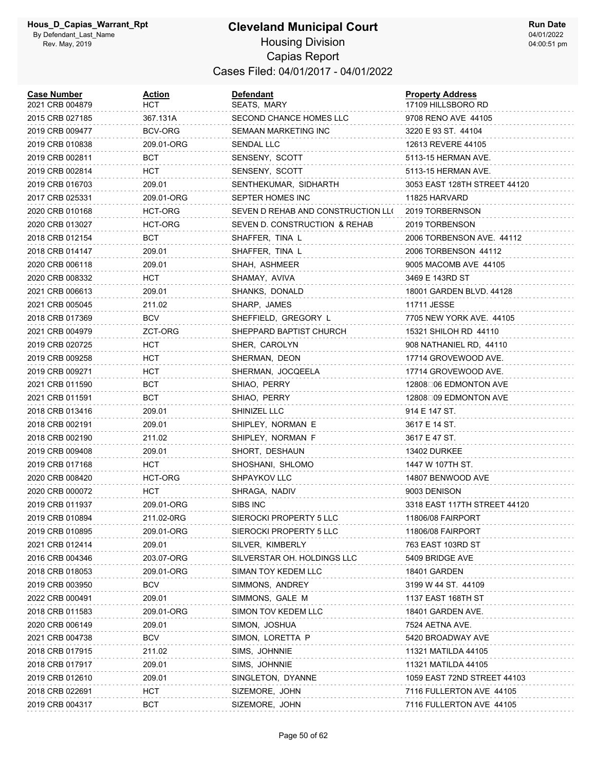# Cleveland Municipal Court

## Housing Division

### Capias Report

Cases Filed: 04/01/2017 - 04/01/2022

Hous_D_Capias_Warrant_Rpt
By Defendant_Last_Name
Rev. May, 2019

Run Date
04/01/2022
04:00:51 pm

| Case Number | Action | Defendant | Property Address |
|---|---|---|---|
| 2021 CRB 004879 | HCT | SEATS, MARY | 17109 HILLSBORO RD |
| 2015 CRB 027185 | 367.131A | SECOND CHANCE HOMES LLC | 9708 RENO AVE 44105 |
| 2019 CRB 009477 | BCV-ORG | SEMAAN MARKETING INC | 3220 E 93 ST. 44104 |
| 2019 CRB 010838 | 209.01-ORG | SENDAL LLC | 12613 REVERE 44105 |
| 2019 CRB 002811 | BCT | SENSENY, SCOTT | 5113-15 HERMAN AVE. |
| 2019 CRB 002814 | HCT | SENSENY, SCOTT | 5113-15 HERMAN AVE. |
| 2019 CRB 016703 | 209.01 | SENTHEKUMAR, SIDHARTH | 3053 EAST 128TH STREET 44120 |
| 2017 CRB 025331 | 209.01-ORG | SEPTER HOMES INC | 11825 HARVARD |
| 2020 CRB 010168 | HCT-ORG | SEVEN D REHAB AND CONSTRUCTION LL( | 2019 TORBERNSON |
| 2020 CRB 013027 | HCT-ORG | SEVEN D. CONSTRUCTION & REHAB | 2019 TORBENSON |
| 2018 CRB 012154 | BCT | SHAFFER, TINA L | 2006 TORBENSON AVE. 44112 |
| 2018 CRB 014147 | 209.01 | SHAFFER, TINA L | 2006 TORBENSON 44112 |
| 2020 CRB 006118 | 209.01 | SHAH, ASHMEER | 9005 MACOMB AVE 44105 |
| 2020 CRB 008332 | HCT | SHAMAY, AVIVA | 3469 E 143RD ST |
| 2021 CRB 006613 | 209.01 | SHANKS, DONALD | 18001 GARDEN BLVD. 44128 |
| 2021 CRB 005045 | 211.02 | SHARP, JAMES | 11711 JESSE |
| 2018 CRB 017369 | BCV | SHEFFIELD, GREGORY L | 7705 NEW YORK AVE. 44105 |
| 2021 CRB 004979 | ZCT-ORG | SHEPPARD BAPTIST CHURCH | 15321 SHILOH RD 44110 |
| 2019 CRB 020725 | HCT | SHER, CAROLYN | 908 NATHANIEL RD, 44110 |
| 2019 CRB 009258 | HCT | SHERMAN, DEON | 17714 GROVEWOOD AVE. |
| 2019 CRB 009271 | HCT | SHERMAN, JOCQEELA | 17714 GROVEWOOD AVE. |
| 2021 CRB 011590 | BCT | SHIAO, PERRY | 12808□06 EDMONTON AVE |
| 2021 CRB 011591 | BCT | SHIAO, PERRY | 12808□09 EDMONTON AVE |
| 2018 CRB 013416 | 209.01 | SHINIZEL LLC | 914 E 147 ST. |
| 2018 CRB 002191 | 209.01 | SHIPLEY, NORMAN E | 3617 E 14 ST. |
| 2018 CRB 002190 | 211.02 | SHIPLEY, NORMAN F | 3617 E 47 ST. |
| 2019 CRB 009408 | 209.01 | SHORT, DESHAUN | 13402 DURKEE |
| 2019 CRB 017168 | HCT | SHOSHANI, SHLOMO | 1447 W 107TH ST. |
| 2020 CRB 008420 | HCT-ORG | SHPAYKOV LLC | 14807 BENWOOD AVE |
| 2020 CRB 000072 | HCT | SHRAGA, NADIV | 9003 DENISON |
| 2019 CRB 011937 | 209.01-ORG | SIBS INC | 3318 EAST 117TH STREET 44120 |
| 2019 CRB 010894 | 211.02-0RG | SIEROCKI PROPERTY 5 LLC | 11806/08 FAIRPORT |
| 2019 CRB 010895 | 209.01-ORG | SIEROCKI PROPERTY 5 LLC | 11806/08 FAIRPORT |
| 2021 CRB 012414 | 209.01 | SILVER, KIMBERLY | 763 EAST 103RD ST |
| 2016 CRB 004346 | 203.07-ORG | SILVERSTAR OH. HOLDINGS LLC | 5409 BRIDGE AVE |
| 2018 CRB 018053 | 209.01-ORG | SIMAN TOY KEDEM LLC | 18401 GARDEN |
| 2019 CRB 003950 | BCV | SIMMONS, ANDREY | 3199 W 44 ST. 44109 |
| 2022 CRB 000491 | 209.01 | SIMMONS, GALE M | 1137 EAST 168TH ST |
| 2018 CRB 011583 | 209.01-ORG | SIMON TOV KEDEM LLC | 18401 GARDEN AVE. |
| 2020 CRB 006149 | 209.01 | SIMON, JOSHUA | 7524 AETNA AVE. |
| 2021 CRB 004738 | BCV | SIMON, LORETTA P | 5420 BROADWAY AVE |
| 2018 CRB 017915 | 211.02 | SIMS, JOHNNIE | 11321 MATILDA 44105 |
| 2018 CRB 017917 | 209.01 | SIMS, JOHNNIE | 11321 MATILDA 44105 |
| 2019 CRB 012610 | 209.01 | SINGLETON, DYANNE | 1059 EAST 72ND STREET 44103 |
| 2018 CRB 022691 | HCT | SIZEMORE, JOHN | 7116 FULLERTON AVE 44105 |
| 2019 CRB 004317 | BCT | SIZEMORE, JOHN | 7116 FULLERTON AVE 44105 |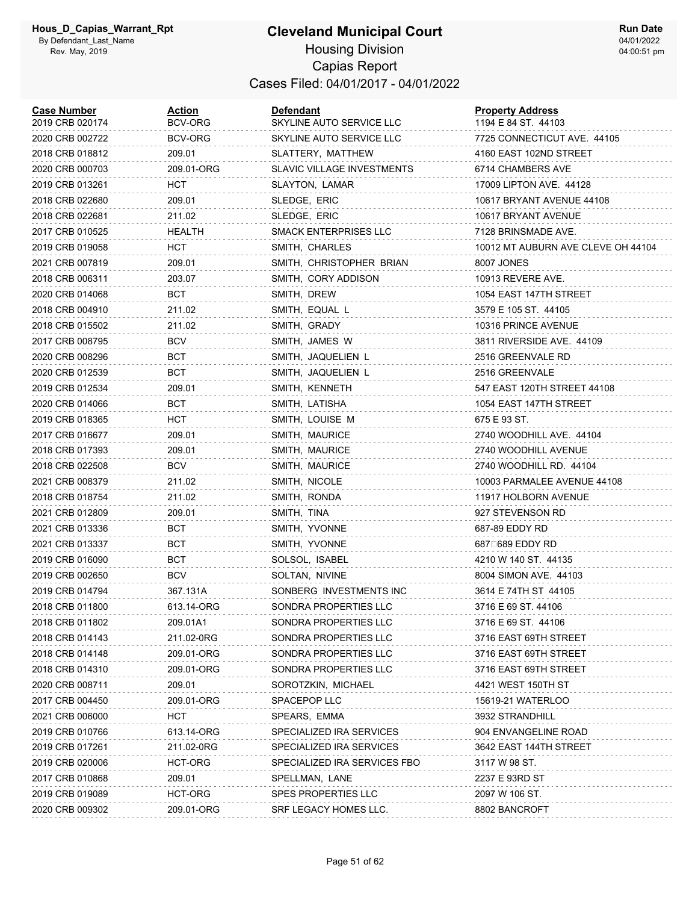# Cleveland Municipal Court

Hous_D_Capias_Warrant_Rpt
By Defendant_Last_Name
Rev. May, 2019

## Housing Division
## Capias Report
### Cases Filed: 04/01/2017 - 04/01/2022

Run Date 04/01/2022 04:00:51 pm

| Case Number | Action | Defendant | Property Address |
|---|---|---|---|
| 2019 CRB 020174 | BCV-ORG | SKYLINE AUTO SERVICE LLC | 1194 E 84 ST. 44103 |
| 2020 CRB 002722 | BCV-ORG | SKYLINE AUTO SERVICE LLC | 7725 CONNECTICUT AVE. 44105 |
| 2018 CRB 018812 | 209.01 | SLATTERY, MATTHEW | 4160 EAST 102ND STREET |
| 2020 CRB 000703 | 209.01-ORG | SLAVIC VILLAGE INVESTMENTS | 6714 CHAMBERS AVE |
| 2019 CRB 013261 | HCT | SLAYTON, LAMAR | 17009 LIPTON AVE. 44128 |
| 2018 CRB 022680 | 209.01 | SLEDGE, ERIC | 10617 BRYANT AVENUE 44108 |
| 2018 CRB 022681 | 211.02 | SLEDGE, ERIC | 10617 BRYANT AVENUE |
| 2017 CRB 010525 | HEALTH | SMACK ENTERPRISES LLC | 7128 BRINSMADE AVE. |
| 2019 CRB 019058 | HCT | SMITH, CHARLES | 10012 MT AUBURN AVE CLEVE OH 44104 |
| 2021 CRB 007819 | 209.01 | SMITH, CHRISTOPHER BRIAN | 8007 JONES |
| 2018 CRB 006311 | 203.07 | SMITH, CORY ADDISON | 10913 REVERE AVE. |
| 2020 CRB 014068 | BCT | SMITH, DREW | 1054 EAST 147TH STREET |
| 2018 CRB 004910 | 211.02 | SMITH, EQUAL L | 3579 E 105 ST. 44105 |
| 2018 CRB 015502 | 211.02 | SMITH, GRADY | 10316 PRINCE AVENUE |
| 2017 CRB 008795 | BCV | SMITH, JAMES W | 3811 RIVERSIDE AVE. 44109 |
| 2020 CRB 008296 | BCT | SMITH, JAQUELIEN L | 2516 GREENVALE RD |
| 2020 CRB 012539 | BCT | SMITH, JAQUELIEN L | 2516 GREENVALE |
| 2019 CRB 012534 | 209.01 | SMITH, KENNETH | 547 EAST 120TH STREET 44108 |
| 2020 CRB 014066 | BCT | SMITH, LATISHA | 1054 EAST 147TH STREET |
| 2019 CRB 018365 | HCT | SMITH, LOUISE M | 675 E 93 ST. |
| 2017 CRB 016677 | 209.01 | SMITH, MAURICE | 2740 WOODHILL AVE. 44104 |
| 2018 CRB 017393 | 209.01 | SMITH, MAURICE | 2740 WOODHILL AVENUE |
| 2018 CRB 022508 | BCV | SMITH, MAURICE | 2740 WOODHILL RD. 44104 |
| 2021 CRB 008379 | 211.02 | SMITH, NICOLE | 10003 PARMALEE AVENUE 44108 |
| 2018 CRB 018754 | 211.02 | SMITH, RONDA | 11917 HOLBORN AVENUE |
| 2021 CRB 012809 | 209.01 | SMITH, TINA | 927 STEVENSON RD |
| 2021 CRB 013336 | BCT | SMITH, YVONNE | 687-89 EDDY RD |
| 2021 CRB 013337 | BCT | SMITH, YVONNE | 687□689 EDDY RD |
| 2019 CRB 016090 | BCT | SOLSOL, ISABEL | 4210 W 140 ST. 44135 |
| 2019 CRB 002650 | BCV | SOLTAN, NIVINE | 8004 SIMON AVE. 44103 |
| 2019 CRB 014794 | 367.131A | SONBERG INVESTMENTS INC | 3614 E 74TH ST 44105 |
| 2018 CRB 011800 | 613.14-ORG | SONDRA PROPERTIES LLC | 3716 E 69 ST. 44106 |
| 2018 CRB 011802 | 209.01A1 | SONDRA PROPERTIES LLC | 3716 E 69 ST. 44106 |
| 2018 CRB 014143 | 211.02-0RG | SONDRA PROPERTIES LLC | 3716 EAST 69TH STREET |
| 2018 CRB 014148 | 209.01-ORG | SONDRA PROPERTIES LLC | 3716 EAST 69TH STREET |
| 2018 CRB 014310 | 209.01-ORG | SONDRA PROPERTIES LLC | 3716 EAST 69TH STREET |
| 2020 CRB 008711 | 209.01 | SOROTZKIN, MICHAEL | 4421 WEST 150TH ST |
| 2017 CRB 004450 | 209.01-ORG | SPACEPOP LLC | 15619-21 WATERLOO |
| 2021 CRB 006000 | HCT | SPEARS, EMMA | 3932 STRANDHILL |
| 2019 CRB 010766 | 613.14-ORG | SPECIALIZED IRA SERVICES | 904 ENVANGELINE ROAD |
| 2019 CRB 017261 | 211.02-0RG | SPECIALIZED IRA SERVICES | 3642 EAST 144TH STREET |
| 2019 CRB 020006 | HCT-ORG | SPECIALIZED IRA SERVICES FBO | 3117 W 98 ST. |
| 2017 CRB 010868 | 209.01 | SPELLMAN, LANE | 2237 E 93RD ST |
| 2019 CRB 019089 | HCT-ORG | SPES PROPERTIES LLC | 2097 W 106 ST. |
| 2020 CRB 009302 | 209.01-ORG | SRF LEGACY HOMES LLC. | 8802 BANCROFT |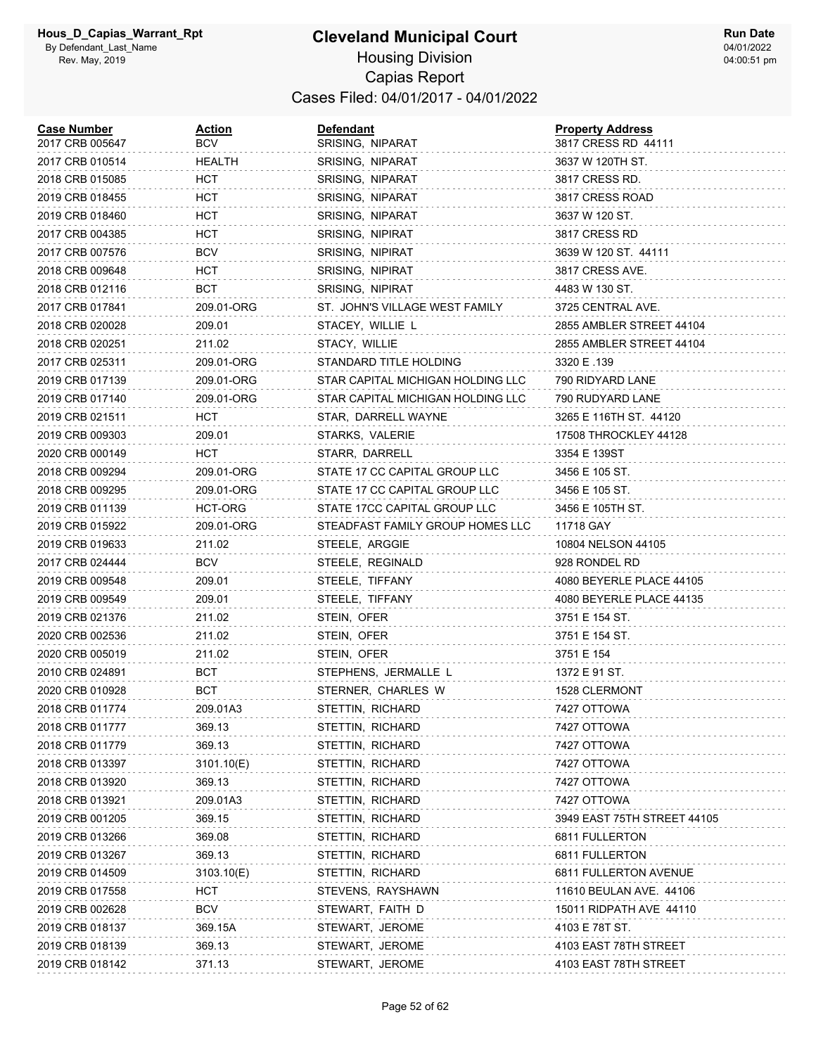# Cleveland Municipal Court

## Housing Division

## Capias Report

### Cases Filed: 04/01/2017 - 04/01/2022

Hous_D_Capias_Warrant_Rpt
By Defendant_Last_Name
Rev. May, 2019

Run Date 04/01/2022 04:00:51 pm

| Case Number | Action | Defendant | Property Address |
|---|---|---|---|
| 2017 CRB 005647 | BCV | SRISING, NIPARAT | 3817 CRESS RD 44111 |
| 2017 CRB 010514 | HEALTH | SRISING, NIPARAT | 3637 W 120TH ST. |
| 2018 CRB 015085 | HCT | SRISING, NIPARAT | 3817 CRESS RD. |
| 2019 CRB 018455 | HCT | SRISING, NIPARAT | 3817 CRESS ROAD |
| 2019 CRB 018460 | HCT | SRISING, NIPARAT | 3637 W 120 ST. |
| 2017 CRB 004385 | HCT | SRISING, NIPIRAT | 3817 CRESS RD |
| 2017 CRB 007576 | BCV | SRISING, NIPIRAT | 3639 W 120 ST. 44111 |
| 2018 CRB 009648 | HCT | SRISING, NIPIRAT | 3817 CRESS AVE. |
| 2018 CRB 012116 | BCT | SRISING, NIPIRAT | 4483 W 130 ST. |
| 2017 CRB 017841 | 209.01-ORG | ST. JOHN'S VILLAGE WEST FAMILY | 3725 CENTRAL AVE. |
| 2018 CRB 020028 | 209.01 | STACEY, WILLIE L | 2855 AMBLER STREET 44104 |
| 2018 CRB 020251 | 211.02 | STACY, WILLIE | 2855 AMBLER STREET 44104 |
| 2017 CRB 025311 | 209.01-ORG | STANDARD TITLE HOLDING | 3320 E .139 |
| 2019 CRB 017139 | 209.01-ORG | STAR CAPITAL MICHIGAN HOLDING LLC | 790 RIDYARD LANE |
| 2019 CRB 017140 | 209.01-ORG | STAR CAPITAL MICHIGAN HOLDING LLC | 790 RUDYARD LANE |
| 2019 CRB 021511 | HCT | STAR, DARRELL WAYNE | 3265 E 116TH ST. 44120 |
| 2019 CRB 009303 | 209.01 | STARKS, VALERIE | 17508 THROCKLEY 44128 |
| 2020 CRB 000149 | HCT | STARR, DARRELL | 3354 E 139ST |
| 2018 CRB 009294 | 209.01-ORG | STATE 17 CC CAPITAL GROUP LLC | 3456 E 105 ST. |
| 2018 CRB 009295 | 209.01-ORG | STATE 17 CC CAPITAL GROUP LLC | 3456 E 105 ST. |
| 2019 CRB 011139 | HCT-ORG | STATE 17CC CAPITAL GROUP LLC | 3456 E 105TH ST. |
| 2019 CRB 015922 | 209.01-ORG | STEADFAST FAMILY GROUP HOMES LLC | 11718 GAY |
| 2019 CRB 019633 | 211.02 | STEELE, ARGGIE | 10804 NELSON 44105 |
| 2017 CRB 024444 | BCV | STEELE, REGINALD | 928 RONDEL RD |
| 2019 CRB 009548 | 209.01 | STEELE, TIFFANY | 4080 BEYERLE PLACE 44105 |
| 2019 CRB 009549 | 209.01 | STEELE, TIFFANY | 4080 BEYERLE PLACE 44135 |
| 2019 CRB 021376 | 211.02 | STEIN, OFER | 3751 E 154 ST. |
| 2020 CRB 002536 | 211.02 | STEIN, OFER | 3751 E 154 ST. |
| 2020 CRB 005019 | 211.02 | STEIN, OFER | 3751 E 154 |
| 2010 CRB 024891 | BCT | STEPHENS, JERMALLE L | 1372 E 91 ST. |
| 2020 CRB 010928 | BCT | STERNER, CHARLES W | 1528 CLERMONT |
| 2018 CRB 011774 | 209.01A3 | STETTIN, RICHARD | 7427 OTTOWA |
| 2018 CRB 011777 | 369.13 | STETTIN, RICHARD | 7427 OTTOWA |
| 2018 CRB 011779 | 369.13 | STETTIN, RICHARD | 7427 OTTOWA |
| 2018 CRB 013397 | 3101.10(E) | STETTIN, RICHARD | 7427 OTTOWA |
| 2018 CRB 013920 | 369.13 | STETTIN, RICHARD | 7427 OTTOWA |
| 2018 CRB 013921 | 209.01A3 | STETTIN, RICHARD | 7427 OTTOWA |
| 2019 CRB 001205 | 369.15 | STETTIN, RICHARD | 3949 EAST 75TH STREET 44105 |
| 2019 CRB 013266 | 369.08 | STETTIN, RICHARD | 6811 FULLERTON |
| 2019 CRB 013267 | 369.13 | STETTIN, RICHARD | 6811 FULLERTON |
| 2019 CRB 014509 | 3103.10(E) | STETTIN, RICHARD | 6811 FULLERTON AVENUE |
| 2019 CRB 017558 | HCT | STEVENS, RAYSHAWN | 11610 BEULAN AVE. 44106 |
| 2019 CRB 002628 | BCV | STEWART, FAITH D | 15011 RIDPATH AVE 44110 |
| 2019 CRB 018137 | 369.15A | STEWART, JEROME | 4103 E 78T ST. |
| 2019 CRB 018139 | 369.13 | STEWART, JEROME | 4103 EAST 78TH STREET |
| 2019 CRB 018142 | 371.13 | STEWART, JEROME | 4103 EAST 78TH STREET |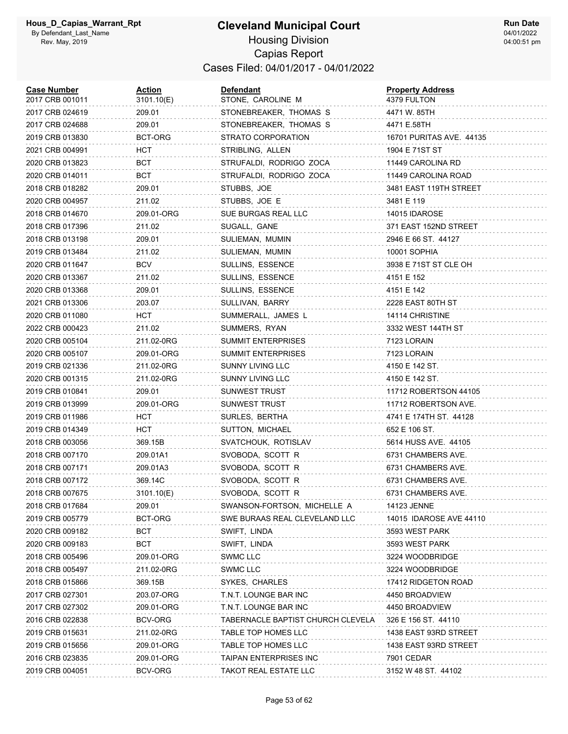# Cleveland Municipal Court

## Housing Division

## Capias Report

### Cases Filed: 04/01/2017 - 04/01/2022

Hous_D_Capias_Warrant_Rpt
By Defendant_Last_Name
Rev. May, 2019

Run Date 04/01/2022 04:00:51 pm

| Case Number | Action | Defendant | Property Address |
|---|---|---|---|
| 2017 CRB 001011 | 3101.10(E) | STONE, CAROLINE M | 4379 FULTON |
| 2017 CRB 024619 | 209.01 | STONEBREAKER, THOMAS S | 4471 W. 85TH |
| 2017 CRB 024688 | 209.01 | STONEBREAKER, THOMAS S | 4471 E.58TH |
| 2019 CRB 013830 | BCT-ORG | STRATO CORPORATION | 16701 PURITAS AVE. 44135 |
| 2021 CRB 004991 | HCT | STRIBLING, ALLEN | 1904 E 71ST ST |
| 2020 CRB 013823 | BCT | STRUFALDI, RODRIGO ZOCA | 11449 CAROLINA RD |
| 2020 CRB 014011 | BCT | STRUFALDI, RODRIGO ZOCA | 11449 CAROLINA ROAD |
| 2018 CRB 018282 | 209.01 | STUBBS, JOE | 3481 EAST 119TH STREET |
| 2020 CRB 004957 | 211.02 | STUBBS, JOE E | 3481 E 119 |
| 2018 CRB 014670 | 209.01-ORG | SUE BURGAS REAL LLC | 14015 IDAROSE |
| 2018 CRB 017396 | 211.02 | SUGALL, GANE | 371 EAST 152ND STREET |
| 2018 CRB 013198 | 209.01 | SULIEMAN, MUMIN | 2946 E 66 ST. 44127 |
| 2019 CRB 013484 | 211.02 | SULIEMAN, MUMIN | 10001 SOPHIA |
| 2020 CRB 011647 | BCV | SULLINS, ESSENCE | 3938 E 71ST ST CLE OH |
| 2020 CRB 013367 | 211.02 | SULLINS, ESSENCE | 4151 E 152 |
| 2020 CRB 013368 | 209.01 | SULLINS, ESSENCE | 4151 E 142 |
| 2021 CRB 013306 | 203.07 | SULLIVAN, BARRY | 2228 EAST 80TH ST |
| 2020 CRB 011080 | HCT | SUMMERALL, JAMES L | 14114 CHRISTINE |
| 2022 CRB 000423 | 211.02 | SUMMERS, RYAN | 3332 WEST 144TH ST |
| 2020 CRB 005104 | 211.02-0RG | SUMMIT ENTERPRISES | 7123 LORAIN |
| 2020 CRB 005107 | 209.01-ORG | SUMMIT ENTERPRISES | 7123 LORAIN |
| 2019 CRB 021336 | 211.02-0RG | SUNNY LIVING LLC | 4150 E 142 ST. |
| 2020 CRB 001315 | 211.02-0RG | SUNNY LIVING LLC | 4150 E 142 ST. |
| 2019 CRB 010841 | 209.01 | SUNWEST TRUST | 11712 ROBERTSON 44105 |
| 2019 CRB 013999 | 209.01-ORG | SUNWEST TRUST | 11712 ROBERTSON AVE. |
| 2019 CRB 011986 | HCT | SURLES, BERTHA | 4741 E 174TH ST. 44128 |
| 2019 CRB 014349 | HCT | SUTTON, MICHAEL | 652 E 106 ST. |
| 2018 CRB 003056 | 369.15B | SVATCHOUK, ROTISLAV | 5614 HUSS AVE. 44105 |
| 2018 CRB 007170 | 209.01A1 | SVOBODA, SCOTT R | 6731 CHAMBERS AVE. |
| 2018 CRB 007171 | 209.01A3 | SVOBODA, SCOTT R | 6731 CHAMBERS AVE. |
| 2018 CRB 007172 | 369.14C | SVOBODA, SCOTT R | 6731 CHAMBERS AVE. |
| 2018 CRB 007675 | 3101.10(E) | SVOBODA, SCOTT R | 6731 CHAMBERS AVE. |
| 2018 CRB 017684 | 209.01 | SWANSON-FORTSON, MICHELLE A | 14123 JENNE |
| 2019 CRB 005779 | BCT-ORG | SWE BURAAS REAL CLEVELAND LLC | 14015 IDAROSE AVE 44110 |
| 2020 CRB 009182 | BCT | SWIFT, LINDA | 3593 WEST PARK |
| 2020 CRB 009183 | BCT | SWIFT, LINDA | 3593 WEST PARK |
| 2018 CRB 005496 | 209.01-ORG | SWMC LLC | 3224 WOODBRIDGE |
| 2018 CRB 005497 | 211.02-0RG | SWMC LLC | 3224 WOODBRIDGE |
| 2018 CRB 015866 | 369.15B | SYKES, CHARLES | 17412 RIDGETON ROAD |
| 2017 CRB 027301 | 203.07-ORG | T.N.T. LOUNGE BAR INC | 4450 BROADVIEW |
| 2017 CRB 027302 | 209.01-ORG | T.N.T. LOUNGE BAR INC | 4450 BROADVIEW |
| 2016 CRB 022838 | BCV-ORG | TABERNACLE BAPTIST CHURCH CLEVELA | 326 E 156 ST. 44110 |
| 2019 CRB 015631 | 211.02-0RG | TABLE TOP HOMES LLC | 1438 EAST 93RD STREET |
| 2019 CRB 015656 | 209.01-ORG | TABLE TOP HOMES LLC | 1438 EAST 93RD STREET |
| 2016 CRB 023835 | 209.01-ORG | TAIPAN ENTERPRISES INC | 7901 CEDAR |
| 2019 CRB 004051 | BCV-ORG | TAKOT REAL ESTATE LLC | 3152 W 48 ST. 44102 |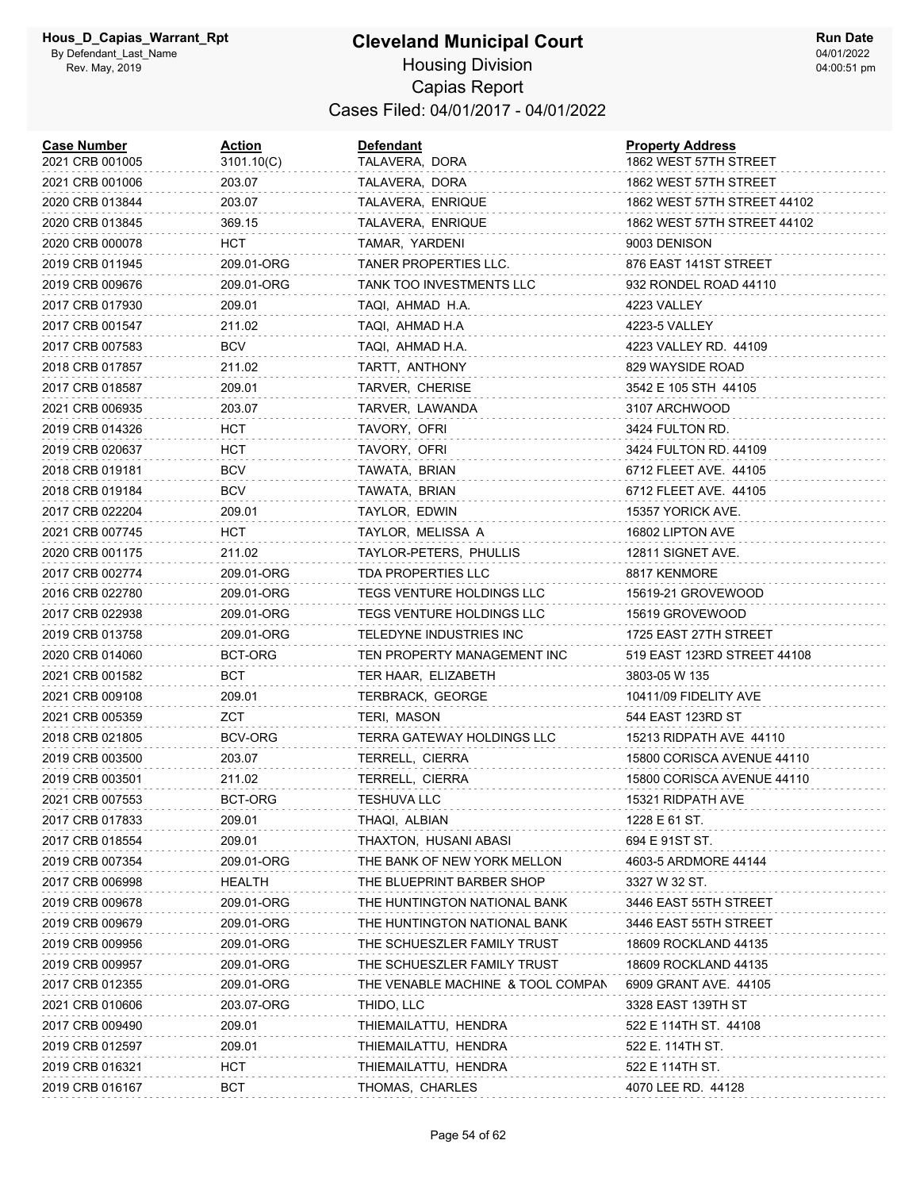# Cleveland Municipal Court

## Housing Division
## Capias Report
### Cases Filed: 04/01/2017 - 04/01/2022

Hous_D_Capias_Warrant_Rpt
By Defendant_Last_Name
Rev. May, 2019

**Run Date** 04/01/2022 04:00:51 pm

| Case Number | Action | Defendant | Property Address |
|---|---|---|---|
| 2021 CRB 001005 | 3101.10(C) | TALAVERA, DORA | 1862 WEST 57TH STREET |
| 2021 CRB 001006 | 203.07 | TALAVERA, DORA | 1862 WEST 57TH STREET |
| 2020 CRB 013844 | 203.07 | TALAVERA, ENRIQUE | 1862 WEST 57TH STREET 44102 |
| 2020 CRB 013845 | 369.15 | TALAVERA, ENRIQUE | 1862 WEST 57TH STREET 44102 |
| 2020 CRB 000078 | HCT | TAMAR, YARDENI | 9003 DENISON |
| 2019 CRB 011945 | 209.01-ORG | TANER PROPERTIES LLC. | 876 EAST 141ST STREET |
| 2019 CRB 009676 | 209.01-ORG | TANK TOO INVESTMENTS LLC | 932 RONDEL ROAD 44110 |
| 2017 CRB 017930 | 209.01 | TAQI, AHMAD H.A. | 4223 VALLEY |
| 2017 CRB 001547 | 211.02 | TAQI, AHMAD H.A | 4223-5 VALLEY |
| 2017 CRB 007583 | BCV | TAQI, AHMAD H.A. | 4223 VALLEY RD. 44109 |
| 2018 CRB 017857 | 211.02 | TARTT, ANTHONY | 829 WAYSIDE ROAD |
| 2017 CRB 018587 | 209.01 | TARVER, CHERISE | 3542 E 105 STH 44105 |
| 2021 CRB 006935 | 203.07 | TARVER, LAWANDA | 3107 ARCHWOOD |
| 2019 CRB 014326 | HCT | TAVORY, OFRI | 3424 FULTON RD. |
| 2019 CRB 020637 | HCT | TAVORY, OFRI | 3424 FULTON RD. 44109 |
| 2018 CRB 019181 | BCV | TAWATA, BRIAN | 6712 FLEET AVE. 44105 |
| 2018 CRB 019184 | BCV | TAWATA, BRIAN | 6712 FLEET AVE. 44105 |
| 2017 CRB 022204 | 209.01 | TAYLOR, EDWIN | 15357 YORICK AVE. |
| 2021 CRB 007745 | HCT | TAYLOR, MELISSA A | 16802 LIPTON AVE |
| 2020 CRB 001175 | 211.02 | TAYLOR-PETERS, PHULLIS | 12811 SIGNET AVE. |
| 2017 CRB 002774 | 209.01-ORG | TDA PROPERTIES LLC | 8817 KENMORE |
| 2016 CRB 022780 | 209.01-ORG | TEGS VENTURE HOLDINGS LLC | 15619-21 GROVEWOOD |
| 2017 CRB 022938 | 209.01-ORG | TEGS VENTURE HOLDINGS LLC | 15619 GROVEWOOD |
| 2019 CRB 013758 | 209.01-ORG | TELEDYNE INDUSTRIES INC | 1725 EAST 27TH STREET |
| 2020 CRB 014060 | BCT-ORG | TEN PROPERTY MANAGEMENT INC | 519 EAST 123RD STREET 44108 |
| 2021 CRB 001582 | BCT | TER HAAR, ELIZABETH | 3803-05 W 135 |
| 2021 CRB 009108 | 209.01 | TERBRACK, GEORGE | 10411/09 FIDELITY AVE |
| 2021 CRB 005359 | ZCT | TERI, MASON | 544 EAST 123RD ST |
| 2018 CRB 021805 | BCV-ORG | TERRA GATEWAY HOLDINGS LLC | 15213 RIDPATH AVE 44110 |
| 2019 CRB 003500 | 203.07 | TERRELL, CIERRA | 15800 CORISCA AVENUE 44110 |
| 2019 CRB 003501 | 211.02 | TERRELL, CIERRA | 15800 CORISCA AVENUE 44110 |
| 2021 CRB 007553 | BCT-ORG | TESHUVA LLC | 15321 RIDPATH AVE |
| 2017 CRB 017833 | 209.01 | THAQI, ALBIAN | 1228 E 61 ST. |
| 2017 CRB 018554 | 209.01 | THAXTON, HUSANI ABASI | 694 E 91ST ST. |
| 2019 CRB 007354 | 209.01-ORG | THE BANK OF NEW YORK MELLON | 4603-5 ARDMORE 44144 |
| 2017 CRB 006998 | HEALTH | THE BLUEPRINT BARBER SHOP | 3327 W 32 ST. |
| 2019 CRB 009678 | 209.01-ORG | THE HUNTINGTON NATIONAL BANK | 3446 EAST 55TH STREET |
| 2019 CRB 009679 | 209.01-ORG | THE HUNTINGTON NATIONAL BANK | 3446 EAST 55TH STREET |
| 2019 CRB 009956 | 209.01-ORG | THE SCHUESZLER FAMILY TRUST | 18609 ROCKLAND 44135 |
| 2019 CRB 009957 | 209.01-ORG | THE SCHUESZLER FAMILY TRUST | 18609 ROCKLAND 44135 |
| 2017 CRB 012355 | 209.01-ORG | THE VENABLE MACHINE & TOOL COMPAN | 6909 GRANT AVE. 44105 |
| 2021 CRB 010606 | 203.07-ORG | THIDO, LLC | 3328 EAST 139TH ST |
| 2017 CRB 009490 | 209.01 | THIEMAILATTU, HENDRA | 522 E 114TH ST. 44108 |
| 2019 CRB 012597 | 209.01 | THIEMAILATTU, HENDRA | 522 E. 114TH ST. |
| 2019 CRB 016321 | HCT | THIEMAILATTU, HENDRA | 522 E 114TH ST. |
| 2019 CRB 016167 | BCT | THOMAS, CHARLES | 4070 LEE RD. 44128 |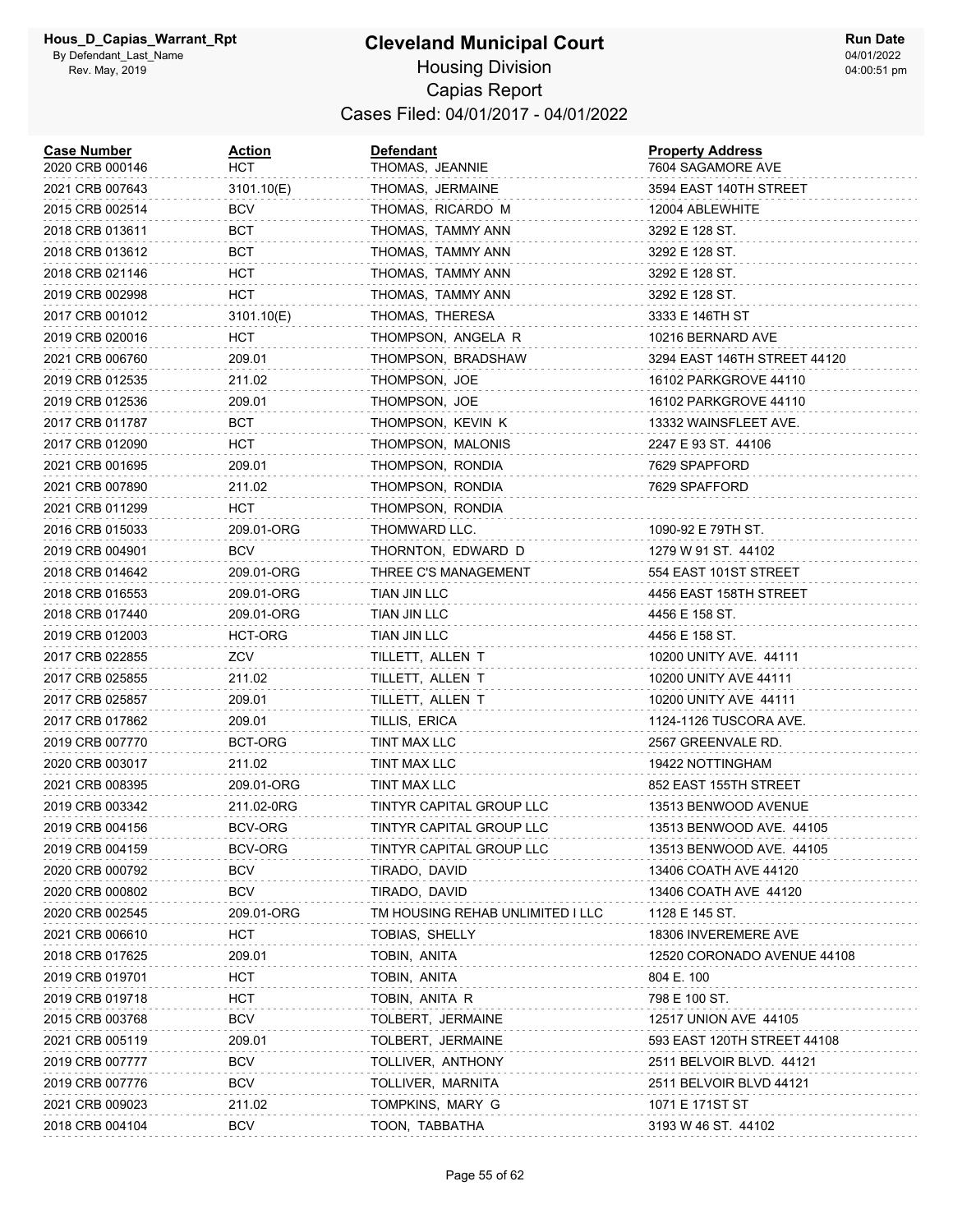# Cleveland Municipal Court

Hous_D_Capias_Warrant_Rpt
By Defendant_Last_Name
Rev. May, 2019

Housing Division
Capias Report
Cases Filed: 04/01/2017 - 04/01/2022

Run Date
04/01/2022
04:00:51 pm

| Case Number | Action | Defendant | Property Address |
|---|---|---|---|
| 2020 CRB 000146 | HCT | THOMAS, JEANNIE | 7604 SAGAMORE AVE |
| 2021 CRB 007643 | 3101.10(E) | THOMAS, JERMAINE | 3594 EAST 140TH STREET |
| 2015 CRB 002514 | BCV | THOMAS, RICARDO M | 12004 ABLEWHITE |
| 2018 CRB 013611 | BCT | THOMAS, TAMMY ANN | 3292 E 128 ST. |
| 2018 CRB 013612 | BCT | THOMAS, TAMMY ANN | 3292 E 128 ST. |
| 2018 CRB 021146 | HCT | THOMAS, TAMMY ANN | 3292 E 128 ST. |
| 2019 CRB 002998 | HCT | THOMAS, TAMMY ANN | 3292 E 128 ST. |
| 2017 CRB 001012 | 3101.10(E) | THOMAS, THERESA | 3333 E 146TH ST |
| 2019 CRB 020016 | HCT | THOMPSON, ANGELA R | 10216 BERNARD AVE |
| 2021 CRB 006760 | 209.01 | THOMPSON, BRADSHAW | 3294 EAST 146TH STREET 44120 |
| 2019 CRB 012535 | 211.02 | THOMPSON, JOE | 16102 PARKGROVE 44110 |
| 2019 CRB 012536 | 209.01 | THOMPSON, JOE | 16102 PARKGROVE 44110 |
| 2017 CRB 011787 | BCT | THOMPSON, KEVIN K | 13332 WAINSFLEET AVE. |
| 2017 CRB 012090 | HCT | THOMPSON, MALONIS | 2247 E 93 ST. 44106 |
| 2021 CRB 001695 | 209.01 | THOMPSON, RONDIA | 7629 SPAPFORD |
| 2021 CRB 007890 | 211.02 | THOMPSON, RONDIA | 7629 SPAFFORD |
| 2021 CRB 011299 | HCT | THOMPSON, RONDIA | |
| 2016 CRB 015033 | 209.01-ORG | THOMWARD LLC. | 1090-92 E 79TH ST. |
| 2019 CRB 004901 | BCV | THORNTON, EDWARD D | 1279 W 91 ST. 44102 |
| 2018 CRB 014642 | 209.01-ORG | THREE C'S MANAGEMENT | 554 EAST 101ST STREET |
| 2018 CRB 016553 | 209.01-ORG | TIAN JIN LLC | 4456 EAST 158TH STREET |
| 2018 CRB 017440 | 209.01-ORG | TIAN JIN LLC | 4456 E 158 ST. |
| 2019 CRB 012003 | HCT-ORG | TIAN JIN LLC | 4456 E 158 ST. |
| 2017 CRB 022855 | ZCV | TILLETT, ALLEN T | 10200 UNITY AVE. 44111 |
| 2017 CRB 025855 | 211.02 | TILLETT, ALLEN T | 10200 UNITY AVE 44111 |
| 2017 CRB 025857 | 209.01 | TILLETT, ALLEN T | 10200 UNITY AVE 44111 |
| 2017 CRB 017862 | 209.01 | TILLIS, ERICA | 1124-1126 TUSCORA AVE. |
| 2019 CRB 007770 | BCT-ORG | TINT MAX LLC | 2567 GREENVALE RD. |
| 2020 CRB 003017 | 211.02 | TINT MAX LLC | 19422 NOTTINGHAM |
| 2021 CRB 008395 | 209.01-ORG | TINT MAX LLC | 852 EAST 155TH STREET |
| 2019 CRB 003342 | 211.02-0RG | TINTYR CAPITAL GROUP LLC | 13513 BENWOOD AVENUE |
| 2019 CRB 004156 | BCV-ORG | TINTYR CAPITAL GROUP LLC | 13513 BENWOOD AVE. 44105 |
| 2019 CRB 004159 | BCV-ORG | TINTYR CAPITAL GROUP LLC | 13513 BENWOOD AVE. 44105 |
| 2020 CRB 000792 | BCV | TIRADO, DAVID | 13406 COATH AVE 44120 |
| 2020 CRB 000802 | BCV | TIRADO, DAVID | 13406 COATH AVE 44120 |
| 2020 CRB 002545 | 209.01-ORG | TM HOUSING REHAB UNLIMITED I LLC | 1128 E 145 ST. |
| 2021 CRB 006610 | HCT | TOBIAS, SHELLY | 18306 INVEREMERE AVE |
| 2018 CRB 017625 | 209.01 | TOBIN, ANITA | 12520 CORONADO AVENUE 44108 |
| 2019 CRB 019701 | HCT | TOBIN, ANITA | 804 E. 100 |
| 2019 CRB 019718 | HCT | TOBIN, ANITA R | 798 E 100 ST. |
| 2015 CRB 003768 | BCV | TOLBERT, JERMAINE | 12517 UNION AVE 44105 |
| 2021 CRB 005119 | 209.01 | TOLBERT, JERMAINE | 593 EAST 120TH STREET 44108 |
| 2019 CRB 007777 | BCV | TOLLIVER, ANTHONY | 2511 BELVOIR BLVD. 44121 |
| 2019 CRB 007776 | BCV | TOLLIVER, MARNITA | 2511 BELVOIR BLVD 44121 |
| 2021 CRB 009023 | 211.02 | TOMPKINS, MARY G | 1071 E 171ST ST |
| 2018 CRB 004104 | BCV | TOON, TABBATHA | 3193 W 46 ST. 44102 |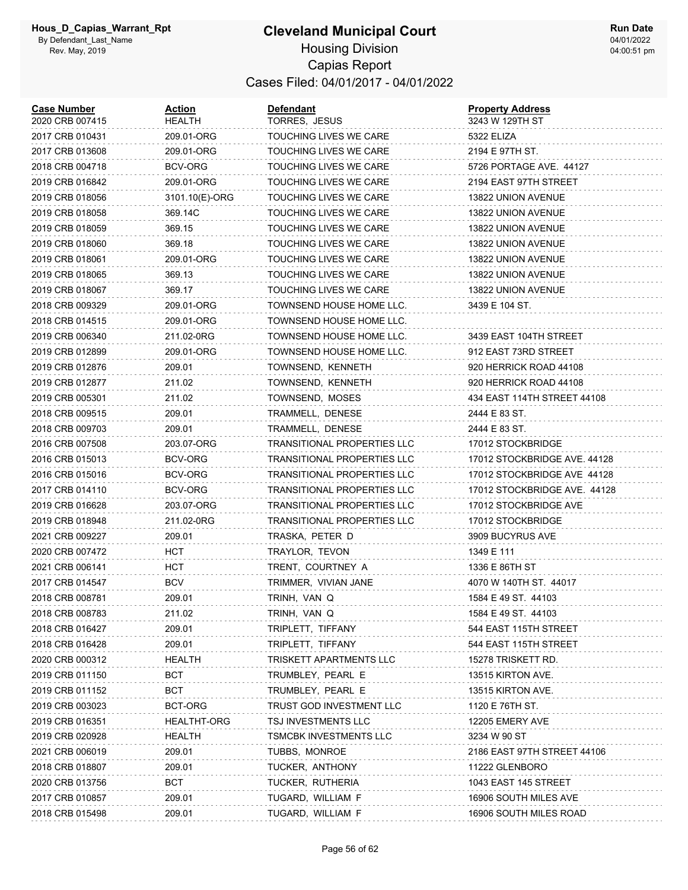# Cleveland Municipal Court

## Housing Division

## Capias Report

### Cases Filed: 04/01/2017 - 04/01/2022

| Case Number | Action | Defendant | Property Address |
|---|---|---|---|
| 2020 CRB 007415 | HEALTH | TORRES, JESUS | 3243 W 129TH ST |
| 2017 CRB 010431 | 209.01-ORG | TOUCHING LIVES WE CARE | 5322 ELIZA |
| 2017 CRB 013608 | 209.01-ORG | TOUCHING LIVES WE CARE | 2194 E 97TH ST. |
| 2018 CRB 004718 | BCV-ORG | TOUCHING LIVES WE CARE | 5726 PORTAGE AVE. 44127 |
| 2019 CRB 016842 | 209.01-ORG | TOUCHING LIVES WE CARE | 2194 EAST 97TH STREET |
| 2019 CRB 018056 | 3101.10(E)-ORG | TOUCHING LIVES WE CARE | 13822 UNION AVENUE |
| 2019 CRB 018058 | 369.14C | TOUCHING LIVES WE CARE | 13822 UNION AVENUE |
| 2019 CRB 018059 | 369.15 | TOUCHING LIVES WE CARE | 13822 UNION AVENUE |
| 2019 CRB 018060 | 369.18 | TOUCHING LIVES WE CARE | 13822 UNION AVENUE |
| 2019 CRB 018061 | 209.01-ORG | TOUCHING LIVES WE CARE | 13822 UNION AVENUE |
| 2019 CRB 018065 | 369.13 | TOUCHING LIVES WE CARE | 13822 UNION AVENUE |
| 2019 CRB 018067 | 369.17 | TOUCHING LIVES WE CARE | 13822 UNION AVENUE |
| 2018 CRB 009329 | 209.01-ORG | TOWNSEND HOUSE HOME LLC. | 3439 E 104 ST. |
| 2018 CRB 014515 | 209.01-ORG | TOWNSEND HOUSE HOME LLC. | |
| 2019 CRB 006340 | 211.02-0RG | TOWNSEND HOUSE HOME LLC. | 3439 EAST 104TH STREET |
| 2019 CRB 012899 | 209.01-ORG | TOWNSEND HOUSE HOME LLC. | 912 EAST 73RD STREET |
| 2019 CRB 012876 | 209.01 | TOWNSEND, KENNETH | 920 HERRICK ROAD 44108 |
| 2019 CRB 012877 | 211.02 | TOWNSEND, KENNETH | 920 HERRICK ROAD 44108 |
| 2019 CRB 005301 | 211.02 | TOWNSEND, MOSES | 434 EAST 114TH STREET 44108 |
| 2018 CRB 009515 | 209.01 | TRAMMELL, DENESE | 2444 E 83 ST. |
| 2018 CRB 009703 | 209.01 | TRAMMELL, DENESE | 2444 E 83 ST. |
| 2016 CRB 007508 | 203.07-ORG | TRANSITIONAL PROPERTIES LLC | 17012 STOCKBRIDGE |
| 2016 CRB 015013 | BCV-ORG | TRANSITIONAL PROPERTIES LLC | 17012 STOCKBRIDGE AVE. 44128 |
| 2016 CRB 015016 | BCV-ORG | TRANSITIONAL PROPERTIES LLC | 17012 STOCKBRIDGE AVE 44128 |
| 2017 CRB 014110 | BCV-ORG | TRANSITIONAL PROPERTIES LLC | 17012 STOCKBRIDGE AVE. 44128 |
| 2019 CRB 016628 | 203.07-ORG | TRANSITIONAL PROPERTIES LLC | 17012 STOCKBRIDGE AVE |
| 2019 CRB 018948 | 211.02-0RG | TRANSITIONAL PROPERTIES LLC | 17012 STOCKBRIDGE |
| 2021 CRB 009227 | 209.01 | TRASKA, PETER D | 3909 BUCYRUS AVE |
| 2020 CRB 007472 | HCT | TRAYLOR, TEVON | 1349 E 111 |
| 2021 CRB 006141 | HCT | TRENT, COURTNEY A | 1336 E 86TH ST |
| 2017 CRB 014547 | BCV | TRIMMER, VIVIAN JANE | 4070 W 140TH ST. 44017 |
| 2018 CRB 008781 | 209.01 | TRINH, VAN Q | 1584 E 49 ST. 44103 |
| 2018 CRB 008783 | 211.02 | TRINH, VAN Q | 1584 E 49 ST. 44103 |
| 2018 CRB 016427 | 209.01 | TRIPLETT, TIFFANY | 544 EAST 115TH STREET |
| 2018 CRB 016428 | 209.01 | TRIPLETT, TIFFANY | 544 EAST 115TH STREET |
| 2020 CRB 000312 | HEALTH | TRISKETT APARTMENTS LLC | 15278 TRISKETT RD. |
| 2019 CRB 011150 | BCT | TRUMBLEY, PEARL E | 13515 KIRTON AVE. |
| 2019 CRB 011152 | BCT | TRUMBLEY, PEARL E | 13515 KIRTON AVE. |
| 2019 CRB 003023 | BCT-ORG | TRUST GOD INVESTMENT LLC | 1120 E 76TH ST. |
| 2019 CRB 016351 | HEALTHT-ORG | TSJ INVESTMENTS LLC | 12205 EMERY AVE |
| 2019 CRB 020928 | HEALTH | TSMCBK INVESTMENTS LLC | 3234 W 90 ST |
| 2021 CRB 006019 | 209.01 | TUBBS, MONROE | 2186 EAST 97TH STREET 44106 |
| 2018 CRB 018807 | 209.01 | TUCKER, ANTHONY | 11222 GLENBORO |
| 2020 CRB 013756 | BCT | TUCKER, RUTHERIA | 1043 EAST 145 STREET |
| 2017 CRB 010857 | 209.01 | TUGARD, WILLIAM F | 16906 SOUTH MILES AVE |
| 2018 CRB 015498 | 209.01 | TUGARD, WILLIAM F | 16906 SOUTH MILES ROAD |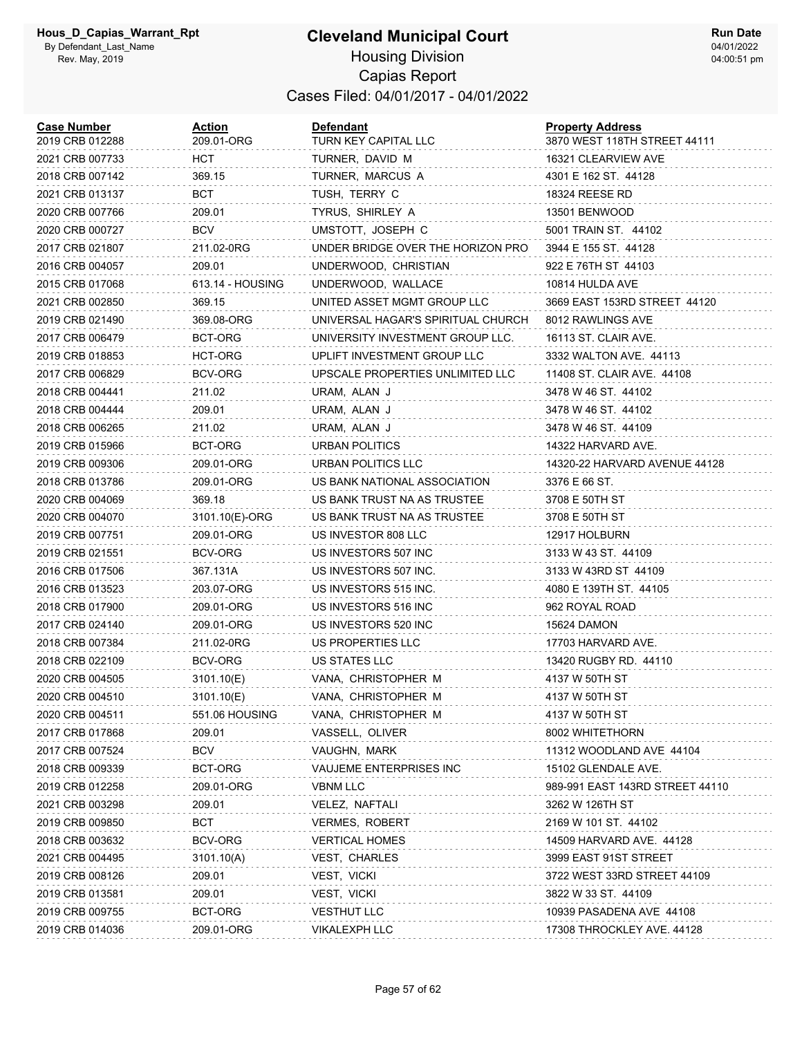# Cleveland Municipal Court

## Housing Division

## Capias Report

### Cases Filed: 04/01/2017 - 04/01/2022

| Case Number | Action | Defendant | Property Address |
|---|---|---|---|
| 2019 CRB 012288 | 209.01-ORG | TURN KEY CAPITAL LLC | 3870 WEST 118TH STREET 44111 |
| 2021 CRB 007733 | HCT | TURNER, DAVID M | 16321 CLEARVIEW AVE |
| 2018 CRB 007142 | 369.15 | TURNER, MARCUS A | 4301 E 162 ST. 44128 |
| 2021 CRB 013137 | BCT | TUSH, TERRY C | 18324 REESE RD |
| 2020 CRB 007766 | 209.01 | TYRUS, SHIRLEY A | 13501 BENWOOD |
| 2020 CRB 000727 | BCV | UMSTOTT, JOSEPH C | 5001 TRAIN ST. 44102 |
| 2017 CRB 021807 | 211.02-0RG | UNDER BRIDGE OVER THE HORIZON PRO | 3944 E 155 ST. 44128 |
| 2016 CRB 004057 | 209.01 | UNDERWOOD, CHRISTIAN | 922 E 76TH ST 44103 |
| 2015 CRB 017068 | 613.14 - HOUSING | UNDERWOOD, WALLACE | 10814 HULDA AVE |
| 2021 CRB 002850 | 369.15 | UNITED ASSET MGMT GROUP LLC | 3669 EAST 153RD STREET 44120 |
| 2019 CRB 021490 | 369.08-ORG | UNIVERSAL HAGAR'S SPIRITUAL CHURCH | 8012 RAWLINGS AVE |
| 2017 CRB 006479 | BCT-ORG | UNIVERSITY INVESTMENT GROUP LLC. | 16113 ST. CLAIR AVE. |
| 2019 CRB 018853 | HCT-ORG | UPLIFT INVESTMENT GROUP LLC | 3332 WALTON AVE. 44113 |
| 2017 CRB 006829 | BCV-ORG | UPSCALE PROPERTIES UNLIMITED LLC | 11408 ST. CLAIR AVE. 44108 |
| 2018 CRB 004441 | 211.02 | URAM, ALAN J | 3478 W 46 ST. 44102 |
| 2018 CRB 004444 | 209.01 | URAM, ALAN J | 3478 W 46 ST. 44102 |
| 2018 CRB 006265 | 211.02 | URAM, ALAN J | 3478 W 46 ST. 44109 |
| 2019 CRB 015966 | BCT-ORG | URBAN POLITICS | 14322 HARVARD AVE. |
| 2019 CRB 009306 | 209.01-ORG | URBAN POLITICS LLC | 14320-22 HARVARD AVENUE 44128 |
| 2018 CRB 013786 | 209.01-ORG | US BANK NATIONAL ASSOCIATION | 3376 E 66 ST. |
| 2020 CRB 004069 | 369.18 | US BANK TRUST NA AS TRUSTEE | 3708 E 50TH ST |
| 2020 CRB 004070 | 3101.10(E)-ORG | US BANK TRUST NA AS TRUSTEE | 3708 E 50TH ST |
| 2019 CRB 007751 | 209.01-ORG | US INVESTOR 808 LLC | 12917 HOLBURN |
| 2019 CRB 021551 | BCV-ORG | US INVESTORS 507 INC | 3133 W 43 ST. 44109 |
| 2016 CRB 017506 | 367.131A | US INVESTORS 507 INC. | 3133 W 43RD ST 44109 |
| 2016 CRB 013523 | 203.07-ORG | US INVESTORS 515 INC. | 4080 E 139TH ST. 44105 |
| 2018 CRB 017900 | 209.01-ORG | US INVESTORS 516 INC | 962 ROYAL ROAD |
| 2017 CRB 024140 | 209.01-ORG | US INVESTORS 520 INC | 15624 DAMON |
| 2018 CRB 007384 | 211.02-0RG | US PROPERTIES LLC | 17703 HARVARD AVE. |
| 2018 CRB 022109 | BCV-ORG | US STATES LLC | 13420 RUGBY RD. 44110 |
| 2020 CRB 004505 | 3101.10(E) | VANA, CHRISTOPHER M | 4137 W 50TH ST |
| 2020 CRB 004510 | 3101.10(E) | VANA, CHRISTOPHER M | 4137 W 50TH ST |
| 2020 CRB 004511 | 551.06 HOUSING | VANA, CHRISTOPHER M | 4137 W 50TH ST |
| 2017 CRB 017868 | 209.01 | VASSELL, OLIVER | 8002 WHITETHORN |
| 2017 CRB 007524 | BCV | VAUGHN, MARK | 11312 WOODLAND AVE 44104 |
| 2018 CRB 009339 | BCT-ORG | VAUJEME ENTERPRISES INC | 15102 GLENDALE AVE. |
| 2019 CRB 012258 | 209.01-ORG | VBNM LLC | 989-991 EAST 143RD STREET 44110 |
| 2021 CRB 003298 | 209.01 | VELEZ, NAFTALI | 3262 W 126TH ST |
| 2019 CRB 009850 | BCT | VERMES, ROBERT | 2169 W 101 ST. 44102 |
| 2018 CRB 003632 | BCV-ORG | VERTICAL HOMES | 14509 HARVARD AVE. 44128 |
| 2021 CRB 004495 | 3101.10(A) | VEST, CHARLES | 3999 EAST 91ST STREET |
| 2019 CRB 008126 | 209.01 | VEST, VICKI | 3722 WEST 33RD STREET 44109 |
| 2019 CRB 013581 | 209.01 | VEST, VICKI | 3822 W 33 ST. 44109 |
| 2019 CRB 009755 | BCT-ORG | VESTHUT LLC | 10939 PASADENA AVE 44108 |
| 2019 CRB 014036 | 209.01-ORG | VIKALEXPH LLC | 17308 THROCKLEY AVE. 44128 |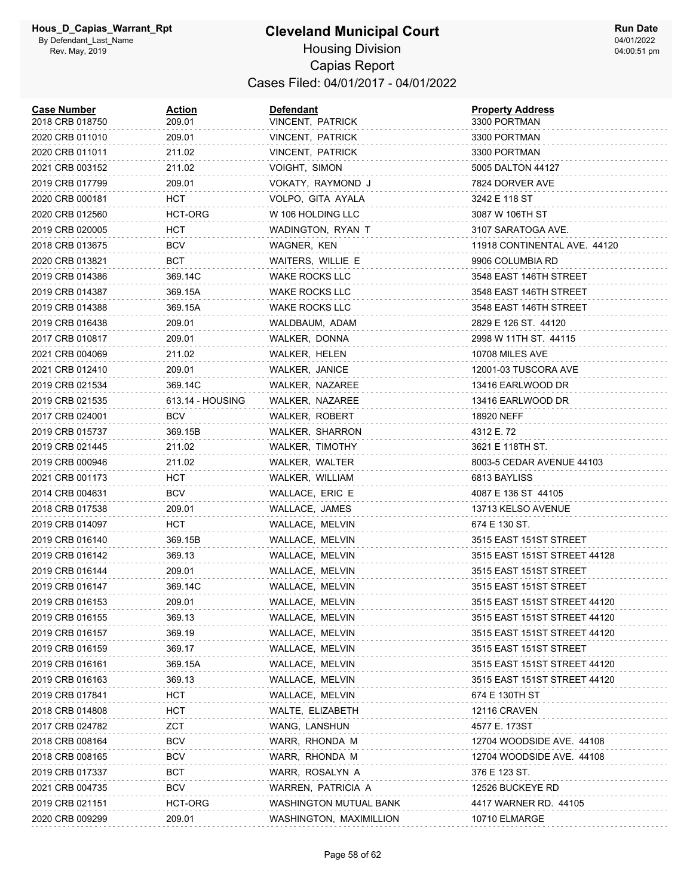# Cleveland Municipal Court

Hous_D_Capias_Warrant_Rpt
By Defendant_Last_Name
Rev. May, 2019

## Housing Division
## Capias Report
### Cases Filed: 04/01/2017 - 04/01/2022

Run Date 04/01/2022 04:00:51 pm

| Case Number | Action | Defendant | Property Address |
|---|---|---|---|
| 2018 CRB 018750 | 209.01 | VINCENT, PATRICK | 3300 PORTMAN |
| 2020 CRB 011010 | 209.01 | VINCENT, PATRICK | 3300 PORTMAN |
| 2020 CRB 011011 | 211.02 | VINCENT, PATRICK | 3300 PORTMAN |
| 2021 CRB 003152 | 211.02 | VOIGHT, SIMON | 5005 DALTON 44127 |
| 2019 CRB 017799 | 209.01 | VOKATY, RAYMOND J | 7824 DORVER AVE |
| 2020 CRB 000181 | HCT | VOLPO, GITA AYALA | 3242 E 118 ST |
| 2020 CRB 012560 | HCT-ORG | W 106 HOLDING LLC | 3087 W 106TH ST |
| 2019 CRB 020005 | HCT | WADINGTON, RYAN T | 3107 SARATOGA AVE. |
| 2018 CRB 013675 | BCV | WAGNER, KEN | 11918 CONTINENTAL AVE. 44120 |
| 2020 CRB 013821 | BCT | WAITERS, WILLIE E | 9906 COLUMBIA RD |
| 2019 CRB 014386 | 369.14C | WAKE ROCKS LLC | 3548 EAST 146TH STREET |
| 2019 CRB 014387 | 369.15A | WAKE ROCKS LLC | 3548 EAST 146TH STREET |
| 2019 CRB 014388 | 369.15A | WAKE ROCKS LLC | 3548 EAST 146TH STREET |
| 2019 CRB 016438 | 209.01 | WALDBAUM, ADAM | 2829 E 126 ST. 44120 |
| 2017 CRB 010817 | 209.01 | WALKER, DONNA | 2998 W 11TH ST. 44115 |
| 2021 CRB 004069 | 211.02 | WALKER, HELEN | 10708 MILES AVE |
| 2021 CRB 012410 | 209.01 | WALKER, JANICE | 12001-03 TUSCORA AVE |
| 2019 CRB 021534 | 369.14C | WALKER, NAZAREE | 13416 EARLWOOD DR |
| 2019 CRB 021535 | 613.14 - HOUSING | WALKER, NAZAREE | 13416 EARLWOOD DR |
| 2017 CRB 024001 | BCV | WALKER, ROBERT | 18920 NEFF |
| 2019 CRB 015737 | 369.15B | WALKER, SHARRON | 4312 E. 72 |
| 2019 CRB 021445 | 211.02 | WALKER, TIMOTHY | 3621 E 118TH ST. |
| 2019 CRB 000946 | 211.02 | WALKER, WALTER | 8003-5 CEDAR AVENUE 44103 |
| 2021 CRB 001173 | HCT | WALKER, WILLIAM | 6813 BAYLISS |
| 2014 CRB 004631 | BCV | WALLACE, ERIC E | 4087 E 136 ST 44105 |
| 2018 CRB 017538 | 209.01 | WALLACE, JAMES | 13713 KELSO AVENUE |
| 2019 CRB 014097 | HCT | WALLACE, MELVIN | 674 E 130 ST. |
| 2019 CRB 016140 | 369.15B | WALLACE, MELVIN | 3515 EAST 151ST STREET |
| 2019 CRB 016142 | 369.13 | WALLACE, MELVIN | 3515 EAST 151ST STREET 44128 |
| 2019 CRB 016144 | 209.01 | WALLACE, MELVIN | 3515 EAST 151ST STREET |
| 2019 CRB 016147 | 369.14C | WALLACE, MELVIN | 3515 EAST 151ST STREET |
| 2019 CRB 016153 | 209.01 | WALLACE, MELVIN | 3515 EAST 151ST STREET 44120 |
| 2019 CRB 016155 | 369.13 | WALLACE, MELVIN | 3515 EAST 151ST STREET 44120 |
| 2019 CRB 016157 | 369.19 | WALLACE, MELVIN | 3515 EAST 151ST STREET 44120 |
| 2019 CRB 016159 | 369.17 | WALLACE, MELVIN | 3515 EAST 151ST STREET |
| 2019 CRB 016161 | 369.15A | WALLACE, MELVIN | 3515 EAST 151ST STREET 44120 |
| 2019 CRB 016163 | 369.13 | WALLACE, MELVIN | 3515 EAST 151ST STREET 44120 |
| 2019 CRB 017841 | HCT | WALLACE, MELVIN | 674 E 130TH ST |
| 2018 CRB 014808 | HCT | WALTE, ELIZABETH | 12116 CRAVEN |
| 2017 CRB 024782 | ZCT | WANG, LANSHUN | 4577 E. 173ST |
| 2018 CRB 008164 | BCV | WARR, RHONDA M | 12704 WOODSIDE AVE. 44108 |
| 2018 CRB 008165 | BCV | WARR, RHONDA M | 12704 WOODSIDE AVE. 44108 |
| 2019 CRB 017337 | BCT | WARR, ROSALYN A | 376 E 123 ST. |
| 2021 CRB 004735 | BCV | WARREN, PATRICIA A | 12526 BUCKEYE RD |
| 2019 CRB 021151 | HCT-ORG | WASHINGTON MUTUAL BANK | 4417 WARNER RD. 44105 |
| 2020 CRB 009299 | 209.01 | WASHINGTON, MAXIMILLION | 10710 ELMARGE |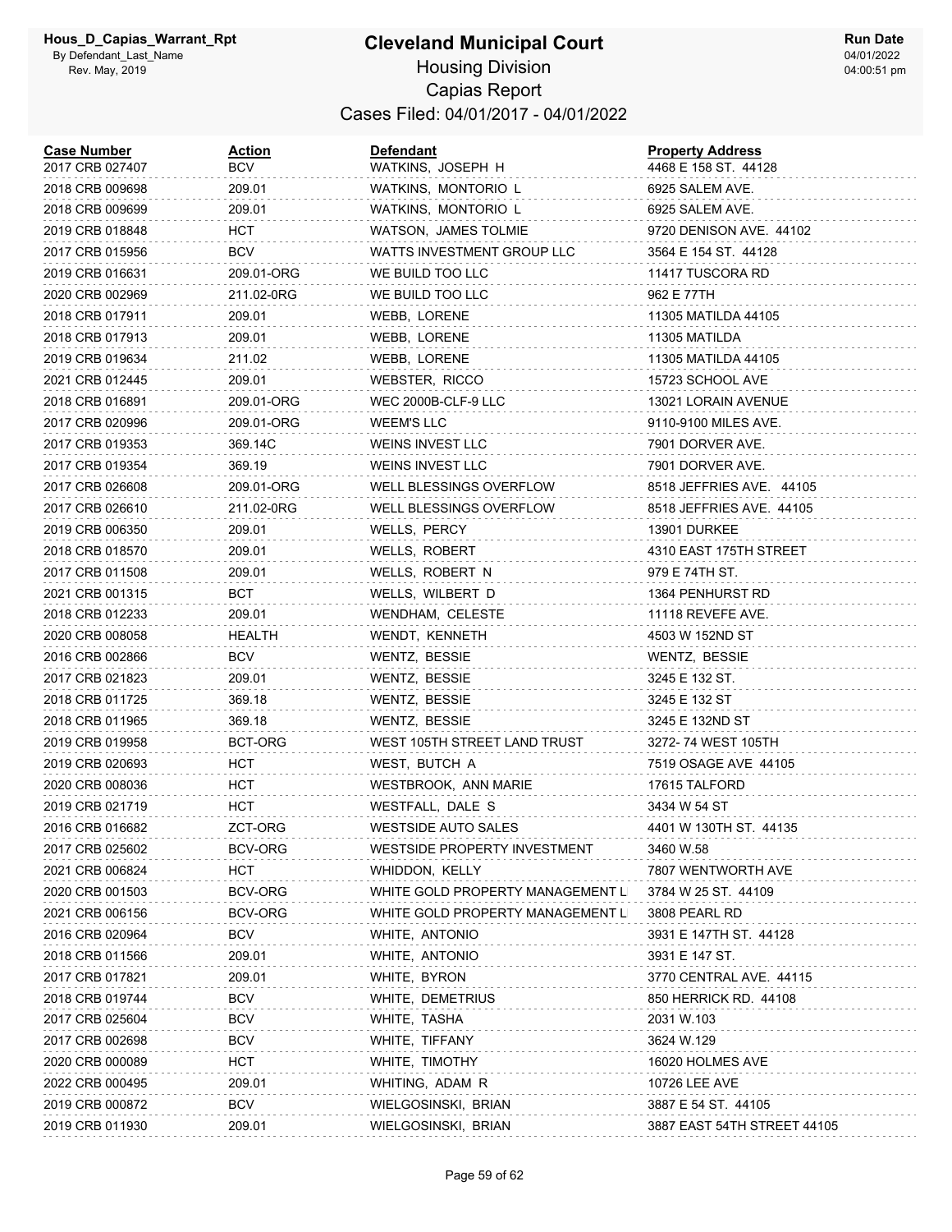# Cleveland Municipal Court

## Housing Division

### Capias Report

Cases Filed: 04/01/2017 - 04/01/2022

Hous_D_Capias_Warrant_Rpt
By Defendant_Last_Name
Rev. May, 2019

Run Date
04/01/2022
04:00:51 pm

| Case Number | Action | Defendant | Property Address |
|---|---|---|---|
| 2017 CRB 027407 | BCV | WATKINS, JOSEPH H | 4468 E 158 ST. 44128 |
| 2018 CRB 009698 | 209.01 | WATKINS, MONTORIO L | 6925 SALEM AVE. |
| 2018 CRB 009699 | 209.01 | WATKINS, MONTORIO L | 6925 SALEM AVE. |
| 2019 CRB 018848 | HCT | WATSON, JAMES TOLMIE | 9720 DENISON AVE. 44102 |
| 2017 CRB 015956 | BCV | WATTS INVESTMENT GROUP LLC | 3564 E 154 ST. 44128 |
| 2019 CRB 016631 | 209.01-ORG | WE BUILD TOO LLC | 11417 TUSCORA RD |
| 2020 CRB 002969 | 211.02-0RG | WE BUILD TOO LLC | 962 E 77TH |
| 2018 CRB 017911 | 209.01 | WEBB, LORENE | 11305 MATILDA 44105 |
| 2018 CRB 017913 | 209.01 | WEBB, LORENE | 11305 MATILDA |
| 2019 CRB 019634 | 211.02 | WEBB, LORENE | 11305 MATILDA 44105 |
| 2021 CRB 012445 | 209.01 | WEBSTER, RICCO | 15723 SCHOOL AVE |
| 2018 CRB 016891 | 209.01-ORG | WEC 2000B-CLF-9 LLC | 13021 LORAIN AVENUE |
| 2017 CRB 020996 | 209.01-ORG | WEEM'S LLC | 9110-9100 MILES AVE. |
| 2017 CRB 019353 | 369.14C | WEINS INVEST LLC | 7901 DORVER AVE. |
| 2017 CRB 019354 | 369.19 | WEINS INVEST LLC | 7901 DORVER AVE. |
| 2017 CRB 026608 | 209.01-ORG | WELL BLESSINGS OVERFLOW | 8518 JEFFRIES AVE. 44105 |
| 2017 CRB 026610 | 211.02-0RG | WELL BLESSINGS OVERFLOW | 8518 JEFFRIES AVE. 44105 |
| 2019 CRB 006350 | 209.01 | WELLS, PERCY | 13901 DURKEE |
| 2018 CRB 018570 | 209.01 | WELLS, ROBERT | 4310 EAST 175TH STREET |
| 2017 CRB 011508 | 209.01 | WELLS, ROBERT N | 979 E 74TH ST. |
| 2021 CRB 001315 | BCT | WELLS, WILBERT D | 1364 PENHURST RD |
| 2018 CRB 012233 | 209.01 | WENDHAM, CELESTE | 11118 REVEFE AVE. |
| 2020 CRB 008058 | HEALTH | WENDT, KENNETH | 4503 W 152ND ST |
| 2016 CRB 002866 | BCV | WENTZ, BESSIE | WENTZ, BESSIE |
| 2017 CRB 021823 | 209.01 | WENTZ, BESSIE | 3245 E 132 ST. |
| 2018 CRB 011725 | 369.18 | WENTZ, BESSIE | 3245 E 132 ST |
| 2018 CRB 011965 | 369.18 | WENTZ, BESSIE | 3245 E 132ND ST |
| 2019 CRB 019958 | BCT-ORG | WEST 105TH STREET LAND TRUST | 3272- 74 WEST 105TH |
| 2019 CRB 020693 | HCT | WEST, BUTCH A | 7519 OSAGE AVE 44105 |
| 2020 CRB 008036 | HCT | WESTBROOK, ANN MARIE | 17615 TALFORD |
| 2019 CRB 021719 | HCT | WESTFALL, DALE S | 3434 W 54 ST |
| 2016 CRB 016682 | ZCT-ORG | WESTSIDE AUTO SALES | 4401 W 130TH ST. 44135 |
| 2017 CRB 025602 | BCV-ORG | WESTSIDE PROPERTY INVESTMENT | 3460 W.58 |
| 2021 CRB 006824 | HCT | WHIDDON, KELLY | 7807 WENTWORTH AVE |
| 2020 CRB 001503 | BCV-ORG | WHITE GOLD PROPERTY MANAGEMENT L | 3784 W 25 ST. 44109 |
| 2021 CRB 006156 | BCV-ORG | WHITE GOLD PROPERTY MANAGEMENT L | 3808 PEARL RD |
| 2016 CRB 020964 | BCV | WHITE, ANTONIO | 3931 E 147TH ST. 44128 |
| 2018 CRB 011566 | 209.01 | WHITE, ANTONIO | 3931 E 147 ST. |
| 2017 CRB 017821 | 209.01 | WHITE, BYRON | 3770 CENTRAL AVE. 44115 |
| 2018 CRB 019744 | BCV | WHITE, DEMETRIUS | 850 HERRICK RD. 44108 |
| 2017 CRB 025604 | BCV | WHITE, TASHA | 2031 W.103 |
| 2017 CRB 002698 | BCV | WHITE, TIFFANY | 3624 W.129 |
| 2020 CRB 000089 | HCT | WHITE, TIMOTHY | 16020 HOLMES AVE |
| 2022 CRB 000495 | 209.01 | WHITING, ADAM R | 10726 LEE AVE |
| 2019 CRB 000872 | BCV | WIELGOSINSKI, BRIAN | 3887 E 54 ST. 44105 |
| 2019 CRB 011930 | 209.01 | WIELGOSINSKI, BRIAN | 3887 EAST 54TH STREET 44105 |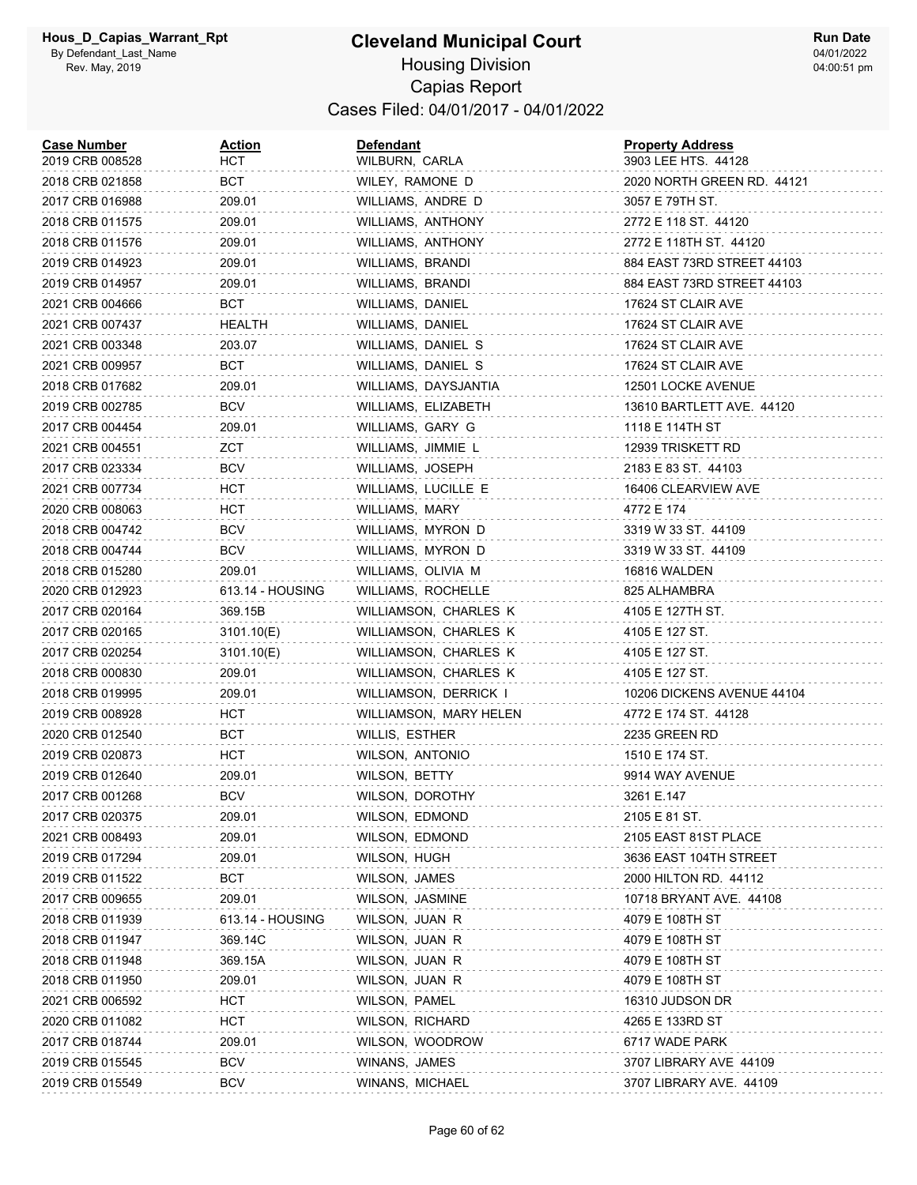| Case Number | Action | Defendant | Property Address |
| --- | --- | --- | --- |
| 2019 CRB 008528 | HCT | WILBURN, CARLA | 3903 LEE HTS. 44128 |
| 2018 CRB 021858 | BCT | WILEY, RAMONE D | 2020 NORTH GREEN RD. 44121 |
| 2017 CRB 016988 | 209.01 | WILLIAMS, ANDRE D | 3057 E 79TH ST. |
| 2018 CRB 011575 | 209.01 | WILLIAMS, ANTHONY | 2772 E 118 ST. 44120 |
| 2018 CRB 011576 | 209.01 | WILLIAMS, ANTHONY | 2772 E 118TH ST. 44120 |
| 2019 CRB 014923 | 209.01 | WILLIAMS, BRANDI | 884 EAST 73RD STREET 44103 |
| 2019 CRB 014957 | 209.01 | WILLIAMS, BRANDI | 884 EAST 73RD STREET 44103 |
| 2021 CRB 004666 | BCT | WILLIAMS, DANIEL | 17624 ST CLAIR AVE |
| 2021 CRB 007437 | HEALTH | WILLIAMS, DANIEL | 17624 ST CLAIR AVE |
| 2021 CRB 003348 | 203.07 | WILLIAMS, DANIEL S | 17624 ST CLAIR AVE |
| 2021 CRB 009957 | BCT | WILLIAMS, DANIEL S | 17624 ST CLAIR AVE |
| 2018 CRB 017682 | 209.01 | WILLIAMS, DAYSJANTIA | 12501 LOCKE AVENUE |
| 2019 CRB 002785 | BCV | WILLIAMS, ELIZABETH | 13610 BARTLETT AVE. 44120 |
| 2017 CRB 004454 | 209.01 | WILLIAMS, GARY G | 1118 E 114TH ST |
| 2021 CRB 004551 | ZCT | WILLIAMS, JIMMIE L | 12939 TRISKETT RD |
| 2017 CRB 023334 | BCV | WILLIAMS, JOSEPH | 2183 E 83 ST. 44103 |
| 2021 CRB 007734 | HCT | WILLIAMS, LUCILLE E | 16406 CLEARVIEW AVE |
| 2020 CRB 008063 | HCT | WILLIAMS, MARY | 4772 E 174 |
| 2018 CRB 004742 | BCV | WILLIAMS, MYRON D | 3319 W 33 ST. 44109 |
| 2018 CRB 004744 | BCV | WILLIAMS, MYRON D | 3319 W 33 ST. 44109 |
| 2018 CRB 015280 | 209.01 | WILLIAMS, OLIVIA M | 16816 WALDEN |
| 2020 CRB 012923 | 613.14 - HOUSING | WILLIAMS, ROCHELLE | 825 ALHAMBRA |
| 2017 CRB 020164 | 369.15B | WILLIAMSON, CHARLES K | 4105 E 127TH ST. |
| 2017 CRB 020165 | 3101.10(E) | WILLIAMSON, CHARLES K | 4105 E 127 ST. |
| 2017 CRB 020254 | 3101.10(E) | WILLIAMSON, CHARLES K | 4105 E 127 ST. |
| 2018 CRB 000830 | 209.01 | WILLIAMSON, CHARLES K | 4105 E 127 ST. |
| 2018 CRB 019995 | 209.01 | WILLIAMSON, DERRICK I | 10206 DICKENS AVENUE 44104 |
| 2019 CRB 008928 | HCT | WILLIAMSON, MARY HELEN | 4772 E 174 ST. 44128 |
| 2020 CRB 012540 | BCT | WILLIS, ESTHER | 2235 GREEN RD |
| 2019 CRB 020873 | HCT | WILSON, ANTONIO | 1510 E 174 ST. |
| 2019 CRB 012640 | 209.01 | WILSON, BETTY | 9914 WAY AVENUE |
| 2017 CRB 001268 | BCV | WILSON, DOROTHY | 3261 E.147 |
| 2017 CRB 020375 | 209.01 | WILSON, EDMOND | 2105 E 81 ST. |
| 2021 CRB 008493 | 209.01 | WILSON, EDMOND | 2105 EAST 81ST PLACE |
| 2019 CRB 017294 | 209.01 | WILSON, HUGH | 3636 EAST 104TH STREET |
| 2019 CRB 011522 | BCT | WILSON, JAMES | 2000 HILTON RD. 44112 |
| 2017 CRB 009655 | 209.01 | WILSON, JASMINE | 10718 BRYANT AVE. 44108 |
| 2018 CRB 011939 | 613.14 - HOUSING | WILSON, JUAN R | 4079 E 108TH ST |
| 2018 CRB 011947 | 369.14C | WILSON, JUAN R | 4079 E 108TH ST |
| 2018 CRB 011948 | 369.15A | WILSON, JUAN R | 4079 E 108TH ST |
| 2018 CRB 011950 | 209.01 | WILSON, JUAN R | 4079 E 108TH ST |
| 2021 CRB 006592 | HCT | WILSON, PAMEL | 16310 JUDSON DR |
| 2020 CRB 011082 | HCT | WILSON, RICHARD | 4265 E 133RD ST |
| 2017 CRB 018744 | 209.01 | WILSON, WOODROW | 6717 WADE PARK |
| 2019 CRB 015545 | BCV | WINANS, JAMES | 3707 LIBRARY AVE 44109 |
| 2019 CRB 015549 | BCV | WINANS, MICHAEL | 3707 LIBRARY AVE. 44109 |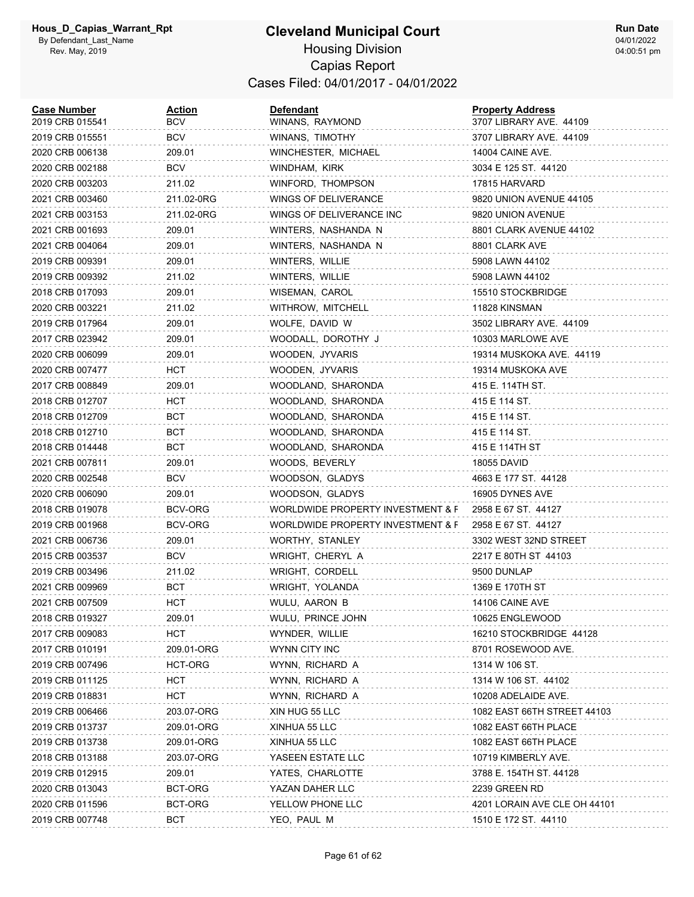# Cleveland Municipal Court

## Housing Division

## Capias Report

### Cases Filed: 04/01/2017 - 04/01/2022

Hous_D_Capias_Warrant_Rpt
By Defendant_Last_Name
Rev. May, 2019

**Run Date** 04/01/2022 04:00:51 pm

| Case Number | Action | Defendant | Property Address |
|---|---|---|---|
| 2019 CRB 015541 | BCV | WINANS, RAYMOND | 3707 LIBRARY AVE. 44109 |
| 2019 CRB 015551 | BCV | WINANS, TIMOTHY | 3707 LIBRARY AVE. 44109 |
| 2020 CRB 006138 | 209.01 | WINCHESTER, MICHAEL | 14004 CAINE AVE. |
| 2020 CRB 002188 | BCV | WINDHAM, KIRK | 3034 E 125 ST. 44120 |
| 2020 CRB 003203 | 211.02 | WINFORD, THOMPSON | 17815 HARVARD |
| 2021 CRB 003460 | 211.02-0RG | WINGS OF DELIVERANCE | 9820 UNION AVENUE 44105 |
| 2021 CRB 003153 | 211.02-0RG | WINGS OF DELIVERANCE INC | 9820 UNION AVENUE |
| 2021 CRB 001693 | 209.01 | WINTERS, NASHANDA N | 8801 CLARK AVENUE 44102 |
| 2021 CRB 004064 | 209.01 | WINTERS, NASHANDA N | 8801 CLARK AVE |
| 2019 CRB 009391 | 209.01 | WINTERS, WILLIE | 5908 LAWN 44102 |
| 2019 CRB 009392 | 211.02 | WINTERS, WILLIE | 5908 LAWN 44102 |
| 2018 CRB 017093 | 209.01 | WISEMAN, CAROL | 15510 STOCKBRIDGE |
| 2020 CRB 003221 | 211.02 | WITHROW, MITCHELL | 11828 KINSMAN |
| 2019 CRB 017964 | 209.01 | WOLFE, DAVID W | 3502 LIBRARY AVE. 44109 |
| 2017 CRB 023942 | 209.01 | WOODALL, DOROTHY J | 10303 MARLOWE AVE |
| 2020 CRB 006099 | 209.01 | WOODEN, JYVARIS | 19314 MUSKOKA AVE. 44119 |
| 2020 CRB 007477 | HCT | WOODEN, JYVARIS | 19314 MUSKOKA AVE |
| 2017 CRB 008849 | 209.01 | WOODLAND, SHARONDA | 415 E. 114TH ST. |
| 2018 CRB 012707 | HCT | WOODLAND, SHARONDA | 415 E 114 ST. |
| 2018 CRB 012709 | BCT | WOODLAND, SHARONDA | 415 E 114 ST. |
| 2018 CRB 012710 | BCT | WOODLAND, SHARONDA | 415 E 114 ST. |
| 2018 CRB 014448 | BCT | WOODLAND, SHARONDA | 415 E 114TH ST |
| 2021 CRB 007811 | 209.01 | WOODS, BEVERLY | 18055 DAVID |
| 2020 CRB 002548 | BCV | WOODSON, GLADYS | 4663 E 177 ST. 44128 |
| 2020 CRB 006090 | 209.01 | WOODSON, GLADYS | 16905 DYNES AVE |
| 2018 CRB 019078 | BCV-ORG | WORLDWIDE PROPERTY INVESTMENT & F | 2958 E 67 ST. 44127 |
| 2019 CRB 001968 | BCV-ORG | WORLDWIDE PROPERTY INVESTMENT & F | 2958 E 67 ST. 44127 |
| 2021 CRB 006736 | 209.01 | WORTHY, STANLEY | 3302 WEST 32ND STREET |
| 2015 CRB 003537 | BCV | WRIGHT, CHERYL A | 2217 E 80TH ST 44103 |
| 2019 CRB 003496 | 211.02 | WRIGHT, CORDELL | 9500 DUNLAP |
| 2021 CRB 009969 | BCT | WRIGHT, YOLANDA | 1369 E 170TH ST |
| 2021 CRB 007509 | HCT | WULU, AARON B | 14106 CAINE AVE |
| 2018 CRB 019327 | 209.01 | WULU, PRINCE JOHN | 10625 ENGLEWOOD |
| 2017 CRB 009083 | HCT | WYNDER, WILLIE | 16210 STOCKBRIDGE 44128 |
| 2017 CRB 010191 | 209.01-ORG | WYNN CITY INC | 8701 ROSEWOOD AVE. |
| 2019 CRB 007496 | HCT-ORG | WYNN, RICHARD A | 1314 W 106 ST. |
| 2019 CRB 011125 | HCT | WYNN, RICHARD A | 1314 W 106 ST. 44102 |
| 2019 CRB 018831 | HCT | WYNN, RICHARD A | 10208 ADELAIDE AVE. |
| 2019 CRB 006466 | 203.07-ORG | XIN HUG 55 LLC | 1082 EAST 66TH STREET 44103 |
| 2019 CRB 013737 | 209.01-ORG | XINHUA 55 LLC | 1082 EAST 66TH PLACE |
| 2019 CRB 013738 | 209.01-ORG | XINHUA 55 LLC | 1082 EAST 66TH PLACE |
| 2018 CRB 013188 | 203.07-ORG | YASEEN ESTATE LLC | 10719 KIMBERLY AVE. |
| 2019 CRB 012915 | 209.01 | YATES, CHARLOTTE | 3788 E. 154TH ST. 44128 |
| 2020 CRB 013043 | BCT-ORG | YAZAN DAHER LLC | 2239 GREEN RD |
| 2020 CRB 011596 | BCT-ORG | YELLOW PHONE LLC | 4201 LORAIN AVE CLE OH 44101 |
| 2019 CRB 007748 | BCT | YEO, PAUL M | 1510 E 172 ST. 44110 |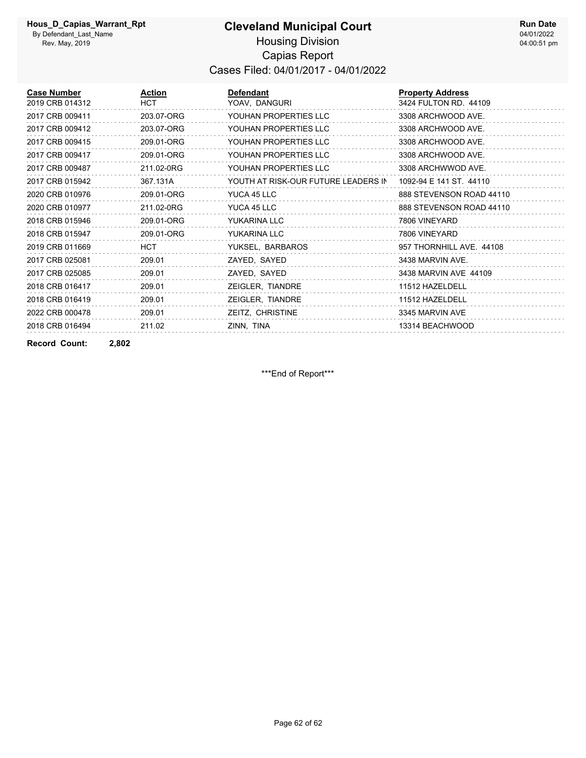# Cleveland Municipal Court

Hous_D_Capias_Warrant_Rpt
By Defendant_Last_Name
Rev. May, 2019

## Housing Division
## Capias Report
### Cases Filed: 04/01/2017 - 04/01/2022

Run Date
04/01/2022
04:00:51 pm

| Case Number | Action | Defendant | Property Address |
|---|---|---|---|
| 2019 CRB 014312 | HCT | YOAV, DANGURI | 3424 FULTON RD. 44109 |
| 2017 CRB 009411 | 203.07-ORG | YOUHAN PROPERTIES LLC | 3308 ARCHWOOD AVE. |
| 2017 CRB 009412 | 203.07-ORG | YOUHAN PROPERTIES LLC | 3308 ARCHWOOD AVE. |
| 2017 CRB 009415 | 209.01-ORG | YOUHAN PROPERTIES LLC | 3308 ARCHWOOD AVE. |
| 2017 CRB 009417 | 209.01-ORG | YOUHAN PROPERTIES LLC | 3308 ARCHWOOD AVE. |
| 2017 CRB 009487 | 211.02-0RG | YOUHAN PROPERTIES LLC | 3308 ARCHWWOD AVE. |
| 2017 CRB 015942 | 367.131A | YOUTH AT RISK-OUR FUTURE LEADERS IN | 1092-94 E 141 ST. 44110 |
| 2020 CRB 010976 | 209.01-ORG | YUCA 45 LLC | 888 STEVENSON ROAD 44110 |
| 2020 CRB 010977 | 211.02-0RG | YUCA 45 LLC | 888 STEVENSON ROAD 44110 |
| 2018 CRB 015946 | 209.01-ORG | YUKARINA LLC | 7806 VINEYARD |
| 2018 CRB 015947 | 209.01-ORG | YUKARINA LLC | 7806 VINEYARD |
| 2019 CRB 011669 | HCT | YUKSEL, BARBAROS | 957 THORNHILL AVE. 44108 |
| 2017 CRB 025081 | 209.01 | ZAYED, SAYED | 3438 MARVIN AVE. |
| 2017 CRB 025085 | 209.01 | ZAYED, SAYED | 3438 MARVIN AVE 44109 |
| 2018 CRB 016417 | 209.01 | ZEIGLER, TIANDRE | 11512 HAZELDELL |
| 2018 CRB 016419 | 209.01 | ZEIGLER, TIANDRE | 11512 HAZELDELL |
| 2022 CRB 000478 | 209.01 | ZEITZ, CHRISTINE | 3345 MARVIN AVE |
| 2018 CRB 016494 | 211.02 | ZINN, TINA | 13314 BEACHWOOD |

**Record Count:** **2,802**

***End of Report***